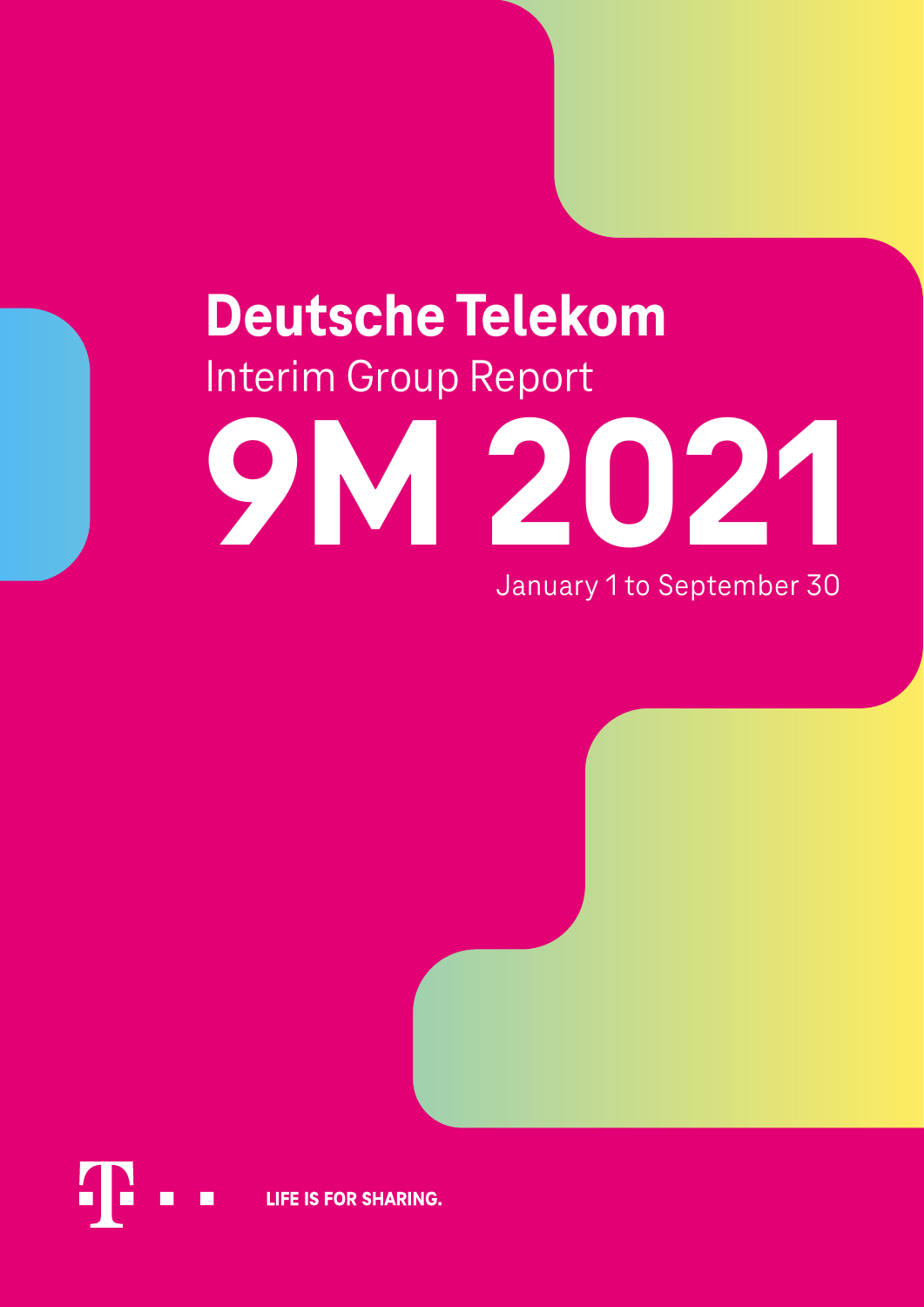# Deutsche Telekom

## Interim Group Report

# 9M 2021

January 1 to September 30

LIFE IS FOR SHARING.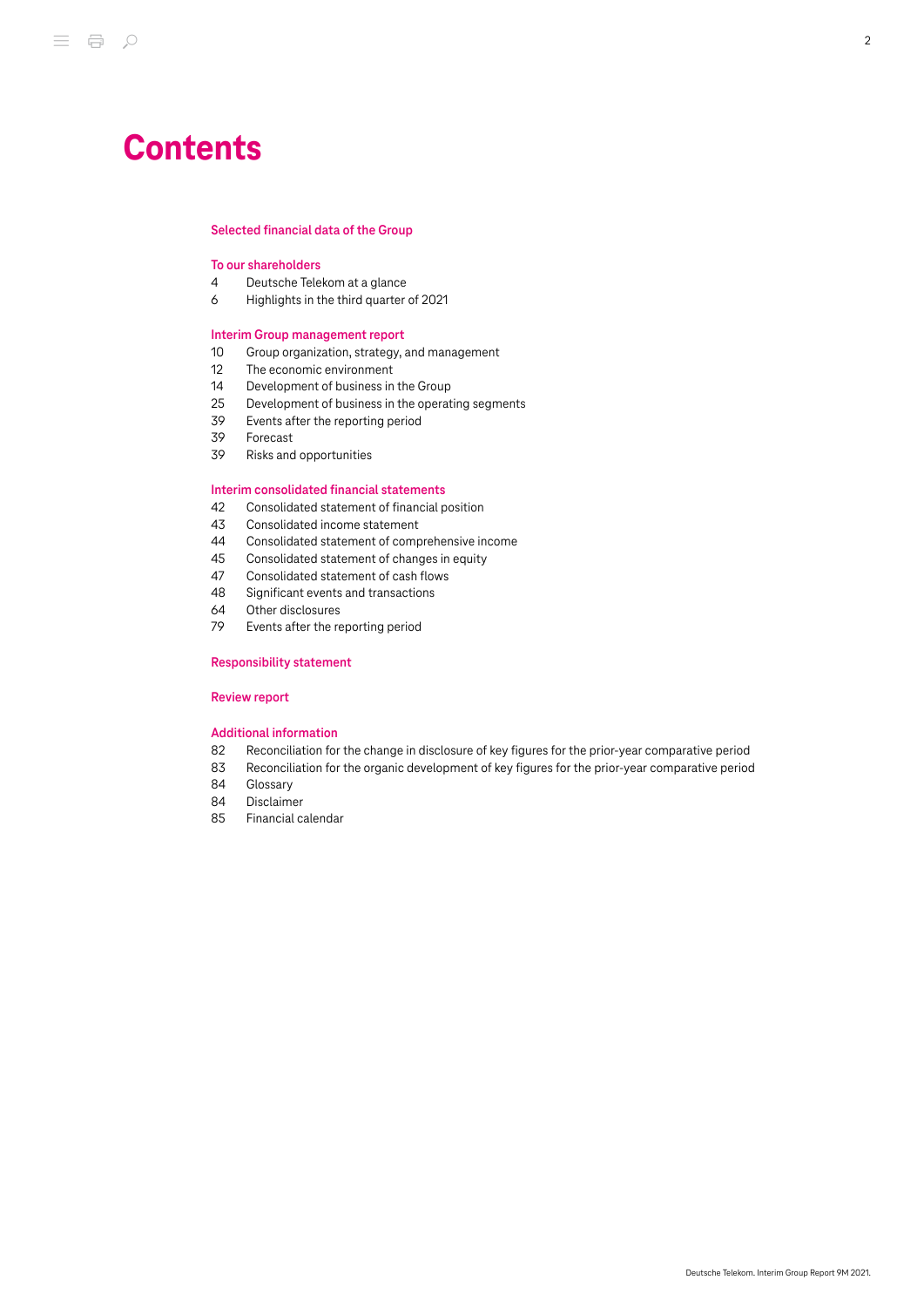# Contents

**Selected financial data of the Group**

**To our shareholders**

4 Deutsche Telekom at a glance
6 Highlights in the third quarter of 2021

**Interim Group management report**

10 Group organization, strategy, and management
12 The economic environment
14 Development of business in the Group
25 Development of business in the operating segments
39 Events after the reporting period
39 Forecast
39 Risks and opportunities

**Interim consolidated financial statements**

42 Consolidated statement of financial position
43 Consolidated income statement
44 Consolidated statement of comprehensive income
45 Consolidated statement of changes in equity
47 Consolidated statement of cash flows
48 Significant events and transactions
64 Other disclosures
79 Events after the reporting period

**Responsibility statement**

**Review report**

**Additional information**

82 Reconciliation for the change in disclosure of key figures for the prior-year comparative period
83 Reconciliation for the organic development of key figures for the prior-year comparative period
84 Glossary
84 Disclaimer
85 Financial calendar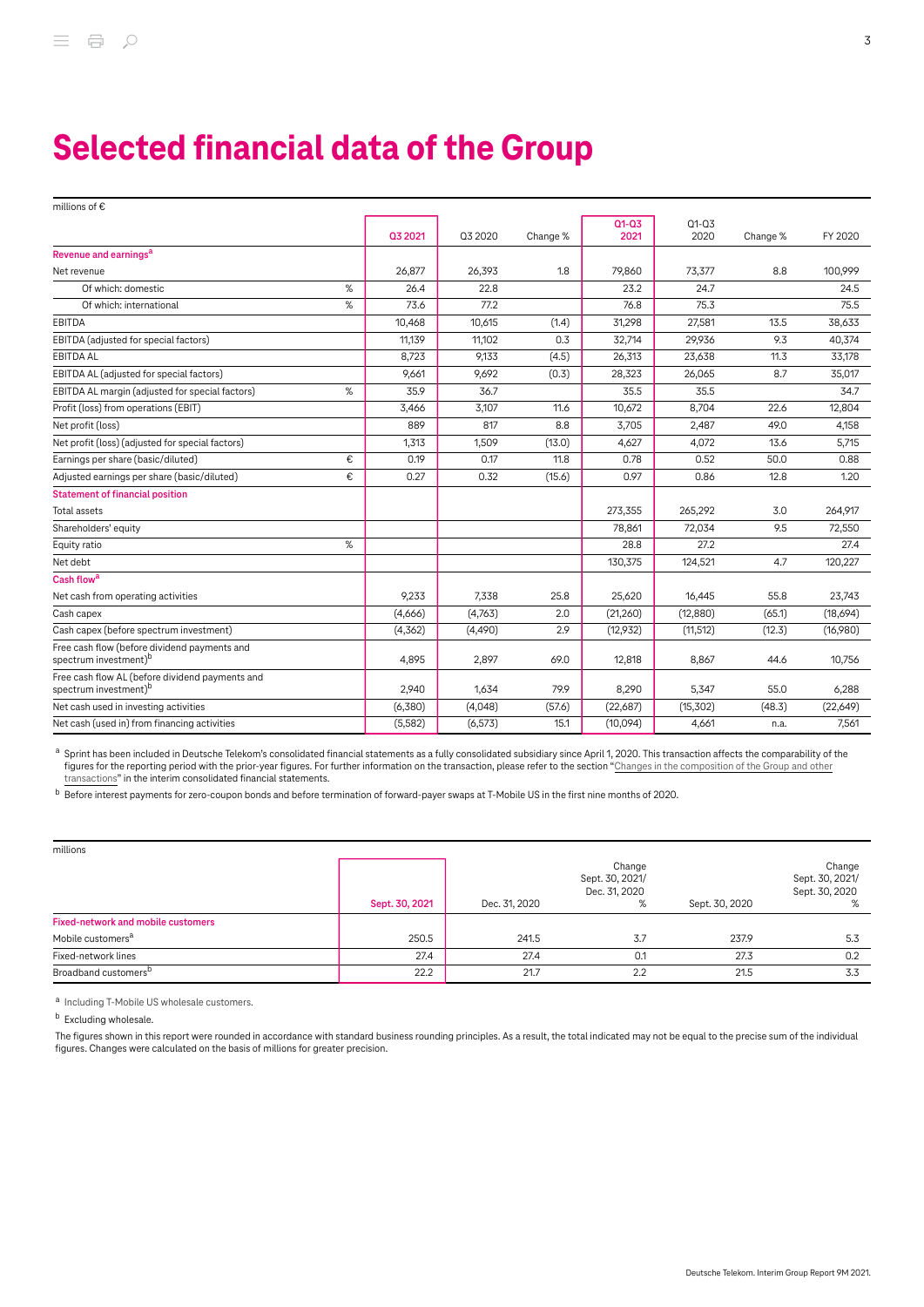# Selected financial data of the Group

| millions of € | | Q3 2021 | Q3 2020 | Change % | Q1-Q3 2021 | Q1-Q3 2020 | Change % | FY 2020 |
|---|---|---|---|---|---|---|---|---|
| **Revenue and earnings**[a] | | | | | | | | |
| Net revenue | | 26,877 | 26,393 | 1.8 | 79,860 | 73,377 | 8.8 | 100,999 |
| Of which: domestic | % | 26.4 | 22.8 | | 23.2 | 24.7 | | 24.5 |
| Of which: international | % | 73.6 | 77.2 | | 76.8 | 75.3 | | 75.5 |
| EBITDA | | 10,468 | 10,615 | (1.4) | 31,298 | 27,581 | 13.5 | 38,633 |
| EBITDA (adjusted for special factors) | | 11,139 | 11,102 | 0.3 | 32,714 | 29,936 | 9.3 | 40,374 |
| EBITDA AL | | 8,723 | 9,133 | (4.5) | 26,313 | 23,638 | 11.3 | 33,178 |
| EBITDA AL (adjusted for special factors) | | 9,661 | 9,692 | (0.3) | 28,323 | 26,065 | 8.7 | 35,017 |
| EBITDA AL margin (adjusted for special factors) | % | 35.9 | 36.7 | | 35.5 | 35.5 | | 34.7 |
| Profit (loss) from operations (EBIT) | | 3,466 | 3,107 | 11.6 | 10,672 | 8,704 | 22.6 | 12,804 |
| Net profit (loss) | | 889 | 817 | 8.8 | 3,705 | 2,487 | 49.0 | 4,158 |
| Net profit (loss) (adjusted for special factors) | | 1,313 | 1,509 | (13.0) | 4,627 | 4,072 | 13.6 | 5,715 |
| Earnings per share (basic/diluted) | € | 0.19 | 0.17 | 11.8 | 0.78 | 0.52 | 50.0 | 0.88 |
| Adjusted earnings per share (basic/diluted) | € | 0.27 | 0.32 | (15.6) | 0.97 | 0.86 | 12.8 | 1.20 |
| **Statement of financial position** | | | | | | | | |
| Total assets | | | | | 273,355 | 265,292 | 3.0 | 264,917 |
| Shareholders' equity | | | | | 78,861 | 72,034 | 9.5 | 72,550 |
| Equity ratio | % | | | | 28.8 | 27.2 | | 27.4 |
| Net debt | | | | | 130,375 | 124,521 | 4.7 | 120,227 |
| **Cash flow**[a] | | | | | | | | |
| Net cash from operating activities | | 9,233 | 7,338 | 25.8 | 25,620 | 16,445 | 55.8 | 23,743 |
| Cash capex | | (4,666) | (4,763) | 2.0 | (21,260) | (12,880) | (65.1) | (18,694) |
| Cash capex (before spectrum investment) | | (4,362) | (4,490) | 2.9 | (12,932) | (11,512) | (12.3) | (16,980) |
| Free cash flow (before dividend payments and spectrum investment)[b] | | 4,895 | 2,897 | 69.0 | 12,818 | 8,867 | 44.6 | 10,756 |
| Free cash flow AL (before dividend payments and spectrum investment)[b] | | 2,940 | 1,634 | 79.9 | 8,290 | 5,347 | 55.0 | 6,288 |
| Net cash used in investing activities | | (6,380) | (4,048) | (57.6) | (22,687) | (15,302) | (48.3) | (22,649) |
| Net cash (used in) from financing activities | | (5,582) | (6,573) | 15.1 | (10,094) | 4,661 | n.a. | 7,561 |

[a] Sprint has been included in Deutsche Telekom's consolidated financial statements as a fully consolidated subsidiary since April 1, 2020. This transaction affects the comparability of the figures for the reporting period with the prior-year figures. For further information on the transaction, please refer to the section "Changes in the composition of the Group and other transactions" in the interim consolidated financial statements.

[b] Before interest payments for zero-coupon bonds and before termination of forward-payer swaps at T-Mobile US in the first nine months of 2020.

| millions | Sept. 30, 2021 | Dec. 31, 2020 | Change Sept. 30, 2021/ Dec. 31, 2020 % | Sept. 30, 2020 | Change Sept. 30, 2021/ Sept. 30, 2020 % |
|---|---|---|---|---|---|
| **Fixed-network and mobile customers** | | | | | |
| Mobile customers[a] | 250.5 | 241.5 | 3.7 | 237.9 | 5.3 |
| Fixed-network lines | 27.4 | 27.4 | 0.1 | 27.3 | 0.2 |
| Broadband customers[b] | 22.2 | 21.7 | 2.2 | 21.5 | 3.3 |

[a] Including T-Mobile US wholesale customers.

[b] Excluding wholesale.

The figures shown in this report were rounded in accordance with standard business rounding principles. As a result, the total indicated may not be equal to the precise sum of the individual figures. Changes were calculated on the basis of millions for greater precision.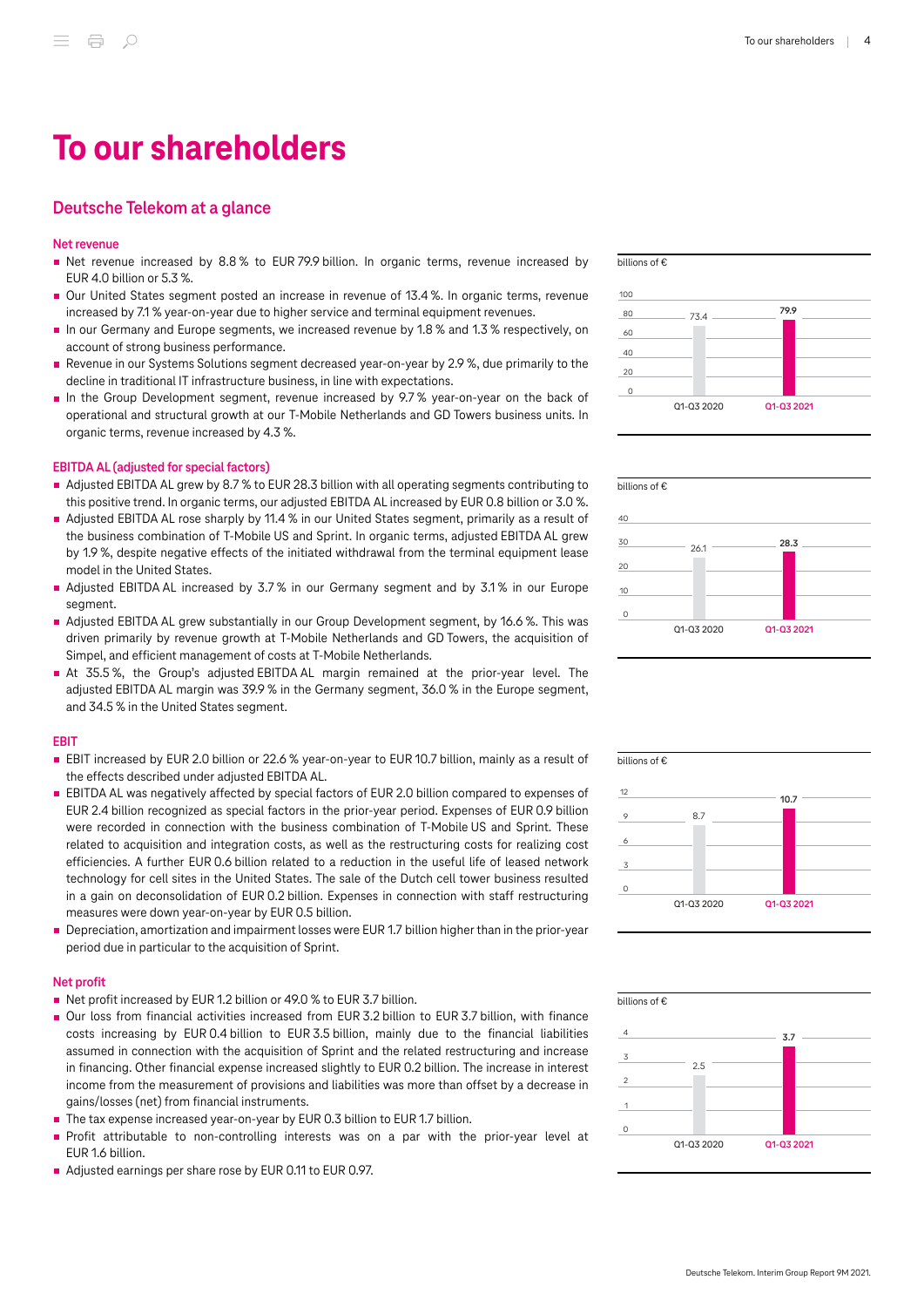# To our shareholders

## Deutsche Telekom at a glance

### Net revenue

- Net revenue increased by 8.8 % to EUR 79.9 billion. In organic terms, revenue increased by EUR 4.0 billion or 5.3 %.
- Our United States segment posted an increase in revenue of 13.4 %. In organic terms, revenue increased by 7.1 % year-on-year due to higher service and terminal equipment revenues.
- In our Germany and Europe segments, we increased revenue by 1.8 % and 1.3 % respectively, on account of strong business performance.
- Revenue in our Systems Solutions segment decreased year-on-year by 2.9 %, due primarily to the decline in traditional IT infrastructure business, in line with expectations.
- In the Group Development segment, revenue increased by 9.7 % year-on-year on the back of operational and structural growth at our T-Mobile Netherlands and GD Towers business units. In organic terms, revenue increased by 4.3 %.

billions of €

| | Q1-Q3 2020 | Q1-Q3 2021 |
|---|---|---|
| Net revenue | 73.4 | 79.9 |

### EBITDA AL (adjusted for special factors)

- Adjusted EBITDA AL grew by 8.7 % to EUR 28.3 billion with all operating segments contributing to this positive trend. In organic terms, our adjusted EBITDA AL increased by EUR 0.8 billion or 3.0 %.
- Adjusted EBITDA AL rose sharply by 11.4 % in our United States segment, primarily as a result of the business combination of T-Mobile US and Sprint. In organic terms, adjusted EBITDA AL grew by 1.9 %, despite negative effects of the initiated withdrawal from the terminal equipment lease model in the United States.
- Adjusted EBITDA AL increased by 3.7 % in our Germany segment and by 3.1 % in our Europe segment.
- Adjusted EBITDA AL grew substantially in our Group Development segment, by 16.6 %. This was driven primarily by revenue growth at T-Mobile Netherlands and GD Towers, the acquisition of Simpel, and efficient management of costs at T-Mobile Netherlands.
- At 35.5 %, the Group's adjusted EBITDA AL margin remained at the prior-year level. The adjusted EBITDA AL margin was 39.9 % in the Germany segment, 36.0 % in the Europe segment, and 34.5 % in the United States segment.

billions of €

| | Q1-Q3 2020 | Q1-Q3 2021 |
|---|---|---|
| Adjusted EBITDA AL | 26.1 | 28.3 |

### EBIT

- EBIT increased by EUR 2.0 billion or 22.6 % year-on-year to EUR 10.7 billion, mainly as a result of the effects described under adjusted EBITDA AL.
- EBITDA AL was negatively affected by special factors of EUR 2.0 billion compared to expenses of EUR 2.4 billion recognized as special factors in the prior-year period. Expenses of EUR 0.9 billion were recorded in connection with the business combination of T-Mobile US and Sprint. These related to acquisition and integration costs, as well as the restructuring costs for realizing cost efficiencies. A further EUR 0.6 billion related to a reduction in the useful life of leased network technology for cell sites in the United States. The sale of the Dutch cell tower business resulted in a gain on deconsolidation of EUR 0.2 billion. Expenses in connection with staff restructuring measures were down year-on-year by EUR 0.5 billion.
- Depreciation, amortization and impairment losses were EUR 1.7 billion higher than in the prior-year period due in particular to the acquisition of Sprint.

billions of €

| | Q1-Q3 2020 | Q1-Q3 2021 |
|---|---|---|
| EBIT | 8.7 | 10.7 |

### Net profit

- Net profit increased by EUR 1.2 billion or 49.0 % to EUR 3.7 billion.
- Our loss from financial activities increased from EUR 3.2 billion to EUR 3.7 billion, with finance costs increasing by EUR 0.4 billion to EUR 3.5 billion, mainly due to the financial liabilities assumed in connection with the acquisition of Sprint and the related restructuring and increase in financing. Other financial expense increased slightly to EUR 0.2 billion. The increase in interest income from the measurement of provisions and liabilities was more than offset by a decrease in gains/losses (net) from financial instruments.
- The tax expense increased year-on-year by EUR 0.3 billion to EUR 1.7 billion.
- Profit attributable to non-controlling interests was on a par with the prior-year level at EUR 1.6 billion.
- Adjusted earnings per share rose by EUR 0.11 to EUR 0.97.

billions of €

| | Q1-Q3 2020 | Q1-Q3 2021 |
|---|---|---|
| Net profit | 2.5 | 3.7 |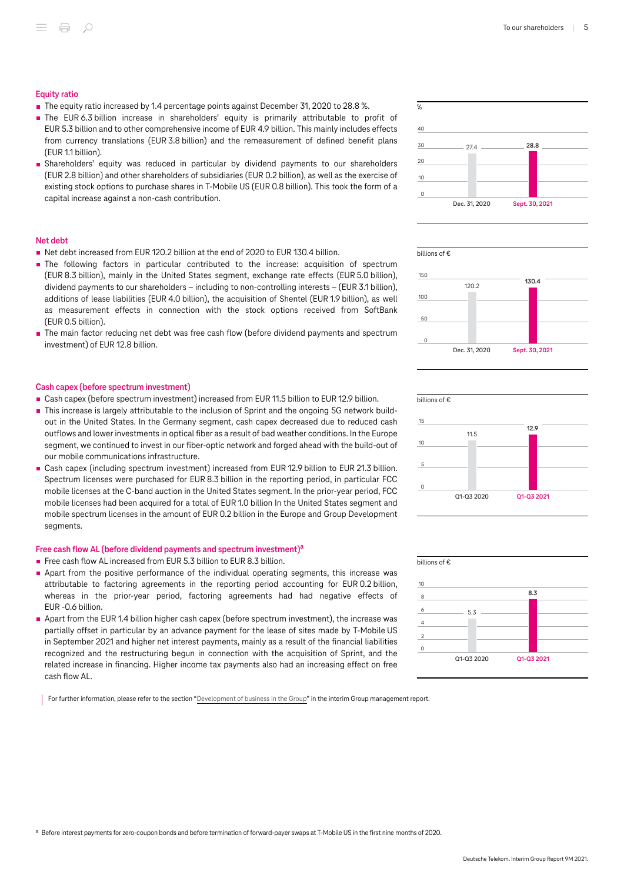### Equity ratio

- The equity ratio increased by 1.4 percentage points against December 31, 2020 to 28.8 %.
- The EUR 6.3 billion increase in shareholders' equity is primarily attributable to profit of EUR 5.3 billion and to other comprehensive income of EUR 4.9 billion. This mainly includes effects from currency translations (EUR 3.8 billion) and the remeasurement of defined benefit plans (EUR 1.1 billion).
- Shareholders' equity was reduced in particular by dividend payments to our shareholders (EUR 2.8 billion) and other shareholders of subsidiaries (EUR 0.2 billion), as well as the exercise of existing stock options to purchase shares in T-Mobile US (EUR 0.8 billion). This took the form of a capital increase against a non-cash contribution.

| % | Dec. 31, 2020 | Sept. 30, 2021 |
|---|---|---|
| Equity ratio | 27.4 | 28.8 |

### Net debt

- Net debt increased from EUR 120.2 billion at the end of 2020 to EUR 130.4 billion.
- The following factors in particular contributed to the increase: acquisition of spectrum (EUR 8.3 billion), mainly in the United States segment, exchange rate effects (EUR 5.0 billion), dividend payments to our shareholders – including to non-controlling interests – (EUR 3.1 billion), additions of lease liabilities (EUR 4.0 billion), the acquisition of Shentel (EUR 1.9 billion), as well as measurement effects in connection with the stock options received from SoftBank (EUR 0.5 billion).
- The main factor reducing net debt was free cash flow (before dividend payments and spectrum investment) of EUR 12.8 billion.

| billions of € | Dec. 31, 2020 | Sept. 30, 2021 |
|---|---|---|
| Net debt | 120.2 | 130.4 |

### Cash capex (before spectrum investment)

- Cash capex (before spectrum investment) increased from EUR 11.5 billion to EUR 12.9 billion.
- This increase is largely attributable to the inclusion of Sprint and the ongoing 5G network build-out in the United States. In the Germany segment, cash capex decreased due to reduced cash outflows and lower investments in optical fiber as a result of bad weather conditions. In the Europe segment, we continued to invest in our fiber-optic network and forged ahead with the build-out of our mobile communications infrastructure.
- Cash capex (including spectrum investment) increased from EUR 12.9 billion to EUR 21.3 billion. Spectrum licenses were purchased for EUR 8.3 billion in the reporting period, in particular FCC mobile licenses at the C-band auction in the United States segment. In the prior-year period, FCC mobile licenses had been acquired for a total of EUR 1.0 billion In the United States segment and mobile spectrum licenses in the amount of EUR 0.2 billion in the Europe and Group Development segments.

| billions of € | Q1-Q3 2020 | Q1-Q3 2021 |
|---|---|---|
| Cash capex (before spectrum investment) | 11.5 | 12.9 |

### Free cash flow AL (before dividend payments and spectrum investment)[a]

- Free cash flow AL increased from EUR 5.3 billion to EUR 8.3 billion.
- Apart from the positive performance of the individual operating segments, this increase was attributable to factoring agreements in the reporting period accounting for EUR 0.2 billion, whereas in the prior-year period, factoring agreements had had negative effects of EUR -0.6 billion.
- Apart from the EUR 1.4 billion higher cash capex (before spectrum investment), the increase was partially offset in particular by an advance payment for the lease of sites made by T-Mobile US in September 2021 and higher net interest payments, mainly as a result of the financial liabilities recognized and the restructuring begun in connection with the acquisition of Sprint, and the related increase in financing. Higher income tax payments also had an increasing effect on free cash flow AL.

| billions of € | Q1-Q3 2020 | Q1-Q3 2021 |
|---|---|---|
| Free cash flow AL | 5.3 | 8.3 |

For further information, please refer to the section "Development of business in the Group" in the interim Group management report.

[a] Before interest payments for zero-coupon bonds and before termination of forward-payer swaps at T-Mobile US in the first nine months of 2020.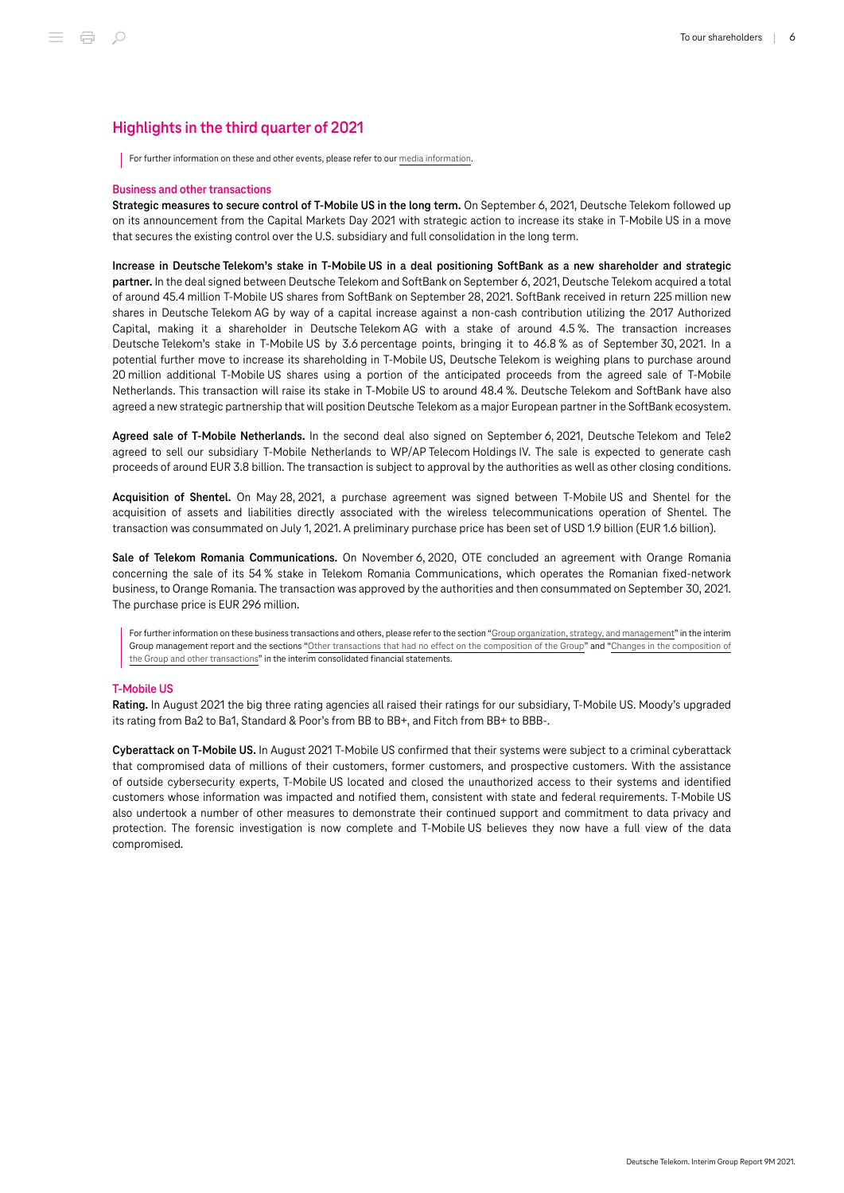## Highlights in the third quarter of 2021

For further information on these and other events, please refer to our media information.

### Business and other transactions

**Strategic measures to secure control of T-Mobile US in the long term.** On September 6, 2021, Deutsche Telekom followed up on its announcement from the Capital Markets Day 2021 with strategic action to increase its stake in T-Mobile US in a move that secures the existing control over the U.S. subsidiary and full consolidation in the long term.

**Increase in Deutsche Telekom's stake in T-Mobile US in a deal positioning SoftBank as a new shareholder and strategic partner.** In the deal signed between Deutsche Telekom and SoftBank on September 6, 2021, Deutsche Telekom acquired a total of around 45.4 million T-Mobile US shares from SoftBank on September 28, 2021. SoftBank received in return 225 million new shares in Deutsche Telekom AG by way of a capital increase against a non-cash contribution utilizing the 2017 Authorized Capital, making it a shareholder in Deutsche Telekom AG with a stake of around 4.5 %. The transaction increases Deutsche Telekom's stake in T-Mobile US by 3.6 percentage points, bringing it to 46.8 % as of September 30, 2021. In a potential further move to increase its shareholding in T-Mobile US, Deutsche Telekom is weighing plans to purchase around 20 million additional T-Mobile US shares using a portion of the anticipated proceeds from the agreed sale of T-Mobile Netherlands. This transaction will raise its stake in T-Mobile US to around 48.4 %. Deutsche Telekom and SoftBank have also agreed a new strategic partnership that will position Deutsche Telekom as a major European partner in the SoftBank ecosystem.

**Agreed sale of T-Mobile Netherlands.** In the second deal also signed on September 6, 2021, Deutsche Telekom and Tele2 agreed to sell our subsidiary T-Mobile Netherlands to WP/AP Telecom Holdings IV. The sale is expected to generate cash proceeds of around EUR 3.8 billion. The transaction is subject to approval by the authorities as well as other closing conditions.

**Acquisition of Shentel.** On May 28, 2021, a purchase agreement was signed between T-Mobile US and Shentel for the acquisition of assets and liabilities directly associated with the wireless telecommunications operation of Shentel. The transaction was consummated on July 1, 2021. A preliminary purchase price has been set of USD 1.9 billion (EUR 1.6 billion).

**Sale of Telekom Romania Communications.** On November 6, 2020, OTE concluded an agreement with Orange Romania concerning the sale of its 54 % stake in Telekom Romania Communications, which operates the Romanian fixed-network business, to Orange Romania. The transaction was approved by the authorities and then consummated on September 30, 2021. The purchase price is EUR 296 million.

For further information on these business transactions and others, please refer to the section "Group organization, strategy, and management" in the interim Group management report and the sections "Other transactions that had no effect on the composition of the Group" and "Changes in the composition of the Group and other transactions" in the interim consolidated financial statements.

### T-Mobile US

**Rating.** In August 2021 the big three rating agencies all raised their ratings for our subsidiary, T-Mobile US. Moody's upgraded its rating from Ba2 to Ba1, Standard & Poor's from BB to BB+, and Fitch from BB+ to BBB-.

**Cyberattack on T-Mobile US.** In August 2021 T-Mobile US confirmed that their systems were subject to a criminal cyberattack that compromised data of millions of their customers, former customers, and prospective customers. With the assistance of outside cybersecurity experts, T-Mobile US located and closed the unauthorized access to their systems and identified customers whose information was impacted and notified them, consistent with state and federal requirements. T-Mobile US also undertook a number of other measures to demonstrate their continued support and commitment to data privacy and protection. The forensic investigation is now complete and T-Mobile US believes they now have a full view of the data compromised.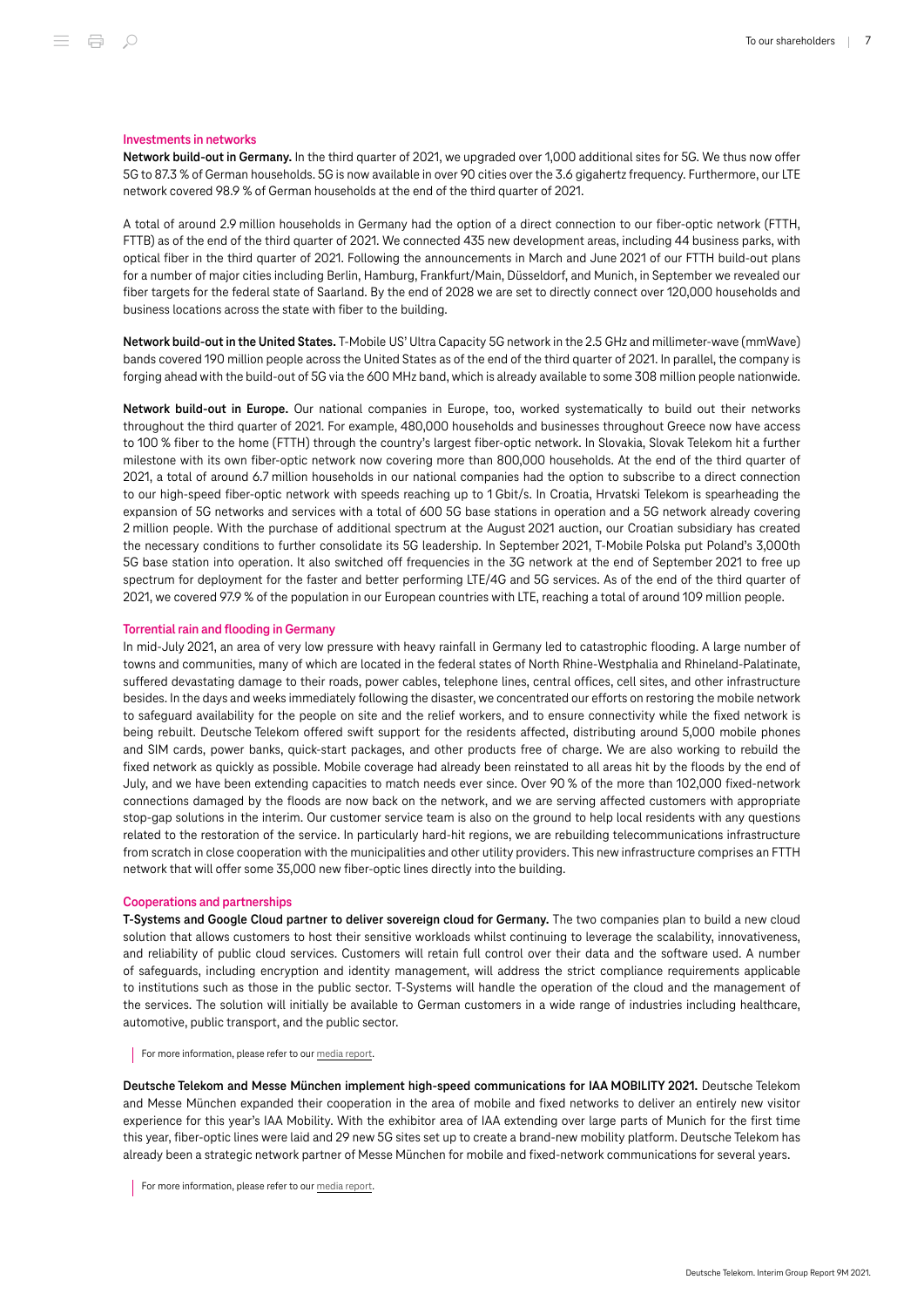## Investments in networks

**Network build-out in Germany.** In the third quarter of 2021, we upgraded over 1,000 additional sites for 5G. We thus now offer 5G to 87.3 % of German households. 5G is now available in over 90 cities over the 3.6 gigahertz frequency. Furthermore, our LTE network covered 98.9 % of German households at the end of the third quarter of 2021.

A total of around 2.9 million households in Germany had the option of a direct connection to our fiber-optic network (FTTH, FTTB) as of the end of the third quarter of 2021. We connected 435 new development areas, including 44 business parks, with optical fiber in the third quarter of 2021. Following the announcements in March and June 2021 of our FTTH build-out plans for a number of major cities including Berlin, Hamburg, Frankfurt/Main, Düsseldorf, and Munich, in September we revealed our fiber targets for the federal state of Saarland. By the end of 2028 we are set to directly connect over 120,000 households and business locations across the state with fiber to the building.

**Network build-out in the United States.** T-Mobile US' Ultra Capacity 5G network in the 2.5 GHz and millimeter-wave (mmWave) bands covered 190 million people across the United States as of the end of the third quarter of 2021. In parallel, the company is forging ahead with the build-out of 5G via the 600 MHz band, which is already available to some 308 million people nationwide.

**Network build-out in Europe.** Our national companies in Europe, too, worked systematically to build out their networks throughout the third quarter of 2021. For example, 480,000 households and businesses throughout Greece now have access to 100 % fiber to the home (FTTH) through the country's largest fiber-optic network. In Slovakia, Slovak Telekom hit a further milestone with its own fiber-optic network now covering more than 800,000 households. At the end of the third quarter of 2021, a total of around 6.7 million households in our national companies had the option to subscribe to a direct connection to our high-speed fiber-optic network with speeds reaching up to 1 Gbit/s. In Croatia, Hrvatski Telekom is spearheading the expansion of 5G networks and services with a total of 600 5G base stations in operation and a 5G network already covering 2 million people. With the purchase of additional spectrum at the August 2021 auction, our Croatian subsidiary has created the necessary conditions to further consolidate its 5G leadership. In September 2021, T-Mobile Polska put Poland's 3,000th 5G base station into operation. It also switched off frequencies in the 3G network at the end of September 2021 to free up spectrum for deployment for the faster and better performing LTE/4G and 5G services. As of the end of the third quarter of 2021, we covered 97.9 % of the population in our European countries with LTE, reaching a total of around 109 million people.

## Torrential rain and flooding in Germany

In mid-July 2021, an area of very low pressure with heavy rainfall in Germany led to catastrophic flooding. A large number of towns and communities, many of which are located in the federal states of North Rhine-Westphalia and Rhineland-Palatinate, suffered devastating damage to their roads, power cables, telephone lines, central offices, cell sites, and other infrastructure besides. In the days and weeks immediately following the disaster, we concentrated our efforts on restoring the mobile network to safeguard availability for the people on site and the relief workers, and to ensure connectivity while the fixed network is being rebuilt. Deutsche Telekom offered swift support for the residents affected, distributing around 5,000 mobile phones and SIM cards, power banks, quick-start packages, and other products free of charge. We are also working to rebuild the fixed network as quickly as possible. Mobile coverage had already been reinstated to all areas hit by the floods by the end of July, and we have been extending capacities to match needs ever since. Over 90 % of the more than 102,000 fixed-network connections damaged by the floods are now back on the network, and we are serving affected customers with appropriate stop-gap solutions in the interim. Our customer service team is also on the ground to help local residents with any questions related to the restoration of the service. In particularly hard-hit regions, we are rebuilding telecommunications infrastructure from scratch in close cooperation with the municipalities and other utility providers. This new infrastructure comprises an FTTH network that will offer some 35,000 new fiber-optic lines directly into the building.

## Cooperations and partnerships

**T-Systems and Google Cloud partner to deliver sovereign cloud for Germany.** The two companies plan to build a new cloud solution that allows customers to host their sensitive workloads whilst continuing to leverage the scalability, innovativeness, and reliability of public cloud services. Customers will retain full control over their data and the software used. A number of safeguards, including encryption and identity management, will address the strict compliance requirements applicable to institutions such as those in the public sector. T-Systems will handle the operation of the cloud and the management of the services. The solution will initially be available to German customers in a wide range of industries including healthcare, automotive, public transport, and the public sector.

For more information, please refer to our media report.

**Deutsche Telekom and Messe München implement high-speed communications for IAA MOBILITY 2021.** Deutsche Telekom and Messe München expanded their cooperation in the area of mobile and fixed networks to deliver an entirely new visitor experience for this year's IAA Mobility. With the exhibitor area of IAA extending over large parts of Munich for the first time this year, fiber-optic lines were laid and 29 new 5G sites set up to create a brand-new mobility platform. Deutsche Telekom has already been a strategic network partner of Messe München for mobile and fixed-network communications for several years.

For more information, please refer to our media report.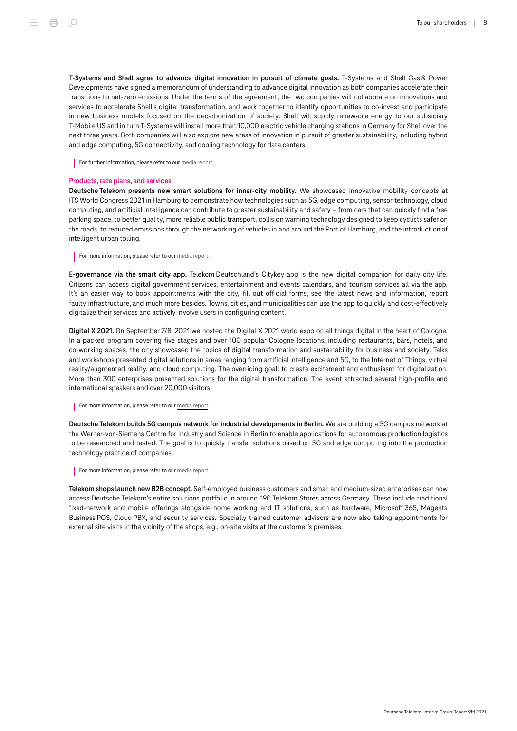**T-Systems and Shell agree to advance digital innovation in pursuit of climate goals.** T-Systems and Shell Gas & Power Developments have signed a memorandum of understanding to advance digital innovation as both companies accelerate their transitions to net-zero emissions. Under the terms of the agreement, the two companies will collaborate on innovations and services to accelerate Shell's digital transformation, and work together to identify opportunities to co-invest and participate in new business models focused on the decarbonization of society. Shell will supply renewable energy to our subsidiary T-Mobile US and in turn T-Systems will install more than 10,000 electric vehicle charging stations in Germany for Shell over the next three years. Both companies will also explore new areas of innovation in pursuit of greater sustainability, including hybrid and edge computing, 5G connectivity, and cooling technology for data centers.

> For further information, please refer to our media report.

## Products, rate plans, and services

**Deutsche Telekom presents new smart solutions for inner-city mobility.** We showcased innovative mobility concepts at ITS World Congress 2021 in Hamburg to demonstrate how technologies such as 5G, edge computing, sensor technology, cloud computing, and artificial intelligence can contribute to greater sustainability and safety – from cars that can quickly find a free parking space, to better quality, more reliable public transport, collision warning technology designed to keep cyclists safer on the roads, to reduced emissions through the networking of vehicles in and around the Port of Hamburg, and the introduction of intelligent urban tolling.

> For more information, please refer to our media report.

**E-governance via the smart city app.** Telekom Deutschland's Citykey app is the new digital companion for daily city life. Citizens can access digital government services, entertainment and events calendars, and tourism services all via the app. It's an easier way to book appointments with the city, fill out official forms, see the latest news and information, report faulty infrastructure, and much more besides. Towns, cities, and municipalities can use the app to quickly and cost-effectively digitalize their services and actively involve users in configuring content.

**Digital X 2021.** On September 7/8, 2021 we hosted the Digital X 2021 world expo on all things digital in the heart of Cologne. In a packed program covering five stages and over 100 popular Cologne locations, including restaurants, bars, hotels, and co-working spaces, the city showcased the topics of digital transformation and sustainability for business and society. Talks and workshops presented digital solutions in areas ranging from artificial intelligence and 5G, to the Internet of Things, virtual reality/augmented reality, and cloud computing. The overriding goal: to create excitement and enthusiasm for digitalization. More than 300 enterprises presented solutions for the digital transformation. The event attracted several high-profile and international speakers and over 20,000 visitors.

> For more information, please refer to our media report.

**Deutsche Telekom builds 5G campus network for industrial developments in Berlin.** We are building a 5G campus network at the Werner-von-Siemens Centre for Industry and Science in Berlin to enable applications for autonomous production logistics to be researched and tested. The goal is to quickly transfer solutions based on 5G and edge computing into the production technology practice of companies.

> For more information, please refer to our media report.

**Telekom shops launch new B2B concept.** Self-employed business customers and small and medium-sized enterprises can now access Deutsche Telekom's entire solutions portfolio in around 190 Telekom Stores across Germany. These include traditional fixed-network and mobile offerings alongside home working and IT solutions, such as hardware, Microsoft 365, Magenta Business POS, Cloud PBX, and security services. Specially trained customer advisors are now also taking appointments for external site visits in the vicinity of the shops, e.g., on-site visits at the customer's premises.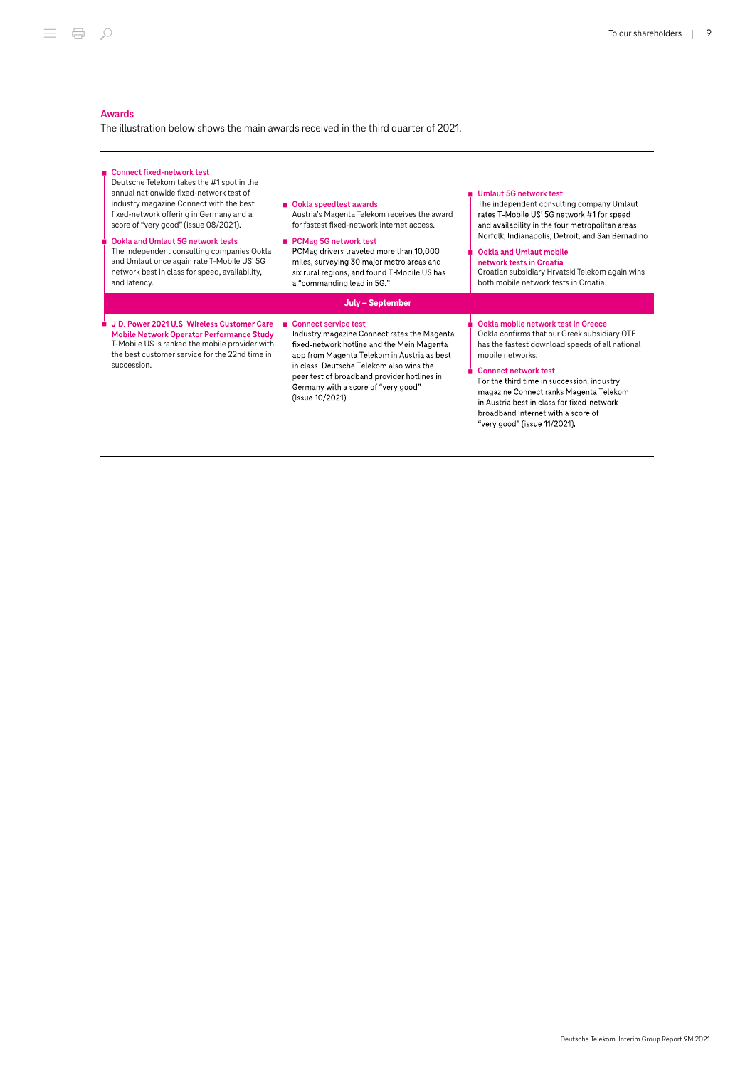## Awards

The illustration below shows the main awards received in the third quarter of 2021.

**Connect fixed-network test**
Deutsche Telekom takes the #1 spot in the annual nationwide fixed-network test of industry magazine Connect with the best fixed-network offering in Germany and a score of "very good" (issue 08/2021).

**Ookla and Umlaut 5G network tests**
The independent consulting companies Ookla and Umlaut once again rate T-Mobile US' 5G network best in class for speed, availability, and latency.

**Ookla speedtest awards**
Austria's Magenta Telekom receives the award for fastest fixed-network internet access.

**PCMag 5G network test**
PCMag drivers traveled more than 10,000 miles, surveying 30 major metro areas and six rural regions, and found T-Mobile US has a "commanding lead in 5G."

**Umlaut 5G network test**
The independent consulting company Umlaut rates T-Mobile US' 5G network #1 for speed and availability in the four metropolitan areas Norfolk, Indianapolis, Detroit, and San Bernadino.

**Ookla and Umlaut mobile network tests in Croatia**
Croatian subsidiary Hrvatski Telekom again wins both mobile network tests in Croatia.

**July – September**

**J.D. Power 2021 U.S. Wireless Customer Care Mobile Network Operator Performance Study**
T-Mobile US is ranked the mobile provider with the best customer service for the 22nd time in succession.

**Connect service test**
Industry magazine Connect rates the Magenta fixed-network hotline and the Mein Magenta app from Magenta Telekom in Austria as best in class. Deutsche Telekom also wins the peer test of broadband provider hotlines in Germany with a score of "very good" (issue 10/2021).

**Ookla mobile network test in Greece**
Ookla confirms that our Greek subsidiary OTE has the fastest download speeds of all national mobile networks.

**Connect network test**
For the third time in succession, industry magazine Connect ranks Magenta Telekom in Austria best in class for fixed-network broadband internet with a score of "very good" (issue 11/2021).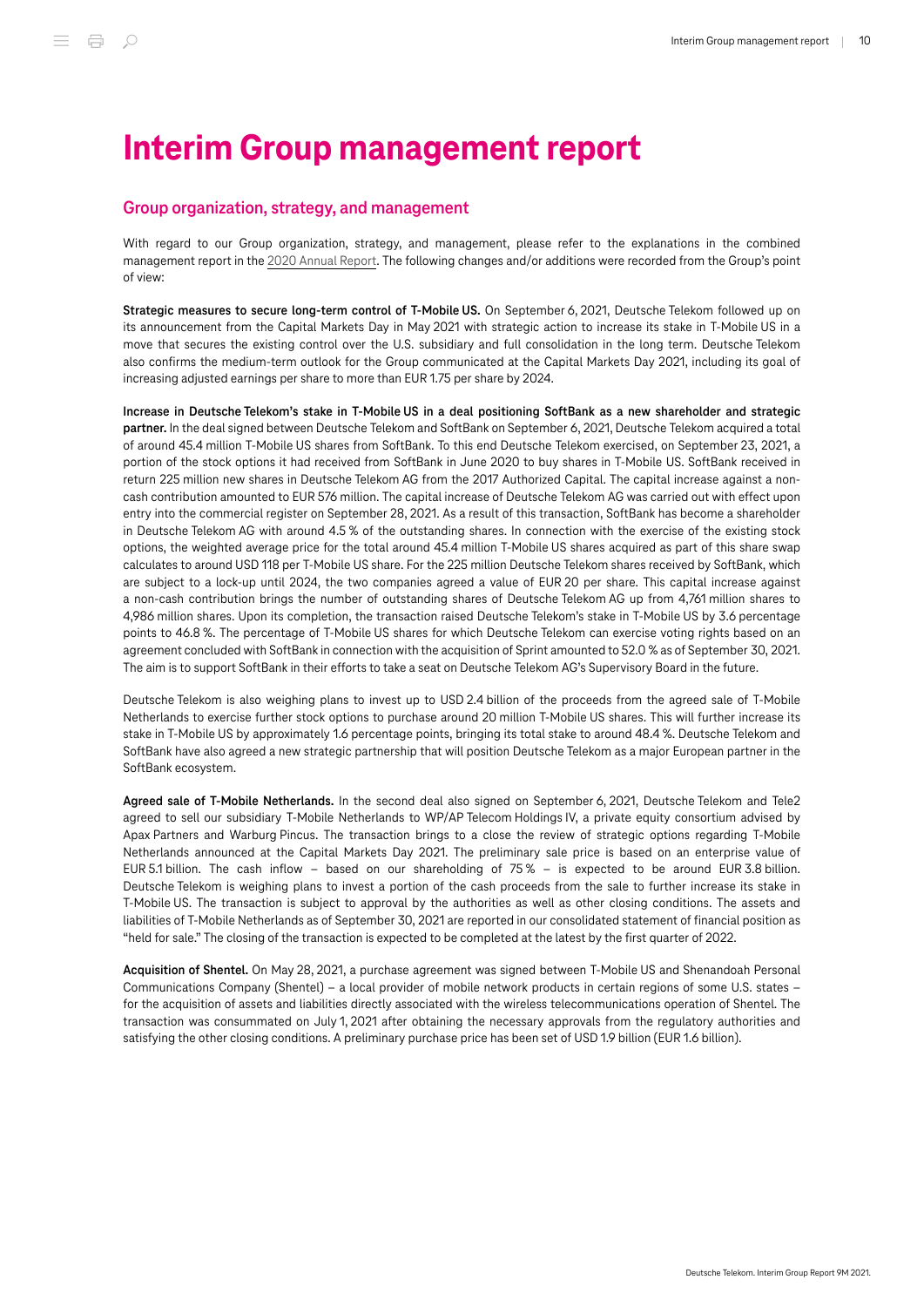# Interim Group management report

## Group organization, strategy, and management

With regard to our Group organization, strategy, and management, please refer to the explanations in the combined management report in the 2020 Annual Report. The following changes and/or additions were recorded from the Group's point of view:

**Strategic measures to secure long-term control of T-Mobile US.** On September 6, 2021, Deutsche Telekom followed up on its announcement from the Capital Markets Day in May 2021 with strategic action to increase its stake in T-Mobile US in a move that secures the existing control over the U.S. subsidiary and full consolidation in the long term. Deutsche Telekom also confirms the medium-term outlook for the Group communicated at the Capital Markets Day 2021, including its goal of increasing adjusted earnings per share to more than EUR 1.75 per share by 2024.

**Increase in Deutsche Telekom's stake in T-Mobile US in a deal positioning SoftBank as a new shareholder and strategic partner.** In the deal signed between Deutsche Telekom and SoftBank on September 6, 2021, Deutsche Telekom acquired a total of around 45.4 million T-Mobile US shares from SoftBank. To this end Deutsche Telekom exercised, on September 23, 2021, a portion of the stock options it had received from SoftBank in June 2020 to buy shares in T-Mobile US. SoftBank received in return 225 million new shares in Deutsche Telekom AG from the 2017 Authorized Capital. The capital increase against a non-cash contribution amounted to EUR 576 million. The capital increase of Deutsche Telekom AG was carried out with effect upon entry into the commercial register on September 28, 2021. As a result of this transaction, SoftBank has become a shareholder in Deutsche Telekom AG with around 4.5 % of the outstanding shares. In connection with the exercise of the existing stock options, the weighted average price for the total around 45.4 million T-Mobile US shares acquired as part of this share swap calculates to around USD 118 per T-Mobile US share. For the 225 million Deutsche Telekom shares received by SoftBank, which are subject to a lock-up until 2024, the two companies agreed a value of EUR 20 per share. This capital increase against a non-cash contribution brings the number of outstanding shares of Deutsche Telekom AG up from 4,761 million shares to 4,986 million shares. Upon its completion, the transaction raised Deutsche Telekom's stake in T-Mobile US by 3.6 percentage points to 46.8 %. The percentage of T-Mobile US shares for which Deutsche Telekom can exercise voting rights based on an agreement concluded with SoftBank in connection with the acquisition of Sprint amounted to 52.0 % as of September 30, 2021. The aim is to support SoftBank in their efforts to take a seat on Deutsche Telekom AG's Supervisory Board in the future.

Deutsche Telekom is also weighing plans to invest up to USD 2.4 billion of the proceeds from the agreed sale of T-Mobile Netherlands to exercise further stock options to purchase around 20 million T-Mobile US shares. This will further increase its stake in T-Mobile US by approximately 1.6 percentage points, bringing its total stake to around 48.4 %. Deutsche Telekom and SoftBank have also agreed a new strategic partnership that will position Deutsche Telekom as a major European partner in the SoftBank ecosystem.

**Agreed sale of T-Mobile Netherlands.** In the second deal also signed on September 6, 2021, Deutsche Telekom and Tele2 agreed to sell our subsidiary T-Mobile Netherlands to WP/AP Telecom Holdings IV, a private equity consortium advised by Apax Partners and Warburg Pincus. The transaction brings to a close the review of strategic options regarding T-Mobile Netherlands announced at the Capital Markets Day 2021. The preliminary sale price is based on an enterprise value of EUR 5.1 billion. The cash inflow – based on our shareholding of 75 % – is expected to be around EUR 3.8 billion. Deutsche Telekom is weighing plans to invest a portion of the cash proceeds from the sale to further increase its stake in T-Mobile US. The transaction is subject to approval by the authorities as well as other closing conditions. The assets and liabilities of T-Mobile Netherlands as of September 30, 2021 are reported in our consolidated statement of financial position as "held for sale." The closing of the transaction is expected to be completed at the latest by the first quarter of 2022.

**Acquisition of Shentel.** On May 28, 2021, a purchase agreement was signed between T-Mobile US and Shenandoah Personal Communications Company (Shentel) – a local provider of mobile network products in certain regions of some U.S. states – for the acquisition of assets and liabilities directly associated with the wireless telecommunications operation of Shentel. The transaction was consummated on July 1, 2021 after obtaining the necessary approvals from the regulatory authorities and satisfying the other closing conditions. A preliminary purchase price has been set of USD 1.9 billion (EUR 1.6 billion).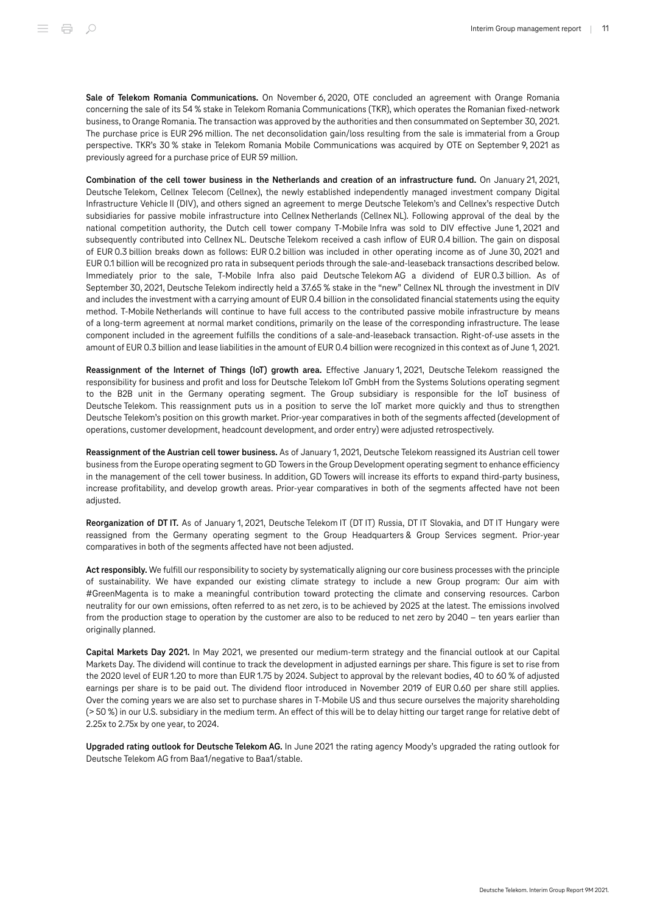**Sale of Telekom Romania Communications.** On November 6, 2020, OTE concluded an agreement with Orange Romania concerning the sale of its 54 % stake in Telekom Romania Communications (TKR), which operates the Romanian fixed-network business, to Orange Romania. The transaction was approved by the authorities and then consummated on September 30, 2021. The purchase price is EUR 296 million. The net deconsolidation gain/loss resulting from the sale is immaterial from a Group perspective. TKR's 30 % stake in Telekom Romania Mobile Communications was acquired by OTE on September 9, 2021 as previously agreed for a purchase price of EUR 59 million.

**Combination of the cell tower business in the Netherlands and creation of an infrastructure fund.** On January 21, 2021, Deutsche Telekom, Cellnex Telecom (Cellnex), the newly established independently managed investment company Digital Infrastructure Vehicle II (DIV), and others signed an agreement to merge Deutsche Telekom's and Cellnex's respective Dutch subsidiaries for passive mobile infrastructure into Cellnex Netherlands (Cellnex NL). Following approval of the deal by the national competition authority, the Dutch cell tower company T-Mobile Infra was sold to DIV effective June 1, 2021 and subsequently contributed into Cellnex NL. Deutsche Telekom received a cash inflow of EUR 0.4 billion. The gain on disposal of EUR 0.3 billion breaks down as follows: EUR 0.2 billion was included in other operating income as of June 30, 2021 and EUR 0.1 billion will be recognized pro rata in subsequent periods through the sale-and-leaseback transactions described below. Immediately prior to the sale, T-Mobile Infra also paid Deutsche Telekom AG a dividend of EUR 0.3 billion. As of September 30, 2021, Deutsche Telekom indirectly held a 37.65 % stake in the "new" Cellnex NL through the investment in DIV and includes the investment with a carrying amount of EUR 0.4 billion in the consolidated financial statements using the equity method. T-Mobile Netherlands will continue to have full access to the contributed passive mobile infrastructure by means of a long-term agreement at normal market conditions, primarily on the lease of the corresponding infrastructure. The lease component included in the agreement fulfills the conditions of a sale-and-leaseback transaction. Right-of-use assets in the amount of EUR 0.3 billion and lease liabilities in the amount of EUR 0.4 billion were recognized in this context as of June 1, 2021.

**Reassignment of the Internet of Things (IoT) growth area.** Effective January 1, 2021, Deutsche Telekom reassigned the responsibility for business and profit and loss for Deutsche Telekom IoT GmbH from the Systems Solutions operating segment to the B2B unit in the Germany operating segment. The Group subsidiary is responsible for the IoT business of Deutsche Telekom. This reassignment puts us in a position to serve the IoT market more quickly and thus to strengthen Deutsche Telekom's position on this growth market. Prior-year comparatives in both of the segments affected (development of operations, customer development, headcount development, and order entry) were adjusted retrospectively.

**Reassignment of the Austrian cell tower business.** As of January 1, 2021, Deutsche Telekom reassigned its Austrian cell tower business from the Europe operating segment to GD Towers in the Group Development operating segment to enhance efficiency in the management of the cell tower business. In addition, GD Towers will increase its efforts to expand third-party business, increase profitability, and develop growth areas. Prior-year comparatives in both of the segments affected have not been adjusted.

**Reorganization of DT IT.** As of January 1, 2021, Deutsche Telekom IT (DT IT) Russia, DT IT Slovakia, and DT IT Hungary were reassigned from the Germany operating segment to the Group Headquarters & Group Services segment. Prior-year comparatives in both of the segments affected have not been adjusted.

**Act responsibly.** We fulfill our responsibility to society by systematically aligning our core business processes with the principle of sustainability. We have expanded our existing climate strategy to include a new Group program: Our aim with #GreenMagenta is to make a meaningful contribution toward protecting the climate and conserving resources. Carbon neutrality for our own emissions, often referred to as net zero, is to be achieved by 2025 at the latest. The emissions involved from the production stage to operation by the customer are also to be reduced to net zero by 2040 – ten years earlier than originally planned.

**Capital Markets Day 2021.** In May 2021, we presented our medium-term strategy and the financial outlook at our Capital Markets Day. The dividend will continue to track the development in adjusted earnings per share. This figure is set to rise from the 2020 level of EUR 1.20 to more than EUR 1.75 by 2024. Subject to approval by the relevant bodies, 40 to 60 % of adjusted earnings per share is to be paid out. The dividend floor introduced in November 2019 of EUR 0.60 per share still applies. Over the coming years we are also set to purchase shares in T-Mobile US and thus secure ourselves the majority shareholding (> 50 %) in our U.S. subsidiary in the medium term. An effect of this will be to delay hitting our target range for relative debt of 2.25x to 2.75x by one year, to 2024.

**Upgraded rating outlook for Deutsche Telekom AG.** In June 2021 the rating agency Moody's upgraded the rating outlook for Deutsche Telekom AG from Baa1/negative to Baa1/stable.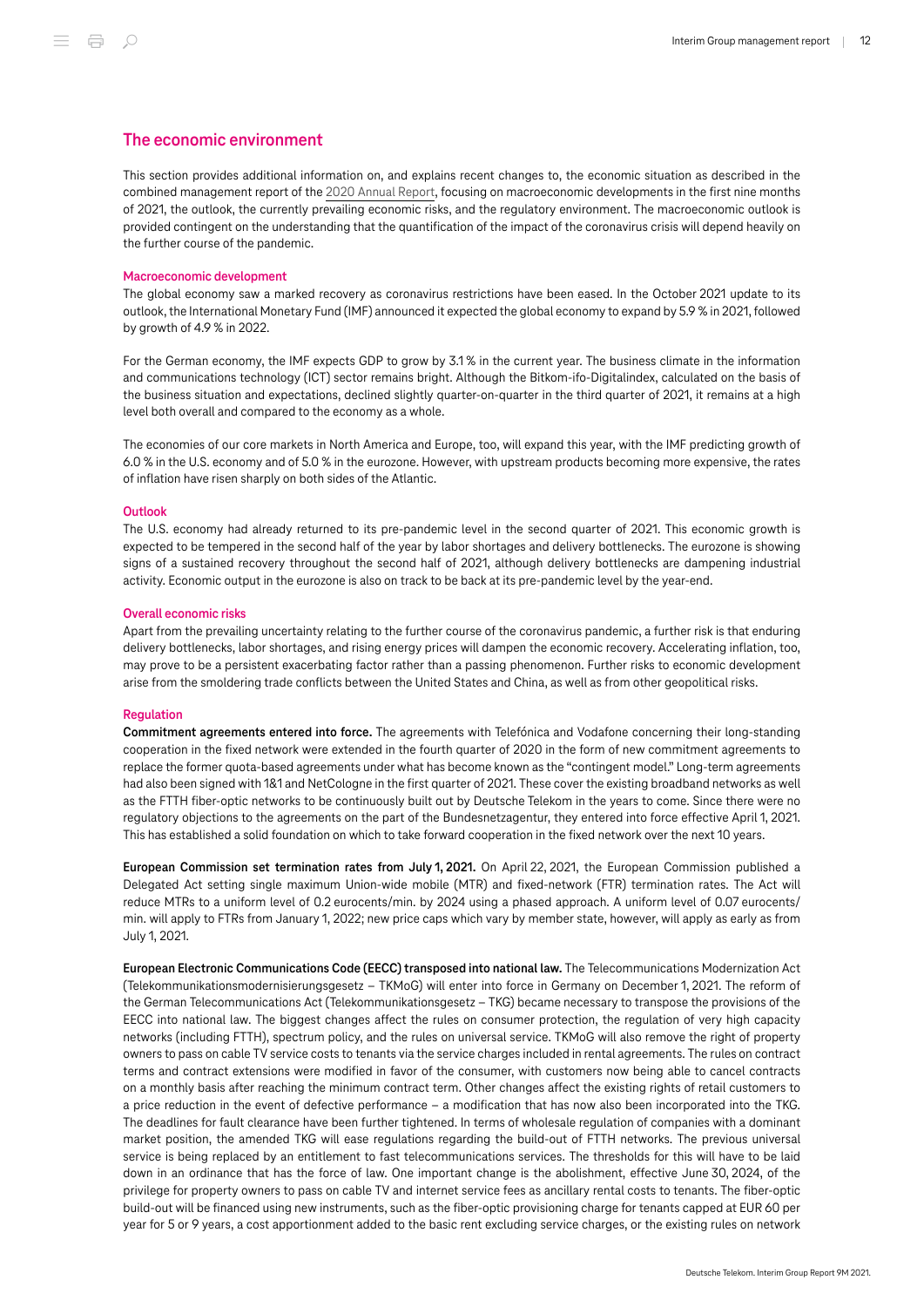## The economic environment

This section provides additional information on, and explains recent changes to, the economic situation as described in the combined management report of the 2020 Annual Report, focusing on macroeconomic developments in the first nine months of 2021, the outlook, the currently prevailing economic risks, and the regulatory environment. The macroeconomic outlook is provided contingent on the understanding that the quantification of the impact of the coronavirus crisis will depend heavily on the further course of the pandemic.

### Macroeconomic development

The global economy saw a marked recovery as coronavirus restrictions have been eased. In the October 2021 update to its outlook, the International Monetary Fund (IMF) announced it expected the global economy to expand by 5.9 % in 2021, followed by growth of 4.9 % in 2022.

For the German economy, the IMF expects GDP to grow by 3.1 % in the current year. The business climate in the information and communications technology (ICT) sector remains bright. Although the Bitkom-ifo-Digitalindex, calculated on the basis of the business situation and expectations, declined slightly quarter-on-quarter in the third quarter of 2021, it remains at a high level both overall and compared to the economy as a whole.

The economies of our core markets in North America and Europe, too, will expand this year, with the IMF predicting growth of 6.0 % in the U.S. economy and of 5.0 % in the eurozone. However, with upstream products becoming more expensive, the rates of inflation have risen sharply on both sides of the Atlantic.

### Outlook

The U.S. economy had already returned to its pre-pandemic level in the second quarter of 2021. This economic growth is expected to be tempered in the second half of the year by labor shortages and delivery bottlenecks. The eurozone is showing signs of a sustained recovery throughout the second half of 2021, although delivery bottlenecks are dampening industrial activity. Economic output in the eurozone is also on track to be back at its pre-pandemic level by the year-end.

### Overall economic risks

Apart from the prevailing uncertainty relating to the further course of the coronavirus pandemic, a further risk is that enduring delivery bottlenecks, labor shortages, and rising energy prices will dampen the economic recovery. Accelerating inflation, too, may prove to be a persistent exacerbating factor rather than a passing phenomenon. Further risks to economic development arise from the smoldering trade conflicts between the United States and China, as well as from other geopolitical risks.

### Regulation

**Commitment agreements entered into force.** The agreements with Telefónica and Vodafone concerning their long-standing cooperation in the fixed network were extended in the fourth quarter of 2020 in the form of new commitment agreements to replace the former quota-based agreements under what has become known as the "contingent model." Long-term agreements had also been signed with 1&1 and NetCologne in the first quarter of 2021. These cover the existing broadband networks as well as the FTTH fiber-optic networks to be continuously built out by Deutsche Telekom in the years to come. Since there were no regulatory objections to the agreements on the part of the Bundesnetzagentur, they entered into force effective April 1, 2021. This has established a solid foundation on which to take forward cooperation in the fixed network over the next 10 years.

**European Commission set termination rates from July 1, 2021.** On April 22, 2021, the European Commission published a Delegated Act setting single maximum Union-wide mobile (MTR) and fixed-network (FTR) termination rates. The Act will reduce MTRs to a uniform level of 0.2 eurocents/min. by 2024 using a phased approach. A uniform level of 0.07 eurocents/min. will apply to FTRs from January 1, 2022; new price caps which vary by member state, however, will apply as early as from July 1, 2021.

**European Electronic Communications Code (EECC) transposed into national law.** The Telecommunications Modernization Act (Telekommunikationsmodernisierungsgesetz – TKMoG) will enter into force in Germany on December 1, 2021. The reform of the German Telecommunications Act (Telekommunikationsgesetz – TKG) became necessary to transpose the provisions of the EECC into national law. The biggest changes affect the rules on consumer protection, the regulation of very high capacity networks (including FTTH), spectrum policy, and the rules on universal service. TKMoG will also remove the right of property owners to pass on cable TV service costs to tenants via the service charges included in rental agreements. The rules on contract terms and contract extensions were modified in favor of the consumer, with customers now being able to cancel contracts on a monthly basis after reaching the minimum contract term. Other changes affect the existing rights of retail customers to a price reduction in the event of defective performance – a modification that has now also been incorporated into the TKG. The deadlines for fault clearance have been further tightened. In terms of wholesale regulation of companies with a dominant market position, the amended TKG will ease regulations regarding the build-out of FTTH networks. The previous universal service is being replaced by an entitlement to fast telecommunications services. The thresholds for this will have to be laid down in an ordinance that has the force of law. One important change is the abolishment, effective June 30, 2024, of the privilege for property owners to pass on cable TV and internet service fees as ancillary rental costs to tenants. The fiber-optic build-out will be financed using new instruments, such as the fiber-optic provisioning charge for tenants capped at EUR 60 per year for 5 or 9 years, a cost apportionment added to the basic rent excluding service charges, or the existing rules on network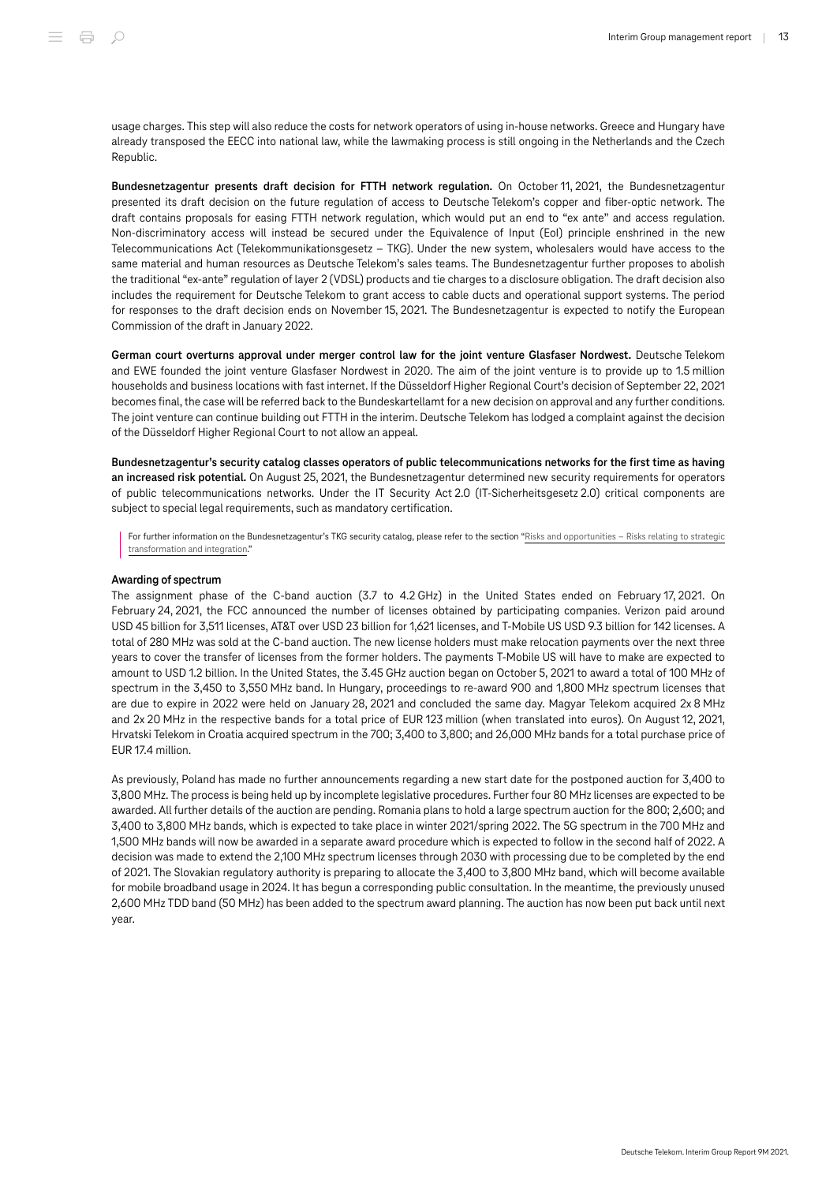usage charges. This step will also reduce the costs for network operators of using in-house networks. Greece and Hungary have already transposed the EECC into national law, while the lawmaking process is still ongoing in the Netherlands and the Czech Republic.

**Bundesnetzagentur presents draft decision for FTTH network regulation.** On October 11, 2021, the Bundesnetzagentur presented its draft decision on the future regulation of access to Deutsche Telekom's copper and fiber-optic network. The draft contains proposals for easing FTTH network regulation, which would put an end to "ex ante" and access regulation. Non-discriminatory access will instead be secured under the Equivalence of Input (EoI) principle enshrined in the new Telecommunications Act (Telekommunikationsgesetz – TKG). Under the new system, wholesalers would have access to the same material and human resources as Deutsche Telekom's sales teams. The Bundesnetzagentur further proposes to abolish the traditional "ex-ante" regulation of layer 2 (VDSL) products and tie charges to a disclosure obligation. The draft decision also includes the requirement for Deutsche Telekom to grant access to cable ducts and operational support systems. The period for responses to the draft decision ends on November 15, 2021. The Bundesnetzagentur is expected to notify the European Commission of the draft in January 2022.

**German court overturns approval under merger control law for the joint venture Glasfaser Nordwest.** Deutsche Telekom and EWE founded the joint venture Glasfaser Nordwest in 2020. The aim of the joint venture is to provide up to 1.5 million households and business locations with fast internet. If the Düsseldorf Higher Regional Court's decision of September 22, 2021 becomes final, the case will be referred back to the Bundeskartellamt for a new decision on approval and any further conditions. The joint venture can continue building out FTTH in the interim. Deutsche Telekom has lodged a complaint against the decision of the Düsseldorf Higher Regional Court to not allow an appeal.

**Bundesnetzagentur's security catalog classes operators of public telecommunications networks for the first time as having an increased risk potential.** On August 25, 2021, the Bundesnetzagentur determined new security requirements for operators of public telecommunications networks. Under the IT Security Act 2.0 (IT-Sicherheitsgesetz 2.0) critical components are subject to special legal requirements, such as mandatory certification.

> For further information on the Bundesnetzagentur's TKG security catalog, please refer to the section "Risks and opportunities – Risks relating to strategic transformation and integration."

#### Awarding of spectrum

The assignment phase of the C-band auction (3.7 to 4.2 GHz) in the United States ended on February 17, 2021. On February 24, 2021, the FCC announced the number of licenses obtained by participating companies. Verizon paid around USD 45 billion for 3,511 licenses, AT&T over USD 23 billion for 1,621 licenses, and T-Mobile US USD 9.3 billion for 142 licenses. A total of 280 MHz was sold at the C-band auction. The new license holders must make relocation payments over the next three years to cover the transfer of licenses from the former holders. The payments T-Mobile US will have to make are expected to amount to USD 1.2 billion. In the United States, the 3.45 GHz auction began on October 5, 2021 to award a total of 100 MHz of spectrum in the 3,450 to 3,550 MHz band. In Hungary, proceedings to re-award 900 and 1,800 MHz spectrum licenses that are due to expire in 2022 were held on January 28, 2021 and concluded the same day. Magyar Telekom acquired 2x 8 MHz and 2x 20 MHz in the respective bands for a total price of EUR 123 million (when translated into euros). On August 12, 2021, Hrvatski Telekom in Croatia acquired spectrum in the 700; 3,400 to 3,800; and 26,000 MHz bands for a total purchase price of EUR 17.4 million.

As previously, Poland has made no further announcements regarding a new start date for the postponed auction for 3,400 to 3,800 MHz. The process is being held up by incomplete legislative procedures. Further four 80 MHz licenses are expected to be awarded. All further details of the auction are pending. Romania plans to hold a large spectrum auction for the 800; 2,600; and 3,400 to 3,800 MHz bands, which is expected to take place in winter 2021/spring 2022. The 5G spectrum in the 700 MHz and 1,500 MHz bands will now be awarded in a separate award procedure which is expected to follow in the second half of 2022. A decision was made to extend the 2,100 MHz spectrum licenses through 2030 with processing due to be completed by the end of 2021. The Slovakian regulatory authority is preparing to allocate the 3,400 to 3,800 MHz band, which will become available for mobile broadband usage in 2024. It has begun a corresponding public consultation. In the meantime, the previously unused 2,600 MHz TDD band (50 MHz) has been added to the spectrum award planning. The auction has now been put back until next year.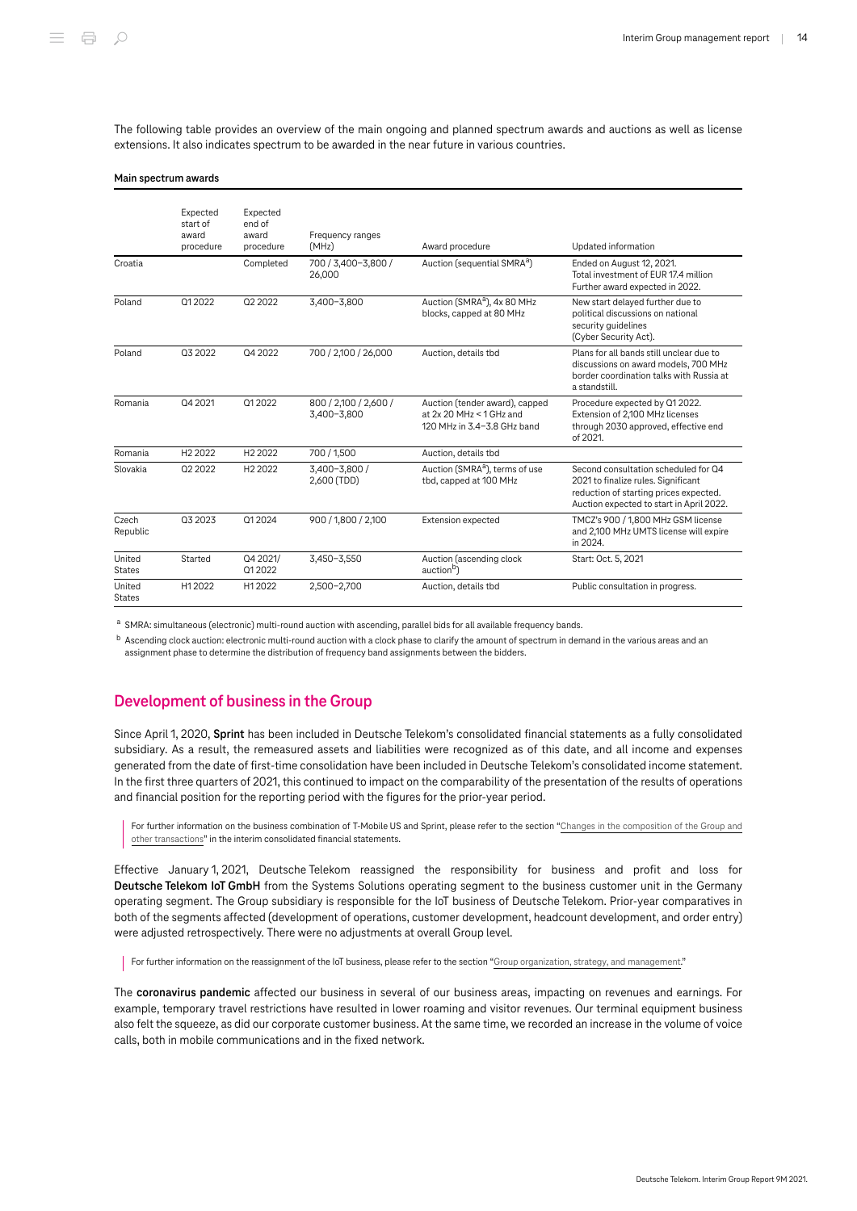The following table provides an overview of the main ongoing and planned spectrum awards and auctions as well as license extensions. It also indicates spectrum to be awarded in the near future in various countries.

**Main spectrum awards**

| | Expected start of award procedure | Expected end of award procedure | Frequency ranges (MHz) | Award procedure | Updated information |
|---|---|---|---|---|---|
| Croatia | | Completed | 700 / 3,400–3,800 / 26,000 | Auction (sequential SMRA[a]) | Ended on August 12, 2021. Total investment of EUR 17.4 million Further award expected in 2022. |
| Poland | Q1 2022 | Q2 2022 | 3,400–3,800 | Auction (SMRA[a]), 4x 80 MHz blocks, capped at 80 MHz | New start delayed further due to political discussions on national security guidelines (Cyber Security Act). |
| Poland | Q3 2022 | Q4 2022 | 700 / 2,100 / 26,000 | Auction, details tbd | Plans for all bands still unclear due to discussions on award models, 700 MHz border coordination talks with Russia at a standstill. |
| Romania | Q4 2021 | Q1 2022 | 800 / 2,100 / 2,600 / 3,400–3,800 | Auction (tender award), capped at 2x 20 MHz < 1 GHz and 120 MHz in 3.4–3.8 GHz band | Procedure expected by Q1 2022. Extension of 2,100 MHz licenses through 2030 approved, effective end of 2021. |
| Romania | H2 2022 | H2 2022 | 700 / 1,500 | Auction, details tbd | |
| Slovakia | Q2 2022 | H2 2022 | 3,400–3,800 / 2,600 (TDD) | Auction (SMRA[a]), terms of use tbd, capped at 100 MHz | Second consultation scheduled for Q4 2021 to finalize rules. Significant reduction of starting prices expected. Auction expected to start in April 2022. |
| Czech Republic | Q3 2023 | Q1 2024 | 900 / 1,800 / 2,100 | Extension expected | TMCZ's 900 / 1,800 MHz GSM license and 2,100 MHz UMTS license will expire in 2024. |
| United States | Started | Q4 2021/ Q1 2022 | 3,450–3,550 | Auction (ascending clock auction[b]) | Start: Oct. 5, 2021 |
| United States | H1 2022 | H1 2022 | 2,500–2,700 | Auction, details tbd | Public consultation in progress. |

[a] SMRA: simultaneous (electronic) multi-round auction with ascending, parallel bids for all available frequency bands.

[b] Ascending clock auction: electronic multi-round auction with a clock phase to clarify the amount of spectrum in demand in the various areas and an assignment phase to determine the distribution of frequency band assignments between the bidders.

## Development of business in the Group

Since April 1, 2020, **Sprint** has been included in Deutsche Telekom's consolidated financial statements as a fully consolidated subsidiary. As a result, the remeasured assets and liabilities were recognized as of this date, and all income and expenses generated from the date of first-time consolidation have been included in Deutsche Telekom's consolidated income statement. In the first three quarters of 2021, this continued to impact on the comparability of the presentation of the results of operations and financial position for the reporting period with the figures for the prior-year period.

For further information on the business combination of T-Mobile US and Sprint, please refer to the section "Changes in the composition of the Group and other transactions" in the interim consolidated financial statements.

Effective January 1, 2021, Deutsche Telekom reassigned the responsibility for business and profit and loss for **Deutsche Telekom IoT GmbH** from the Systems Solutions operating segment to the business customer unit in the Germany operating segment. The Group subsidiary is responsible for the IoT business of Deutsche Telekom. Prior-year comparatives in both of the segments affected (development of operations, customer development, headcount development, and order entry) were adjusted retrospectively. There were no adjustments at overall Group level.

For further information on the reassignment of the IoT business, please refer to the section "Group organization, strategy, and management."

The **coronavirus pandemic** affected our business in several of our business areas, impacting on revenues and earnings. For example, temporary travel restrictions have resulted in lower roaming and visitor revenues. Our terminal equipment business also felt the squeeze, as did our corporate customer business. At the same time, we recorded an increase in the volume of voice calls, both in mobile communications and in the fixed network.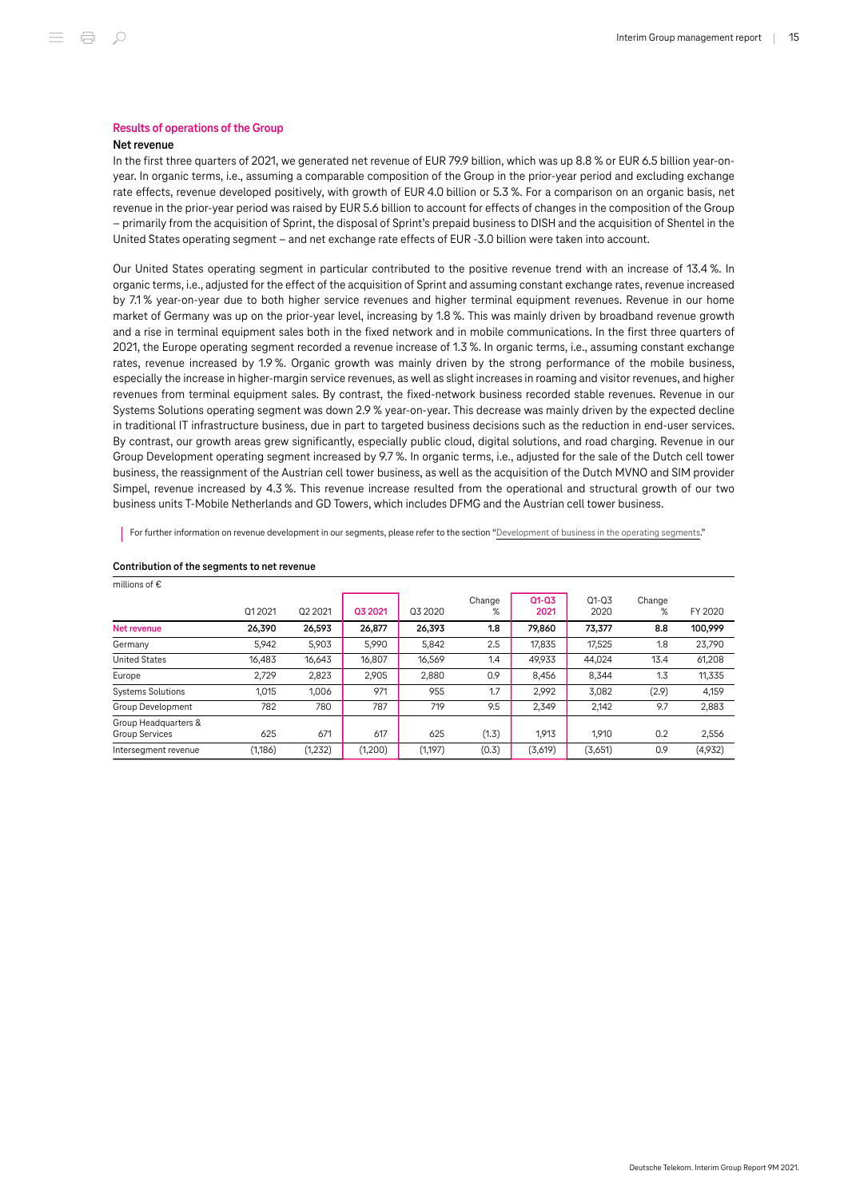## Results of operations of the Group

### Net revenue

In the first three quarters of 2021, we generated net revenue of EUR 79.9 billion, which was up 8.8 % or EUR 6.5 billion year-on-year. In organic terms, i.e., assuming a comparable composition of the Group in the prior-year period and excluding exchange rate effects, revenue developed positively, with growth of EUR 4.0 billion or 5.3 %. For a comparison on an organic basis, net revenue in the prior-year period was raised by EUR 5.6 billion to account for effects of changes in the composition of the Group – primarily from the acquisition of Sprint, the disposal of Sprint's prepaid business to DISH and the acquisition of Shentel in the United States operating segment – and net exchange rate effects of EUR -3.0 billion were taken into account.

Our United States operating segment in particular contributed to the positive revenue trend with an increase of 13.4 %. In organic terms, i.e., adjusted for the effect of the acquisition of Sprint and assuming constant exchange rates, revenue increased by 7.1 % year-on-year due to both higher service revenues and higher terminal equipment revenues. Revenue in our home market of Germany was up on the prior-year level, increasing by 1.8 %. This was mainly driven by broadband revenue growth and a rise in terminal equipment sales both in the fixed network and in mobile communications. In the first three quarters of 2021, the Europe operating segment recorded a revenue increase of 1.3 %. In organic terms, i.e., assuming constant exchange rates, revenue increased by 1.9 %. Organic growth was mainly driven by the strong performance of the mobile business, especially the increase in higher-margin service revenues, as well as slight increases in roaming and visitor revenues, and higher revenues from terminal equipment sales. By contrast, the fixed-network business recorded stable revenues. Revenue in our Systems Solutions operating segment was down 2.9 % year-on-year. This decrease was mainly driven by the expected decline in traditional IT infrastructure business, due in part to targeted business decisions such as the reduction in end-user services. By contrast, our growth areas grew significantly, especially public cloud, digital solutions, and road charging. Revenue in our Group Development operating segment increased by 9.7 %. In organic terms, i.e., adjusted for the sale of the Dutch cell tower business, the reassignment of the Austrian cell tower business, as well as the acquisition of the Dutch MVNO and SIM provider Simpel, revenue increased by 4.3 %. This revenue increase resulted from the operational and structural growth of our two business units T-Mobile Netherlands and GD Towers, which includes DFMG and the Austrian cell tower business.

For further information on revenue development in our segments, please refer to the section "Development of business in the operating segments."

**Contribution of the segments to net revenue**

millions of €

| | Q1 2021 | Q2 2021 | Q3 2021 | Q3 2020 | Change % | Q1-Q3 2021 | Q1-Q3 2020 | Change % | FY 2020 |
|---|---|---|---|---|---|---|---|---|---|
| **Net revenue** | **26,390** | **26,593** | **26,877** | **26,393** | **1.8** | **79,860** | **73,377** | **8.8** | **100,999** |
| Germany | 5,942 | 5,903 | 5,990 | 5,842 | 2.5 | 17,835 | 17,525 | 1.8 | 23,790 |
| United States | 16,483 | 16,643 | 16,807 | 16,569 | 1.4 | 49,933 | 44,024 | 13.4 | 61,208 |
| Europe | 2,729 | 2,823 | 2,905 | 2,880 | 0.9 | 8,456 | 8,344 | 1.3 | 11,335 |
| Systems Solutions | 1,015 | 1,006 | 971 | 955 | 1.7 | 2,992 | 3,082 | (2.9) | 4,159 |
| Group Development | 782 | 780 | 787 | 719 | 9.5 | 2,349 | 2,142 | 9.7 | 2,883 |
| Group Headquarters & Group Services | 625 | 671 | 617 | 625 | (1.3) | 1,913 | 1,910 | 0.2 | 2,556 |
| Intersegment revenue | (1,186) | (1,232) | (1,200) | (1,197) | (0.3) | (3,619) | (3,651) | 0.9 | (4,932) |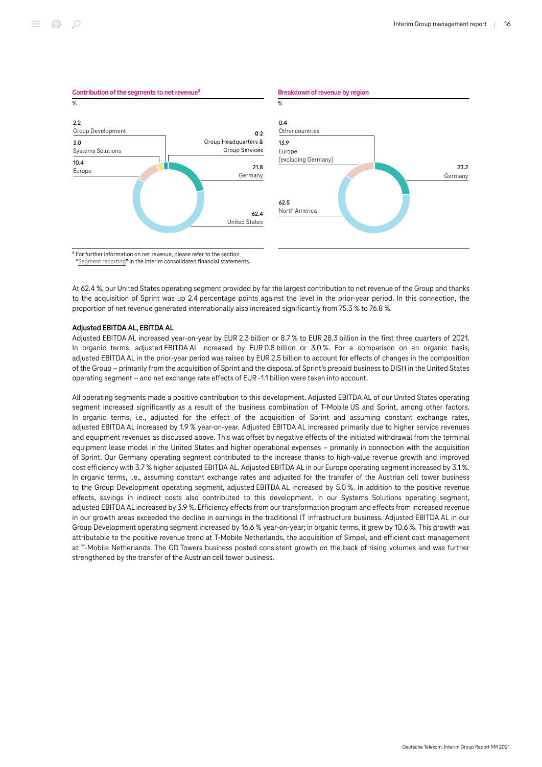**Contribution of the segments to net revenue**[a]

%

| Segment | % |
|---|---|
| Group Development | 2.2 |
| Systems Solutions | 3.0 |
| Europe | 10.4 |
| Group Headquarters & Group Services | 0.2 |
| Germany | 21.8 |
| United States | 62.4 |

[a] For further information on net revenue, please refer to the section "Segment reporting" in the interim consolidated financial statements.

**Breakdown of revenue by region**

%

| Region | % |
|---|---|
| Other countries | 0.4 |
| Europe (excluding Germany) | 13.9 |
| North America | 62.5 |
| Germany | 23.2 |

At 62.4 %, our United States operating segment provided by far the largest contribution to net revenue of the Group and thanks to the acquisition of Sprint was up 2.4 percentage points against the level in the prior-year period. In this connection, the proportion of net revenue generated internationally also increased significantly from 75.3 % to 76.8 %.

### Adjusted EBITDA AL, EBITDA AL

Adjusted EBITDA AL increased year-on-year by EUR 2.3 billion or 8.7 % to EUR 28.3 billion in the first three quarters of 2021. In organic terms, adjusted EBITDA AL increased by EUR 0.8 billion or 3.0 %. For a comparison on an organic basis, adjusted EBITDA AL in the prior-year period was raised by EUR 2.5 billion to account for effects of changes in the composition of the Group – primarily from the acquisition of Sprint and the disposal of Sprint's prepaid business to DISH in the United States operating segment – and net exchange rate effects of EUR -1.1 billion were taken into account.

All operating segments made a positive contribution to this development. Adjusted EBITDA AL of our United States operating segment increased significantly as a result of the business combination of T-Mobile US and Sprint, among other factors. In organic terms, i.e., adjusted for the effect of the acquisition of Sprint and assuming constant exchange rates, adjusted EBITDA AL increased by 1.9 % year-on-year. Adjusted EBITDA AL increased primarily due to higher service revenues and equipment revenues as discussed above. This was offset by negative effects of the initiated withdrawal from the terminal equipment lease model in the United States and higher operational expenses – primarily in connection with the acquisition of Sprint. Our Germany operating segment contributed to the increase thanks to high-value revenue growth and improved cost efficiency with 3.7 % higher adjusted EBITDA AL. Adjusted EBITDA AL in our Europe operating segment increased by 3.1 %. In organic terms, i.e., assuming constant exchange rates and adjusted for the transfer of the Austrian cell tower business to the Group Development operating segment, adjusted EBITDA AL increased by 5.0 %. In addition to the positive revenue effects, savings in indirect costs also contributed to this development. In our Systems Solutions operating segment, adjusted EBITDA AL increased by 3.9 %. Efficiency effects from our transformation program and effects from increased revenue in our growth areas exceeded the decline in earnings in the traditional IT infrastructure business. Adjusted EBITDA AL in our Group Development operating segment increased by 16.6 % year-on-year; in organic terms, it grew by 10.6 %. This growth was attributable to the positive revenue trend at T-Mobile Netherlands, the acquisition of Simpel, and efficient cost management at T-Mobile Netherlands. The GD Towers business posted consistent growth on the back of rising volumes and was further strengthened by the transfer of the Austrian cell tower business.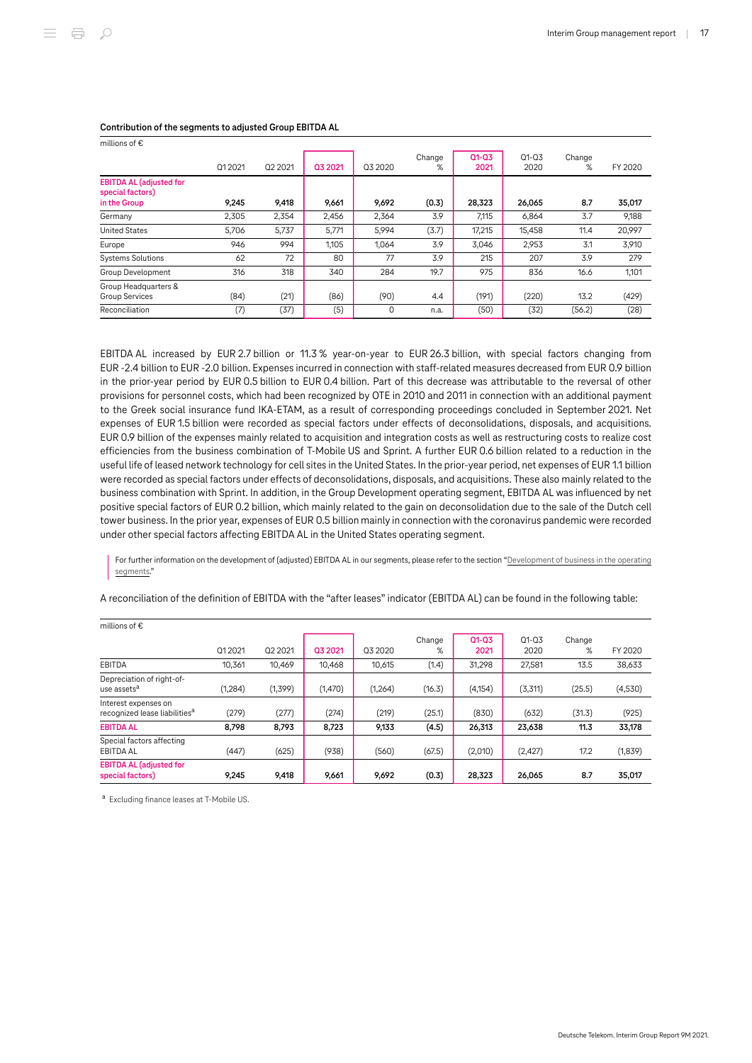**Contribution of the segments to adjusted Group EBITDA AL**

millions of €

| | Q1 2021 | Q2 2021 | Q3 2021 | Q3 2020 | Change % | Q1-Q3 2021 | Q1-Q3 2020 | Change % | FY 2020 |
|---|---|---|---|---|---|---|---|---|---|
| **EBITDA AL (adjusted for special factors) in the Group** | **9,245** | **9,418** | **9,661** | **9,692** | **(0.3)** | **28,323** | **26,065** | **8.7** | **35,017** |
| Germany | 2,305 | 2,354 | 2,456 | 2,364 | 3.9 | 7,115 | 6,864 | 3.7 | 9,188 |
| United States | 5,706 | 5,737 | 5,771 | 5,994 | (3.7) | 17,215 | 15,458 | 11.4 | 20,997 |
| Europe | 946 | 994 | 1,105 | 1,064 | 3.9 | 3,046 | 2,953 | 3.1 | 3,910 |
| Systems Solutions | 62 | 72 | 80 | 77 | 3.9 | 215 | 207 | 3.9 | 279 |
| Group Development | 316 | 318 | 340 | 284 | 19.7 | 975 | 836 | 16.6 | 1,101 |
| Group Headquarters & Group Services | (84) | (21) | (86) | (90) | 4.4 | (191) | (220) | 13.2 | (429) |
| Reconciliation | (7) | (37) | (5) | 0 | n.a. | (50) | (32) | (56.2) | (28) |

EBITDA AL increased by EUR 2.7 billion or 11.3 % year-on-year to EUR 26.3 billion, with special factors changing from EUR -2.4 billion to EUR -2.0 billion. Expenses incurred in connection with staff-related measures decreased from EUR 0.9 billion in the prior-year period by EUR 0.5 billion to EUR 0.4 billion. Part of this decrease was attributable to the reversal of other provisions for personnel costs, which had been recognized by OTE in 2010 and 2011 in connection with an additional payment to the Greek social insurance fund IKA-ETAM, as a result of corresponding proceedings concluded in September 2021. Net expenses of EUR 1.5 billion were recorded as special factors under effects of deconsolidations, disposals, and acquisitions. EUR 0.9 billion of the expenses mainly related to acquisition and integration costs as well as restructuring costs to realize cost efficiencies from the business combination of T-Mobile US and Sprint. A further EUR 0.6 billion related to a reduction in the useful life of leased network technology for cell sites in the United States. In the prior-year period, net expenses of EUR 1.1 billion were recorded as special factors under effects of deconsolidations, disposals, and acquisitions. These also mainly related to the business combination with Sprint. In addition, in the Group Development operating segment, EBITDA AL was influenced by net positive special factors of EUR 0.2 billion, which mainly related to the gain on deconsolidation due to the sale of the Dutch cell tower business. In the prior year, expenses of EUR 0.5 billion mainly in connection with the coronavirus pandemic were recorded under other special factors affecting EBITDA AL in the United States operating segment.

For further information on the development of (adjusted) EBITDA AL in our segments, please refer to the section "Development of business in the operating segments."

A reconciliation of the definition of EBITDA with the "after leases" indicator (EBITDA AL) can be found in the following table:

millions of €

| | Q1 2021 | Q2 2021 | Q3 2021 | Q3 2020 | Change % | Q1-Q3 2021 | Q1-Q3 2020 | Change % | FY 2020 |
|---|---|---|---|---|---|---|---|---|---|
| EBITDA | 10,361 | 10,469 | 10,468 | 10,615 | (1.4) | 31,298 | 27,581 | 13.5 | 38,633 |
| Depreciation of right-of-use assets[a] | (1,284) | (1,399) | (1,470) | (1,264) | (16.3) | (4,154) | (3,311) | (25.5) | (4,530) |
| Interest expenses on recognized lease liabilities[a] | (279) | (277) | (274) | (219) | (25.1) | (830) | (632) | (31.3) | (925) |
| **EBITDA AL** | **8,798** | **8,793** | **8,723** | **9,133** | **(4.5)** | **26,313** | **23,638** | **11.3** | **33,178** |
| Special factors affecting EBITDA AL | (447) | (625) | (938) | (560) | (67.5) | (2,010) | (2,427) | 17.2 | (1,839) |
| **EBITDA AL (adjusted for special factors)** | **9,245** | **9,418** | **9,661** | **9,692** | **(0.3)** | **28,323** | **26,065** | **8.7** | **35,017** |

[a] Excluding finance leases at T-Mobile US.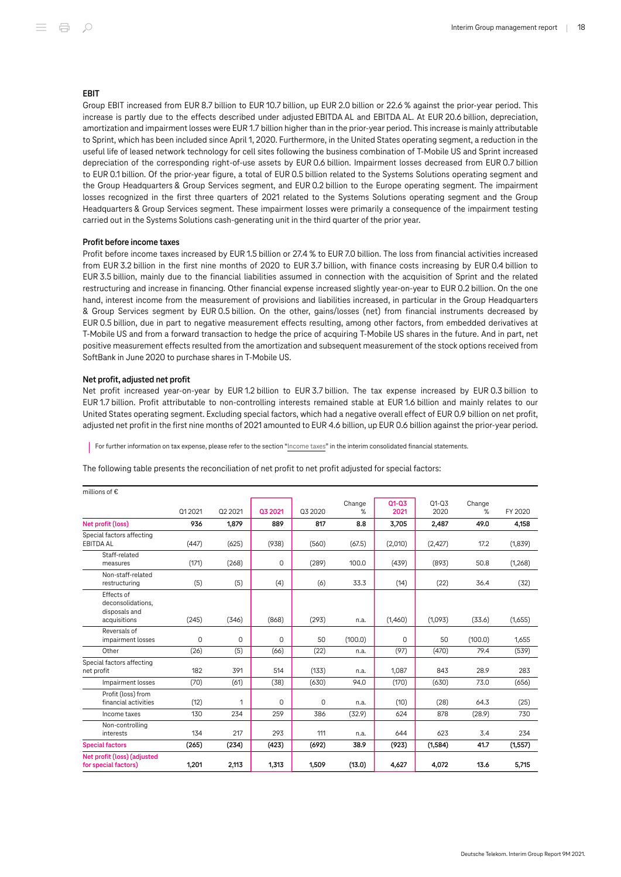### EBIT

Group EBIT increased from EUR 8.7 billion to EUR 10.7 billion, up EUR 2.0 billion or 22.6 % against the prior-year period. This increase is partly due to the effects described under adjusted EBITDA AL and EBITDA AL. At EUR 20.6 billion, depreciation, amortization and impairment losses were EUR 1.7 billion higher than in the prior-year period. This increase is mainly attributable to Sprint, which has been included since April 1, 2020. Furthermore, in the United States operating segment, a reduction in the useful life of leased network technology for cell sites following the business combination of T-Mobile US and Sprint increased depreciation of the corresponding right-of-use assets by EUR 0.6 billion. Impairment losses decreased from EUR 0.7 billion to EUR 0.1 billion. Of the prior-year figure, a total of EUR 0.5 billion related to the Systems Solutions operating segment and the Group Headquarters & Group Services segment, and EUR 0.2 billion to the Europe operating segment. The impairment losses recognized in the first three quarters of 2021 related to the Systems Solutions operating segment and the Group Headquarters & Group Services segment. These impairment losses were primarily a consequence of the impairment testing carried out in the Systems Solutions cash-generating unit in the third quarter of the prior year.

### Profit before income taxes

Profit before income taxes increased by EUR 1.5 billion or 27.4 % to EUR 7.0 billion. The loss from financial activities increased from EUR 3.2 billion in the first nine months of 2020 to EUR 3.7 billion, with finance costs increasing by EUR 0.4 billion to EUR 3.5 billion, mainly due to the financial liabilities assumed in connection with the acquisition of Sprint and the related restructuring and increase in financing. Other financial expense increased slightly year-on-year to EUR 0.2 billion. On the one hand, interest income from the measurement of provisions and liabilities increased, in particular in the Group Headquarters & Group Services segment by EUR 0.5 billion. On the other, gains/losses (net) from financial instruments decreased by EUR 0.5 billion, due in part to negative measurement effects resulting, among other factors, from embedded derivatives at T-Mobile US and from a forward transaction to hedge the price of acquiring T-Mobile US shares in the future. And in part, net positive measurement effects resulted from the amortization and subsequent measurement of the stock options received from SoftBank in June 2020 to purchase shares in T-Mobile US.

### Net profit, adjusted net profit

Net profit increased year-on-year by EUR 1.2 billion to EUR 3.7 billion. The tax expense increased by EUR 0.3 billion to EUR 1.7 billion. Profit attributable to non-controlling interests remained stable at EUR 1.6 billion and mainly relates to our United States operating segment. Excluding special factors, which had a negative overall effect of EUR 0.9 billion on net profit, adjusted net profit in the first nine months of 2021 amounted to EUR 4.6 billion, up EUR 0.6 billion against the prior-year period.

For further information on tax expense, please refer to the section "Income taxes" in the interim consolidated financial statements.

The following table presents the reconciliation of net profit to net profit adjusted for special factors:

| millions of € | Q1 2021 | Q2 2021 | Q3 2021 | Q3 2020 | Change % | Q1-Q3 2021 | Q1-Q3 2020 | Change % | FY 2020 |
|---|---|---|---|---|---|---|---|---|---|
| **Net profit (loss)** | **936** | **1,879** | **889** | **817** | **8.8** | **3,705** | **2,487** | **49.0** | **4,158** |
| Special factors affecting EBITDA AL | (447) | (625) | (938) | (560) | (67.5) | (2,010) | (2,427) | 17.2 | (1,839) |
| Staff-related measures | (171) | (268) | 0 | (289) | 100.0 | (439) | (893) | 50.8 | (1,268) |
| Non-staff-related restructuring | (5) | (5) | (4) | (6) | 33.3 | (14) | (22) | 36.4 | (32) |
| Effects of deconsolidations, disposals and acquisitions | (245) | (346) | (868) | (293) | n.a. | (1,460) | (1,093) | (33.6) | (1,655) |
| Reversals of impairment losses | 0 | 0 | 0 | 50 | (100.0) | 0 | 50 | (100.0) | 1,655 |
| Other | (26) | (5) | (66) | (22) | n.a. | (97) | (470) | 79.4 | (539) |
| Special factors affecting net profit | 182 | 391 | 514 | (133) | n.a. | 1,087 | 843 | 28.9 | 283 |
| Impairment losses | (70) | (61) | (38) | (630) | 94.0 | (170) | (630) | 73.0 | (656) |
| Profit (loss) from financial activities | (12) | 1 | 0 | 0 | n.a. | (10) | (28) | 64.3 | (25) |
| Income taxes | 130 | 234 | 259 | 386 | (32.9) | 624 | 878 | (28.9) | 730 |
| Non-controlling interests | 134 | 217 | 293 | 111 | n.a. | 644 | 623 | 3.4 | 234 |
| **Special factors** | **(265)** | **(234)** | **(423)** | **(692)** | **38.9** | **(923)** | **(1,584)** | **41.7** | **(1,557)** |
| **Net profit (loss) (adjusted for special factors)** | **1,201** | **2,113** | **1,313** | **1,509** | **(13.0)** | **4,627** | **4,072** | **13.6** | **5,715** |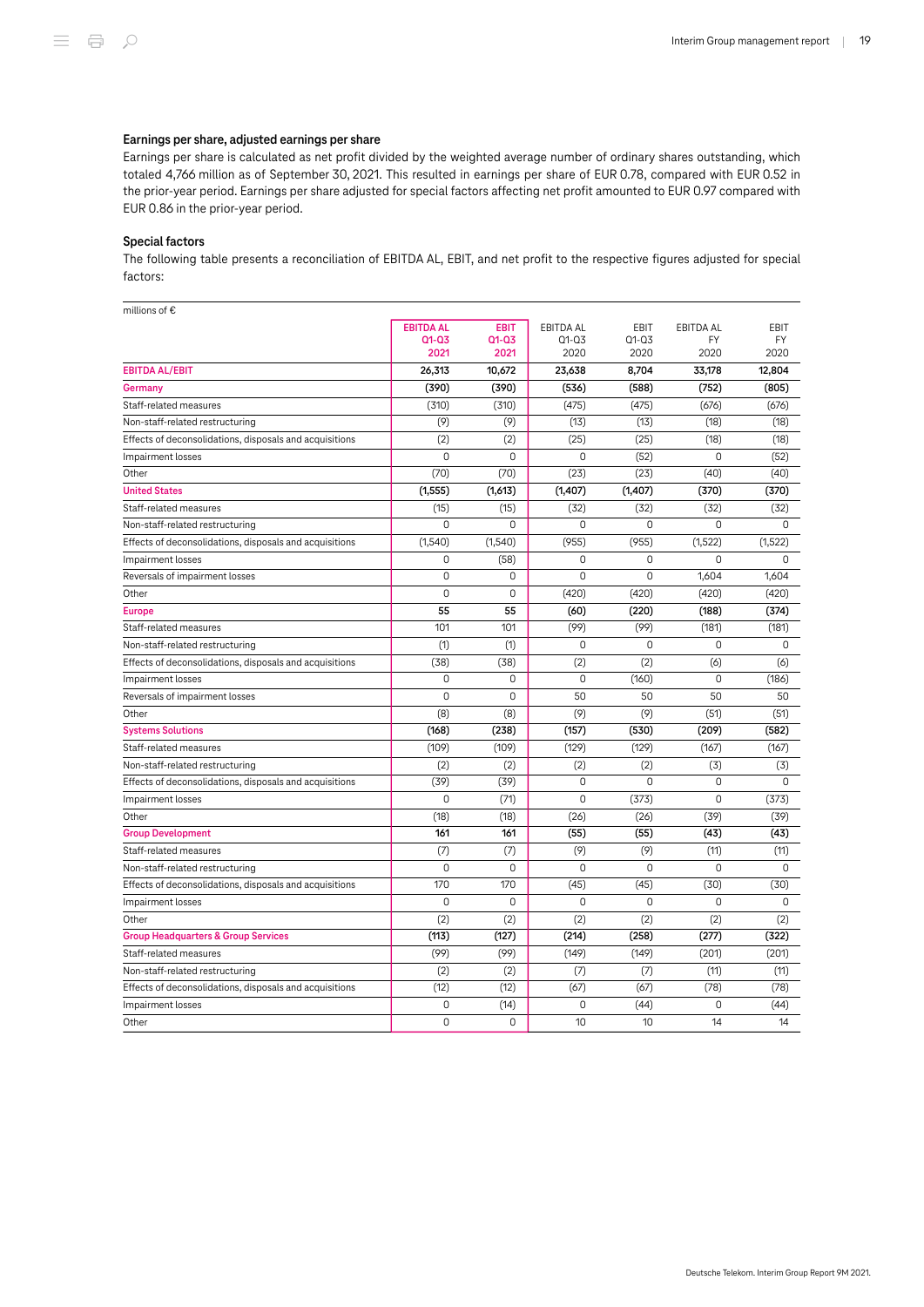### Earnings per share, adjusted earnings per share

Earnings per share is calculated as net profit divided by the weighted average number of ordinary shares outstanding, which totaled 4,766 million as of September 30, 2021. This resulted in earnings per share of EUR 0.78, compared with EUR 0.52 in the prior-year period. Earnings per share adjusted for special factors affecting net profit amounted to EUR 0.97 compared with EUR 0.86 in the prior-year period.

### Special factors

The following table presents a reconciliation of EBITDA AL, EBIT, and net profit to the respective figures adjusted for special factors:

millions of €

| | EBITDA AL Q1-Q3 2021 | EBIT Q1-Q3 2021 | EBITDA AL Q1-Q3 2020 | EBIT Q1-Q3 2020 | EBITDA AL FY 2020 | EBIT FY 2020 |
|---|---|---|---|---|---|---|
| **EBITDA AL/EBIT** | **26,313** | **10,672** | **23,638** | **8,704** | **33,178** | **12,804** |
| **Germany** | **(390)** | **(390)** | **(536)** | **(588)** | **(752)** | **(805)** |
| Staff-related measures | (310) | (310) | (475) | (475) | (676) | (676) |
| Non-staff-related restructuring | (9) | (9) | (13) | (13) | (18) | (18) |
| Effects of deconsolidations, disposals and acquisitions | (2) | (2) | (25) | (25) | (18) | (18) |
| Impairment losses | 0 | 0 | 0 | (52) | 0 | (52) |
| Other | (70) | (70) | (23) | (23) | (40) | (40) |
| **United States** | **(1,555)** | **(1,613)** | **(1,407)** | **(1,407)** | **(370)** | **(370)** |
| Staff-related measures | (15) | (15) | (32) | (32) | (32) | (32) |
| Non-staff-related restructuring | 0 | 0 | 0 | 0 | 0 | 0 |
| Effects of deconsolidations, disposals and acquisitions | (1,540) | (1,540) | (955) | (955) | (1,522) | (1,522) |
| Impairment losses | 0 | (58) | 0 | 0 | 0 | 0 |
| Reversals of impairment losses | 0 | 0 | 0 | 0 | 1,604 | 1,604 |
| Other | 0 | 0 | (420) | (420) | (420) | (420) |
| **Europe** | **55** | **55** | **(60)** | **(220)** | **(188)** | **(374)** |
| Staff-related measures | 101 | 101 | (99) | (99) | (181) | (181) |
| Non-staff-related restructuring | (1) | (1) | 0 | 0 | 0 | 0 |
| Effects of deconsolidations, disposals and acquisitions | (38) | (38) | (2) | (2) | (6) | (6) |
| Impairment losses | 0 | 0 | 0 | (160) | 0 | (186) |
| Reversals of impairment losses | 0 | 0 | 50 | 50 | 50 | 50 |
| Other | (8) | (8) | (9) | (9) | (51) | (51) |
| **Systems Solutions** | **(168)** | **(238)** | **(157)** | **(530)** | **(209)** | **(582)** |
| Staff-related measures | (109) | (109) | (129) | (129) | (167) | (167) |
| Non-staff-related restructuring | (2) | (2) | (2) | (2) | (3) | (3) |
| Effects of deconsolidations, disposals and acquisitions | (39) | (39) | 0 | 0 | 0 | 0 |
| Impairment losses | 0 | (71) | 0 | (373) | 0 | (373) |
| Other | (18) | (18) | (26) | (26) | (39) | (39) |
| **Group Development** | **161** | **161** | **(55)** | **(55)** | **(43)** | **(43)** |
| Staff-related measures | (7) | (7) | (9) | (9) | (11) | (11) |
| Non-staff-related restructuring | 0 | 0 | 0 | 0 | 0 | 0 |
| Effects of deconsolidations, disposals and acquisitions | 170 | 170 | (45) | (45) | (30) | (30) |
| Impairment losses | 0 | 0 | 0 | 0 | 0 | 0 |
| Other | (2) | (2) | (2) | (2) | (2) | (2) |
| **Group Headquarters & Group Services** | **(113)** | **(127)** | **(214)** | **(258)** | **(277)** | **(322)** |
| Staff-related measures | (99) | (99) | (149) | (149) | (201) | (201) |
| Non-staff-related restructuring | (2) | (2) | (7) | (7) | (11) | (11) |
| Effects of deconsolidations, disposals and acquisitions | (12) | (12) | (67) | (67) | (78) | (78) |
| Impairment losses | 0 | (14) | 0 | (44) | 0 | (44) |
| Other | 0 | 0 | 10 | 10 | 14 | 14 |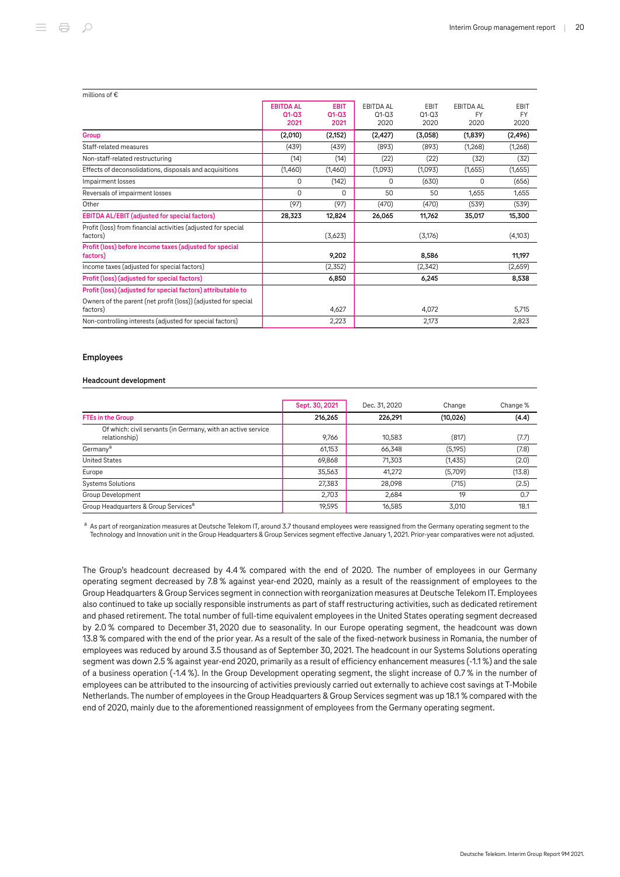| millions of € | EBITDA AL Q1-Q3 2021 | EBIT Q1-Q3 2021 | EBITDA AL Q1-Q3 2020 | EBIT Q1-Q3 2020 | EBITDA AL FY 2020 | EBIT FY 2020 |
|---|---|---|---|---|---|---|
| **Group** | **(2,010)** | **(2,152)** | **(2,427)** | **(3,058)** | **(1,839)** | **(2,496)** |
| Staff-related measures | (439) | (439) | (893) | (893) | (1,268) | (1,268) |
| Non-staff-related restructuring | (14) | (14) | (22) | (22) | (32) | (32) |
| Effects of deconsolidations, disposals and acquisitions | (1,460) | (1,460) | (1,093) | (1,093) | (1,655) | (1,655) |
| Impairment losses | 0 | (142) | 0 | (630) | 0 | (656) |
| Reversals of impairment losses | 0 | 0 | 50 | 50 | 1,655 | 1,655 |
| Other | (97) | (97) | (470) | (470) | (539) | (539) |
| **EBITDA AL/EBIT (adjusted for special factors)** | **28,323** | **12,824** | **26,065** | **11,762** | **35,017** | **15,300** |
| Profit (loss) from financial activities (adjusted for special factors) | | (3,623) | | (3,176) | | (4,103) |
| **Profit (loss) before income taxes (adjusted for special factors)** | | **9,202** | | **8,586** | | **11,197** |
| Income taxes (adjusted for special factors) | | (2,352) | | (2,342) | | (2,659) |
| **Profit (loss) (adjusted for special factors)** | | **6,850** | | **6,245** | | **8,538** |
| **Profit (loss) (adjusted for special factors) attributable to** | | | | | | |
| Owners of the parent (net profit (loss)) (adjusted for special factors) | | 4,627 | | 4,072 | | 5,715 |
| Non-controlling interests (adjusted for special factors) | | 2,223 | | 2,173 | | 2,823 |

## Employees

### Headcount development

| | Sept. 30, 2021 | Dec. 31, 2020 | Change | Change % |
|---|---|---|---|---|
| **FTEs in the Group** | **216,265** | **226,291** | **(10,026)** | **(4.4)** |
| Of which: civil servants (in Germany, with an active service relationship) | 9,766 | 10,583 | (817) | (7.7) |
| Germany[a] | 61,153 | 66,348 | (5,195) | (7.8) |
| United States | 69,868 | 71,303 | (1,435) | (2.0) |
| Europe | 35,563 | 41,272 | (5,709) | (13.8) |
| Systems Solutions | 27,383 | 28,098 | (715) | (2.5) |
| Group Development | 2,703 | 2,684 | 19 | 0.7 |
| Group Headquarters & Group Services[a] | 19,595 | 16,585 | 3,010 | 18.1 |

[a] As part of reorganization measures at Deutsche Telekom IT, around 3.7 thousand employees were reassigned from the Germany operating segment to the Technology and Innovation unit in the Group Headquarters & Group Services segment effective January 1, 2021. Prior-year comparatives were not adjusted.

The Group's headcount decreased by 4.4 % compared with the end of 2020. The number of employees in our Germany operating segment decreased by 7.8 % against year-end 2020, mainly as a result of the reassignment of employees to the Group Headquarters & Group Services segment in connection with reorganization measures at Deutsche Telekom IT. Employees also continued to take up socially responsible instruments as part of staff restructuring activities, such as dedicated retirement and phased retirement. The total number of full-time equivalent employees in the United States operating segment decreased by 2.0 % compared to December 31, 2020 due to seasonality. In our Europe operating segment, the headcount was down 13.8 % compared with the end of the prior year. As a result of the sale of the fixed-network business in Romania, the number of employees was reduced by around 3.5 thousand as of September 30, 2021. The headcount in our Systems Solutions operating segment was down 2.5 % against year-end 2020, primarily as a result of efficiency enhancement measures (-1.1 %) and the sale of a business operation (-1.4 %). In the Group Development operating segment, the slight increase of 0.7 % in the number of employees can be attributed to the insourcing of activities previously carried out externally to achieve cost savings at T-Mobile Netherlands. The number of employees in the Group Headquarters & Group Services segment was up 18.1 % compared with the end of 2020, mainly due to the aforementioned reassignment of employees from the Germany operating segment.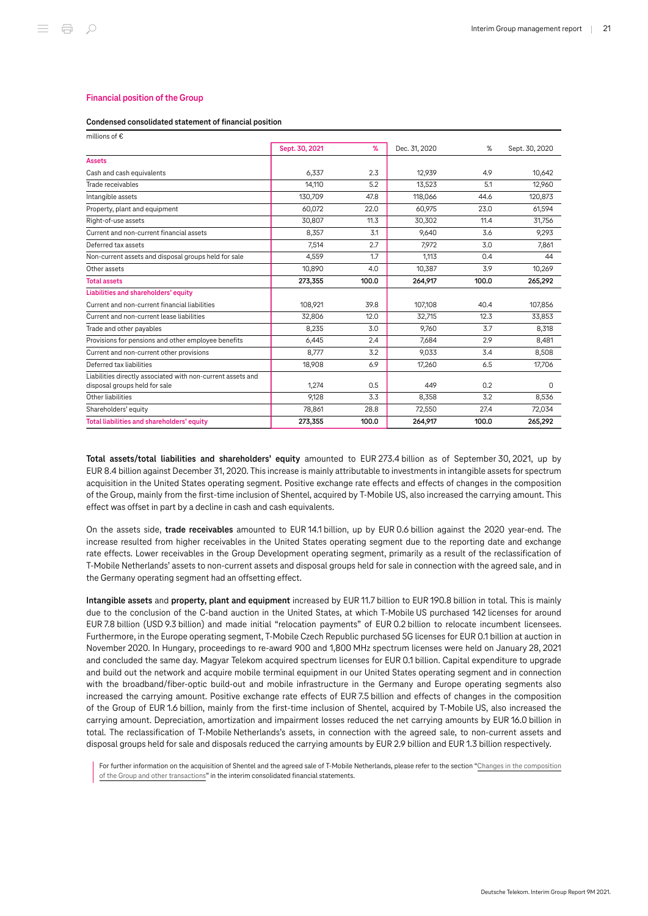## Financial position of the Group

### Condensed consolidated statement of financial position

millions of €

| | Sept. 30, 2021 | % | Dec. 31, 2020 | % | Sept. 30, 2020 |
|---|---|---|---|---|---|
| **Assets** | | | | | |
| Cash and cash equivalents | 6,337 | 2.3 | 12,939 | 4.9 | 10,642 |
| Trade receivables | 14,110 | 5.2 | 13,523 | 5.1 | 12,960 |
| Intangible assets | 130,709 | 47.8 | 118,066 | 44.6 | 120,873 |
| Property, plant and equipment | 60,072 | 22.0 | 60,975 | 23.0 | 61,594 |
| Right-of-use assets | 30,807 | 11.3 | 30,302 | 11.4 | 31,756 |
| Current and non-current financial assets | 8,357 | 3.1 | 9,640 | 3.6 | 9,293 |
| Deferred tax assets | 7,514 | 2.7 | 7,972 | 3.0 | 7,861 |
| Non-current assets and disposal groups held for sale | 4,559 | 1.7 | 1,113 | 0.4 | 44 |
| Other assets | 10,890 | 4.0 | 10,387 | 3.9 | 10,269 |
| **Total assets** | **273,355** | **100.0** | **264,917** | **100.0** | **265,292** |
| **Liabilities and shareholders' equity** | | | | | |
| Current and non-current financial liabilities | 108,921 | 39.8 | 107,108 | 40.4 | 107,856 |
| Current and non-current lease liabilities | 32,806 | 12.0 | 32,715 | 12.3 | 33,853 |
| Trade and other payables | 8,235 | 3.0 | 9,760 | 3.7 | 8,318 |
| Provisions for pensions and other employee benefits | 6,445 | 2.4 | 7,684 | 2.9 | 8,481 |
| Current and non-current other provisions | 8,777 | 3.2 | 9,033 | 3.4 | 8,508 |
| Deferred tax liabilities | 18,908 | 6.9 | 17,260 | 6.5 | 17,706 |
| Liabilities directly associated with non-current assets and disposal groups held for sale | 1,274 | 0.5 | 449 | 0.2 | 0 |
| Other liabilities | 9,128 | 3.3 | 8,358 | 3.2 | 8,536 |
| Shareholders' equity | 78,861 | 28.8 | 72,550 | 27.4 | 72,034 |
| **Total liabilities and shareholders' equity** | **273,355** | **100.0** | **264,917** | **100.0** | **265,292** |

**Total assets/total liabilities and shareholders' equity** amounted to EUR 273.4 billion as of September 30, 2021, up by EUR 8.4 billion against December 31, 2020. This increase is mainly attributable to investments in intangible assets for spectrum acquisition in the United States operating segment. Positive exchange rate effects and effects of changes in the composition of the Group, mainly from the first-time inclusion of Shentel, acquired by T-Mobile US, also increased the carrying amount. This effect was offset in part by a decline in cash and cash equivalents.

On the assets side, **trade receivables** amounted to EUR 14.1 billion, up by EUR 0.6 billion against the 2020 year-end. The increase resulted from higher receivables in the United States operating segment due to the reporting date and exchange rate effects. Lower receivables in the Group Development operating segment, primarily as a result of the reclassification of T-Mobile Netherlands' assets to non-current assets and disposal groups held for sale in connection with the agreed sale, and in the Germany operating segment had an offsetting effect.

**Intangible assets** and **property, plant and equipment** increased by EUR 11.7 billion to EUR 190.8 billion in total. This is mainly due to the conclusion of the C-band auction in the United States, at which T-Mobile US purchased 142 licenses for around EUR 7.8 billion (USD 9.3 billion) and made initial "relocation payments" of EUR 0.2 billion to relocate incumbent licensees. Furthermore, in the Europe operating segment, T-Mobile Czech Republic purchased 5G licenses for EUR 0.1 billion at auction in November 2020. In Hungary, proceedings to re-award 900 and 1,800 MHz spectrum licenses were held on January 28, 2021 and concluded the same day. Magyar Telekom acquired spectrum licenses for EUR 0.1 billion. Capital expenditure to upgrade and build out the network and acquire mobile terminal equipment in our United States operating segment and in connection with the broadband/fiber-optic build-out and mobile infrastructure in the Germany and Europe operating segments also increased the carrying amount. Positive exchange rate effects of EUR 7.5 billion and effects of changes in the composition of the Group of EUR 1.6 billion, mainly from the first-time inclusion of Shentel, acquired by T-Mobile US, also increased the carrying amount. Depreciation, amortization and impairment losses reduced the net carrying amounts by EUR 16.0 billion in total. The reclassification of T-Mobile Netherlands's assets, in connection with the agreed sale, to non-current assets and disposal groups held for sale and disposals reduced the carrying amounts by EUR 2.9 billion and EUR 1.3 billion respectively.

For further information on the acquisition of Shentel and the agreed sale of T-Mobile Netherlands, please refer to the section "Changes in the composition of the Group and other transactions" in the interim consolidated financial statements.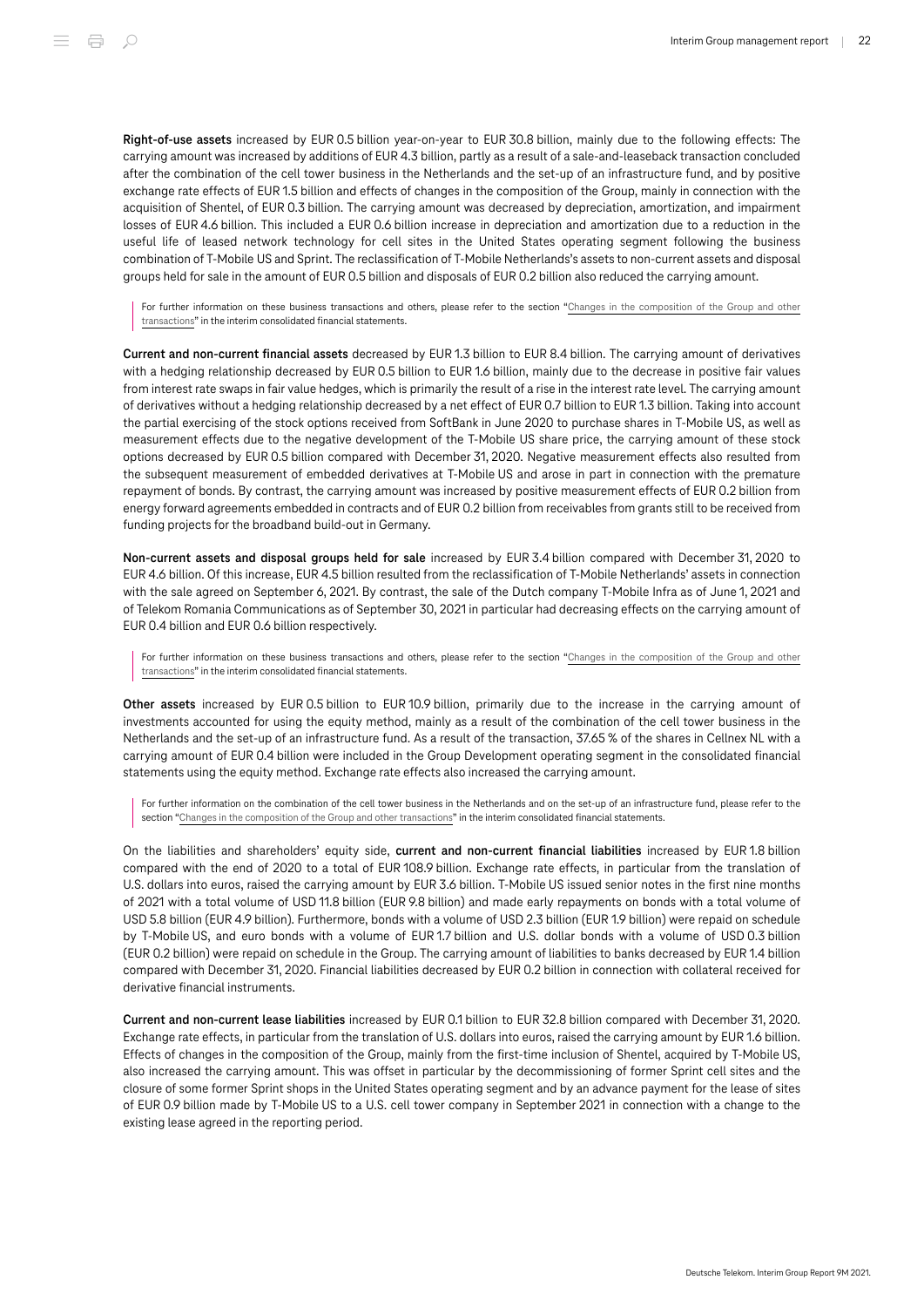**Right-of-use assets** increased by EUR 0.5 billion year-on-year to EUR 30.8 billion, mainly due to the following effects: The carrying amount was increased by additions of EUR 4.3 billion, partly as a result of a sale-and-leaseback transaction concluded after the combination of the cell tower business in the Netherlands and the set-up of an infrastructure fund, and by positive exchange rate effects of EUR 1.5 billion and effects of changes in the composition of the Group, mainly in connection with the acquisition of Shentel, of EUR 0.3 billion. The carrying amount was decreased by depreciation, amortization, and impairment losses of EUR 4.6 billion. This included a EUR 0.6 billion increase in depreciation and amortization due to a reduction in the useful life of leased network technology for cell sites in the United States operating segment following the business combination of T-Mobile US and Sprint. The reclassification of T-Mobile Netherlands's assets to non-current assets and disposal groups held for sale in the amount of EUR 0.5 billion and disposals of EUR 0.2 billion also reduced the carrying amount.

For further information on these business transactions and others, please refer to the section "Changes in the composition of the Group and other transactions" in the interim consolidated financial statements.

**Current and non-current financial assets** decreased by EUR 1.3 billion to EUR 8.4 billion. The carrying amount of derivatives with a hedging relationship decreased by EUR 0.5 billion to EUR 1.6 billion, mainly due to the decrease in positive fair values from interest rate swaps in fair value hedges, which is primarily the result of a rise in the interest rate level. The carrying amount of derivatives without a hedging relationship decreased by a net effect of EUR 0.7 billion to EUR 1.3 billion. Taking into account the partial exercising of the stock options received from SoftBank in June 2020 to purchase shares in T-Mobile US, as well as measurement effects due to the negative development of the T-Mobile US share price, the carrying amount of these stock options decreased by EUR 0.5 billion compared with December 31, 2020. Negative measurement effects also resulted from the subsequent measurement of embedded derivatives at T-Mobile US and arose in part in connection with the premature repayment of bonds. By contrast, the carrying amount was increased by positive measurement effects of EUR 0.2 billion from energy forward agreements embedded in contracts and of EUR 0.2 billion from receivables from grants still to be received from funding projects for the broadband build-out in Germany.

**Non-current assets and disposal groups held for sale** increased by EUR 3.4 billion compared with December 31, 2020 to EUR 4.6 billion. Of this increase, EUR 4.5 billion resulted from the reclassification of T-Mobile Netherlands' assets in connection with the sale agreed on September 6, 2021. By contrast, the sale of the Dutch company T-Mobile Infra as of June 1, 2021 and of Telekom Romania Communications as of September 30, 2021 in particular had decreasing effects on the carrying amount of EUR 0.4 billion and EUR 0.6 billion respectively.

For further information on these business transactions and others, please refer to the section "Changes in the composition of the Group and other transactions" in the interim consolidated financial statements.

**Other assets** increased by EUR 0.5 billion to EUR 10.9 billion, primarily due to the increase in the carrying amount of investments accounted for using the equity method, mainly as a result of the combination of the cell tower business in the Netherlands and the set-up of an infrastructure fund. As a result of the transaction, 37.65 % of the shares in Cellnex NL with a carrying amount of EUR 0.4 billion were included in the Group Development operating segment in the consolidated financial statements using the equity method. Exchange rate effects also increased the carrying amount.

For further information on the combination of the cell tower business in the Netherlands and on the set-up of an infrastructure fund, please refer to the section "Changes in the composition of the Group and other transactions" in the interim consolidated financial statements.

On the liabilities and shareholders' equity side, **current and non-current financial liabilities** increased by EUR 1.8 billion compared with the end of 2020 to a total of EUR 108.9 billion. Exchange rate effects, in particular from the translation of U.S. dollars into euros, raised the carrying amount by EUR 3.6 billion. T-Mobile US issued senior notes in the first nine months of 2021 with a total volume of USD 11.8 billion (EUR 9.8 billion) and made early repayments on bonds with a total volume of USD 5.8 billion (EUR 4.9 billion). Furthermore, bonds with a volume of USD 2.3 billion (EUR 1.9 billion) were repaid on schedule by T-Mobile US, and euro bonds with a volume of EUR 1.7 billion and U.S. dollar bonds with a volume of USD 0.3 billion (EUR 0.2 billion) were repaid on schedule in the Group. The carrying amount of liabilities to banks decreased by EUR 1.4 billion compared with December 31, 2020. Financial liabilities decreased by EUR 0.2 billion in connection with collateral received for derivative financial instruments.

**Current and non-current lease liabilities** increased by EUR 0.1 billion to EUR 32.8 billion compared with December 31, 2020. Exchange rate effects, in particular from the translation of U.S. dollars into euros, raised the carrying amount by EUR 1.6 billion. Effects of changes in the composition of the Group, mainly from the first-time inclusion of Shentel, acquired by T-Mobile US, also increased the carrying amount. This was offset in particular by the decommissioning of former Sprint cell sites and the closure of some former Sprint shops in the United States operating segment and by an advance payment for the lease of sites of EUR 0.9 billion made by T-Mobile US to a U.S. cell tower company in September 2021 in connection with a change to the existing lease agreed in the reporting period.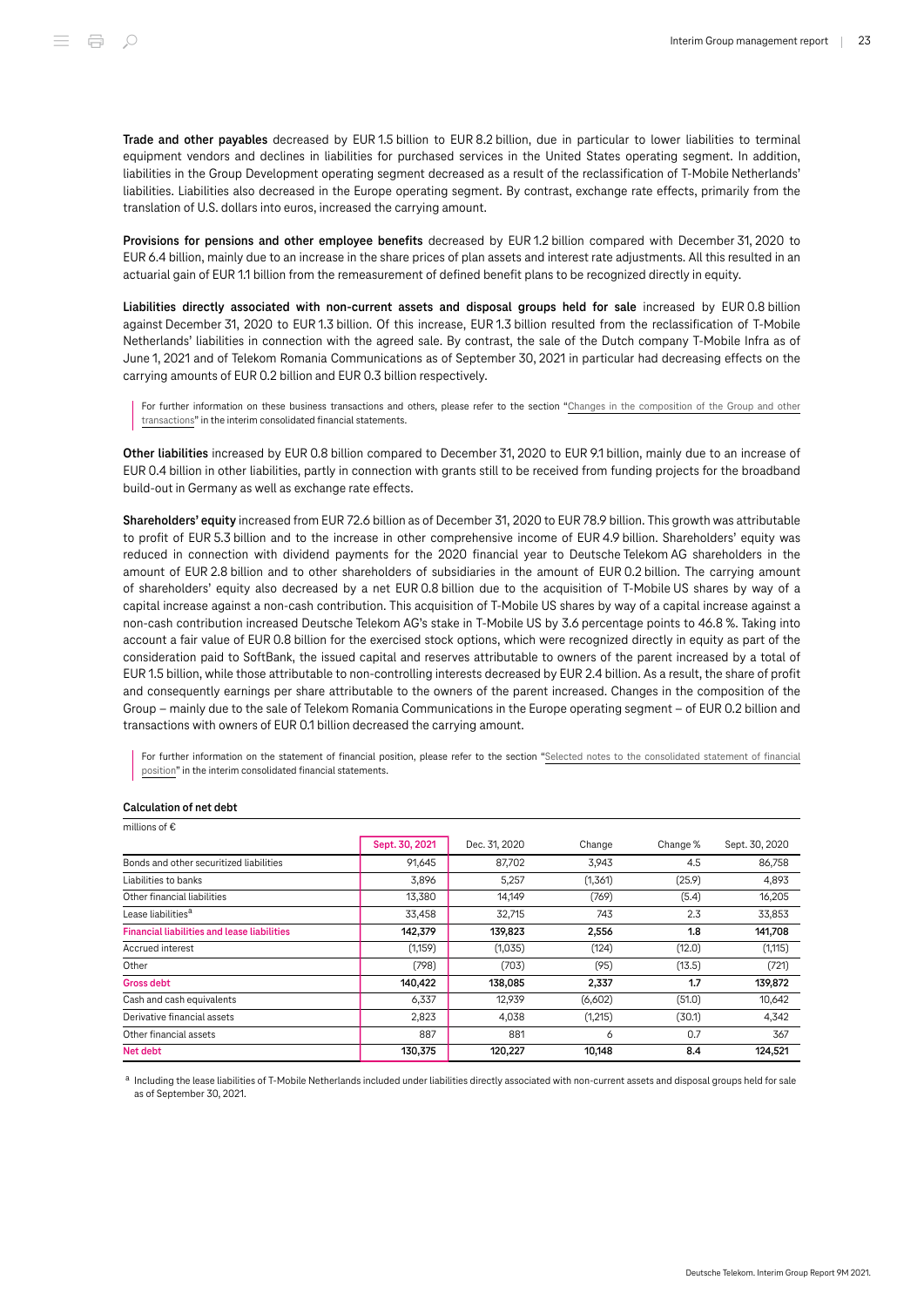**Trade and other payables** decreased by EUR 1.5 billion to EUR 8.2 billion, due in particular to lower liabilities to terminal equipment vendors and declines in liabilities for purchased services in the United States operating segment. In addition, liabilities in the Group Development operating segment decreased as a result of the reclassification of T-Mobile Netherlands' liabilities. Liabilities also decreased in the Europe operating segment. By contrast, exchange rate effects, primarily from the translation of U.S. dollars into euros, increased the carrying amount.

**Provisions for pensions and other employee benefits** decreased by EUR 1.2 billion compared with December 31, 2020 to EUR 6.4 billion, mainly due to an increase in the share prices of plan assets and interest rate adjustments. All this resulted in an actuarial gain of EUR 1.1 billion from the remeasurement of defined benefit plans to be recognized directly in equity.

**Liabilities directly associated with non-current assets and disposal groups held for sale** increased by EUR 0.8 billion against December 31, 2020 to EUR 1.3 billion. Of this increase, EUR 1.3 billion resulted from the reclassification of T-Mobile Netherlands' liabilities in connection with the agreed sale. By contrast, the sale of the Dutch company T-Mobile Infra as of June 1, 2021 and of Telekom Romania Communications as of September 30, 2021 in particular had decreasing effects on the carrying amounts of EUR 0.2 billion and EUR 0.3 billion respectively.

For further information on these business transactions and others, please refer to the section "Changes in the composition of the Group and other transactions" in the interim consolidated financial statements.

**Other liabilities** increased by EUR 0.8 billion compared to December 31, 2020 to EUR 9.1 billion, mainly due to an increase of EUR 0.4 billion in other liabilities, partly in connection with grants still to be received from funding projects for the broadband build-out in Germany as well as exchange rate effects.

**Shareholders' equity** increased from EUR 72.6 billion as of December 31, 2020 to EUR 78.9 billion. This growth was attributable to profit of EUR 5.3 billion and to the increase in other comprehensive income of EUR 4.9 billion. Shareholders' equity was reduced in connection with dividend payments for the 2020 financial year to Deutsche Telekom AG shareholders in the amount of EUR 2.8 billion and to other shareholders of subsidiaries in the amount of EUR 0.2 billion. The carrying amount of shareholders' equity also decreased by a net EUR 0.8 billion due to the acquisition of T-Mobile US shares by way of a capital increase against a non-cash contribution. This acquisition of T-Mobile US shares by way of a capital increase against a non-cash contribution increased Deutsche Telekom AG's stake in T-Mobile US by 3.6 percentage points to 46.8 %. Taking into account a fair value of EUR 0.8 billion for the exercised stock options, which were recognized directly in equity as part of the consideration paid to SoftBank, the issued capital and reserves attributable to owners of the parent increased by a total of EUR 1.5 billion, while those attributable to non-controlling interests decreased by EUR 2.4 billion. As a result, the share of profit and consequently earnings per share attributable to the owners of the parent increased. Changes in the composition of the Group – mainly due to the sale of Telekom Romania Communications in the Europe operating segment – of EUR 0.2 billion and transactions with owners of EUR 0.1 billion decreased the carrying amount.

For further information on the statement of financial position, please refer to the section "Selected notes to the consolidated statement of financial position" in the interim consolidated financial statements.

**Calculation of net debt**

millions of €

| | Sept. 30, 2021 | Dec. 31, 2020 | Change | Change % | Sept. 30, 2020 |
|---|---|---|---|---|---|
| Bonds and other securitized liabilities | 91,645 | 87,702 | 3,943 | 4.5 | 86,758 |
| Liabilities to banks | 3,896 | 5,257 | (1,361) | (25.9) | 4,893 |
| Other financial liabilities | 13,380 | 14,149 | (769) | (5.4) | 16,205 |
| Lease liabilities[a] | 33,458 | 32,715 | 743 | 2.3 | 33,853 |
| **Financial liabilities and lease liabilities** | **142,379** | **139,823** | **2,556** | **1.8** | **141,708** |
| Accrued interest | (1,159) | (1,035) | (124) | (12.0) | (1,115) |
| Other | (798) | (703) | (95) | (13.5) | (721) |
| **Gross debt** | **140,422** | **138,085** | **2,337** | **1.7** | **139,872** |
| Cash and cash equivalents | 6,337 | 12,939 | (6,602) | (51.0) | 10,642 |
| Derivative financial assets | 2,823 | 4,038 | (1,215) | (30.1) | 4,342 |
| Other financial assets | 887 | 881 | 6 | 0.7 | 367 |
| **Net debt** | **130,375** | **120,227** | **10,148** | **8.4** | **124,521** |

[a] Including the lease liabilities of T-Mobile Netherlands included under liabilities directly associated with non-current assets and disposal groups held for sale as of September 30, 2021.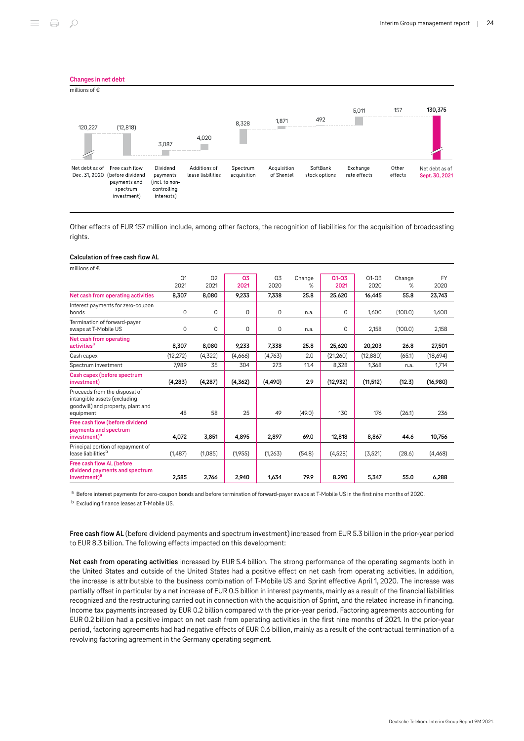**Changes in net debt**

millions of €

| Net debt as of Dec. 31, 2020 | Free cash flow (before dividend payments and spectrum investment) | Dividend payments (incl. to non-controlling interests) | Additions of lease liabilities | Spectrum acquisition | Acquisition of Shentel | SoftBank stock options | Exchange rate effects | Other effects | Net debt as of Sept. 30, 2021 |
|---|---|---|---|---|---|---|---|---|---|
| 120,227 | (12,818) | 3,087 | 4,020 | 8,328 | 1,871 | 492 | 5,011 | 157 | 130,375 |

Other effects of EUR 157 million include, among other factors, the recognition of liabilities for the acquisition of broadcasting rights.

**Calculation of free cash flow AL**

millions of €

| | Q1 2021 | Q2 2021 | Q3 2021 | Q3 2020 | Change % | Q1-Q3 2021 | Q1-Q3 2020 | Change % | FY 2020 |
|---|---|---|---|---|---|---|---|---|---|
| **Net cash from operating activities** | **8,307** | **8,080** | **9,233** | **7,338** | **25.8** | **25,620** | **16,445** | **55.8** | **23,743** |
| Interest payments for zero-coupon bonds | 0 | 0 | 0 | 0 | n.a. | 0 | 1,600 | (100.0) | 1,600 |
| Termination of forward-payer swaps at T-Mobile US | 0 | 0 | 0 | 0 | n.a. | 0 | 2,158 | (100.0) | 2,158 |
| **Net cash from operating activities[a]** | **8,307** | **8,080** | **9,233** | **7,338** | **25.8** | **25,620** | **20,203** | **26.8** | **27,501** |
| Cash capex | (12,272) | (4,322) | (4,666) | (4,763) | 2.0 | (21,260) | (12,880) | (65.1) | (18,694) |
| Spectrum investment | 7,989 | 35 | 304 | 273 | 11.4 | 8,328 | 1,368 | n.a. | 1,714 |
| **Cash capex (before spectrum investment)** | **(4,283)** | **(4,287)** | **(4,362)** | **(4,490)** | **2.9** | **(12,932)** | **(11,512)** | **(12.3)** | **(16,980)** |
| Proceeds from the disposal of intangible assets (excluding goodwill) and property, plant and equipment | 48 | 58 | 25 | 49 | (49.0) | 130 | 176 | (26.1) | 236 |
| **Free cash flow (before dividend payments and spectrum investment)[a]** | **4,072** | **3,851** | **4,895** | **2,897** | **69.0** | **12,818** | **8,867** | **44.6** | **10,756** |
| Principal portion of repayment of lease liabilities[b] | (1,487) | (1,085) | (1,955) | (1,263) | (54.8) | (4,528) | (3,521) | (28.6) | (4,468) |
| **Free cash flow AL (before dividend payments and spectrum investment)[a]** | **2,585** | **2,766** | **2,940** | **1,634** | **79.9** | **8,290** | **5,347** | **55.0** | **6,288** |

[a] Before interest payments for zero-coupon bonds and before termination of forward-payer swaps at T-Mobile US in the first nine months of 2020.

[b] Excluding finance leases at T-Mobile US.

**Free cash flow AL** (before dividend payments and spectrum investment) increased from EUR 5.3 billion in the prior-year period to EUR 8.3 billion. The following effects impacted on this development:

**Net cash from operating activities** increased by EUR 5.4 billion. The strong performance of the operating segments both in the United States and outside of the United States had a positive effect on net cash from operating activities. In addition, the increase is attributable to the business combination of T-Mobile US and Sprint effective April 1, 2020. The increase was partially offset in particular by a net increase of EUR 0.5 billion in interest payments, mainly as a result of the financial liabilities recognized and the restructuring carried out in connection with the acquisition of Sprint, and the related increase in financing. Income tax payments increased by EUR 0.2 billion compared with the prior-year period. Factoring agreements accounting for EUR 0.2 billion had a positive impact on net cash from operating activities in the first nine months of 2021. In the prior-year period, factoring agreements had had negative effects of EUR 0.6 billion, mainly as a result of the contractual termination of a revolving factoring agreement in the Germany operating segment.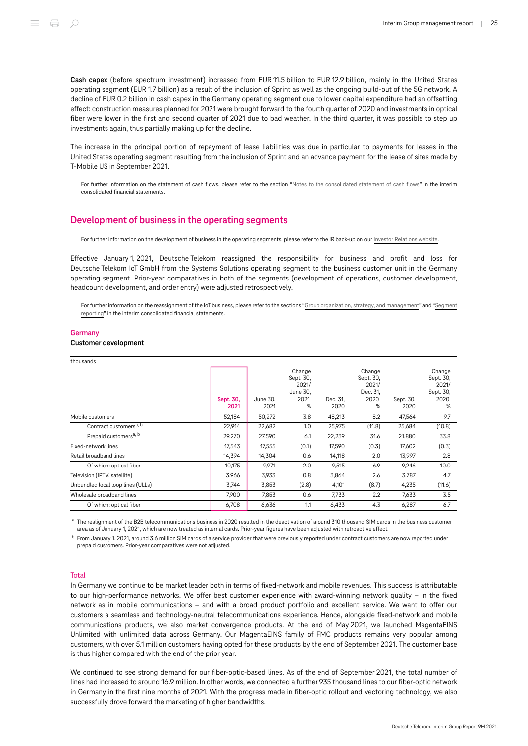**Cash capex** (before spectrum investment) increased from EUR 11.5 billion to EUR 12.9 billion, mainly in the United States operating segment (EUR 1.7 billion) as a result of the inclusion of Sprint as well as the ongoing build-out of the 5G network. A decline of EUR 0.2 billion in cash capex in the Germany operating segment due to lower capital expenditure had an offsetting effect: construction measures planned for 2021 were brought forward to the fourth quarter of 2020 and investments in optical fiber were lower in the first and second quarter of 2021 due to bad weather. In the third quarter, it was possible to step up investments again, thus partially making up for the decline.

The increase in the principal portion of repayment of lease liabilities was due in particular to payments for leases in the United States operating segment resulting from the inclusion of Sprint and an advance payment for the lease of sites made by T-Mobile US in September 2021.

For further information on the statement of cash flows, please refer to the section "Notes to the consolidated statement of cash flows" in the interim consolidated financial statements.

## Development of business in the operating segments

For further information on the development of business in the operating segments, please refer to the IR back-up on our Investor Relations website.

Effective January 1, 2021, Deutsche Telekom reassigned the responsibility for business and profit and loss for Deutsche Telekom IoT GmbH from the Systems Solutions operating segment to the business customer unit in the Germany operating segment. Prior-year comparatives in both of the segments (development of operations, customer development, headcount development, and order entry) were adjusted retrospectively.

For further information on the reassignment of the IoT business, please refer to the sections "Group organization, strategy, and management" and "Segment reporting" in the interim consolidated financial statements.

### Germany

#### Customer development

thousands

| | Sept. 30, 2021 | June 30, 2021 | Change Sept. 30, 2021/ June 30, 2021 % | Dec. 31, 2020 | Change Sept. 30, 2021/ Dec. 31, 2020 % | Sept. 30, 2020 | Change Sept. 30, 2021/ Sept. 30, 2020 % |
|---|---|---|---|---|---|---|---|
| Mobile customers | 52,184 | 50,272 | 3.8 | 48,213 | 8.2 | 47,564 | 9.7 |
| Contract customers[a, b] | 22,914 | 22,682 | 1.0 | 25,975 | (11.8) | 25,684 | (10.8) |
| Prepaid customers[a, b] | 29,270 | 27,590 | 6.1 | 22,239 | 31.6 | 21,880 | 33.8 |
| Fixed-network lines | 17,543 | 17,555 | (0.1) | 17,590 | (0.3) | 17,602 | (0.3) |
| Retail broadband lines | 14,394 | 14,304 | 0.6 | 14,118 | 2.0 | 13,997 | 2.8 |
| Of which: optical fiber | 10,175 | 9,971 | 2.0 | 9,515 | 6.9 | 9,246 | 10.0 |
| Television (IPTV, satellite) | 3,966 | 3,933 | 0.8 | 3,864 | 2.6 | 3,787 | 4.7 |
| Unbundled local loop lines (ULLs) | 3,744 | 3,853 | (2.8) | 4,101 | (8.7) | 4,235 | (11.6) |
| Wholesale broadband lines | 7,900 | 7,853 | 0.6 | 7,733 | 2.2 | 7,633 | 3.5 |
| Of which: optical fiber | 6,708 | 6,636 | 1.1 | 6,433 | 4.3 | 6,287 | 6.7 |

[a] The realignment of the B2B telecommunications business in 2020 resulted in the deactivation of around 310 thousand SIM cards in the business customer area as of January 1, 2021, which are now treated as internal cards. Prior-year figures have been adjusted with retroactive effect.

[b] From January 1, 2021, around 3.6 million SIM cards of a service provider that were previously reported under contract customers are now reported under prepaid customers. Prior-year comparatives were not adjusted.

#### Total

In Germany we continue to be market leader both in terms of fixed-network and mobile revenues. This success is attributable to our high-performance networks. We offer best customer experience with award-winning network quality – in the fixed network as in mobile communications – and with a broad product portfolio and excellent service. We want to offer our customers a seamless and technology-neutral telecommunications experience. Hence, alongside fixed-network and mobile communications products, we also market convergence products. At the end of May 2021, we launched MagentaEINS Unlimited with unlimited data across Germany. Our MagentaEINS family of FMC products remains very popular among customers, with over 5.1 million customers having opted for these products by the end of September 2021. The customer base is thus higher compared with the end of the prior year.

We continued to see strong demand for our fiber-optic-based lines. As of the end of September 2021, the total number of lines had increased to around 16.9 million. In other words, we connected a further 935 thousand lines to our fiber-optic network in Germany in the first nine months of 2021. With the progress made in fiber-optic rollout and vectoring technology, we also successfully drove forward the marketing of higher bandwidths.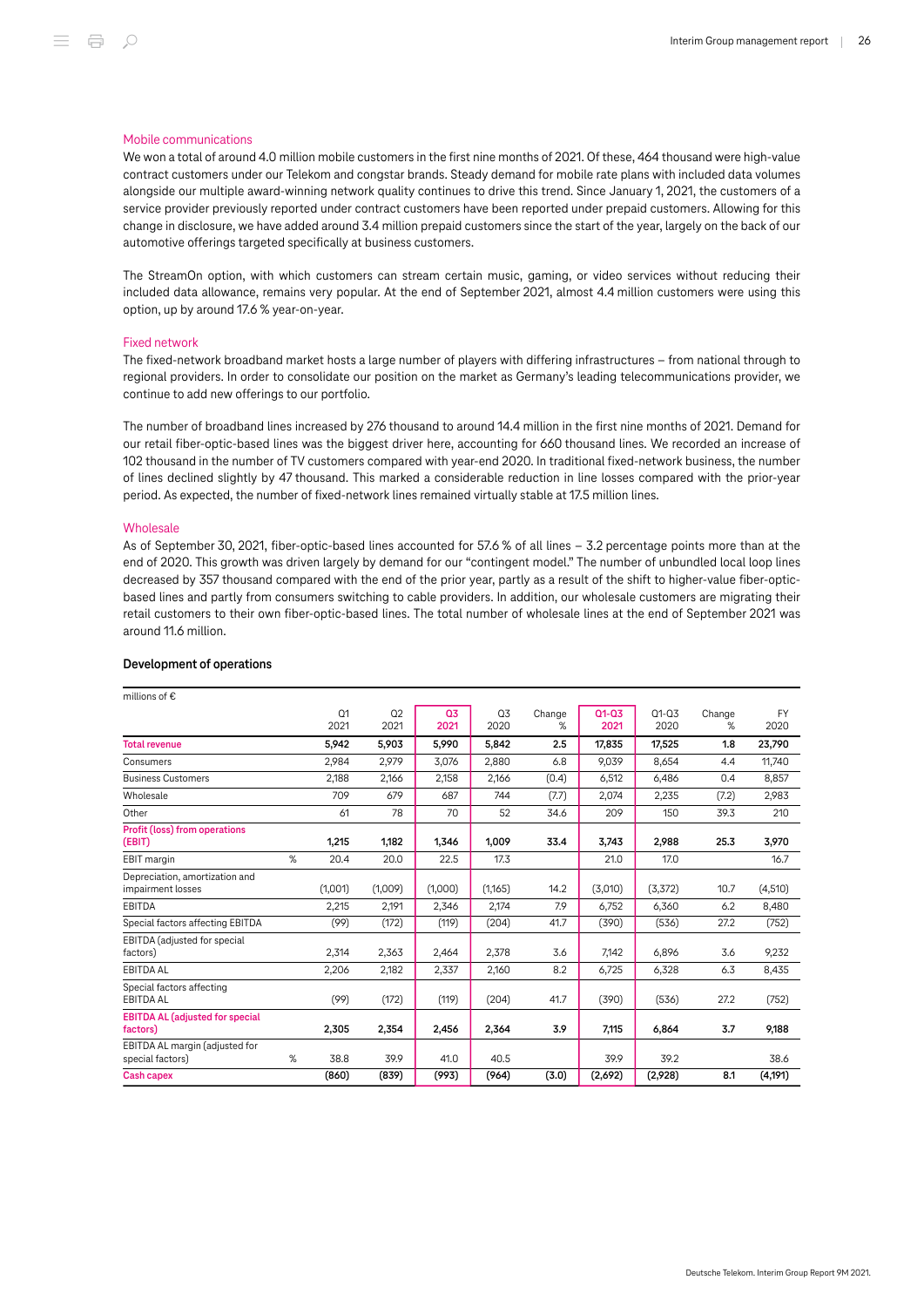### Mobile communications

We won a total of around 4.0 million mobile customers in the first nine months of 2021. Of these, 464 thousand were high-value contract customers under our Telekom and congstar brands. Steady demand for mobile rate plans with included data volumes alongside our multiple award-winning network quality continues to drive this trend. Since January 1, 2021, the customers of a service provider previously reported under contract customers have been reported under prepaid customers. Allowing for this change in disclosure, we have added around 3.4 million prepaid customers since the start of the year, largely on the back of our automotive offerings targeted specifically at business customers.

The StreamOn option, with which customers can stream certain music, gaming, or video services without reducing their included data allowance, remains very popular. At the end of September 2021, almost 4.4 million customers were using this option, up by around 17.6 % year-on-year.

### Fixed network

The fixed-network broadband market hosts a large number of players with differing infrastructures – from national through to regional providers. In order to consolidate our position on the market as Germany's leading telecommunications provider, we continue to add new offerings to our portfolio.

The number of broadband lines increased by 276 thousand to around 14.4 million in the first nine months of 2021. Demand for our retail fiber-optic-based lines was the biggest driver here, accounting for 660 thousand lines. We recorded an increase of 102 thousand in the number of TV customers compared with year-end 2020. In traditional fixed-network business, the number of lines declined slightly by 47 thousand. This marked a considerable reduction in line losses compared with the prior-year period. As expected, the number of fixed-network lines remained virtually stable at 17.5 million lines.

### Wholesale

As of September 30, 2021, fiber-optic-based lines accounted for 57.6 % of all lines – 3.2 percentage points more than at the end of 2020. This growth was driven largely by demand for our "contingent model." The number of unbundled local loop lines decreased by 357 thousand compared with the end of the prior year, partly as a result of the shift to higher-value fiber-optic-based lines and partly from consumers switching to cable providers. In addition, our wholesale customers are migrating their retail customers to their own fiber-optic-based lines. The total number of wholesale lines at the end of September 2021 was around 11.6 million.

#### Development of operations

millions of €

| | | Q1 2021 | Q2 2021 | Q3 2021 | Q3 2020 | Change % | Q1-Q3 2021 | Q1-Q3 2020 | Change % | FY 2020 |
|---|---|---|---|---|---|---|---|---|---|---|
| **Total revenue** | | **5,942** | **5,903** | **5,990** | **5,842** | **2.5** | **17,835** | **17,525** | **1.8** | **23,790** |
| Consumers | | 2,984 | 2,979 | 3,076 | 2,880 | 6.8 | 9,039 | 8,654 | 4.4 | 11,740 |
| Business Customers | | 2,188 | 2,166 | 2,158 | 2,166 | (0.4) | 6,512 | 6,486 | 0.4 | 8,857 |
| Wholesale | | 709 | 679 | 687 | 744 | (7.7) | 2,074 | 2,235 | (7.2) | 2,983 |
| Other | | 61 | 78 | 70 | 52 | 34.6 | 209 | 150 | 39.3 | 210 |
| **Profit (loss) from operations (EBIT)** | | **1,215** | **1,182** | **1,346** | **1,009** | **33.4** | **3,743** | **2,988** | **25.3** | **3,970** |
| EBIT margin | % | 20.4 | 20.0 | 22.5 | 17.3 | | 21.0 | 17.0 | | 16.7 |
| Depreciation, amortization and impairment losses | | (1,001) | (1,009) | (1,000) | (1,165) | 14.2 | (3,010) | (3,372) | 10.7 | (4,510) |
| EBITDA | | 2,215 | 2,191 | 2,346 | 2,174 | 7.9 | 6,752 | 6,360 | 6.2 | 8,480 |
| Special factors affecting EBITDA | | (99) | (172) | (119) | (204) | 41.7 | (390) | (536) | 27.2 | (752) |
| EBITDA (adjusted for special factors) | | 2,314 | 2,363 | 2,464 | 2,378 | 3.6 | 7,142 | 6,896 | 3.6 | 9,232 |
| EBITDA AL | | 2,206 | 2,182 | 2,337 | 2,160 | 8.2 | 6,725 | 6,328 | 6.3 | 8,435 |
| Special factors affecting EBITDA AL | | (99) | (172) | (119) | (204) | 41.7 | (390) | (536) | 27.2 | (752) |
| **EBITDA AL (adjusted for special factors)** | | **2,305** | **2,354** | **2,456** | **2,364** | **3.9** | **7,115** | **6,864** | **3.7** | **9,188** |
| EBITDA AL margin (adjusted for special factors) | % | 38.8 | 39.9 | 41.0 | 40.5 | | 39.9 | 39.2 | | 38.6 |
| **Cash capex** | | **(860)** | **(839)** | **(993)** | **(964)** | **(3.0)** | **(2,692)** | **(2,928)** | **8.1** | **(4,191)** |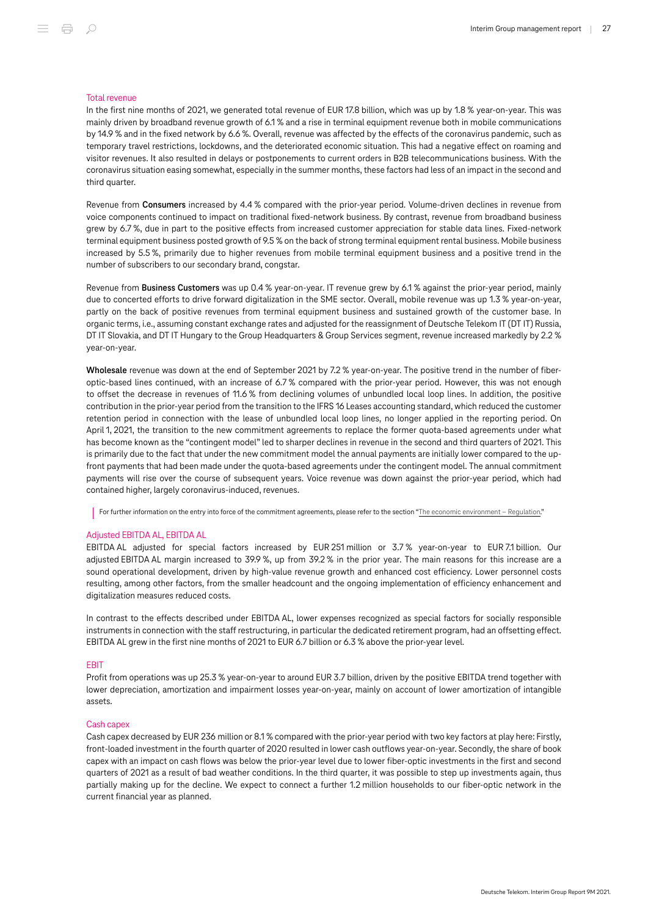### Total revenue

In the first nine months of 2021, we generated total revenue of EUR 17.8 billion, which was up by 1.8 % year-on-year. This was mainly driven by broadband revenue growth of 6.1 % and a rise in terminal equipment revenue both in mobile communications by 14.9 % and in the fixed network by 6.6 %. Overall, revenue was affected by the effects of the coronavirus pandemic, such as temporary travel restrictions, lockdowns, and the deteriorated economic situation. This had a negative effect on roaming and visitor revenues. It also resulted in delays or postponements to current orders in B2B telecommunications business. With the coronavirus situation easing somewhat, especially in the summer months, these factors had less of an impact in the second and third quarter.

Revenue from **Consumers** increased by 4.4 % compared with the prior-year period. Volume-driven declines in revenue from voice components continued to impact on traditional fixed-network business. By contrast, revenue from broadband business grew by 6.7 %, due in part to the positive effects from increased customer appreciation for stable data lines. Fixed-network terminal equipment business posted growth of 9.5 % on the back of strong terminal equipment rental business. Mobile business increased by 5.5 %, primarily due to higher revenues from mobile terminal equipment business and a positive trend in the number of subscribers to our secondary brand, congstar.

Revenue from **Business Customers** was up 0.4 % year-on-year. IT revenue grew by 6.1 % against the prior-year period, mainly due to concerted efforts to drive forward digitalization in the SME sector. Overall, mobile revenue was up 1.3 % year-on-year, partly on the back of positive revenues from terminal equipment business and sustained growth of the customer base. In organic terms, i.e., assuming constant exchange rates and adjusted for the reassignment of Deutsche Telekom IT (DT IT) Russia, DT IT Slovakia, and DT IT Hungary to the Group Headquarters & Group Services segment, revenue increased markedly by 2.2 % year-on-year.

**Wholesale** revenue was down at the end of September 2021 by 7.2 % year-on-year. The positive trend in the number of fiber-optic-based lines continued, with an increase of 6.7 % compared with the prior-year period. However, this was not enough to offset the decrease in revenues of 11.6 % from declining volumes of unbundled local loop lines. In addition, the positive contribution in the prior-year period from the transition to the IFRS 16 Leases accounting standard, which reduced the customer retention period in connection with the lease of unbundled local loop lines, no longer applied in the reporting period. On April 1, 2021, the transition to the new commitment agreements to replace the former quota-based agreements under what has become known as the "contingent model" led to sharper declines in revenue in the second and third quarters of 2021. This is primarily due to the fact that under the new commitment model the annual payments are initially lower compared to the up-front payments that had been made under the quota-based agreements under the contingent model. The annual commitment payments will rise over the course of subsequent years. Voice revenue was down against the prior-year period, which had contained higher, largely coronavirus-induced, revenues.

For further information on the entry into force of the commitment agreements, please refer to the section "The economic environment – Regulation."

### Adjusted EBITDA AL, EBITDA AL

EBITDA AL adjusted for special factors increased by EUR 251 million or 3.7 % year-on-year to EUR 7.1 billion. Our adjusted EBITDA AL margin increased to 39.9 %, up from 39.2 % in the prior year. The main reasons for this increase are a sound operational development, driven by high-value revenue growth and enhanced cost efficiency. Lower personnel costs resulting, among other factors, from the smaller headcount and the ongoing implementation of efficiency enhancement and digitalization measures reduced costs.

In contrast to the effects described under EBITDA AL, lower expenses recognized as special factors for socially responsible instruments in connection with the staff restructuring, in particular the dedicated retirement program, had an offsetting effect. EBITDA AL grew in the first nine months of 2021 to EUR 6.7 billion or 6.3 % above the prior-year level.

### EBIT

Profit from operations was up 25.3 % year-on-year to around EUR 3.7 billion, driven by the positive EBITDA trend together with lower depreciation, amortization and impairment losses year-on-year, mainly on account of lower amortization of intangible assets.

### Cash capex

Cash capex decreased by EUR 236 million or 8.1 % compared with the prior-year period with two key factors at play here: Firstly, front-loaded investment in the fourth quarter of 2020 resulted in lower cash outflows year-on-year. Secondly, the share of book capex with an impact on cash flows was below the prior-year level due to lower fiber-optic investments in the first and second quarters of 2021 as a result of bad weather conditions. In the third quarter, it was possible to step up investments again, thus partially making up for the decline. We expect to connect a further 1.2 million households to our fiber-optic network in the current financial year as planned.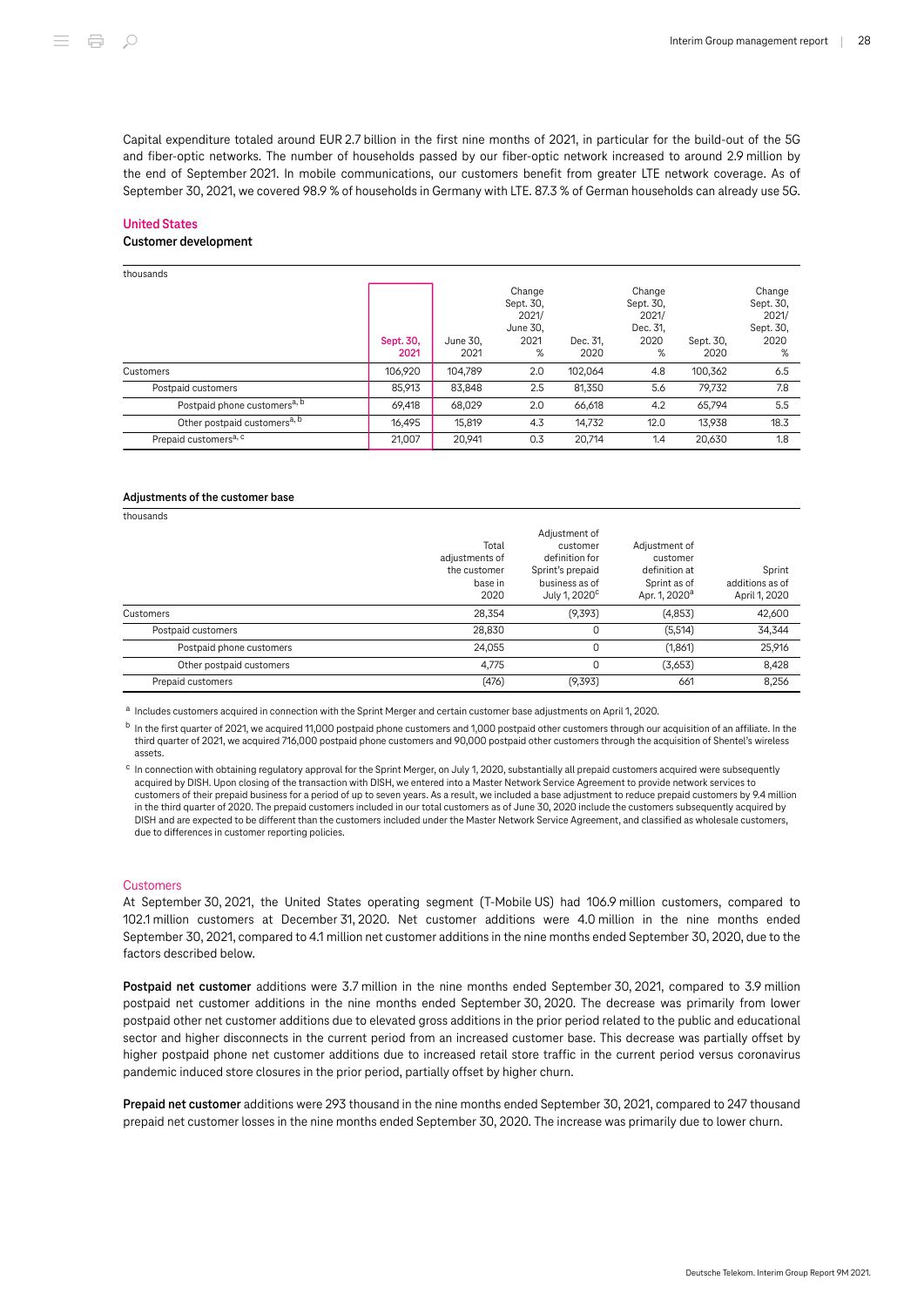Capital expenditure totaled around EUR 2.7 billion in the first nine months of 2021, in particular for the build-out of the 5G and fiber-optic networks. The number of households passed by our fiber-optic network increased to around 2.9 million by the end of September 2021. In mobile communications, our customers benefit from greater LTE network coverage. As of September 30, 2021, we covered 98.9 % of households in Germany with LTE. 87.3 % of German households can already use 5G.

## United States

### Customer development

thousands

| | Sept. 30, 2021 | June 30, 2021 | Change Sept. 30, 2021/ June 30, 2021 % | Dec. 31, 2020 | Change Sept. 30, 2021/ Dec. 31, 2020 % | Sept. 30, 2020 | Change Sept. 30, 2021/ Sept. 30, 2020 % |
|---|---|---|---|---|---|---|---|
| Customers | 106,920 | 104,789 | 2.0 | 102,064 | 4.8 | 100,362 | 6.5 |
| Postpaid customers | 85,913 | 83,848 | 2.5 | 81,350 | 5.6 | 79,732 | 7.8 |
| Postpaid phone customers[a, b] | 69,418 | 68,029 | 2.0 | 66,618 | 4.2 | 65,794 | 5.5 |
| Other postpaid customers[a, b] | 16,495 | 15,819 | 4.3 | 14,732 | 12.0 | 13,938 | 18.3 |
| Prepaid customers[a, c] | 21,007 | 20,941 | 0.3 | 20,714 | 1.4 | 20,630 | 1.8 |

### Adjustments of the customer base

thousands

| | Total adjustments of the customer base in 2020 | Adjustment of customer definition for Sprint's prepaid business as of July 1, 2020[c] | Adjustment of customer definition at Sprint as of Apr. 1, 2020[a] | Sprint additions as of April 1, 2020 |
|---|---|---|---|---|
| Customers | 28,354 | (9,393) | (4,853) | 42,600 |
| Postpaid customers | 28,830 | 0 | (5,514) | 34,344 |
| Postpaid phone customers | 24,055 | 0 | (1,861) | 25,916 |
| Other postpaid customers | 4,775 | 0 | (3,653) | 8,428 |
| Prepaid customers | (476) | (9,393) | 661 | 8,256 |

[a] Includes customers acquired in connection with the Sprint Merger and certain customer base adjustments on April 1, 2020.

[b] In the first quarter of 2021, we acquired 11,000 postpaid phone customers and 1,000 postpaid other customers through our acquisition of an affiliate. In the third quarter of 2021, we acquired 716,000 postpaid phone customers and 90,000 postpaid other customers through the acquisition of Shentel's wireless assets.

[c] In connection with obtaining regulatory approval for the Sprint Merger, on July 1, 2020, substantially all prepaid customers acquired were subsequently acquired by DISH. Upon closing of the transaction with DISH, we entered into a Master Network Service Agreement to provide network services to customers of their prepaid business for a period of up to seven years. As a result, we included a base adjustment to reduce prepaid customers by 9.4 million in the third quarter of 2020. The prepaid customers included in our total customers as of June 30, 2020 include the customers subsequently acquired by DISH and are expected to be different than the customers included under the Master Network Service Agreement, and classified as wholesale customers, due to differences in customer reporting policies.

### Customers

At September 30, 2021, the United States operating segment (T-Mobile US) had 106.9 million customers, compared to 102.1 million customers at December 31, 2020. Net customer additions were 4.0 million in the nine months ended September 30, 2021, compared to 4.1 million net customer additions in the nine months ended September 30, 2020, due to the factors described below.

**Postpaid net customer** additions were 3.7 million in the nine months ended September 30, 2021, compared to 3.9 million postpaid net customer additions in the nine months ended September 30, 2020. The decrease was primarily from lower postpaid other net customer additions due to elevated gross additions in the prior period related to the public and educational sector and higher disconnects in the current period from an increased customer base. This decrease was partially offset by higher postpaid phone net customer additions due to increased retail store traffic in the current period versus coronavirus pandemic induced store closures in the prior period, partially offset by higher churn.

**Prepaid net customer** additions were 293 thousand in the nine months ended September 30, 2021, compared to 247 thousand prepaid net customer losses in the nine months ended September 30, 2020. The increase was primarily due to lower churn.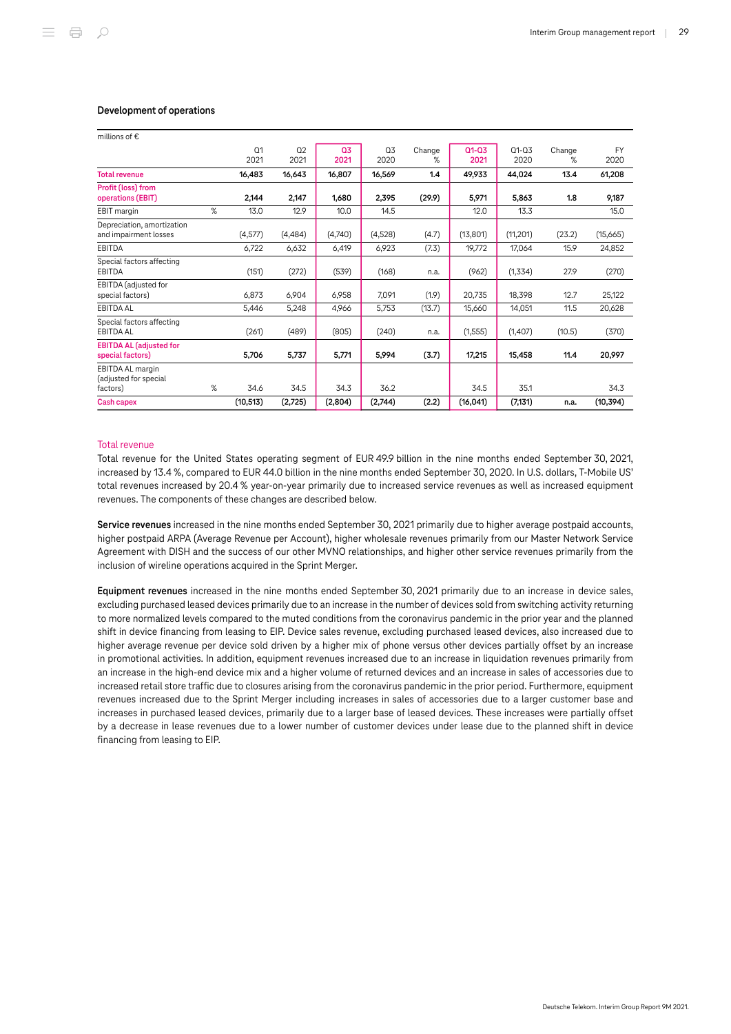### Development of operations

| millions of € | | Q1 2021 | Q2 2021 | Q3 2021 | Q3 2020 | Change % | Q1-Q3 2021 | Q1-Q3 2020 | Change % | FY 2020 |
|---|---|---|---|---|---|---|---|---|---|---|
| **Total revenue** | | **16,483** | **16,643** | **16,807** | **16,569** | **1.4** | **49,933** | **44,024** | **13.4** | **61,208** |
| **Profit (loss) from operations (EBIT)** | | **2,144** | **2,147** | **1,680** | **2,395** | **(29.9)** | **5,971** | **5,863** | **1.8** | **9,187** |
| EBIT margin | % | 13.0 | 12.9 | 10.0 | 14.5 | | 12.0 | 13.3 | | 15.0 |
| Depreciation, amortization and impairment losses | | (4,577) | (4,484) | (4,740) | (4,528) | (4.7) | (13,801) | (11,201) | (23.2) | (15,665) |
| EBITDA | | 6,722 | 6,632 | 6,419 | 6,923 | (7.3) | 19,772 | 17,064 | 15.9 | 24,852 |
| Special factors affecting EBITDA | | (151) | (272) | (539) | (168) | n.a. | (962) | (1,334) | 27.9 | (270) |
| EBITDA (adjusted for special factors) | | 6,873 | 6,904 | 6,958 | 7,091 | (1.9) | 20,735 | 18,398 | 12.7 | 25,122 |
| EBITDA AL | | 5,446 | 5,248 | 4,966 | 5,753 | (13.7) | 15,660 | 14,051 | 11.5 | 20,628 |
| Special factors affecting EBITDA AL | | (261) | (489) | (805) | (240) | n.a. | (1,555) | (1,407) | (10.5) | (370) |
| **EBITDA AL (adjusted for special factors)** | | **5,706** | **5,737** | **5,771** | **5,994** | **(3.7)** | **17,215** | **15,458** | **11.4** | **20,997** |
| EBITDA AL margin (adjusted for special factors) | % | 34.6 | 34.5 | 34.3 | 36.2 | | 34.5 | 35.1 | | 34.3 |
| **Cash capex** | | **(10,513)** | **(2,725)** | **(2,804)** | **(2,744)** | **(2.2)** | **(16,041)** | **(7,131)** | **n.a.** | **(10,394)** |

#### Total revenue

Total revenue for the United States operating segment of EUR 49.9 billion in the nine months ended September 30, 2021, increased by 13.4 %, compared to EUR 44.0 billion in the nine months ended September 30, 2020. In U.S. dollars, T-Mobile US' total revenues increased by 20.4 % year-on-year primarily due to increased service revenues as well as increased equipment revenues. The components of these changes are described below.

**Service revenues** increased in the nine months ended September 30, 2021 primarily due to higher average postpaid accounts, higher postpaid ARPA (Average Revenue per Account), higher wholesale revenues primarily from our Master Network Service Agreement with DISH and the success of our other MVNO relationships, and higher other service revenues primarily from the inclusion of wireline operations acquired in the Sprint Merger.

**Equipment revenues** increased in the nine months ended September 30, 2021 primarily due to an increase in device sales, excluding purchased leased devices primarily due to an increase in the number of devices sold from switching activity returning to more normalized levels compared to the muted conditions from the coronavirus pandemic in the prior year and the planned shift in device financing from leasing to EIP. Device sales revenue, excluding purchased leased devices, also increased due to higher average revenue per device sold driven by a higher mix of phone versus other devices partially offset by an increase in promotional activities. In addition, equipment revenues increased due to an increase in liquidation revenues primarily from an increase in the high-end device mix and a higher volume of returned devices and an increase in sales of accessories due to increased retail store traffic due to closures arising from the coronavirus pandemic in the prior period. Furthermore, equipment revenues increased due to the Sprint Merger including increases in sales of accessories due to a larger customer base and increases in purchased leased devices, primarily due to a larger base of leased devices. These increases were partially offset by a decrease in lease revenues due to a lower number of customer devices under lease due to the planned shift in device financing from leasing to EIP.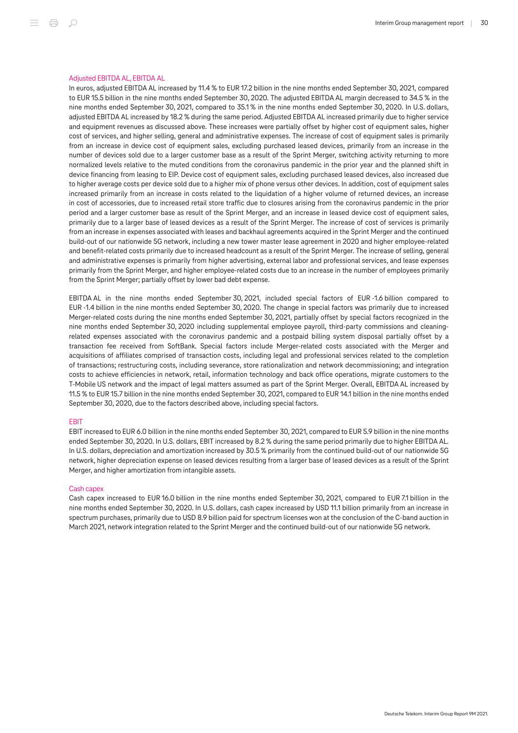### Adjusted EBITDA AL, EBITDA AL

In euros, adjusted EBITDA AL increased by 11.4 % to EUR 17.2 billion in the nine months ended September 30, 2021, compared to EUR 15.5 billion in the nine months ended September 30, 2020. The adjusted EBITDA AL margin decreased to 34.5 % in the nine months ended September 30, 2021, compared to 35.1 % in the nine months ended September 30, 2020. In U.S. dollars, adjusted EBITDA AL increased by 18.2 % during the same period. Adjusted EBITDA AL increased primarily due to higher service and equipment revenues as discussed above. These increases were partially offset by higher cost of equipment sales, higher cost of services, and higher selling, general and administrative expenses. The increase of cost of equipment sales is primarily from an increase in device cost of equipment sales, excluding purchased leased devices, primarily from an increase in the number of devices sold due to a larger customer base as a result of the Sprint Merger, switching activity returning to more normalized levels relative to the muted conditions from the coronavirus pandemic in the prior year and the planned shift in device financing from leasing to EIP. Device cost of equipment sales, excluding purchased leased devices, also increased due to higher average costs per device sold due to a higher mix of phone versus other devices. In addition, cost of equipment sales increased primarily from an increase in costs related to the liquidation of a higher volume of returned devices, an increase in cost of accessories, due to increased retail store traffic due to closures arising from the coronavirus pandemic in the prior period and a larger customer base as result of the Sprint Merger, and an increase in leased device cost of equipment sales, primarily due to a larger base of leased devices as a result of the Sprint Merger. The increase of cost of services is primarily from an increase in expenses associated with leases and backhaul agreements acquired in the Sprint Merger and the continued build-out of our nationwide 5G network, including a new tower master lease agreement in 2020 and higher employee-related and benefit-related costs primarily due to increased headcount as a result of the Sprint Merger. The increase of selling, general and administrative expenses is primarily from higher advertising, external labor and professional services, and lease expenses primarily from the Sprint Merger, and higher employee-related costs due to an increase in the number of employees primarily from the Sprint Merger; partially offset by lower bad debt expense.

EBITDA AL in the nine months ended September 30, 2021, included special factors of EUR -1.6 billion compared to EUR -1.4 billion in the nine months ended September 30, 2020. The change in special factors was primarily due to increased Merger-related costs during the nine months ended September 30, 2021, partially offset by special factors recognized in the nine months ended September 30, 2020 including supplemental employee payroll, third-party commissions and cleaning-related expenses associated with the coronavirus pandemic and a postpaid billing system disposal partially offset by a transaction fee received from SoftBank. Special factors include Merger-related costs associated with the Merger and acquisitions of affiliates comprised of transaction costs, including legal and professional services related to the completion of transactions; restructuring costs, including severance, store rationalization and network decommissioning; and integration costs to achieve efficiencies in network, retail, information technology and back office operations, migrate customers to the T-Mobile US network and the impact of legal matters assumed as part of the Sprint Merger. Overall, EBITDA AL increased by 11.5 % to EUR 15.7 billion in the nine months ended September 30, 2021, compared to EUR 14.1 billion in the nine months ended September 30, 2020, due to the factors described above, including special factors.

### EBIT

EBIT increased to EUR 6.0 billion in the nine months ended September 30, 2021, compared to EUR 5.9 billion in the nine months ended September 30, 2020. In U.S. dollars, EBIT increased by 8.2 % during the same period primarily due to higher EBITDA AL. In U.S. dollars, depreciation and amortization increased by 30.5 % primarily from the continued build-out of our nationwide 5G network, higher depreciation expense on leased devices resulting from a larger base of leased devices as a result of the Sprint Merger, and higher amortization from intangible assets.

### Cash capex

Cash capex increased to EUR 16.0 billion in the nine months ended September 30, 2021, compared to EUR 7.1 billion in the nine months ended September 30, 2020. In U.S. dollars, cash capex increased by USD 11.1 billion primarily from an increase in spectrum purchases, primarily due to USD 8.9 billion paid for spectrum licenses won at the conclusion of the C-band auction in March 2021, network integration related to the Sprint Merger and the continued build-out of our nationwide 5G network.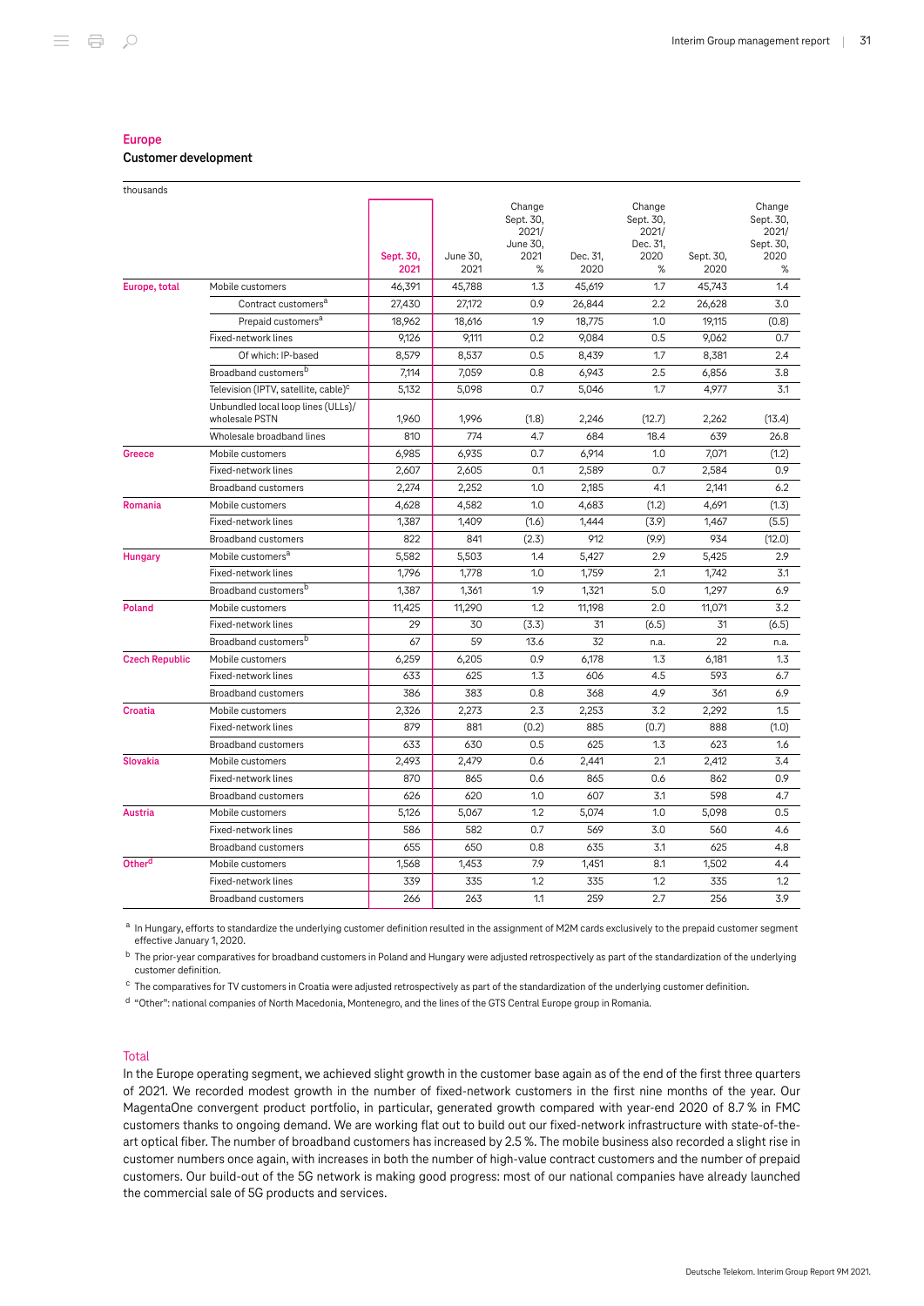## Europe

### Customer development

thousands

| | | Sept. 30, 2021 | June 30, 2021 | Change Sept. 30, 2021/ June 30, 2021 % | Dec. 31, 2020 | Change Sept. 30, 2021/ Dec. 31, 2020 % | Sept. 30, 2020 | Change Sept. 30, 2021/ Sept. 30, 2020 % |
|---|---|---|---|---|---|---|---|---|
| Europe, total | Mobile customers | 46,391 | 45,788 | 1.3 | 45,619 | 1.7 | 45,743 | 1.4 |
| | Contract customers[a] | 27,430 | 27,172 | 0.9 | 26,844 | 2.2 | 26,628 | 3.0 |
| | Prepaid customers[a] | 18,962 | 18,616 | 1.9 | 18,775 | 1.0 | 19,115 | (0.8) |
| | Fixed-network lines | 9,126 | 9,111 | 0.2 | 9,084 | 0.5 | 9,062 | 0.7 |
| | Of which: IP-based | 8,579 | 8,537 | 0.5 | 8,439 | 1.7 | 8,381 | 2.4 |
| | Broadband customers[b] | 7,114 | 7,059 | 0.8 | 6,943 | 2.5 | 6,856 | 3.8 |
| | Television (IPTV, satellite, cable)[c] | 5,132 | 5,098 | 0.7 | 5,046 | 1.7 | 4,977 | 3.1 |
| | Unbundled local loop lines (ULLs)/ wholesale PSTN | 1,960 | 1,996 | (1.8) | 2,246 | (12.7) | 2,262 | (13.4) |
| | Wholesale broadband lines | 810 | 774 | 4.7 | 684 | 18.4 | 639 | 26.8 |
| Greece | Mobile customers | 6,985 | 6,935 | 0.7 | 6,914 | 1.0 | 7,071 | (1.2) |
| | Fixed-network lines | 2,607 | 2,605 | 0.1 | 2,589 | 0.7 | 2,584 | 0.9 |
| | Broadband customers | 2,274 | 2,252 | 1.0 | 2,185 | 4.1 | 2,141 | 6.2 |
| Romania | Mobile customers | 4,628 | 4,582 | 1.0 | 4,683 | (1.2) | 4,691 | (1.3) |
| | Fixed-network lines | 1,387 | 1,409 | (1.6) | 1,444 | (3.9) | 1,467 | (5.5) |
| | Broadband customers | 822 | 841 | (2.3) | 912 | (9.9) | 934 | (12.0) |
| Hungary | Mobile customers[a] | 5,582 | 5,503 | 1.4 | 5,427 | 2.9 | 5,425 | 2.9 |
| | Fixed-network lines | 1,796 | 1,778 | 1.0 | 1,759 | 2.1 | 1,742 | 3.1 |
| | Broadband customers[b] | 1,387 | 1,361 | 1.9 | 1,321 | 5.0 | 1,297 | 6.9 |
| Poland | Mobile customers | 11,425 | 11,290 | 1.2 | 11,198 | 2.0 | 11,071 | 3.2 |
| | Fixed-network lines | 29 | 30 | (3.3) | 31 | (6.5) | 31 | (6.5) |
| | Broadband customers[b] | 67 | 59 | 13.6 | 32 | n.a. | 22 | n.a. |
| Czech Republic | Mobile customers | 6,259 | 6,205 | 0.9 | 6,178 | 1.3 | 6,181 | 1.3 |
| | Fixed-network lines | 633 | 625 | 1.3 | 606 | 4.5 | 593 | 6.7 |
| | Broadband customers | 386 | 383 | 0.8 | 368 | 4.9 | 361 | 6.9 |
| Croatia | Mobile customers | 2,326 | 2,273 | 2.3 | 2,253 | 3.2 | 2,292 | 1.5 |
| | Fixed-network lines | 879 | 881 | (0.2) | 885 | (0.7) | 888 | (1.0) |
| | Broadband customers | 633 | 630 | 0.5 | 625 | 1.3 | 623 | 1.6 |
| Slovakia | Mobile customers | 2,493 | 2,479 | 0.6 | 2,441 | 2.1 | 2,412 | 3.4 |
| | Fixed-network lines | 870 | 865 | 0.6 | 865 | 0.6 | 862 | 0.9 |
| | Broadband customers | 626 | 620 | 1.0 | 607 | 3.1 | 598 | 4.7 |
| Austria | Mobile customers | 5,126 | 5,067 | 1.2 | 5,074 | 1.0 | 5,098 | 0.5 |
| | Fixed-network lines | 586 | 582 | 0.7 | 569 | 3.0 | 560 | 4.6 |
| | Broadband customers | 655 | 650 | 0.8 | 635 | 3.1 | 625 | 4.8 |
| Other[d] | Mobile customers | 1,568 | 1,453 | 7.9 | 1,451 | 8.1 | 1,502 | 4.4 |
| | Fixed-network lines | 339 | 335 | 1.2 | 335 | 1.2 | 335 | 1.2 |
| | Broadband customers | 266 | 263 | 1.1 | 259 | 2.7 | 256 | 3.9 |

[a] In Hungary, efforts to standardize the underlying customer definition resulted in the assignment of M2M cards exclusively to the prepaid customer segment effective January 1, 2020.

[b] The prior-year comparatives for broadband customers in Poland and Hungary were adjusted retrospectively as part of the standardization of the underlying customer definition.

[c] The comparatives for TV customers in Croatia were adjusted retrospectively as part of the standardization of the underlying customer definition.

[d] "Other": national companies of North Macedonia, Montenegro, and the lines of the GTS Central Europe group in Romania.

### Total

In the Europe operating segment, we achieved slight growth in the customer base again as of the end of the first three quarters of 2021. We recorded modest growth in the number of fixed-network customers in the first nine months of the year. Our MagentaOne convergent product portfolio, in particular, generated growth compared with year-end 2020 of 8.7 % in FMC customers thanks to ongoing demand. We are working flat out to build out our fixed-network infrastructure with state-of-the-art optical fiber. The number of broadband customers has increased by 2.5 %. The mobile business also recorded a slight rise in customer numbers once again, with increases in both the number of high-value contract customers and the number of prepaid customers. Our build-out of the 5G network is making good progress: most of our national companies have already launched the commercial sale of 5G products and services.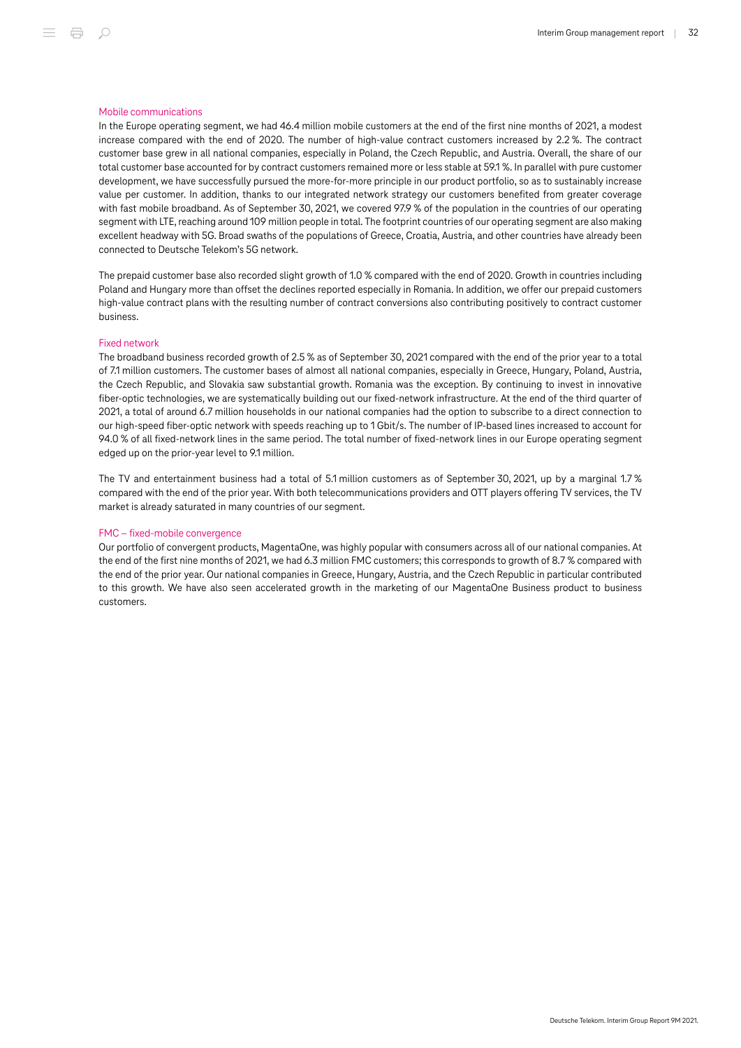### Mobile communications

In the Europe operating segment, we had 46.4 million mobile customers at the end of the first nine months of 2021, a modest increase compared with the end of 2020. The number of high-value contract customers increased by 2.2 %. The contract customer base grew in all national companies, especially in Poland, the Czech Republic, and Austria. Overall, the share of our total customer base accounted for by contract customers remained more or less stable at 59.1 %. In parallel with pure customer development, we have successfully pursued the more-for-more principle in our product portfolio, so as to sustainably increase value per customer. In addition, thanks to our integrated network strategy our customers benefited from greater coverage with fast mobile broadband. As of September 30, 2021, we covered 97.9 % of the population in the countries of our operating segment with LTE, reaching around 109 million people in total. The footprint countries of our operating segment are also making excellent headway with 5G. Broad swaths of the populations of Greece, Croatia, Austria, and other countries have already been connected to Deutsche Telekom's 5G network.

The prepaid customer base also recorded slight growth of 1.0 % compared with the end of 2020. Growth in countries including Poland and Hungary more than offset the declines reported especially in Romania. In addition, we offer our prepaid customers high-value contract plans with the resulting number of contract conversions also contributing positively to contract customer business.

### Fixed network

The broadband business recorded growth of 2.5 % as of September 30, 2021 compared with the end of the prior year to a total of 7.1 million customers. The customer bases of almost all national companies, especially in Greece, Hungary, Poland, Austria, the Czech Republic, and Slovakia saw substantial growth. Romania was the exception. By continuing to invest in innovative fiber-optic technologies, we are systematically building out our fixed-network infrastructure. At the end of the third quarter of 2021, a total of around 6.7 million households in our national companies had the option to subscribe to a direct connection to our high-speed fiber-optic network with speeds reaching up to 1 Gbit/s. The number of IP-based lines increased to account for 94.0 % of all fixed-network lines in the same period. The total number of fixed-network lines in our Europe operating segment edged up on the prior-year level to 9.1 million.

The TV and entertainment business had a total of 5.1 million customers as of September 30, 2021, up by a marginal 1.7 % compared with the end of the prior year. With both telecommunications providers and OTT players offering TV services, the TV market is already saturated in many countries of our segment.

### FMC – fixed-mobile convergence

Our portfolio of convergent products, MagentaOne, was highly popular with consumers across all of our national companies. At the end of the first nine months of 2021, we had 6.3 million FMC customers; this corresponds to growth of 8.7 % compared with the end of the prior year. Our national companies in Greece, Hungary, Austria, and the Czech Republic in particular contributed to this growth. We have also seen accelerated growth in the marketing of our MagentaOne Business product to business customers.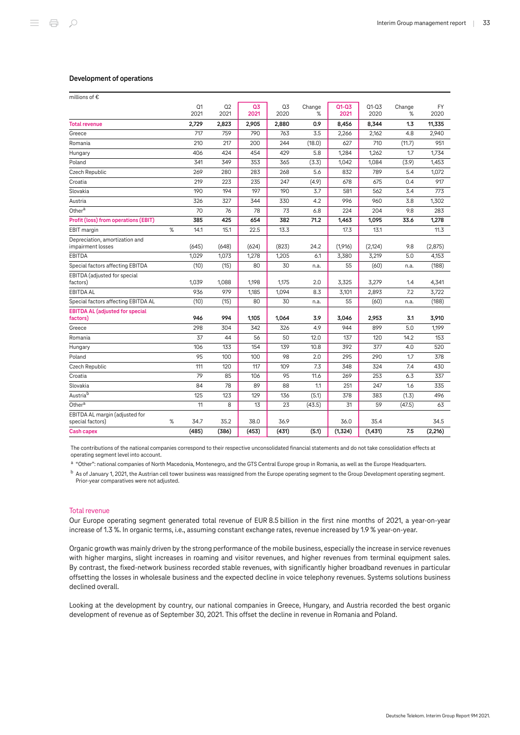### Development of operations

| millions of € | | Q1 2021 | Q2 2021 | Q3 2021 | Q3 2020 | Change % | Q1-Q3 2021 | Q1-Q3 2020 | Change % | FY 2020 |
|---|---|---|---|---|---|---|---|---|---|---|
| **Total revenue** | | **2,729** | **2,823** | **2,905** | **2,880** | **0.9** | **8,456** | **8,344** | **1.3** | **11,335** |
| Greece | | 717 | 759 | 790 | 763 | 3.5 | 2,266 | 2,162 | 4.8 | 2,940 |
| Romania | | 210 | 217 | 200 | 244 | (18.0) | 627 | 710 | (11.7) | 951 |
| Hungary | | 406 | 424 | 454 | 429 | 5.8 | 1,284 | 1,262 | 1.7 | 1,734 |
| Poland | | 341 | 349 | 353 | 365 | (3.3) | 1,042 | 1,084 | (3.9) | 1,453 |
| Czech Republic | | 269 | 280 | 283 | 268 | 5.6 | 832 | 789 | 5.4 | 1,072 |
| Croatia | | 219 | 223 | 235 | 247 | (4.9) | 678 | 675 | 0.4 | 917 |
| Slovakia | | 190 | 194 | 197 | 190 | 3.7 | 581 | 562 | 3.4 | 773 |
| Austria | | 326 | 327 | 344 | 330 | 4.2 | 996 | 960 | 3.8 | 1,302 |
| Other[a] | | 70 | 76 | 78 | 73 | 6.8 | 224 | 204 | 9.8 | 283 |
| **Profit (loss) from operations (EBIT)** | | **385** | **425** | **654** | **382** | **71.2** | **1,463** | **1,095** | **33.6** | **1,278** |
| EBIT margin | % | 14.1 | 15.1 | 22.5 | 13.3 | | 17.3 | 13.1 | | 11.3 |
| Depreciation, amortization and impairment losses | | (645) | (648) | (624) | (823) | 24.2 | (1,916) | (2,124) | 9.8 | (2,875) |
| EBITDA | | 1,029 | 1,073 | 1,278 | 1,205 | 6.1 | 3,380 | 3,219 | 5.0 | 4,153 |
| Special factors affecting EBITDA | | (10) | (15) | 80 | 30 | n.a. | 55 | (60) | n.a. | (188) |
| EBITDA (adjusted for special factors) | | 1,039 | 1,088 | 1,198 | 1,175 | 2.0 | 3,325 | 3,279 | 1.4 | 4,341 |
| EBITDA AL | | 936 | 979 | 1,185 | 1,094 | 8.3 | 3,101 | 2,893 | 7.2 | 3,722 |
| Special factors affecting EBITDA AL | | (10) | (15) | 80 | 30 | n.a. | 55 | (60) | n.a. | (188) |
| **EBITDA AL (adjusted for special factors)** | | **946** | **994** | **1,105** | **1,064** | **3.9** | **3,046** | **2,953** | **3.1** | **3,910** |
| Greece | | 298 | 304 | 342 | 326 | 4.9 | 944 | 899 | 5.0 | 1,199 |
| Romania | | 37 | 44 | 56 | 50 | 12.0 | 137 | 120 | 14.2 | 153 |
| Hungary | | 106 | 133 | 154 | 139 | 10.8 | 392 | 377 | 4.0 | 520 |
| Poland | | 95 | 100 | 100 | 98 | 2.0 | 295 | 290 | 1.7 | 378 |
| Czech Republic | | 111 | 120 | 117 | 109 | 7.3 | 348 | 324 | 7.4 | 430 |
| Croatia | | 79 | 85 | 106 | 95 | 11.6 | 269 | 253 | 6.3 | 337 |
| Slovakia | | 84 | 78 | 89 | 88 | 1.1 | 251 | 247 | 1.6 | 335 |
| Austria[b] | | 125 | 123 | 129 | 136 | (5.1) | 378 | 383 | (1.3) | 496 |
| Other[a] | | 11 | 8 | 13 | 23 | (43.5) | 31 | 59 | (47.5) | 63 |
| EBITDA AL margin (adjusted for special factors) | % | 34.7 | 35.2 | 38.0 | 36.9 | | 36.0 | 35.4 | | 34.5 |
| **Cash capex** | | **(485)** | **(386)** | **(453)** | **(431)** | **(5.1)** | **(1,324)** | **(1,431)** | **7.5** | **(2,216)** |

The contributions of the national companies correspond to their respective unconsolidated financial statements and do not take consolidation effects at operating segment level into account.

[a] "Other": national companies of North Macedonia, Montenegro, and the GTS Central Europe group in Romania, as well as the Europe Headquarters.

[b] As of January 1, 2021, the Austrian cell tower business was reassigned from the Europe operating segment to the Group Development operating segment. Prior-year comparatives were not adjusted.

## Total revenue

Our Europe operating segment generated total revenue of EUR 8.5 billion in the first nine months of 2021, a year-on-year increase of 1.3 %. In organic terms, i.e., assuming constant exchange rates, revenue increased by 1.9 % year-on-year.

Organic growth was mainly driven by the strong performance of the mobile business, especially the increase in service revenues with higher margins, slight increases in roaming and visitor revenues, and higher revenues from terminal equipment sales. By contrast, the fixed-network business recorded stable revenues, with significantly higher broadband revenues in particular offsetting the losses in wholesale business and the expected decline in voice telephony revenues. Systems solutions business declined overall.

Looking at the development by country, our national companies in Greece, Hungary, and Austria recorded the best organic development of revenue as of September 30, 2021. This offset the decline in revenue in Romania and Poland.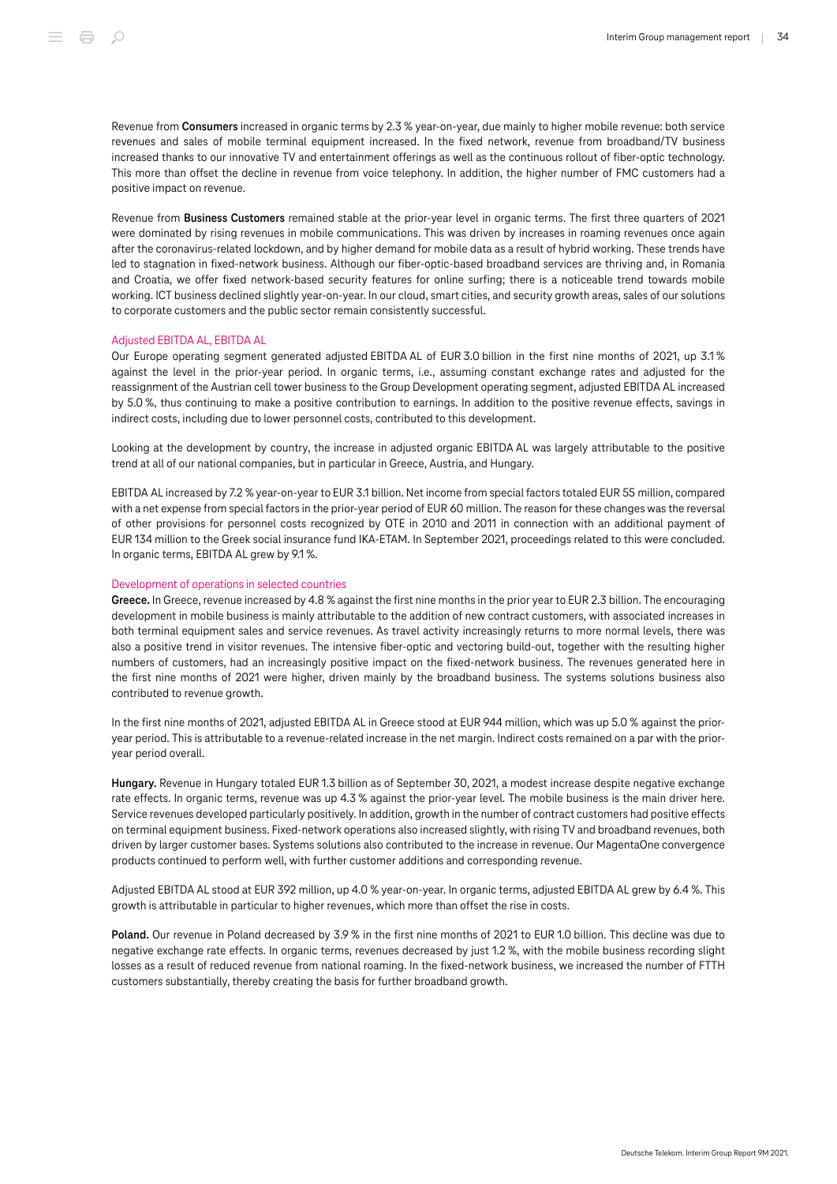Revenue from **Consumers** increased in organic terms by 2.3 % year-on-year, due mainly to higher mobile revenue: both service revenues and sales of mobile terminal equipment increased. In the fixed network, revenue from broadband/TV business increased thanks to our innovative TV and entertainment offerings as well as the continuous rollout of fiber-optic technology. This more than offset the decline in revenue from voice telephony. In addition, the higher number of FMC customers had a positive impact on revenue.

Revenue from **Business Customers** remained stable at the prior-year level in organic terms. The first three quarters of 2021 were dominated by rising revenues in mobile communications. This was driven by increases in roaming revenues once again after the coronavirus-related lockdown, and by higher demand for mobile data as a result of hybrid working. These trends have led to stagnation in fixed-network business. Although our fiber-optic-based broadband services are thriving and, in Romania and Croatia, we offer fixed network-based security features for online surfing; there is a noticeable trend towards mobile working. ICT business declined slightly year-on-year. In our cloud, smart cities, and security growth areas, sales of our solutions to corporate customers and the public sector remain consistently successful.

### Adjusted EBITDA AL, EBITDA AL

Our Europe operating segment generated adjusted EBITDA AL of EUR 3.0 billion in the first nine months of 2021, up 3.1 % against the level in the prior-year period. In organic terms, i.e., assuming constant exchange rates and adjusted for the reassignment of the Austrian cell tower business to the Group Development operating segment, adjusted EBITDA AL increased by 5.0 %, thus continuing to make a positive contribution to earnings. In addition to the positive revenue effects, savings in indirect costs, including due to lower personnel costs, contributed to this development.

Looking at the development by country, the increase in adjusted organic EBITDA AL was largely attributable to the positive trend at all of our national companies, but in particular in Greece, Austria, and Hungary.

EBITDA AL increased by 7.2 % year-on-year to EUR 3.1 billion. Net income from special factors totaled EUR 55 million, compared with a net expense from special factors in the prior-year period of EUR 60 million. The reason for these changes was the reversal of other provisions for personnel costs recognized by OTE in 2010 and 2011 in connection with an additional payment of EUR 134 million to the Greek social insurance fund IKA-ETAM. In September 2021, proceedings related to this were concluded. In organic terms, EBITDA AL grew by 9.1 %.

### Development of operations in selected countries

**Greece.** In Greece, revenue increased by 4.8 % against the first nine months in the prior year to EUR 2.3 billion. The encouraging development in mobile business is mainly attributable to the addition of new contract customers, with associated increases in both terminal equipment sales and service revenues. As travel activity increasingly returns to more normal levels, there was also a positive trend in visitor revenues. The intensive fiber-optic and vectoring build-out, together with the resulting higher numbers of customers, had an increasingly positive impact on the fixed-network business. The revenues generated here in the first nine months of 2021 were higher, driven mainly by the broadband business. The systems solutions business also contributed to revenue growth.

In the first nine months of 2021, adjusted EBITDA AL in Greece stood at EUR 944 million, which was up 5.0 % against the prior-year period. This is attributable to a revenue-related increase in the net margin. Indirect costs remained on a par with the prior-year period overall.

**Hungary.** Revenue in Hungary totaled EUR 1.3 billion as of September 30, 2021, a modest increase despite negative exchange rate effects. In organic terms, revenue was up 4.3 % against the prior-year level. The mobile business is the main driver here. Service revenues developed particularly positively. In addition, growth in the number of contract customers had positive effects on terminal equipment business. Fixed-network operations also increased slightly, with rising TV and broadband revenues, both driven by larger customer bases. Systems solutions also contributed to the increase in revenue. Our MagentaOne convergence products continued to perform well, with further customer additions and corresponding revenue.

Adjusted EBITDA AL stood at EUR 392 million, up 4.0 % year-on-year. In organic terms, adjusted EBITDA AL grew by 6.4 %. This growth is attributable in particular to higher revenues, which more than offset the rise in costs.

**Poland.** Our revenue in Poland decreased by 3.9 % in the first nine months of 2021 to EUR 1.0 billion. This decline was due to negative exchange rate effects. In organic terms, revenues decreased by just 1.2 %, with the mobile business recording slight losses as a result of reduced revenue from national roaming. In the fixed-network business, we increased the number of FTTH customers substantially, thereby creating the basis for further broadband growth.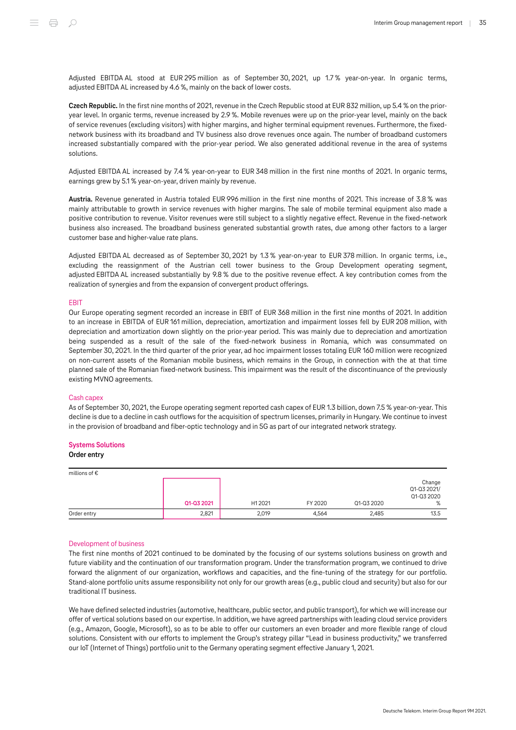Adjusted EBITDA AL stood at EUR 295 million as of September 30, 2021, up 1.7 % year-on-year. In organic terms, adjusted EBITDA AL increased by 4.6 %, mainly on the back of lower costs.

**Czech Republic.** In the first nine months of 2021, revenue in the Czech Republic stood at EUR 832 million, up 5.4 % on the prior-year level. In organic terms, revenue increased by 2.9 %. Mobile revenues were up on the prior-year level, mainly on the back of service revenues (excluding visitors) with higher margins, and higher terminal equipment revenues. Furthermore, the fixed-network business with its broadband and TV business also drove revenues once again. The number of broadband customers increased substantially compared with the prior-year period. We also generated additional revenue in the area of systems solutions.

Adjusted EBITDA AL increased by 7.4 % year-on-year to EUR 348 million in the first nine months of 2021. In organic terms, earnings grew by 5.1 % year-on-year, driven mainly by revenue.

**Austria.** Revenue generated in Austria totaled EUR 996 million in the first nine months of 2021. This increase of 3.8 % was mainly attributable to growth in service revenues with higher margins. The sale of mobile terminal equipment also made a positive contribution to revenue. Visitor revenues were still subject to a slightly negative effect. Revenue in the fixed-network business also increased. The broadband business generated substantial growth rates, due among other factors to a larger customer base and higher-value rate plans.

Adjusted EBITDA AL decreased as of September 30, 2021 by 1.3 % year-on-year to EUR 378 million. In organic terms, i.e., excluding the reassignment of the Austrian cell tower business to the Group Development operating segment, adjusted EBITDA AL increased substantially by 9.8 % due to the positive revenue effect. A key contribution comes from the realization of synergies and from the expansion of convergent product offerings.

#### EBIT

Our Europe operating segment recorded an increase in EBIT of EUR 368 million in the first nine months of 2021. In addition to an increase in EBITDA of EUR 161 million, depreciation, amortization and impairment losses fell by EUR 208 million, with depreciation and amortization down slightly on the prior-year period. This was mainly due to depreciation and amortization being suspended as a result of the sale of the fixed-network business in Romania, which was consummated on September 30, 2021. In the third quarter of the prior year, ad hoc impairment losses totaling EUR 160 million were recognized on non-current assets of the Romanian mobile business, which remains in the Group, in connection with the at that time planned sale of the Romanian fixed-network business. This impairment was the result of the discontinuance of the previously existing MVNO agreements.

#### Cash capex

As of September 30, 2021, the Europe operating segment reported cash capex of EUR 1.3 billion, down 7.5 % year-on-year. This decline is due to a decline in cash outflows for the acquisition of spectrum licenses, primarily in Hungary. We continue to invest in the provision of broadband and fiber-optic technology and in 5G as part of our integrated network strategy.

### Systems Solutions

#### Order entry

millions of €

| | Q1-Q3 2021 | H1 2021 | FY 2020 | Q1-Q3 2020 | Change Q1-Q3 2021/ Q1-Q3 2020 % |
|---|---|---|---|---|---|
| Order entry | 2,821 | 2,019 | 4,564 | 2,485 | 13.5 |

#### Development of business

The first nine months of 2021 continued to be dominated by the focusing of our systems solutions business on growth and future viability and the continuation of our transformation program. Under the transformation program, we continued to drive forward the alignment of our organization, workflows and capacities, and the fine-tuning of the strategy for our portfolio. Stand-alone portfolio units assume responsibility not only for our growth areas (e.g., public cloud and security) but also for our traditional IT business.

We have defined selected industries (automotive, healthcare, public sector, and public transport), for which we will increase our offer of vertical solutions based on our expertise. In addition, we have agreed partnerships with leading cloud service providers (e.g., Amazon, Google, Microsoft), so as to be able to offer our customers an even broader and more flexible range of cloud solutions. Consistent with our efforts to implement the Group's strategy pillar "Lead in business productivity," we transferred our IoT (Internet of Things) portfolio unit to the Germany operating segment effective January 1, 2021.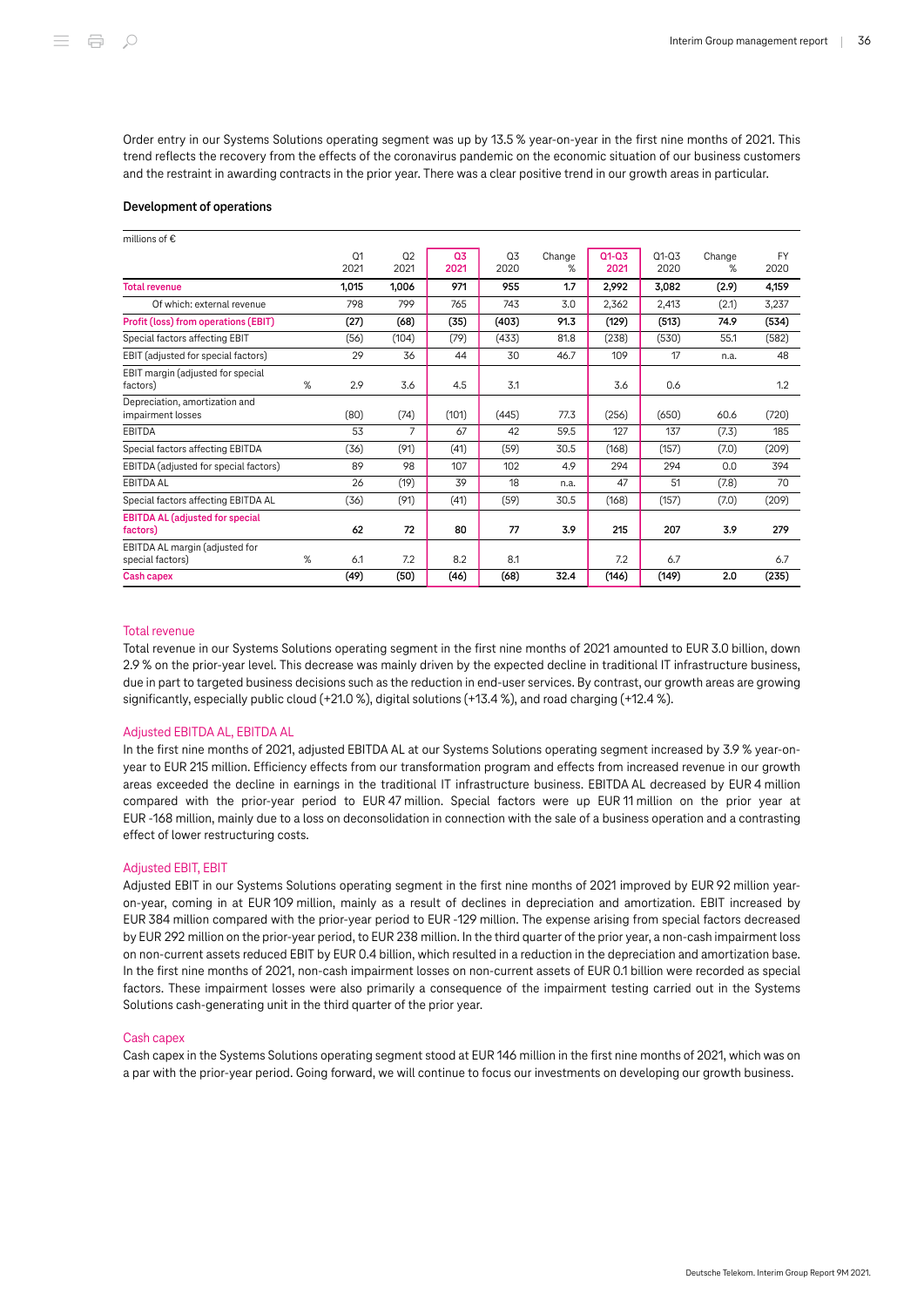Order entry in our Systems Solutions operating segment was up by 13.5 % year-on-year in the first nine months of 2021. This trend reflects the recovery from the effects of the coronavirus pandemic on the economic situation of our business customers and the restraint in awarding contracts in the prior year. There was a clear positive trend in our growth areas in particular.

#### Development of operations

| millions of € | | Q1 2021 | Q2 2021 | Q3 2021 | Q3 2020 | Change % | Q1-Q3 2021 | Q1-Q3 2020 | Change % | FY 2020 |
|---|---|---|---|---|---|---|---|---|---|---|
| **Total revenue** | | **1,015** | **1,006** | **971** | **955** | **1.7** | **2,992** | **3,082** | **(2.9)** | **4,159** |
| Of which: external revenue | | 798 | 799 | 765 | 743 | 3.0 | 2,362 | 2,413 | (2.1) | 3,237 |
| **Profit (loss) from operations (EBIT)** | | **(27)** | **(68)** | **(35)** | **(403)** | **91.3** | **(129)** | **(513)** | **74.9** | **(534)** |
| Special factors affecting EBIT | | (56) | (104) | (79) | (433) | 81.8 | (238) | (530) | 55.1 | (582) |
| EBIT (adjusted for special factors) | | 29 | 36 | 44 | 30 | 46.7 | 109 | 17 | n.a. | 48 |
| EBIT margin (adjusted for special factors) | % | 2.9 | 3.6 | 4.5 | 3.1 | | 3.6 | 0.6 | | 1.2 |
| Depreciation, amortization and impairment losses | | (80) | (74) | (101) | (445) | 77.3 | (256) | (650) | 60.6 | (720) |
| EBITDA | | 53 | 7 | 67 | 42 | 59.5 | 127 | 137 | (7.3) | 185 |
| Special factors affecting EBITDA | | (36) | (91) | (41) | (59) | 30.5 | (168) | (157) | (7.0) | (209) |
| EBITDA (adjusted for special factors) | | 89 | 98 | 107 | 102 | 4.9 | 294 | 294 | 0.0 | 394 |
| EBITDA AL | | 26 | (19) | 39 | 18 | n.a. | 47 | 51 | (7.8) | 70 |
| Special factors affecting EBITDA AL | | (36) | (91) | (41) | (59) | 30.5 | (168) | (157) | (7.0) | (209) |
| **EBITDA AL (adjusted for special factors)** | | **62** | **72** | **80** | **77** | **3.9** | **215** | **207** | **3.9** | **279** |
| EBITDA AL margin (adjusted for special factors) | % | 6.1 | 7.2 | 8.2 | 8.1 | | 7.2 | 6.7 | | 6.7 |
| **Cash capex** | | **(49)** | **(50)** | **(46)** | **(68)** | **32.4** | **(146)** | **(149)** | **2.0** | **(235)** |

##### Total revenue

Total revenue in our Systems Solutions operating segment in the first nine months of 2021 amounted to EUR 3.0 billion, down 2.9 % on the prior-year level. This decrease was mainly driven by the expected decline in traditional IT infrastructure business, due in part to targeted business decisions such as the reduction in end-user services. By contrast, our growth areas are growing significantly, especially public cloud (+21.0 %), digital solutions (+13.4 %), and road charging (+12.4 %).

##### Adjusted EBITDA AL, EBITDA AL

In the first nine months of 2021, adjusted EBITDA AL at our Systems Solutions operating segment increased by 3.9 % year-on-year to EUR 215 million. Efficiency effects from our transformation program and effects from increased revenue in our growth areas exceeded the decline in earnings in the traditional IT infrastructure business. EBITDA AL decreased by EUR 4 million compared with the prior-year period to EUR 47 million. Special factors were up EUR 11 million on the prior year at EUR -168 million, mainly due to a loss on deconsolidation in connection with the sale of a business operation and a contrasting effect of lower restructuring costs.

##### Adjusted EBIT, EBIT

Adjusted EBIT in our Systems Solutions operating segment in the first nine months of 2021 improved by EUR 92 million year-on-year, coming in at EUR 109 million, mainly as a result of declines in depreciation and amortization. EBIT increased by EUR 384 million compared with the prior-year period to EUR -129 million. The expense arising from special factors decreased by EUR 292 million on the prior-year period, to EUR 238 million. In the third quarter of the prior year, a non-cash impairment loss on non-current assets reduced EBIT by EUR 0.4 billion, which resulted in a reduction in the depreciation and amortization base. In the first nine months of 2021, non-cash impairment losses on non-current assets of EUR 0.1 billion were recorded as special factors. These impairment losses were also primarily a consequence of the impairment testing carried out in the Systems Solutions cash-generating unit in the third quarter of the prior year.

##### Cash capex

Cash capex in the Systems Solutions operating segment stood at EUR 146 million in the first nine months of 2021, which was on a par with the prior-year period. Going forward, we will continue to focus our investments on developing our growth business.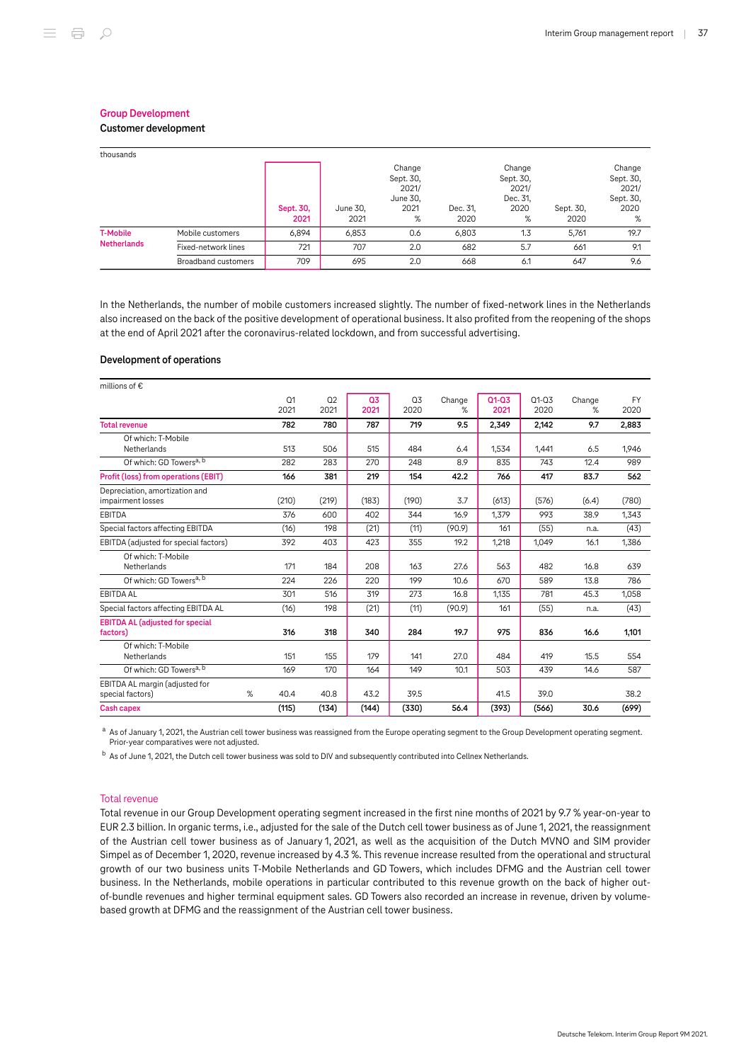## Group Development

### Customer development

| thousands | | Sept. 30, 2021 | June 30, 2021 | Change Sept. 30, 2021/ June 30, 2021 % | Dec. 31, 2020 | Change Sept. 30, 2021/ Dec. 31, 2020 % | Sept. 30, 2020 | Change Sept. 30, 2021/ Sept. 30, 2020 % |
|---|---|---|---|---|---|---|---|---|
| T-Mobile Netherlands | Mobile customers | 6,894 | 6,853 | 0.6 | 6,803 | 1.3 | 5,761 | 19.7 |
| | Fixed-network lines | 721 | 707 | 2.0 | 682 | 5.7 | 661 | 9.1 |
| | Broadband customers | 709 | 695 | 2.0 | 668 | 6.1 | 647 | 9.6 |

In the Netherlands, the number of mobile customers increased slightly. The number of fixed-network lines in the Netherlands also increased on the back of the positive development of operational business. It also profited from the reopening of the shops at the end of April 2021 after the coronavirus-related lockdown, and from successful advertising.

### Development of operations

| millions of € | | Q1 2021 | Q2 2021 | Q3 2021 | Q3 2020 | Change % | Q1-Q3 2021 | Q1-Q3 2020 | Change % | FY 2020 |
|---|---|---|---|---|---|---|---|---|---|---|
| **Total revenue** | | **782** | **780** | **787** | **719** | **9.5** | **2,349** | **2,142** | **9.7** | **2,883** |
| Of which: T-Mobile Netherlands | | 513 | 506 | 515 | 484 | 6.4 | 1,534 | 1,441 | 6.5 | 1,946 |
| Of which: GD Towers[a, b] | | 282 | 283 | 270 | 248 | 8.9 | 835 | 743 | 12.4 | 989 |
| **Profit (loss) from operations (EBIT)** | | **166** | **381** | **219** | **154** | **42.2** | **766** | **417** | **83.7** | **562** |
| Depreciation, amortization and impairment losses | | (210) | (219) | (183) | (190) | 3.7 | (613) | (576) | (6.4) | (780) |
| EBITDA | | 376 | 600 | 402 | 344 | 16.9 | 1,379 | 993 | 38.9 | 1,343 |
| Special factors affecting EBITDA | | (16) | 198 | (21) | (11) | (90.9) | 161 | (55) | n.a. | (43) |
| EBITDA (adjusted for special factors) | | 392 | 403 | 423 | 355 | 19.2 | 1,218 | 1,049 | 16.1 | 1,386 |
| Of which: T-Mobile Netherlands | | 171 | 184 | 208 | 163 | 27.6 | 563 | 482 | 16.8 | 639 |
| Of which: GD Towers[a, b] | | 224 | 226 | 220 | 199 | 10.6 | 670 | 589 | 13.8 | 786 |
| EBITDA AL | | 301 | 516 | 319 | 273 | 16.8 | 1,135 | 781 | 45.3 | 1,058 |
| Special factors affecting EBITDA AL | | (16) | 198 | (21) | (11) | (90.9) | 161 | (55) | n.a. | (43) |
| **EBITDA AL (adjusted for special factors)** | | **316** | **318** | **340** | **284** | **19.7** | **975** | **836** | **16.6** | **1,101** |
| Of which: T-Mobile Netherlands | | 151 | 155 | 179 | 141 | 27.0 | 484 | 419 | 15.5 | 554 |
| Of which: GD Towers[a, b] | | 169 | 170 | 164 | 149 | 10.1 | 503 | 439 | 14.6 | 587 |
| EBITDA AL margin (adjusted for special factors) | % | 40.4 | 40.8 | 43.2 | 39.5 | | 41.5 | 39.0 | | 38.2 |
| **Cash capex** | | **(115)** | **(134)** | **(144)** | **(330)** | **56.4** | **(393)** | **(566)** | **30.6** | **(699)** |

[a] As of January 1, 2021, the Austrian cell tower business was reassigned from the Europe operating segment to the Group Development operating segment. Prior-year comparatives were not adjusted.

[b] As of June 1, 2021, the Dutch cell tower business was sold to DIV and subsequently contributed into Cellnex Netherlands.

#### Total revenue

Total revenue in our Group Development operating segment increased in the first nine months of 2021 by 9.7 % year-on-year to EUR 2.3 billion. In organic terms, i.e., adjusted for the sale of the Dutch cell tower business as of June 1, 2021, the reassignment of the Austrian cell tower business as of January 1, 2021, as well as the acquisition of the Dutch MVNO and SIM provider Simpel as of December 1, 2020, revenue increased by 4.3 %. This revenue increase resulted from the operational and structural growth of our two business units T-Mobile Netherlands and GD Towers, which includes DFMG and the Austrian cell tower business. In the Netherlands, mobile operations in particular contributed to this revenue growth on the back of higher out-of-bundle revenues and higher terminal equipment sales. GD Towers also recorded an increase in revenue, driven by volume-based growth at DFMG and the reassignment of the Austrian cell tower business.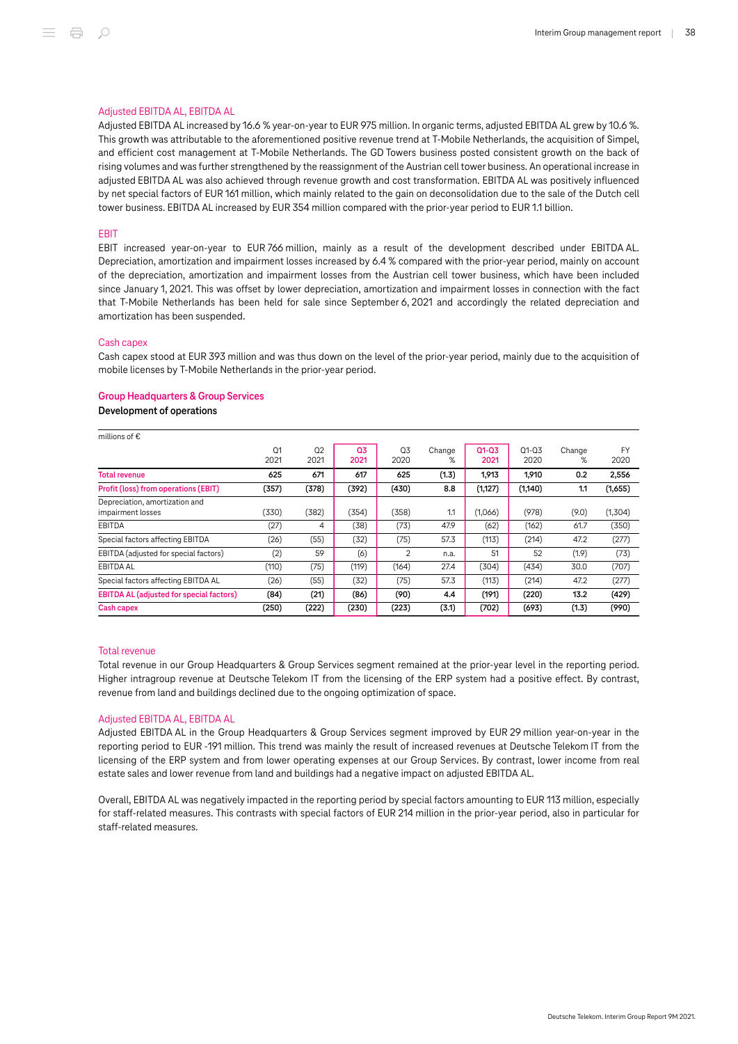### Adjusted EBITDA AL, EBITDA AL

Adjusted EBITDA AL increased by 16.6 % year-on-year to EUR 975 million. In organic terms, adjusted EBITDA AL grew by 10.6 %. This growth was attributable to the aforementioned positive revenue trend at T-Mobile Netherlands, the acquisition of Simpel, and efficient cost management at T-Mobile Netherlands. The GD Towers business posted consistent growth on the back of rising volumes and was further strengthened by the reassignment of the Austrian cell tower business. An operational increase in adjusted EBITDA AL was also achieved through revenue growth and cost transformation. EBITDA AL was positively influenced by net special factors of EUR 161 million, which mainly related to the gain on deconsolidation due to the sale of the Dutch cell tower business. EBITDA AL increased by EUR 354 million compared with the prior-year period to EUR 1.1 billion.

### EBIT

EBIT increased year-on-year to EUR 766 million, mainly as a result of the development described under EBITDA AL. Depreciation, amortization and impairment losses increased by 6.4 % compared with the prior-year period, mainly on account of the depreciation, amortization and impairment losses from the Austrian cell tower business, which have been included since January 1, 2021. This was offset by lower depreciation, amortization and impairment losses in connection with the fact that T-Mobile Netherlands has been held for sale since September 6, 2021 and accordingly the related depreciation and amortization has been suspended.

### Cash capex

Cash capex stood at EUR 393 million and was thus down on the level of the prior-year period, mainly due to the acquisition of mobile licenses by T-Mobile Netherlands in the prior-year period.

## Group Headquarters & Group Services

**Development of operations**

| millions of € | Q1 2021 | Q2 2021 | Q3 2021 | Q3 2020 | Change % | Q1-Q3 2021 | Q1-Q3 2020 | Change % | FY 2020 |
|---|---|---|---|---|---|---|---|---|---|
| **Total revenue** | **625** | **671** | **617** | **625** | **(1.3)** | **1,913** | **1,910** | **0.2** | **2,556** |
| **Profit (loss) from operations (EBIT)** | **(357)** | **(378)** | **(392)** | **(430)** | **8.8** | **(1,127)** | **(1,140)** | **1.1** | **(1,655)** |
| Depreciation, amortization and impairment losses | (330) | (382) | (354) | (358) | 1.1 | (1,066) | (978) | (9.0) | (1,304) |
| EBITDA | (27) | 4 | (38) | (73) | 47.9 | (62) | (162) | 61.7 | (350) |
| Special factors affecting EBITDA | (26) | (55) | (32) | (75) | 57.3 | (113) | (214) | 47.2 | (277) |
| EBITDA (adjusted for special factors) | (2) | 59 | (6) | 2 | n.a. | 51 | 52 | (1.9) | (73) |
| EBITDA AL | (110) | (75) | (119) | (164) | 27.4 | (304) | (434) | 30.0 | (707) |
| Special factors affecting EBITDA AL | (26) | (55) | (32) | (75) | 57.3 | (113) | (214) | 47.2 | (277) |
| **EBITDA AL (adjusted for special factors)** | **(84)** | **(21)** | **(86)** | **(90)** | **4.4** | **(191)** | **(220)** | **13.2** | **(429)** |
| **Cash capex** | **(250)** | **(222)** | **(230)** | **(223)** | **(3.1)** | **(702)** | **(693)** | **(1.3)** | **(990)** |

### Total revenue

Total revenue in our Group Headquarters & Group Services segment remained at the prior-year level in the reporting period. Higher intragroup revenue at Deutsche Telekom IT from the licensing of the ERP system had a positive effect. By contrast, revenue from land and buildings declined due to the ongoing optimization of space.

### Adjusted EBITDA AL, EBITDA AL

Adjusted EBITDA AL in the Group Headquarters & Group Services segment improved by EUR 29 million year-on-year in the reporting period to EUR -191 million. This trend was mainly the result of increased revenues at Deutsche Telekom IT from the licensing of the ERP system and from lower operating expenses at our Group Services. By contrast, lower income from real estate sales and lower revenue from land and buildings had a negative impact on adjusted EBITDA AL.

Overall, EBITDA AL was negatively impacted in the reporting period by special factors amounting to EUR 113 million, especially for staff-related measures. This contrasts with special factors of EUR 214 million in the prior-year period, also in particular for staff-related measures.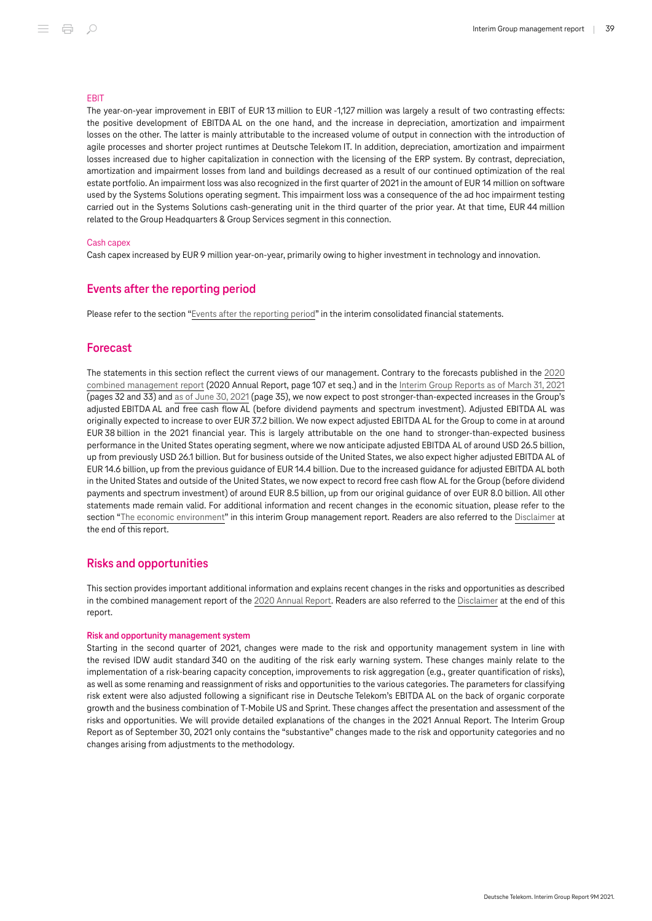### EBIT

The year-on-year improvement in EBIT of EUR 13 million to EUR -1,127 million was largely a result of two contrasting effects: the positive development of EBITDA AL on the one hand, and the increase in depreciation, amortization and impairment losses on the other. The latter is mainly attributable to the increased volume of output in connection with the introduction of agile processes and shorter project runtimes at Deutsche Telekom IT. In addition, depreciation, amortization and impairment losses increased due to higher capitalization in connection with the licensing of the ERP system. By contrast, depreciation, amortization and impairment losses from land and buildings decreased as a result of our continued optimization of the real estate portfolio. An impairment loss was also recognized in the first quarter of 2021 in the amount of EUR 14 million on software used by the Systems Solutions operating segment. This impairment loss was a consequence of the ad hoc impairment testing carried out in the Systems Solutions cash-generating unit in the third quarter of the prior year. At that time, EUR 44 million related to the Group Headquarters & Group Services segment in this connection.

### Cash capex

Cash capex increased by EUR 9 million year-on-year, primarily owing to higher investment in technology and innovation.

## Events after the reporting period

Please refer to the section "Events after the reporting period" in the interim consolidated financial statements.

## Forecast

The statements in this section reflect the current views of our management. Contrary to the forecasts published in the 2020 combined management report (2020 Annual Report, page 107 et seq.) and in the Interim Group Reports as of March 31, 2021 (pages 32 and 33) and as of June 30, 2021 (page 35), we now expect to post stronger-than-expected increases in the Group's adjusted EBITDA AL and free cash flow AL (before dividend payments and spectrum investment). Adjusted EBITDA AL was originally expected to increase to over EUR 37.2 billion. We now expect adjusted EBITDA AL for the Group to come in at around EUR 38 billion in the 2021 financial year. This is largely attributable on the one hand to stronger-than-expected business performance in the United States operating segment, where we now anticipate adjusted EBITDA AL of around USD 26.5 billion, up from previously USD 26.1 billion. But for business outside of the United States, we also expect higher adjusted EBITDA AL of EUR 14.6 billion, up from the previous guidance of EUR 14.4 billion. Due to the increased guidance for adjusted EBITDA AL both in the United States and outside of the United States, we now expect to record free cash flow AL for the Group (before dividend payments and spectrum investment) of around EUR 8.5 billion, up from our original guidance of over EUR 8.0 billion. All other statements made remain valid. For additional information and recent changes in the economic situation, please refer to the section "The economic environment" in this interim Group management report. Readers are also referred to the Disclaimer at the end of this report.

## Risks and opportunities

This section provides important additional information and explains recent changes in the risks and opportunities as described in the combined management report of the 2020 Annual Report. Readers are also referred to the Disclaimer at the end of this report.

### Risk and opportunity management system

Starting in the second quarter of 2021, changes were made to the risk and opportunity management system in line with the revised IDW audit standard 340 on the auditing of the risk early warning system. These changes mainly relate to the implementation of a risk-bearing capacity conception, improvements to risk aggregation (e.g., greater quantification of risks), as well as some renaming and reassignment of risks and opportunities to the various categories. The parameters for classifying risk extent were also adjusted following a significant rise in Deutsche Telekom's EBITDA AL on the back of organic corporate growth and the business combination of T-Mobile US and Sprint. These changes affect the presentation and assessment of the risks and opportunities. We will provide detailed explanations of the changes in the 2021 Annual Report. The Interim Group Report as of September 30, 2021 only contains the "substantive" changes made to the risk and opportunity categories and no changes arising from adjustments to the methodology.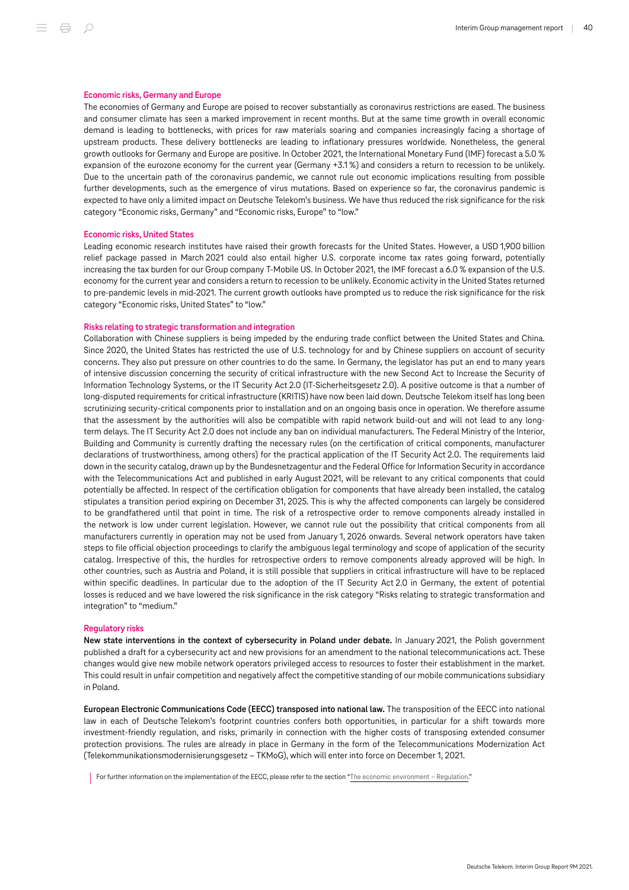#### Economic risks, Germany and Europe

The economies of Germany and Europe are poised to recover substantially as coronavirus restrictions are eased. The business and consumer climate has seen a marked improvement in recent months. But at the same time growth in overall economic demand is leading to bottlenecks, with prices for raw materials soaring and companies increasingly facing a shortage of upstream products. These delivery bottlenecks are leading to inflationary pressures worldwide. Nonetheless, the general growth outlooks for Germany and Europe are positive. In October 2021, the International Monetary Fund (IMF) forecast a 5.0 % expansion of the eurozone economy for the current year (Germany +3.1 %) and considers a return to recession to be unlikely. Due to the uncertain path of the coronavirus pandemic, we cannot rule out economic implications resulting from possible further developments, such as the emergence of virus mutations. Based on experience so far, the coronavirus pandemic is expected to have only a limited impact on Deutsche Telekom's business. We have thus reduced the risk significance for the risk category "Economic risks, Germany" and "Economic risks, Europe" to "low."

#### Economic risks, United States

Leading economic research institutes have raised their growth forecasts for the United States. However, a USD 1,900 billion relief package passed in March 2021 could also entail higher U.S. corporate income tax rates going forward, potentially increasing the tax burden for our Group company T-Mobile US. In October 2021, the IMF forecast a 6.0 % expansion of the U.S. economy for the current year and considers a return to recession to be unlikely. Economic activity in the United States returned to pre-pandemic levels in mid-2021. The current growth outlooks have prompted us to reduce the risk significance for the risk category "Economic risks, United States" to "low."

#### Risks relating to strategic transformation and integration

Collaboration with Chinese suppliers is being impeded by the enduring trade conflict between the United States and China. Since 2020, the United States has restricted the use of U.S. technology for and by Chinese suppliers on account of security concerns. They also put pressure on other countries to do the same. In Germany, the legislator has put an end to many years of intensive discussion concerning the security of critical infrastructure with the new Second Act to Increase the Security of Information Technology Systems, or the IT Security Act 2.0 (IT-Sicherheitsgesetz 2.0). A positive outcome is that a number of long-disputed requirements for critical infrastructure (KRITIS) have now been laid down. Deutsche Telekom itself has long been scrutinizing security-critical components prior to installation and on an ongoing basis once in operation. We therefore assume that the assessment by the authorities will also be compatible with rapid network build-out and will not lead to any long-term delays. The IT Security Act 2.0 does not include any ban on individual manufacturers. The Federal Ministry of the Interior, Building and Community is currently drafting the necessary rules (on the certification of critical components, manufacturer declarations of trustworthiness, among others) for the practical application of the IT Security Act 2.0. The requirements laid down in the security catalog, drawn up by the Bundesnetzagentur and the Federal Office for Information Security in accordance with the Telecommunications Act and published in early August 2021, will be relevant to any critical components that could potentially be affected. In respect of the certification obligation for components that have already been installed, the catalog stipulates a transition period expiring on December 31, 2025. This is why the affected components can largely be considered to be grandfathered until that point in time. The risk of a retrospective order to remove components already installed in the network is low under current legislation. However, we cannot rule out the possibility that critical components from all manufacturers currently in operation may not be used from January 1, 2026 onwards. Several network operators have taken steps to file official objection proceedings to clarify the ambiguous legal terminology and scope of application of the security catalog. Irrespective of this, the hurdles for retrospective orders to remove components already approved will be high. In other countries, such as Austria and Poland, it is still possible that suppliers in critical infrastructure will have to be replaced within specific deadlines. In particular due to the adoption of the IT Security Act 2.0 in Germany, the extent of potential losses is reduced and we have lowered the risk significance in the risk category "Risks relating to strategic transformation and integration" to "medium."

#### Regulatory risks

**New state interventions in the context of cybersecurity in Poland under debate.** In January 2021, the Polish government published a draft for a cybersecurity act and new provisions for an amendment to the national telecommunications act. These changes would give new mobile network operators privileged access to resources to foster their establishment in the market. This could result in unfair competition and negatively affect the competitive standing of our mobile communications subsidiary in Poland.

**European Electronic Communications Code (EECC) transposed into national law.** The transposition of the EECC into national law in each of Deutsche Telekom's footprint countries confers both opportunities, in particular for a shift towards more investment-friendly regulation, and risks, primarily in connection with the higher costs of transposing extended consumer protection provisions. The rules are already in place in Germany in the form of the Telecommunications Modernization Act (Telekommunikationsmodernisierungsgesetz – TKMoG), which will enter into force on December 1, 2021.

For further information on the implementation of the EECC, please refer to the section "The economic environment – Regulation."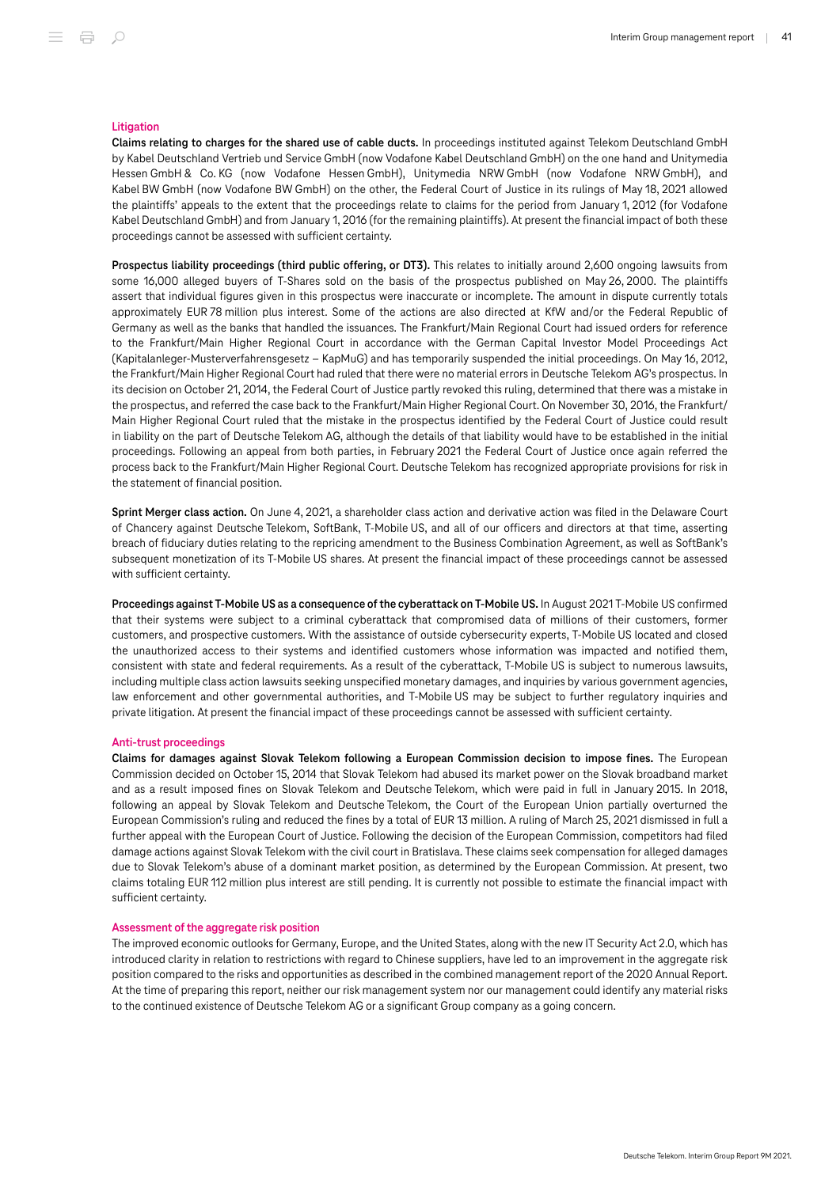### Litigation

**Claims relating to charges for the shared use of cable ducts.** In proceedings instituted against Telekom Deutschland GmbH by Kabel Deutschland Vertrieb und Service GmbH (now Vodafone Kabel Deutschland GmbH) on the one hand and Unitymedia Hessen GmbH & Co. KG (now Vodafone Hessen GmbH), Unitymedia NRW GmbH (now Vodafone NRW GmbH), and Kabel BW GmbH (now Vodafone BW GmbH) on the other, the Federal Court of Justice in its rulings of May 18, 2021 allowed the plaintiffs' appeals to the extent that the proceedings relate to claims for the period from January 1, 2012 (for Vodafone Kabel Deutschland GmbH) and from January 1, 2016 (for the remaining plaintiffs). At present the financial impact of both these proceedings cannot be assessed with sufficient certainty.

**Prospectus liability proceedings (third public offering, or DT3).** This relates to initially around 2,600 ongoing lawsuits from some 16,000 alleged buyers of T-Shares sold on the basis of the prospectus published on May 26, 2000. The plaintiffs assert that individual figures given in this prospectus were inaccurate or incomplete. The amount in dispute currently totals approximately EUR 78 million plus interest. Some of the actions are also directed at KfW and/or the Federal Republic of Germany as well as the banks that handled the issuances. The Frankfurt/Main Regional Court had issued orders for reference to the Frankfurt/Main Higher Regional Court in accordance with the German Capital Investor Model Proceedings Act (Kapitalanleger-Musterverfahrensgesetz – KapMuG) and has temporarily suspended the initial proceedings. On May 16, 2012, the Frankfurt/Main Higher Regional Court had ruled that there were no material errors in Deutsche Telekom AG's prospectus. In its decision on October 21, 2014, the Federal Court of Justice partly revoked this ruling, determined that there was a mistake in the prospectus, and referred the case back to the Frankfurt/Main Higher Regional Court. On November 30, 2016, the Frankfurt/ Main Higher Regional Court ruled that the mistake in the prospectus identified by the Federal Court of Justice could result in liability on the part of Deutsche Telekom AG, although the details of that liability would have to be established in the initial proceedings. Following an appeal from both parties, in February 2021 the Federal Court of Justice once again referred the process back to the Frankfurt/Main Higher Regional Court. Deutsche Telekom has recognized appropriate provisions for risk in the statement of financial position.

**Sprint Merger class action.** On June 4, 2021, a shareholder class action and derivative action was filed in the Delaware Court of Chancery against Deutsche Telekom, SoftBank, T-Mobile US, and all of our officers and directors at that time, asserting breach of fiduciary duties relating to the repricing amendment to the Business Combination Agreement, as well as SoftBank's subsequent monetization of its T-Mobile US shares. At present the financial impact of these proceedings cannot be assessed with sufficient certainty.

**Proceedings against T-Mobile US as a consequence of the cyberattack on T-Mobile US.** In August 2021 T-Mobile US confirmed that their systems were subject to a criminal cyberattack that compromised data of millions of their customers, former customers, and prospective customers. With the assistance of outside cybersecurity experts, T-Mobile US located and closed the unauthorized access to their systems and identified customers whose information was impacted and notified them, consistent with state and federal requirements. As a result of the cyberattack, T-Mobile US is subject to numerous lawsuits, including multiple class action lawsuits seeking unspecified monetary damages, and inquiries by various government agencies, law enforcement and other governmental authorities, and T-Mobile US may be subject to further regulatory inquiries and private litigation. At present the financial impact of these proceedings cannot be assessed with sufficient certainty.

### Anti-trust proceedings

**Claims for damages against Slovak Telekom following a European Commission decision to impose fines.** The European Commission decided on October 15, 2014 that Slovak Telekom had abused its market power on the Slovak broadband market and as a result imposed fines on Slovak Telekom and Deutsche Telekom, which were paid in full in January 2015. In 2018, following an appeal by Slovak Telekom and Deutsche Telekom, the Court of the European Union partially overturned the European Commission's ruling and reduced the fines by a total of EUR 13 million. A ruling of March 25, 2021 dismissed in full a further appeal with the European Court of Justice. Following the decision of the European Commission, competitors had filed damage actions against Slovak Telekom with the civil court in Bratislava. These claims seek compensation for alleged damages due to Slovak Telekom's abuse of a dominant market position, as determined by the European Commission. At present, two claims totaling EUR 112 million plus interest are still pending. It is currently not possible to estimate the financial impact with sufficient certainty.

### Assessment of the aggregate risk position

The improved economic outlooks for Germany, Europe, and the United States, along with the new IT Security Act 2.0, which has introduced clarity in relation to restrictions with regard to Chinese suppliers, have led to an improvement in the aggregate risk position compared to the risks and opportunities as described in the combined management report of the 2020 Annual Report. At the time of preparing this report, neither our risk management system nor our management could identify any material risks to the continued existence of Deutsche Telekom AG or a significant Group company as a going concern.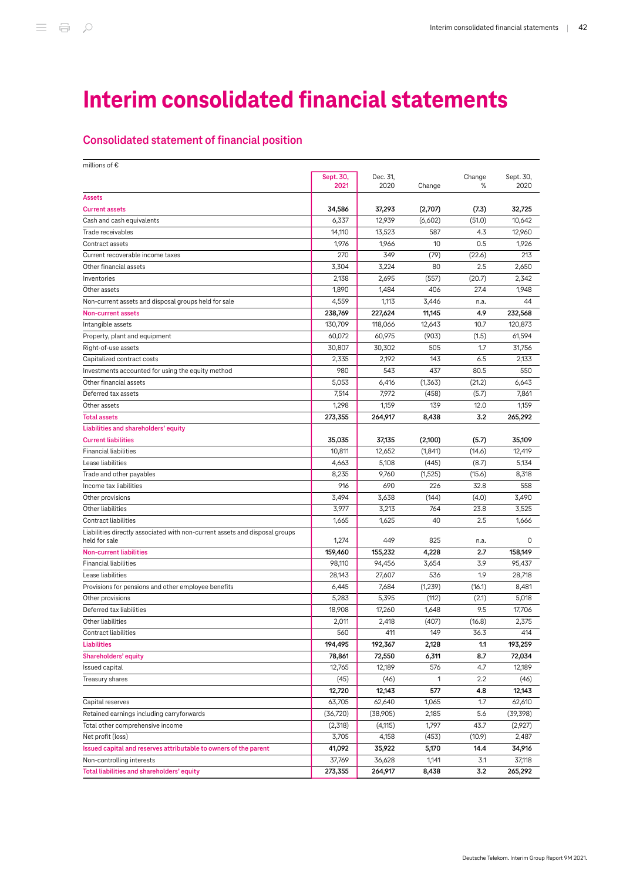// Interim consolidated financial statements

# Interim consolidated financial statements

## Consolidated statement of financial position

millions of €

| | Sept. 30, 2021 | Dec. 31, 2020 | Change | Change % | Sept. 30, 2020 |
|---|---|---|---|---|---|
| **Assets** | | | | | |
| **Current assets** | **34,586** | **37,293** | **(2,707)** | **(7.3)** | **32,725** |
| Cash and cash equivalents | 6,337 | 12,939 | (6,602) | (51.0) | 10,642 |
| Trade receivables | 14,110 | 13,523 | 587 | 4.3 | 12,960 |
| Contract assets | 1,976 | 1,966 | 10 | 0.5 | 1,926 |
| Current recoverable income taxes | 270 | 349 | (79) | (22.6) | 213 |
| Other financial assets | 3,304 | 3,224 | 80 | 2.5 | 2,650 |
| Inventories | 2,138 | 2,695 | (557) | (20.7) | 2,342 |
| Other assets | 1,890 | 1,484 | 406 | 27.4 | 1,948 |
| Non-current assets and disposal groups held for sale | 4,559 | 1,113 | 3,446 | n.a. | 44 |
| **Non-current assets** | **238,769** | **227,624** | **11,145** | **4.9** | **232,568** |
| Intangible assets | 130,709 | 118,066 | 12,643 | 10.7 | 120,873 |
| Property, plant and equipment | 60,072 | 60,975 | (903) | (1.5) | 61,594 |
| Right-of-use assets | 30,807 | 30,302 | 505 | 1.7 | 31,756 |
| Capitalized contract costs | 2,335 | 2,192 | 143 | 6.5 | 2,133 |
| Investments accounted for using the equity method | 980 | 543 | 437 | 80.5 | 550 |
| Other financial assets | 5,053 | 6,416 | (1,363) | (21.2) | 6,643 |
| Deferred tax assets | 7,514 | 7,972 | (458) | (5.7) | 7,861 |
| Other assets | 1,298 | 1,159 | 139 | 12.0 | 1,159 |
| **Total assets** | **273,355** | **264,917** | **8,438** | **3.2** | **265,292** |
| **Liabilities and shareholders' equity** | | | | | |
| **Current liabilities** | **35,035** | **37,135** | **(2,100)** | **(5.7)** | **35,109** |
| Financial liabilities | 10,811 | 12,652 | (1,841) | (14.6) | 12,419 |
| Lease liabilities | 4,663 | 5,108 | (445) | (8.7) | 5,134 |
| Trade and other payables | 8,235 | 9,760 | (1,525) | (15.6) | 8,318 |
| Income tax liabilities | 916 | 690 | 226 | 32.8 | 558 |
| Other provisions | 3,494 | 3,638 | (144) | (4.0) | 3,490 |
| Other liabilities | 3,977 | 3,213 | 764 | 23.8 | 3,525 |
| Contract liabilities | 1,665 | 1,625 | 40 | 2.5 | 1,666 |
| Liabilities directly associated with non-current assets and disposal groups held for sale | 1,274 | 449 | 825 | n.a. | 0 |
| **Non-current liabilities** | **159,460** | **155,232** | **4,228** | **2.7** | **158,149** |
| Financial liabilities | 98,110 | 94,456 | 3,654 | 3.9 | 95,437 |
| Lease liabilities | 28,143 | 27,607 | 536 | 1.9 | 28,718 |
| Provisions for pensions and other employee benefits | 6,445 | 7,684 | (1,239) | (16.1) | 8,481 |
| Other provisions | 5,283 | 5,395 | (112) | (2.1) | 5,018 |
| Deferred tax liabilities | 18,908 | 17,260 | 1,648 | 9.5 | 17,706 |
| Other liabilities | 2,011 | 2,418 | (407) | (16.8) | 2,375 |
| Contract liabilities | 560 | 411 | 149 | 36.3 | 414 |
| **Liabilities** | **194,495** | **192,367** | **2,128** | **1.1** | **193,259** |
| **Shareholders' equity** | **78,861** | **72,550** | **6,311** | **8.7** | **72,034** |
| Issued capital | 12,765 | 12,189 | 576 | 4.7 | 12,189 |
| Treasury shares | (45) | (46) | 1 | 2.2 | (46) |
| | **12,720** | **12,143** | **577** | **4.8** | **12,143** |
| Capital reserves | 63,705 | 62,640 | 1,065 | 1.7 | 62,610 |
| Retained earnings including carryforwards | (36,720) | (38,905) | 2,185 | 5.6 | (39,398) |
| Total other comprehensive income | (2,318) | (4,115) | 1,797 | 43.7 | (2,927) |
| Net profit (loss) | 3,705 | 4,158 | (453) | (10.9) | 2,487 |
| **Issued capital and reserves attributable to owners of the parent** | **41,092** | **35,922** | **5,170** | **14.4** | **34,916** |
| Non-controlling interests | 37,769 | 36,628 | 1,141 | 3.1 | 37,118 |
| **Total liabilities and shareholders' equity** | **273,355** | **264,917** | **8,438** | **3.2** | **265,292** |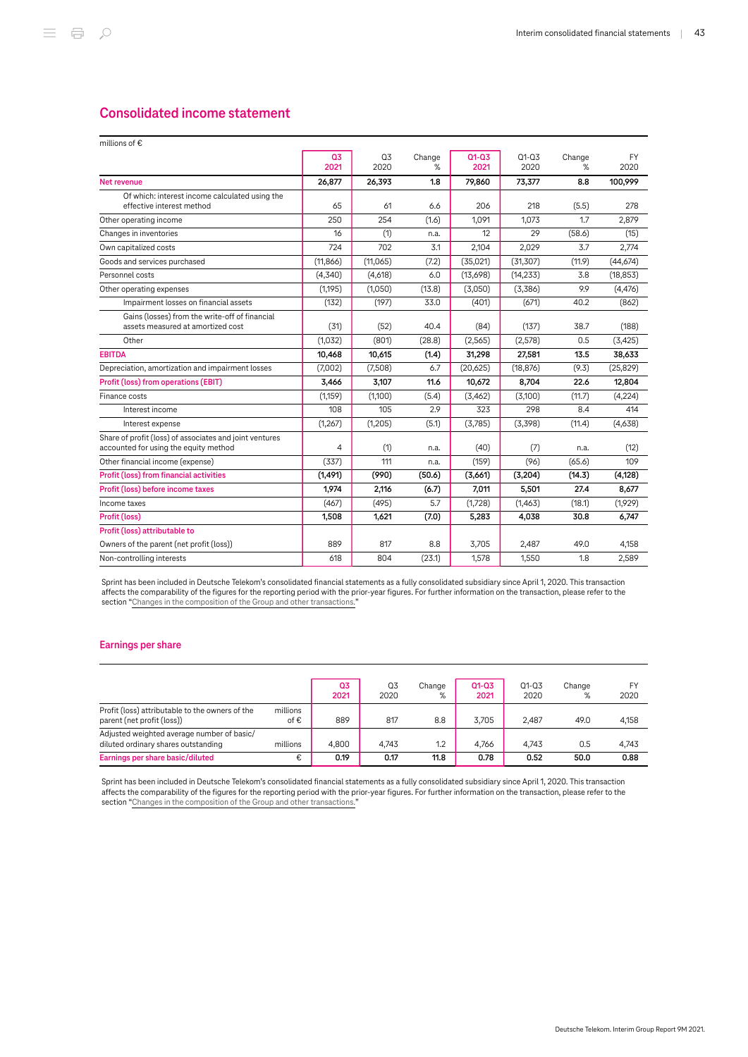## Consolidated income statement

| millions of € | Q3 2021 | Q3 2020 | Change % | Q1-Q3 2021 | Q1-Q3 2020 | Change % | FY 2020 |
|---|---|---|---|---|---|---|---|
| **Net revenue** | **26,877** | **26,393** | **1.8** | **79,860** | **73,377** | **8.8** | **100,999** |
| Of which: interest income calculated using the effective interest method | 65 | 61 | 6.6 | 206 | 218 | (5.5) | 278 |
| Other operating income | 250 | 254 | (1.6) | 1,091 | 1,073 | 1.7 | 2,879 |
| Changes in inventories | 16 | (1) | n.a. | 12 | 29 | (58.6) | (15) |
| Own capitalized costs | 724 | 702 | 3.1 | 2,104 | 2,029 | 3.7 | 2,774 |
| Goods and services purchased | (11,866) | (11,065) | (7.2) | (35,021) | (31,307) | (11.9) | (44,674) |
| Personnel costs | (4,340) | (4,618) | 6.0 | (13,698) | (14,233) | 3.8 | (18,853) |
| Other operating expenses | (1,195) | (1,050) | (13.8) | (3,050) | (3,386) | 9.9 | (4,476) |
| Impairment losses on financial assets | (132) | (197) | 33.0 | (401) | (671) | 40.2 | (862) |
| Gains (losses) from the write-off of financial assets measured at amortized cost | (31) | (52) | 40.4 | (84) | (137) | 38.7 | (188) |
| Other | (1,032) | (801) | (28.8) | (2,565) | (2,578) | 0.5 | (3,425) |
| **EBITDA** | **10,468** | **10,615** | **(1.4)** | **31,298** | **27,581** | **13.5** | **38,633** |
| Depreciation, amortization and impairment losses | (7,002) | (7,508) | 6.7 | (20,625) | (18,876) | (9.3) | (25,829) |
| **Profit (loss) from operations (EBIT)** | **3,466** | **3,107** | **11.6** | **10,672** | **8,704** | **22.6** | **12,804** |
| Finance costs | (1,159) | (1,100) | (5.4) | (3,462) | (3,100) | (11.7) | (4,224) |
| Interest income | 108 | 105 | 2.9 | 323 | 298 | 8.4 | 414 |
| Interest expense | (1,267) | (1,205) | (5.1) | (3,785) | (3,398) | (11.4) | (4,638) |
| Share of profit (loss) of associates and joint ventures accounted for using the equity method | 4 | (1) | n.a. | (40) | (7) | n.a. | (12) |
| Other financial income (expense) | (337) | 111 | n.a. | (159) | (96) | (65.6) | 109 |
| **Profit (loss) from financial activities** | **(1,491)** | **(990)** | **(50.6)** | **(3,661)** | **(3,204)** | **(14.3)** | **(4,128)** |
| **Profit (loss) before income taxes** | **1,974** | **2,116** | **(6.7)** | **7,011** | **5,501** | **27.4** | **8,677** |
| Income taxes | (467) | (495) | 5.7 | (1,728) | (1,463) | (18.1) | (1,929) |
| **Profit (loss)** | **1,508** | **1,621** | **(7.0)** | **5,283** | **4,038** | **30.8** | **6,747** |
| **Profit (loss) attributable to** | | | | | | | |
| Owners of the parent (net profit (loss)) | 889 | 817 | 8.8 | 3,705 | 2,487 | 49.0 | 4,158 |
| Non-controlling interests | 618 | 804 | (23.1) | 1,578 | 1,550 | 1.8 | 2,589 |

Sprint has been included in Deutsche Telekom's consolidated financial statements as a fully consolidated subsidiary since April 1, 2020. This transaction affects the comparability of the figures for the reporting period with the prior-year figures. For further information on the transaction, please refer to the section "Changes in the composition of the Group and other transactions."

### Earnings per share

| | | Q3 2021 | Q3 2020 | Change % | Q1-Q3 2021 | Q1-Q3 2020 | Change % | FY 2020 |
|---|---|---|---|---|---|---|---|---|
| Profit (loss) attributable to the owners of the parent (net profit (loss)) | millions of € | 889 | 817 | 8.8 | 3,705 | 2,487 | 49.0 | 4,158 |
| Adjusted weighted average number of basic/diluted ordinary shares outstanding | millions | 4,800 | 4,743 | 1.2 | 4,766 | 4,743 | 0.5 | 4,743 |
| **Earnings per share basic/diluted** | € | **0.19** | **0.17** | **11.8** | **0.78** | **0.52** | **50.0** | **0.88** |

Sprint has been included in Deutsche Telekom's consolidated financial statements as a fully consolidated subsidiary since April 1, 2020. This transaction affects the comparability of the figures for the reporting period with the prior-year figures. For further information on the transaction, please refer to the section "Changes in the composition of the Group and other transactions."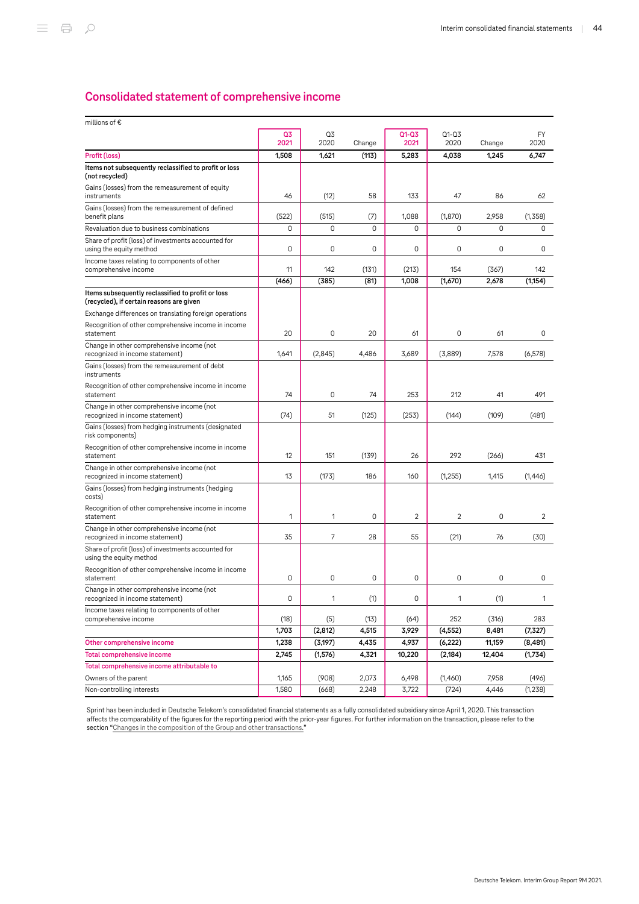## Consolidated statement of comprehensive income

millions of €

| | Q3 2021 | Q3 2020 | Change | Q1-Q3 2021 | Q1-Q3 2020 | Change | FY 2020 |
|---|---|---|---|---|---|---|---|
| **Profit (loss)** | **1,508** | **1,621** | **(113)** | **5,283** | **4,038** | **1,245** | **6,747** |
| **Items not subsequently reclassified to profit or loss (not recycled)** | | | | | | | |
| Gains (losses) from the remeasurement of equity instruments | 46 | (12) | 58 | 133 | 47 | 86 | 62 |
| Gains (losses) from the remeasurement of defined benefit plans | (522) | (515) | (7) | 1,088 | (1,870) | 2,958 | (1,358) |
| Revaluation due to business combinations | 0 | 0 | 0 | 0 | 0 | 0 | 0 |
| Share of profit (loss) of investments accounted for using the equity method | 0 | 0 | 0 | 0 | 0 | 0 | 0 |
| Income taxes relating to components of other comprehensive income | 11 | 142 | (131) | (213) | 154 | (367) | 142 |
| | **(466)** | **(385)** | **(81)** | **1,008** | **(1,670)** | **2,678** | **(1,154)** |
| **Items subsequently reclassified to profit or loss (recycled), if certain reasons are given** | | | | | | | |
| Exchange differences on translating foreign operations | | | | | | | |
| Recognition of other comprehensive income in income statement | 20 | 0 | 20 | 61 | 0 | 61 | 0 |
| Change in other comprehensive income (not recognized in income statement) | 1,641 | (2,845) | 4,486 | 3,689 | (3,889) | 7,578 | (6,578) |
| Gains (losses) from the remeasurement of debt instruments | | | | | | | |
| Recognition of other comprehensive income in income statement | 74 | 0 | 74 | 253 | 212 | 41 | 491 |
| Change in other comprehensive income (not recognized in income statement) | (74) | 51 | (125) | (253) | (144) | (109) | (481) |
| Gains (losses) from hedging instruments (designated risk components) | | | | | | | |
| Recognition of other comprehensive income in income statement | 12 | 151 | (139) | 26 | 292 | (266) | 431 |
| Change in other comprehensive income (not recognized in income statement) | 13 | (173) | 186 | 160 | (1,255) | 1,415 | (1,446) |
| Gains (losses) from hedging instruments (hedging costs) | | | | | | | |
| Recognition of other comprehensive income in income statement | 1 | 1 | 0 | 2 | 2 | 0 | 2 |
| Change in other comprehensive income (not recognized in income statement) | 35 | 7 | 28 | 55 | (21) | 76 | (30) |
| Share of profit (loss) of investments accounted for using the equity method | | | | | | | |
| Recognition of other comprehensive income in income statement | 0 | 0 | 0 | 0 | 0 | 0 | 0 |
| Change in other comprehensive income (not recognized in income statement) | 0 | 1 | (1) | 0 | 1 | (1) | 1 |
| Income taxes relating to components of other comprehensive income | (18) | (5) | (13) | (64) | 252 | (316) | 283 |
| | **1,703** | **(2,812)** | **4,515** | **3,929** | **(4,552)** | **8,481** | **(7,327)** |
| **Other comprehensive income** | **1,238** | **(3,197)** | **4,435** | **4,937** | **(6,222)** | **11,159** | **(8,481)** |
| **Total comprehensive income** | **2,745** | **(1,576)** | **4,321** | **10,220** | **(2,184)** | **12,404** | **(1,734)** |
| **Total comprehensive income attributable to** | | | | | | | |
| Owners of the parent | 1,165 | (908) | 2,073 | 6,498 | (1,460) | 7,958 | (496) |
| Non-controlling interests | 1,580 | (668) | 2,248 | 3,722 | (724) | 4,446 | (1,238) |

Sprint has been included in Deutsche Telekom's consolidated financial statements as a fully consolidated subsidiary since April 1, 2020. This transaction affects the comparability of the figures for the reporting period with the prior-year figures. For further information on the transaction, please refer to the section "Changes in the composition of the Group and other transactions."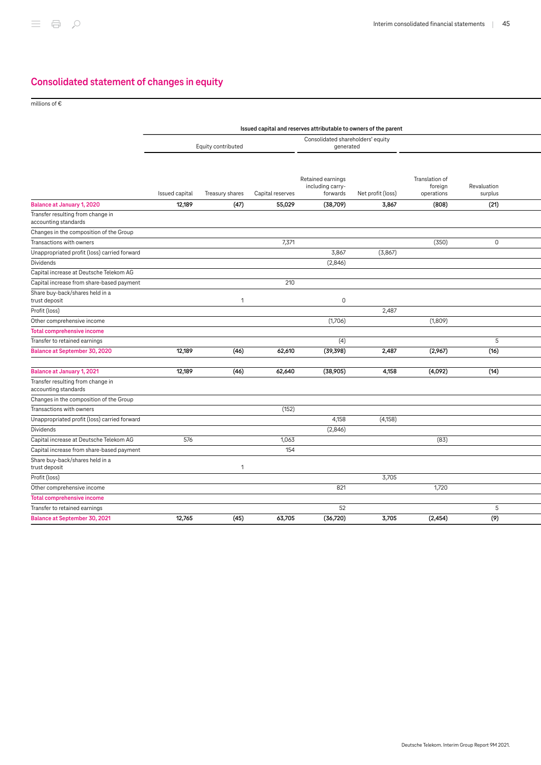## Consolidated statement of changes in equity

millions of €

| | Issued capital and reserves attributable to owners of the parent | | | | | | |
|---|---|---|---|---|---|---|---|
| | Equity contributed | | | Consolidated shareholders' equity generated | | | |
| | Issued capital | Treasury shares | Capital reserves | Retained earnings including carry-forwards | Net profit (loss) | Translation of foreign operations | Revaluation surplus |
| **Balance at January 1, 2020** | **12,189** | **(47)** | **55,029** | **(38,709)** | **3,867** | **(808)** | **(21)** |
| Transfer resulting from change in accounting standards | | | | | | | |
| Changes in the composition of the Group | | | | | | | |
| Transactions with owners | | | 7,371 | | | (350) | 0 |
| Unappropriated profit (loss) carried forward | | | | 3,867 | (3,867) | | |
| Dividends | | | | (2,846) | | | |
| Capital increase at Deutsche Telekom AG | | | | | | | |
| Capital increase from share-based payment | | | 210 | | | | |
| Share buy-back/shares held in a trust deposit | | 1 | | 0 | | | |
| Profit (loss) | | | | | 2,487 | | |
| Other comprehensive income | | | | (1,706) | | (1,809) | |
| **Total comprehensive income** | | | | | | | |
| Transfer to retained earnings | | | | (4) | | | 5 |
| **Balance at September 30, 2020** | **12,189** | **(46)** | **62,610** | **(39,398)** | **2,487** | **(2,967)** | **(16)** |
| | | | | | | | |
| **Balance at January 1, 2021** | **12,189** | **(46)** | **62,640** | **(38,905)** | **4,158** | **(4,092)** | **(14)** |
| Transfer resulting from change in accounting standards | | | | | | | |
| Changes in the composition of the Group | | | | | | | |
| Transactions with owners | | | (152) | | | | |
| Unappropriated profit (loss) carried forward | | | | 4,158 | (4,158) | | |
| Dividends | | | | (2,846) | | | |
| Capital increase at Deutsche Telekom AG | 576 | | 1,063 | | | (83) | |
| Capital increase from share-based payment | | | 154 | | | | |
| Share buy-back/shares held in a trust deposit | | 1 | | | | | |
| Profit (loss) | | | | | 3,705 | | |
| Other comprehensive income | | | | 821 | | 1,720 | |
| **Total comprehensive income** | | | | | | | |
| Transfer to retained earnings | | | | 52 | | | 5 |
| **Balance at September 30, 2021** | **12,765** | **(45)** | **63,705** | **(36,720)** | **3,705** | **(2,454)** | **(9)** |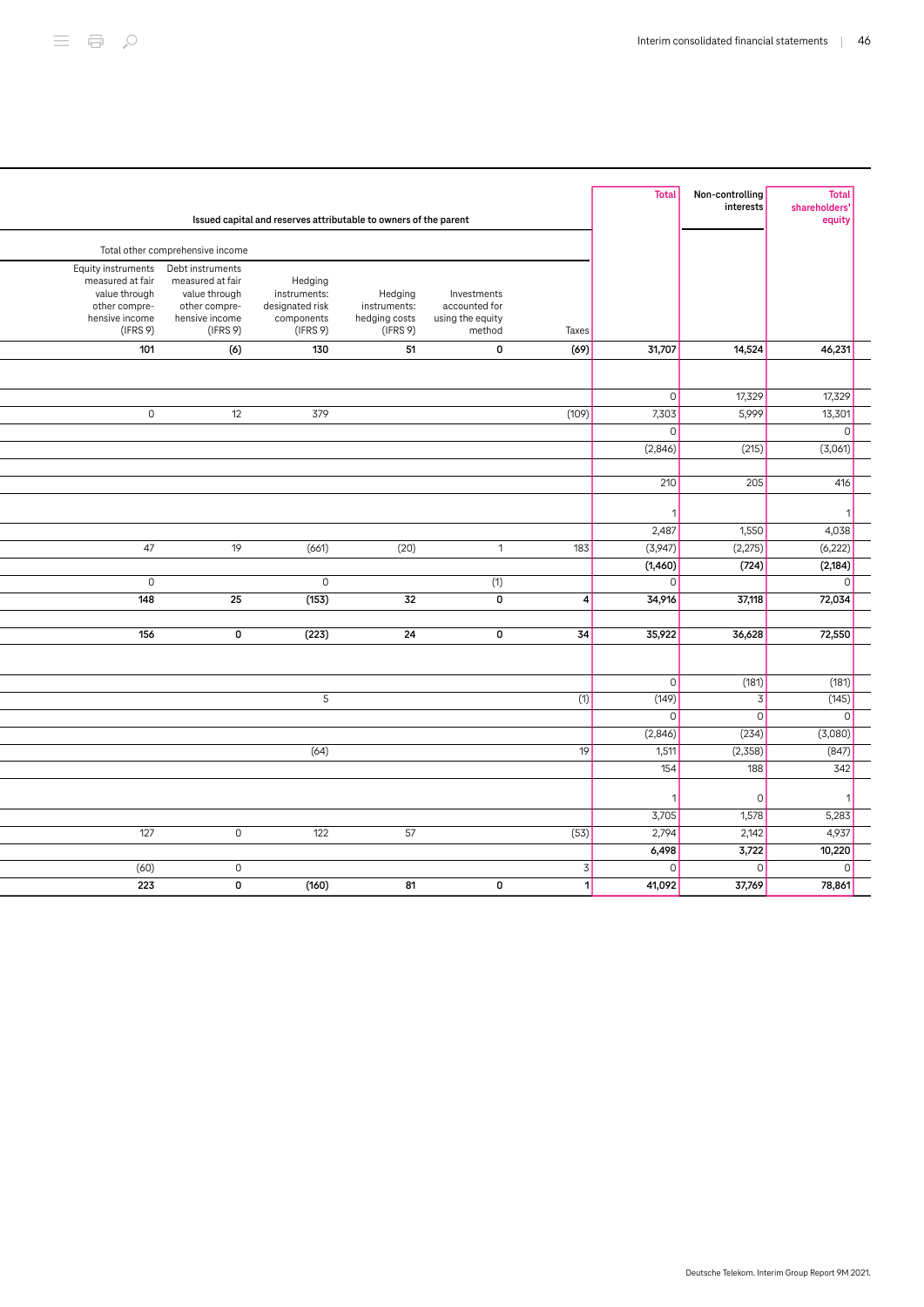| Issued capital and reserves attributable to owners of the parent | | | | | | Total | Non-controlling interests | Total shareholders' equity |
|---|---|---|---|---|---|---|---|---|
| Total other comprehensive income | | | | | | | | |
| Equity instruments measured at fair value through other comprehensive income (IFRS 9) | Debt instruments measured at fair value through other comprehensive income (IFRS 9) | Hedging instruments: designated risk components (IFRS 9) | Hedging instruments: hedging costs (IFRS 9) | Investments accounted for using the equity method | Taxes | | | |
| **101** | **(6)** | **130** | **51** | **0** | **(69)** | **31,707** | **14,524** | **46,231** |
| | | | | | | | | |
| | | | | | | 0 | 17,329 | 17,329 |
| 0 | 12 | 379 | | | (109) | 7,303 | 5,999 | 13,301 |
| | | | | | | 0 | | 0 |
| | | | | | | (2,846) | (215) | (3,061) |
| | | | | | | | | |
| | | | | | | 210 | 205 | 416 |
| | | | | | | | | |
| | | | | | | 1 | | 1 |
| | | | | | | 2,487 | 1,550 | 4,038 |
| 47 | 19 | (661) | (20) | 1 | 183 | (3,947) | (2,275) | (6,222) |
| | | | | | | **(1,460)** | **(724)** | **(2,184)** |
| 0 | | 0 | | (1) | | 0 | | 0 |
| **148** | **25** | **(153)** | **32** | **0** | **4** | **34,916** | **37,118** | **72,034** |
| | | | | | | | | |
| **156** | **0** | **(223)** | **24** | **0** | **34** | **35,922** | **36,628** | **72,550** |
| | | | | | | | | |
| | | | | | | 0 | (181) | (181) |
| | | 5 | | | (1) | (149) | 3 | (145) |
| | | | | | | 0 | 0 | 0 |
| | | | | | | (2,846) | (234) | (3,080) |
| | | (64) | | | 19 | 1,511 | (2,358) | (847) |
| | | | | | | 154 | 188 | 342 |
| | | | | | | | | |
| | | | | | | 1 | 0 | 1 |
| | | | | | | 3,705 | 1,578 | 5,283 |
| 127 | 0 | 122 | 57 | | (53) | 2,794 | 2,142 | 4,937 |
| | | | | | | **6,498** | **3,722** | **10,220** |
| (60) | 0 | | | | 3 | 0 | 0 | 0 |
| **223** | **0** | **(160)** | **81** | **0** | **1** | **41,092** | **37,769** | **78,861** |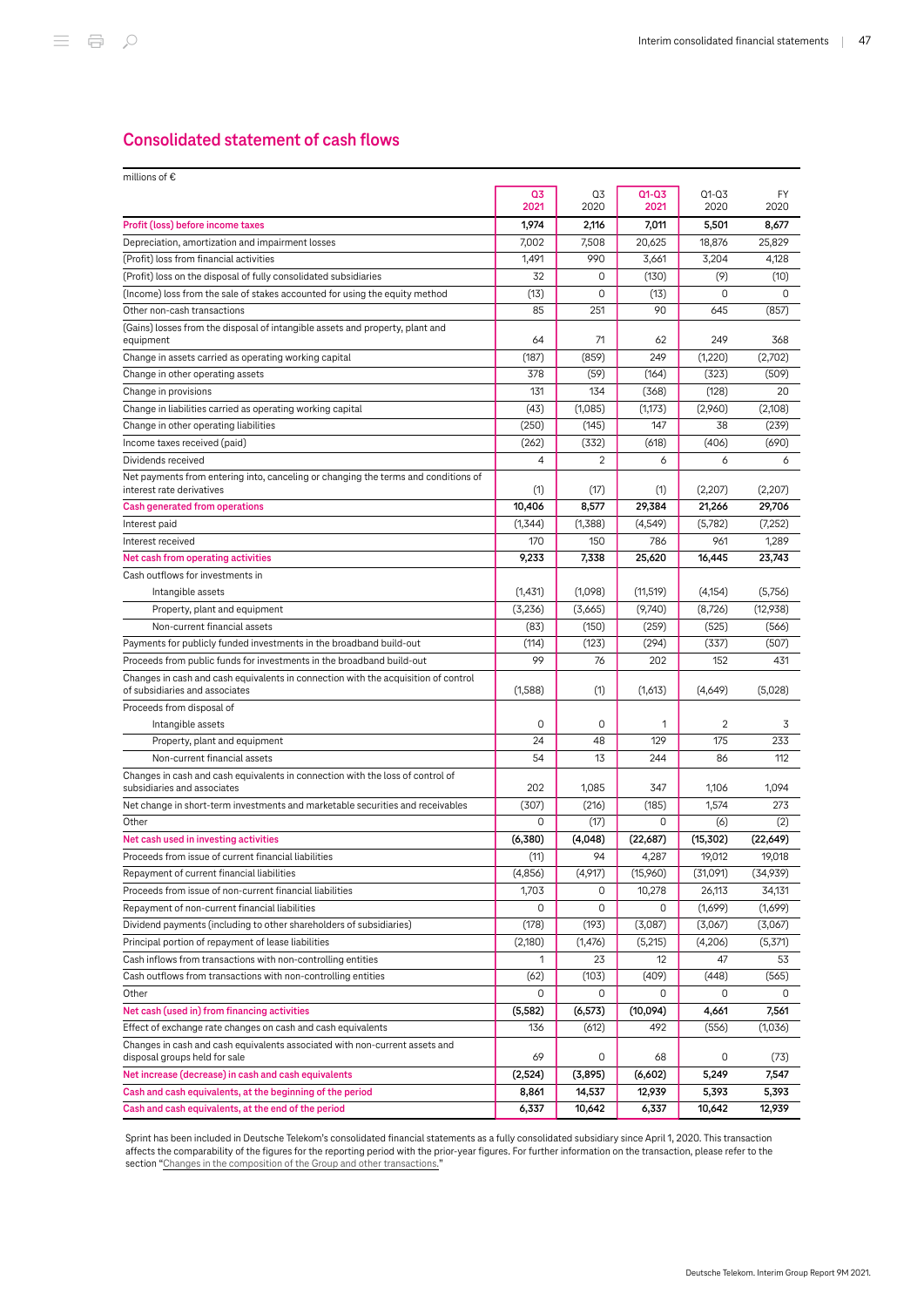## Consolidated statement of cash flows

| millions of € | Q3 2021 | Q3 2020 | Q1-Q3 2021 | Q1-Q3 2020 | FY 2020 |
|---|---|---|---|---|---|
| **Profit (loss) before income taxes** | **1,974** | **2,116** | **7,011** | **5,501** | **8,677** |
| Depreciation, amortization and impairment losses | 7,002 | 7,508 | 20,625 | 18,876 | 25,829 |
| (Profit) loss from financial activities | 1,491 | 990 | 3,661 | 3,204 | 4,128 |
| (Profit) loss on the disposal of fully consolidated subsidiaries | 32 | 0 | (130) | (9) | (10) |
| (Income) loss from the sale of stakes accounted for using the equity method | (13) | 0 | (13) | 0 | 0 |
| Other non-cash transactions | 85 | 251 | 90 | 645 | (857) |
| (Gains) losses from the disposal of intangible assets and property, plant and equipment | 64 | 71 | 62 | 249 | 368 |
| Change in assets carried as operating working capital | (187) | (859) | 249 | (1,220) | (2,702) |
| Change in other operating assets | 378 | (59) | (164) | (323) | (509) |
| Change in provisions | 131 | 134 | (368) | (128) | 20 |
| Change in liabilities carried as operating working capital | (43) | (1,085) | (1,173) | (2,960) | (2,108) |
| Change in other operating liabilities | (250) | (145) | 147 | 38 | (239) |
| Income taxes received (paid) | (262) | (332) | (618) | (406) | (690) |
| Dividends received | 4 | 2 | 6 | 6 | 6 |
| Net payments from entering into, canceling or changing the terms and conditions of interest rate derivatives | (1) | (17) | (1) | (2,207) | (2,207) |
| **Cash generated from operations** | **10,406** | **8,577** | **29,384** | **21,266** | **29,706** |
| Interest paid | (1,344) | (1,388) | (4,549) | (5,782) | (7,252) |
| Interest received | 170 | 150 | 786 | 961 | 1,289 |
| **Net cash from operating activities** | **9,233** | **7,338** | **25,620** | **16,445** | **23,743** |
| Cash outflows for investments in | | | | | |
| Intangible assets | (1,431) | (1,098) | (11,519) | (4,154) | (5,756) |
| Property, plant and equipment | (3,236) | (3,665) | (9,740) | (8,726) | (12,938) |
| Non-current financial assets | (83) | (150) | (259) | (525) | (566) |
| Payments for publicly funded investments in the broadband build-out | (114) | (123) | (294) | (337) | (507) |
| Proceeds from public funds for investments in the broadband build-out | 99 | 76 | 202 | 152 | 431 |
| Changes in cash and cash equivalents in connection with the acquisition of control of subsidiaries and associates | (1,588) | (1) | (1,613) | (4,649) | (5,028) |
| Proceeds from disposal of | | | | | |
| Intangible assets | 0 | 0 | 1 | 2 | 3 |
| Property, plant and equipment | 24 | 48 | 129 | 175 | 233 |
| Non-current financial assets | 54 | 13 | 244 | 86 | 112 |
| Changes in cash and cash equivalents in connection with the loss of control of subsidiaries and associates | 202 | 1,085 | 347 | 1,106 | 1,094 |
| Net change in short-term investments and marketable securities and receivables | (307) | (216) | (185) | 1,574 | 273 |
| Other | 0 | (17) | 0 | (6) | (2) |
| **Net cash used in investing activities** | **(6,380)** | **(4,048)** | **(22,687)** | **(15,302)** | **(22,649)** |
| Proceeds from issue of current financial liabilities | (11) | 94 | 4,287 | 19,012 | 19,018 |
| Repayment of current financial liabilities | (4,856) | (4,917) | (15,960) | (31,091) | (34,939) |
| Proceeds from issue of non-current financial liabilities | 1,703 | 0 | 10,278 | 26,113 | 34,131 |
| Repayment of non-current financial liabilities | 0 | 0 | 0 | (1,699) | (1,699) |
| Dividend payments (including to other shareholders of subsidiaries) | (178) | (193) | (3,087) | (3,067) | (3,067) |
| Principal portion of repayment of lease liabilities | (2,180) | (1,476) | (5,215) | (4,206) | (5,371) |
| Cash inflows from transactions with non-controlling entities | 1 | 23 | 12 | 47 | 53 |
| Cash outflows from transactions with non-controlling entities | (62) | (103) | (409) | (448) | (565) |
| Other | 0 | 0 | 0 | 0 | 0 |
| **Net cash (used in) from financing activities** | **(5,582)** | **(6,573)** | **(10,094)** | **4,661** | **7,561** |
| Effect of exchange rate changes on cash and cash equivalents | 136 | (612) | 492 | (556) | (1,036) |
| Changes in cash and cash equivalents associated with non-current assets and disposal groups held for sale | 69 | 0 | 68 | 0 | (73) |
| **Net increase (decrease) in cash and cash equivalents** | **(2,524)** | **(3,895)** | **(6,602)** | **5,249** | **7,547** |
| **Cash and cash equivalents, at the beginning of the period** | **8,861** | **14,537** | **12,939** | **5,393** | **5,393** |
| **Cash and cash equivalents, at the end of the period** | **6,337** | **10,642** | **6,337** | **10,642** | **12,939** |

Sprint has been included in Deutsche Telekom's consolidated financial statements as a fully consolidated subsidiary since April 1, 2020. This transaction affects the comparability of the figures for the reporting period with the prior-year figures. For further information on the transaction, please refer to the section "Changes in the composition of the Group and other transactions."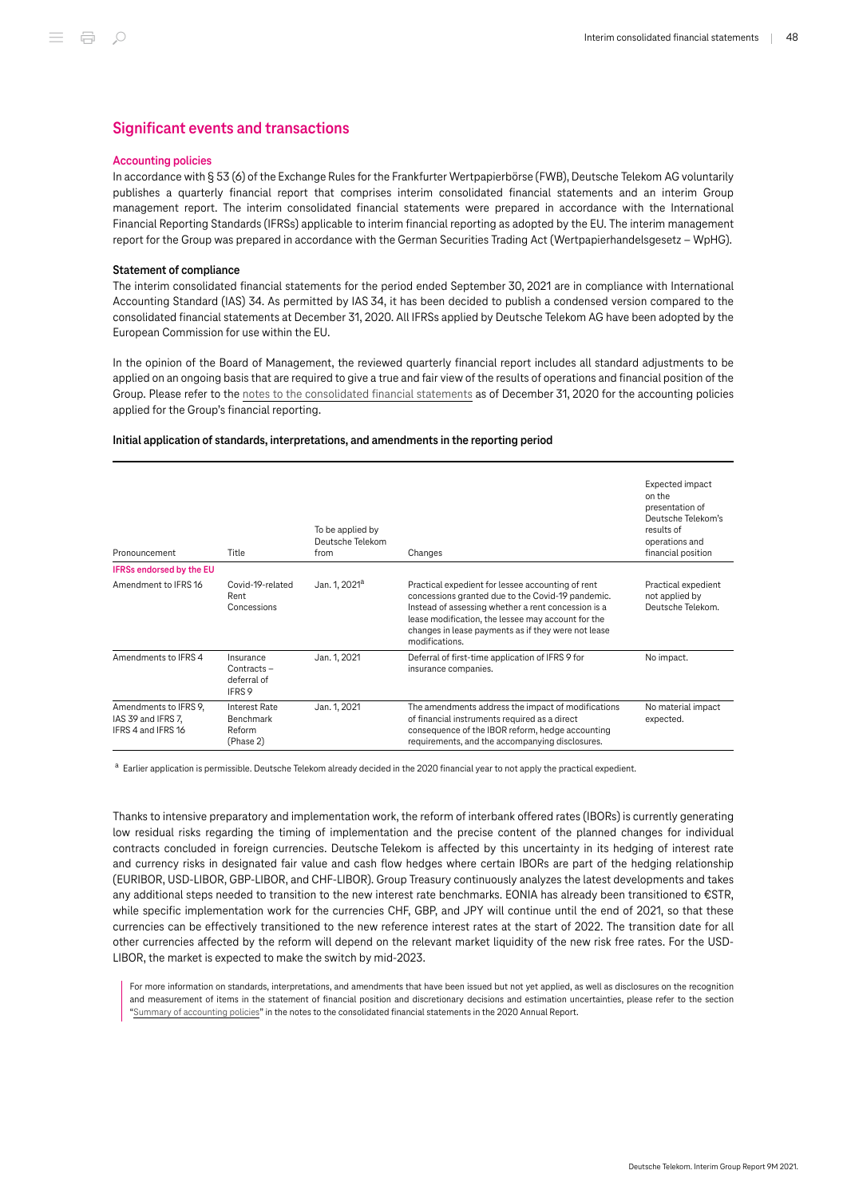## Significant events and transactions

### Accounting policies

In accordance with § 53 (6) of the Exchange Rules for the Frankfurter Wertpapierbörse (FWB), Deutsche Telekom AG voluntarily publishes a quarterly financial report that comprises interim consolidated financial statements and an interim Group management report. The interim consolidated financial statements were prepared in accordance with the International Financial Reporting Standards (IFRSs) applicable to interim financial reporting as adopted by the EU. The interim management report for the Group was prepared in accordance with the German Securities Trading Act (Wertpapierhandelsgesetz – WpHG).

#### Statement of compliance

The interim consolidated financial statements for the period ended September 30, 2021 are in compliance with International Accounting Standard (IAS) 34. As permitted by IAS 34, it has been decided to publish a condensed version compared to the consolidated financial statements at December 31, 2020. All IFRSs applied by Deutsche Telekom AG have been adopted by the European Commission for use within the EU.

In the opinion of the Board of Management, the reviewed quarterly financial report includes all standard adjustments to be applied on an ongoing basis that are required to give a true and fair view of the results of operations and financial position of the Group. Please refer to the notes to the consolidated financial statements as of December 31, 2020 for the accounting policies applied for the Group's financial reporting.

#### Initial application of standards, interpretations, and amendments in the reporting period

| Pronouncement | Title | To be applied by Deutsche Telekom from | Changes | Expected impact on the presentation of Deutsche Telekom's results of operations and financial position |
|---|---|---|---|---|
| **IFRSs endorsed by the EU** | | | | |
| Amendment to IFRS 16 | Covid-19-related Rent Concessions | Jan. 1, 2021[a] | Practical expedient for lessee accounting of rent concessions granted due to the Covid-19 pandemic. Instead of assessing whether a rent concession is a lease modification, the lessee may account for the changes in lease payments as if they were not lease modifications. | Practical expedient not applied by Deutsche Telekom. |
| Amendments to IFRS 4 | Insurance Contracts – deferral of IFRS 9 | Jan. 1, 2021 | Deferral of first-time application of IFRS 9 for insurance companies. | No impact. |
| Amendments to IFRS 9, IAS 39 and IFRS 7, IFRS 4 and IFRS 16 | Interest Rate Benchmark Reform (Phase 2) | Jan. 1, 2021 | The amendments address the impact of modifications of financial instruments required as a direct consequence of the IBOR reform, hedge accounting requirements, and the accompanying disclosures. | No material impact expected. |

[a] Earlier application is permissible. Deutsche Telekom already decided in the 2020 financial year to not apply the practical expedient.

Thanks to intensive preparatory and implementation work, the reform of interbank offered rates (IBORs) is currently generating low residual risks regarding the timing of implementation and the precise content of the planned changes for individual contracts concluded in foreign currencies. Deutsche Telekom is affected by this uncertainty in its hedging of interest rate and currency risks in designated fair value and cash flow hedges where certain IBORs are part of the hedging relationship (EURIBOR, USD-LIBOR, GBP-LIBOR, and CHF-LIBOR). Group Treasury continuously analyzes the latest developments and takes any additional steps needed to transition to the new interest rate benchmarks. EONIA has already been transitioned to €STR, while specific implementation work for the currencies CHF, GBP, and JPY will continue until the end of 2021, so that these currencies can be effectively transitioned to the new reference interest rates at the start of 2022. The transition date for all other currencies affected by the reform will depend on the relevant market liquidity of the new risk free rates. For the USD-LIBOR, the market is expected to make the switch by mid-2023.

For more information on standards, interpretations, and amendments that have been issued but not yet applied, as well as disclosures on the recognition and measurement of items in the statement of financial position and discretionary decisions and estimation uncertainties, please refer to the section "Summary of accounting policies" in the notes to the consolidated financial statements in the 2020 Annual Report.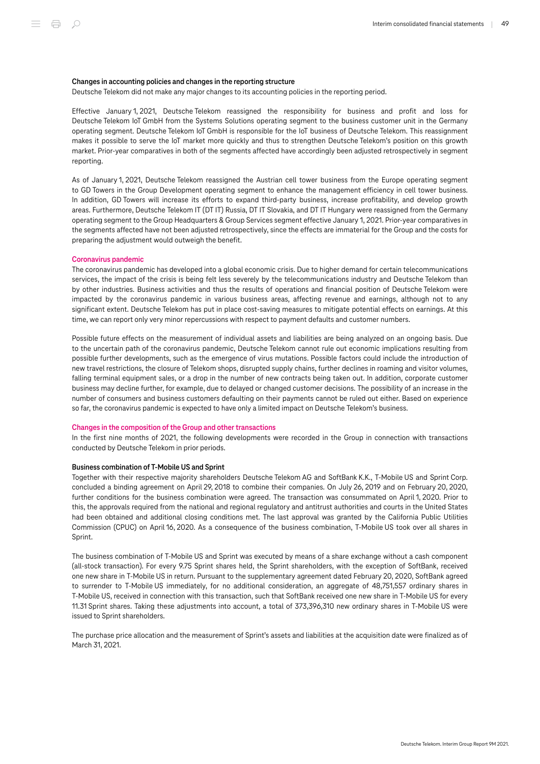#### Changes in accounting policies and changes in the reporting structure

Deutsche Telekom did not make any major changes to its accounting policies in the reporting period.

Effective January 1, 2021, Deutsche Telekom reassigned the responsibility for business and profit and loss for Deutsche Telekom IoT GmbH from the Systems Solutions operating segment to the business customer unit in the Germany operating segment. Deutsche Telekom IoT GmbH is responsible for the IoT business of Deutsche Telekom. This reassignment makes it possible to serve the IoT market more quickly and thus to strengthen Deutsche Telekom's position on this growth market. Prior-year comparatives in both of the segments affected have accordingly been adjusted retrospectively in segment reporting.

As of January 1, 2021, Deutsche Telekom reassigned the Austrian cell tower business from the Europe operating segment to GD Towers in the Group Development operating segment to enhance the management efficiency in cell tower business. In addition, GD Towers will increase its efforts to expand third-party business, increase profitability, and develop growth areas. Furthermore, Deutsche Telekom IT (DT IT) Russia, DT IT Slovakia, and DT IT Hungary were reassigned from the Germany operating segment to the Group Headquarters & Group Services segment effective January 1, 2021. Prior-year comparatives in the segments affected have not been adjusted retrospectively, since the effects are immaterial for the Group and the costs for preparing the adjustment would outweigh the benefit.

### Coronavirus pandemic

The coronavirus pandemic has developed into a global economic crisis. Due to higher demand for certain telecommunications services, the impact of the crisis is being felt less severely by the telecommunications industry and Deutsche Telekom than by other industries. Business activities and thus the results of operations and financial position of Deutsche Telekom were impacted by the coronavirus pandemic in various business areas, affecting revenue and earnings, although not to any significant extent. Deutsche Telekom has put in place cost-saving measures to mitigate potential effects on earnings. At this time, we can report only very minor repercussions with respect to payment defaults and customer numbers.

Possible future effects on the measurement of individual assets and liabilities are being analyzed on an ongoing basis. Due to the uncertain path of the coronavirus pandemic, Deutsche Telekom cannot rule out economic implications resulting from possible further developments, such as the emergence of virus mutations. Possible factors could include the introduction of new travel restrictions, the closure of Telekom shops, disrupted supply chains, further declines in roaming and visitor volumes, falling terminal equipment sales, or a drop in the number of new contracts being taken out. In addition, corporate customer business may decline further, for example, due to delayed or changed customer decisions. The possibility of an increase in the number of consumers and business customers defaulting on their payments cannot be ruled out either. Based on experience so far, the coronavirus pandemic is expected to have only a limited impact on Deutsche Telekom's business.

### Changes in the composition of the Group and other transactions

In the first nine months of 2021, the following developments were recorded in the Group in connection with transactions conducted by Deutsche Telekom in prior periods.

#### Business combination of T-Mobile US and Sprint

Together with their respective majority shareholders Deutsche Telekom AG and SoftBank K.K., T-Mobile US and Sprint Corp. concluded a binding agreement on April 29, 2018 to combine their companies. On July 26, 2019 and on February 20, 2020, further conditions for the business combination were agreed. The transaction was consummated on April 1, 2020. Prior to this, the approvals required from the national and regional regulatory and antitrust authorities and courts in the United States had been obtained and additional closing conditions met. The last approval was granted by the California Public Utilities Commission (CPUC) on April 16, 2020. As a consequence of the business combination, T-Mobile US took over all shares in Sprint.

The business combination of T-Mobile US and Sprint was executed by means of a share exchange without a cash component (all-stock transaction). For every 9.75 Sprint shares held, the Sprint shareholders, with the exception of SoftBank, received one new share in T-Mobile US in return. Pursuant to the supplementary agreement dated February 20, 2020, SoftBank agreed to surrender to T-Mobile US immediately, for no additional consideration, an aggregate of 48,751,557 ordinary shares in T-Mobile US, received in connection with this transaction, such that SoftBank received one new share in T-Mobile US for every 11.31 Sprint shares. Taking these adjustments into account, a total of 373,396,310 new ordinary shares in T-Mobile US were issued to Sprint shareholders.

The purchase price allocation and the measurement of Sprint's assets and liabilities at the acquisition date were finalized as of March 31, 2021.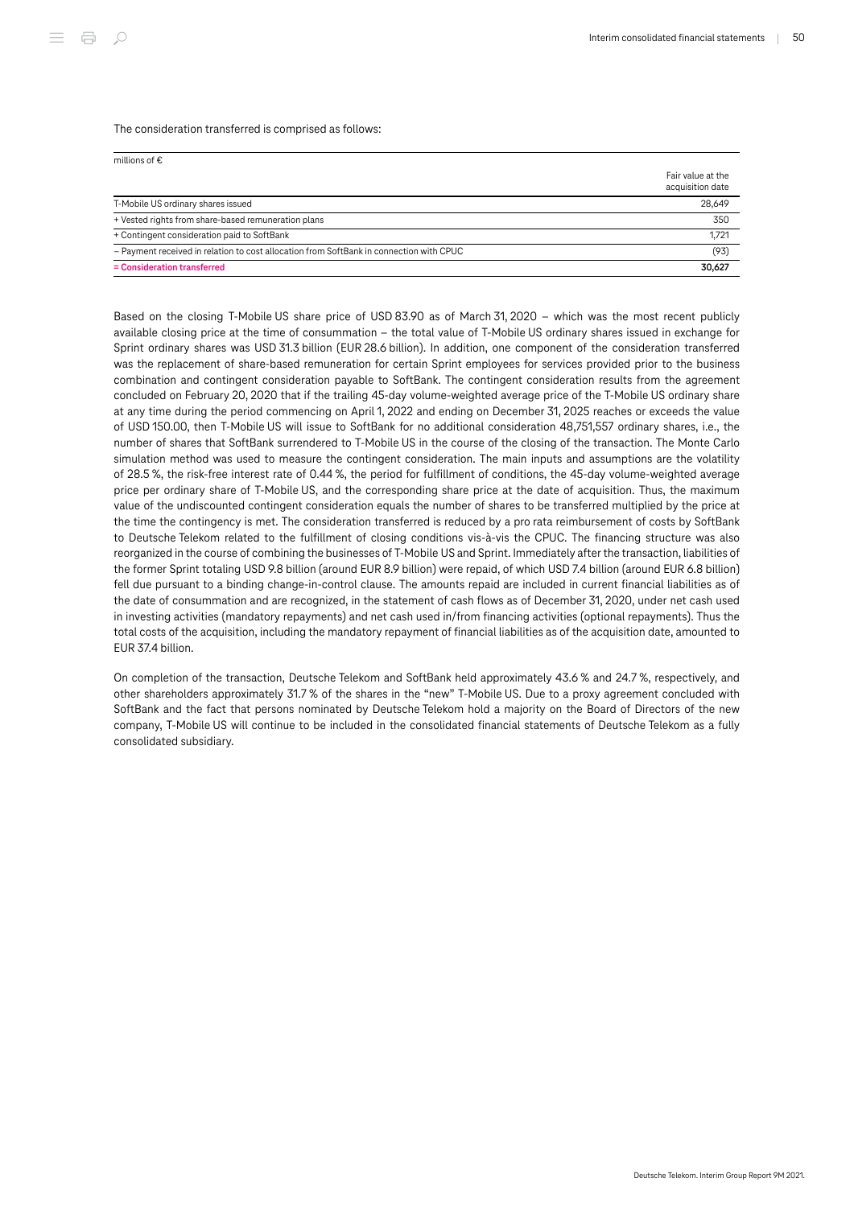The consideration transferred is comprised as follows:

| millions of € | Fair value at the acquisition date |
|---|---|
| T-Mobile US ordinary shares issued | 28,649 |
| + Vested rights from share-based remuneration plans | 350 |
| + Contingent consideration paid to SoftBank | 1,721 |
| – Payment received in relation to cost allocation from SoftBank in connection with CPUC | (93) |
| **= Consideration transferred** | **30,627** |

Based on the closing T-Mobile US share price of USD 83.90 as of March 31, 2020 – which was the most recent publicly available closing price at the time of consummation – the total value of T-Mobile US ordinary shares issued in exchange for Sprint ordinary shares was USD 31.3 billion (EUR 28.6 billion). In addition, one component of the consideration transferred was the replacement of share-based remuneration for certain Sprint employees for services provided prior to the business combination and contingent consideration payable to SoftBank. The contingent consideration results from the agreement concluded on February 20, 2020 that if the trailing 45-day volume-weighted average price of the T-Mobile US ordinary share at any time during the period commencing on April 1, 2022 and ending on December 31, 2025 reaches or exceeds the value of USD 150.00, then T-Mobile US will issue to SoftBank for no additional consideration 48,751,557 ordinary shares, i.e., the number of shares that SoftBank surrendered to T-Mobile US in the course of the closing of the transaction. The Monte Carlo simulation method was used to measure the contingent consideration. The main inputs and assumptions are the volatility of 28.5 %, the risk-free interest rate of 0.44 %, the period for fulfillment of conditions, the 45-day volume-weighted average price per ordinary share of T-Mobile US, and the corresponding share price at the date of acquisition. Thus, the maximum value of the undiscounted contingent consideration equals the number of shares to be transferred multiplied by the price at the time the contingency is met. The consideration transferred is reduced by a pro rata reimbursement of costs by SoftBank to Deutsche Telekom related to the fulfillment of closing conditions vis-à-vis the CPUC. The financing structure was also reorganized in the course of combining the businesses of T-Mobile US and Sprint. Immediately after the transaction, liabilities of the former Sprint totaling USD 9.8 billion (around EUR 8.9 billion) were repaid, of which USD 7.4 billion (around EUR 6.8 billion) fell due pursuant to a binding change-in-control clause. The amounts repaid are included in current financial liabilities as of the date of consummation and are recognized, in the statement of cash flows as of December 31, 2020, under net cash used in investing activities (mandatory repayments) and net cash used in/from financing activities (optional repayments). Thus the total costs of the acquisition, including the mandatory repayment of financial liabilities as of the acquisition date, amounted to EUR 37.4 billion.

On completion of the transaction, Deutsche Telekom and SoftBank held approximately 43.6 % and 24.7 %, respectively, and other shareholders approximately 31.7 % of the shares in the "new" T-Mobile US. Due to a proxy agreement concluded with SoftBank and the fact that persons nominated by Deutsche Telekom hold a majority on the Board of Directors of the new company, T-Mobile US will continue to be included in the consolidated financial statements of Deutsche Telekom as a fully consolidated subsidiary.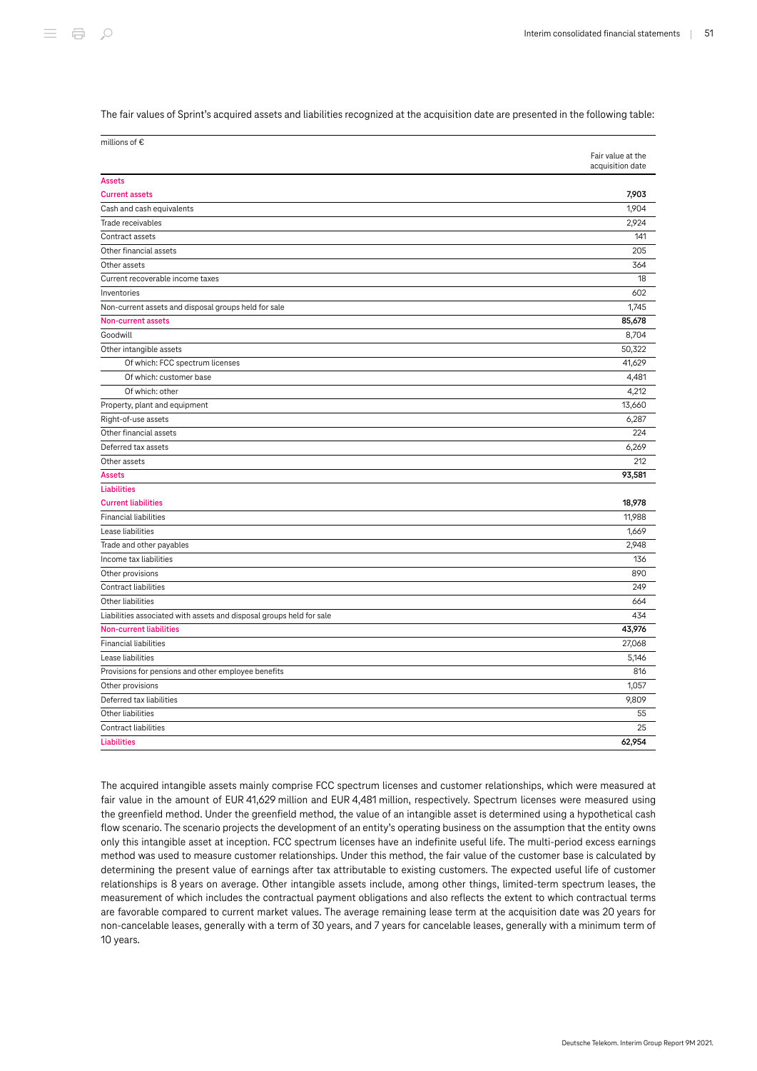The fair values of Sprint's acquired assets and liabilities recognized at the acquisition date are presented in the following table:

| millions of € | Fair value at the acquisition date |
|---|---|
| **Assets** | |
| **Current assets** | **7,903** |
| Cash and cash equivalents | 1,904 |
| Trade receivables | 2,924 |
| Contract assets | 141 |
| Other financial assets | 205 |
| Other assets | 364 |
| Current recoverable income taxes | 18 |
| Inventories | 602 |
| Non-current assets and disposal groups held for sale | 1,745 |
| **Non-current assets** | **85,678** |
| Goodwill | 8,704 |
| Other intangible assets | 50,322 |
| Of which: FCC spectrum licenses | 41,629 |
| Of which: customer base | 4,481 |
| Of which: other | 4,212 |
| Property, plant and equipment | 13,660 |
| Right-of-use assets | 6,287 |
| Other financial assets | 224 |
| Deferred tax assets | 6,269 |
| Other assets | 212 |
| **Assets** | **93,581** |
| **Liabilities** | |
| **Current liabilities** | **18,978** |
| Financial liabilities | 11,988 |
| Lease liabilities | 1,669 |
| Trade and other payables | 2,948 |
| Income tax liabilities | 136 |
| Other provisions | 890 |
| Contract liabilities | 249 |
| Other liabilities | 664 |
| Liabilities associated with assets and disposal groups held for sale | 434 |
| **Non-current liabilities** | **43,976** |
| Financial liabilities | 27,068 |
| Lease liabilities | 5,146 |
| Provisions for pensions and other employee benefits | 816 |
| Other provisions | 1,057 |
| Deferred tax liabilities | 9,809 |
| Other liabilities | 55 |
| Contract liabilities | 25 |
| **Liabilities** | **62,954** |

The acquired intangible assets mainly comprise FCC spectrum licenses and customer relationships, which were measured at fair value in the amount of EUR 41,629 million and EUR 4,481 million, respectively. Spectrum licenses were measured using the greenfield method. Under the greenfield method, the value of an intangible asset is determined using a hypothetical cash flow scenario. The scenario projects the development of an entity's operating business on the assumption that the entity owns only this intangible asset at inception. FCC spectrum licenses have an indefinite useful life. The multi-period excess earnings method was used to measure customer relationships. Under this method, the fair value of the customer base is calculated by determining the present value of earnings after tax attributable to existing customers. The expected useful life of customer relationships is 8 years on average. Other intangible assets include, among other things, limited-term spectrum leases, the measurement of which includes the contractual payment obligations and also reflects the extent to which contractual terms are favorable compared to current market values. The average remaining lease term at the acquisition date was 20 years for non-cancelable leases, generally with a term of 30 years, and 7 years for cancelable leases, generally with a minimum term of 10 years.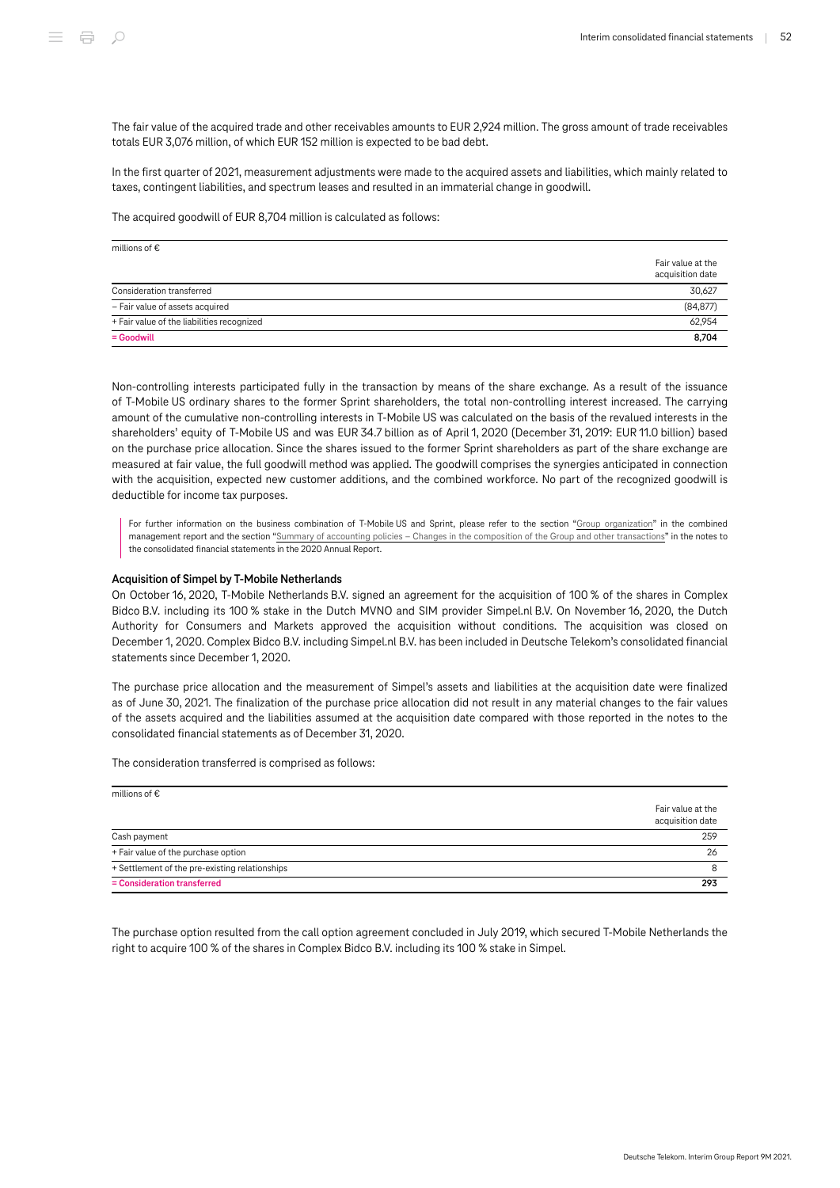The fair value of the acquired trade and other receivables amounts to EUR 2,924 million. The gross amount of trade receivables totals EUR 3,076 million, of which EUR 152 million is expected to be bad debt.

In the first quarter of 2021, measurement adjustments were made to the acquired assets and liabilities, which mainly related to taxes, contingent liabilities, and spectrum leases and resulted in an immaterial change in goodwill.

The acquired goodwill of EUR 8,704 million is calculated as follows:

| millions of € | Fair value at the acquisition date |
|---|---|
| Consideration transferred | 30,627 |
| – Fair value of assets acquired | (84,877) |
| + Fair value of the liabilities recognized | 62,954 |
| **= Goodwill** | **8,704** |

Non-controlling interests participated fully in the transaction by means of the share exchange. As a result of the issuance of T-Mobile US ordinary shares to the former Sprint shareholders, the total non-controlling interest increased. The carrying amount of the cumulative non-controlling interests in T-Mobile US was calculated on the basis of the revalued interests in the shareholders' equity of T-Mobile US and was EUR 34.7 billion as of April 1, 2020 (December 31, 2019: EUR 11.0 billion) based on the purchase price allocation. Since the shares issued to the former Sprint shareholders as part of the share exchange are measured at fair value, the full goodwill method was applied. The goodwill comprises the synergies anticipated in connection with the acquisition, expected new customer additions, and the combined workforce. No part of the recognized goodwill is deductible for income tax purposes.

For further information on the business combination of T-Mobile US and Sprint, please refer to the section "Group organization" in the combined management report and the section "Summary of accounting policies – Changes in the composition of the Group and other transactions" in the notes to the consolidated financial statements in the 2020 Annual Report.

#### Acquisition of Simpel by T-Mobile Netherlands

On October 16, 2020, T-Mobile Netherlands B.V. signed an agreement for the acquisition of 100 % of the shares in Complex Bidco B.V. including its 100 % stake in the Dutch MVNO and SIM provider Simpel.nl B.V. On November 16, 2020, the Dutch Authority for Consumers and Markets approved the acquisition without conditions. The acquisition was closed on December 1, 2020. Complex Bidco B.V. including Simpel.nl B.V. has been included in Deutsche Telekom's consolidated financial statements since December 1, 2020.

The purchase price allocation and the measurement of Simpel's assets and liabilities at the acquisition date were finalized as of June 30, 2021. The finalization of the purchase price allocation did not result in any material changes to the fair values of the assets acquired and the liabilities assumed at the acquisition date compared with those reported in the notes to the consolidated financial statements as of December 31, 2020.

The consideration transferred is comprised as follows:

| millions of € | Fair value at the acquisition date |
|---|---|
| Cash payment | 259 |
| + Fair value of the purchase option | 26 |
| + Settlement of the pre-existing relationships | 8 |
| **= Consideration transferred** | **293** |

The purchase option resulted from the call option agreement concluded in July 2019, which secured T-Mobile Netherlands the right to acquire 100 % of the shares in Complex Bidco B.V. including its 100 % stake in Simpel.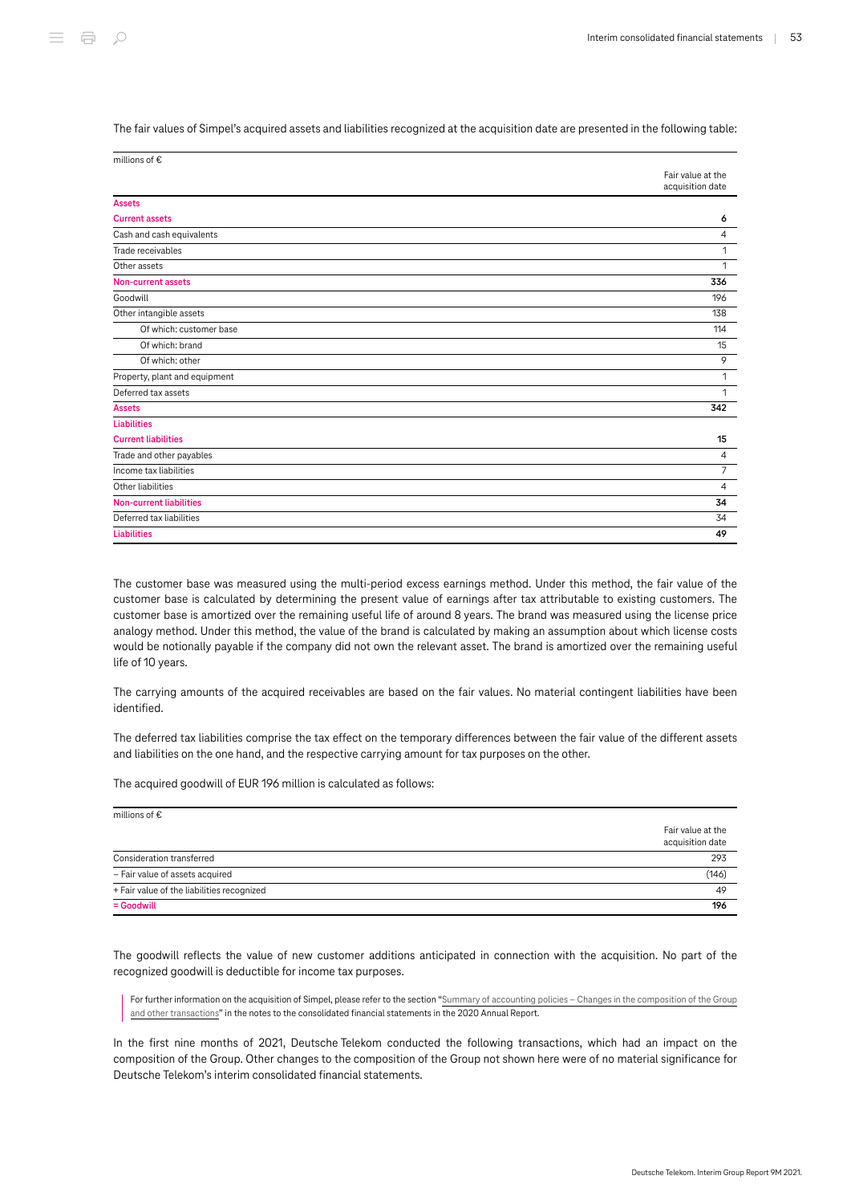The fair values of Simpel's acquired assets and liabilities recognized at the acquisition date are presented in the following table:

| millions of € | Fair value at the acquisition date |
|---|---|
| **Assets** | |
| **Current assets** | **6** |
| Cash and cash equivalents | 4 |
| Trade receivables | 1 |
| Other assets | 1 |
| **Non-current assets** | **336** |
| Goodwill | 196 |
| Other intangible assets | 138 |
| Of which: customer base | 114 |
| Of which: brand | 15 |
| Of which: other | 9 |
| Property, plant and equipment | 1 |
| Deferred tax assets | 1 |
| **Assets** | **342** |
| **Liabilities** | |
| **Current liabilities** | **15** |
| Trade and other payables | 4 |
| Income tax liabilities | 7 |
| Other liabilities | 4 |
| **Non-current liabilities** | **34** |
| Deferred tax liabilities | 34 |
| **Liabilities** | **49** |

The customer base was measured using the multi-period excess earnings method. Under this method, the fair value of the customer base is calculated by determining the present value of earnings after tax attributable to existing customers. The customer base is amortized over the remaining useful life of around 8 years. The brand was measured using the license price analogy method. Under this method, the value of the brand is calculated by making an assumption about which license costs would be notionally payable if the company did not own the relevant asset. The brand is amortized over the remaining useful life of 10 years.

The carrying amounts of the acquired receivables are based on the fair values. No material contingent liabilities have been identified.

The deferred tax liabilities comprise the tax effect on the temporary differences between the fair value of the different assets and liabilities on the one hand, and the respective carrying amount for tax purposes on the other.

The acquired goodwill of EUR 196 million is calculated as follows:

| millions of € | Fair value at the acquisition date |
|---|---|
| Consideration transferred | 293 |
| – Fair value of assets acquired | (146) |
| + Fair value of the liabilities recognized | 49 |
| **= Goodwill** | **196** |

The goodwill reflects the value of new customer additions anticipated in connection with the acquisition. No part of the recognized goodwill is deductible for income tax purposes.

For further information on the acquisition of Simpel, please refer to the section "Summary of accounting policies – Changes in the composition of the Group and other transactions" in the notes to the consolidated financial statements in the 2020 Annual Report.

In the first nine months of 2021, Deutsche Telekom conducted the following transactions, which had an impact on the composition of the Group. Other changes to the composition of the Group not shown here were of no material significance for Deutsche Telekom's interim consolidated financial statements.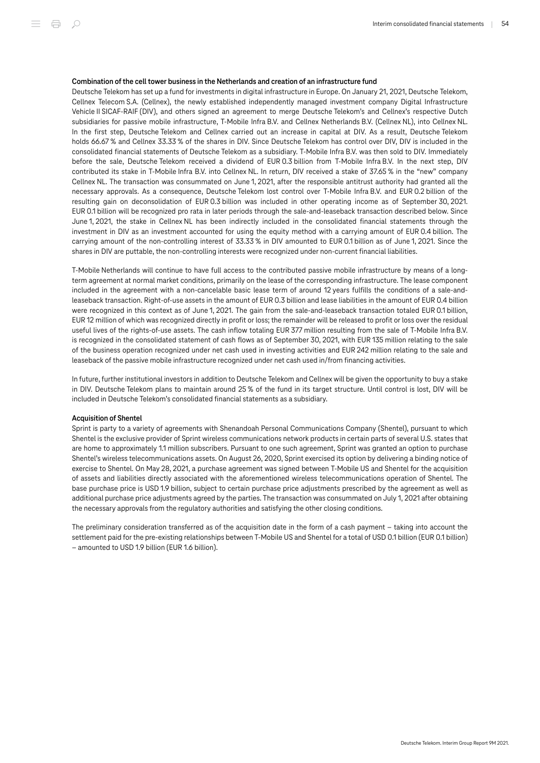### Combination of the cell tower business in the Netherlands and creation of an infrastructure fund

Deutsche Telekom has set up a fund for investments in digital infrastructure in Europe. On January 21, 2021, Deutsche Telekom, Cellnex Telecom S.A. (Cellnex), the newly established independently managed investment company Digital Infrastructure Vehicle II SICAF-RAIF (DIV), and others signed an agreement to merge Deutsche Telekom's and Cellnex's respective Dutch subsidiaries for passive mobile infrastructure, T-Mobile Infra B.V. and Cellnex Netherlands B.V. (Cellnex NL), into Cellnex NL. In the first step, Deutsche Telekom and Cellnex carried out an increase in capital at DIV. As a result, Deutsche Telekom holds 66.67 % and Cellnex 33.33 % of the shares in DIV. Since Deutsche Telekom has control over DIV, DIV is included in the consolidated financial statements of Deutsche Telekom as a subsidiary. T-Mobile Infra B.V. was then sold to DIV. Immediately before the sale, Deutsche Telekom received a dividend of EUR 0.3 billion from T-Mobile Infra B.V. In the next step, DIV contributed its stake in T-Mobile Infra B.V. into Cellnex NL. In return, DIV received a stake of 37.65 % in the "new" company Cellnex NL. The transaction was consummated on June 1, 2021, after the responsible antitrust authority had granted all the necessary approvals. As a consequence, Deutsche Telekom lost control over T-Mobile Infra B.V. and EUR 0.2 billion of the resulting gain on deconsolidation of EUR 0.3 billion was included in other operating income as of September 30, 2021. EUR 0.1 billion will be recognized pro rata in later periods through the sale-and-leaseback transaction described below. Since June 1, 2021, the stake in Cellnex NL has been indirectly included in the consolidated financial statements through the investment in DIV as an investment accounted for using the equity method with a carrying amount of EUR 0.4 billion. The carrying amount of the non-controlling interest of 33.33 % in DIV amounted to EUR 0.1 billion as of June 1, 2021. Since the shares in DIV are puttable, the non-controlling interests were recognized under non-current financial liabilities.

T-Mobile Netherlands will continue to have full access to the contributed passive mobile infrastructure by means of a long-term agreement at normal market conditions, primarily on the lease of the corresponding infrastructure. The lease component included in the agreement with a non-cancelable basic lease term of around 12 years fulfills the conditions of a sale-and-leaseback transaction. Right-of-use assets in the amount of EUR 0.3 billion and lease liabilities in the amount of EUR 0.4 billion were recognized in this context as of June 1, 2021. The gain from the sale-and-leaseback transaction totaled EUR 0.1 billion, EUR 12 million of which was recognized directly in profit or loss; the remainder will be released to profit or loss over the residual useful lives of the rights-of-use assets. The cash inflow totaling EUR 377 million resulting from the sale of T-Mobile Infra B.V. is recognized in the consolidated statement of cash flows as of September 30, 2021, with EUR 135 million relating to the sale of the business operation recognized under net cash used in investing activities and EUR 242 million relating to the sale and leaseback of the passive mobile infrastructure recognized under net cash used in/from financing activities.

In future, further institutional investors in addition to Deutsche Telekom and Cellnex will be given the opportunity to buy a stake in DIV. Deutsche Telekom plans to maintain around 25 % of the fund in its target structure. Until control is lost, DIV will be included in Deutsche Telekom's consolidated financial statements as a subsidiary.

### Acquisition of Shentel

Sprint is party to a variety of agreements with Shenandoah Personal Communications Company (Shentel), pursuant to which Shentel is the exclusive provider of Sprint wireless communications network products in certain parts of several U.S. states that are home to approximately 1.1 million subscribers. Pursuant to one such agreement, Sprint was granted an option to purchase Shentel's wireless telecommunications assets. On August 26, 2020, Sprint exercised its option by delivering a binding notice of exercise to Shentel. On May 28, 2021, a purchase agreement was signed between T-Mobile US and Shentel for the acquisition of assets and liabilities directly associated with the aforementioned wireless telecommunications operation of Shentel. The base purchase price is USD 1.9 billion, subject to certain purchase price adjustments prescribed by the agreement as well as additional purchase price adjustments agreed by the parties. The transaction was consummated on July 1, 2021 after obtaining the necessary approvals from the regulatory authorities and satisfying the other closing conditions.

The preliminary consideration transferred as of the acquisition date in the form of a cash payment – taking into account the settlement paid for the pre-existing relationships between T-Mobile US and Shentel for a total of USD 0.1 billion (EUR 0.1 billion) – amounted to USD 1.9 billion (EUR 1.6 billion).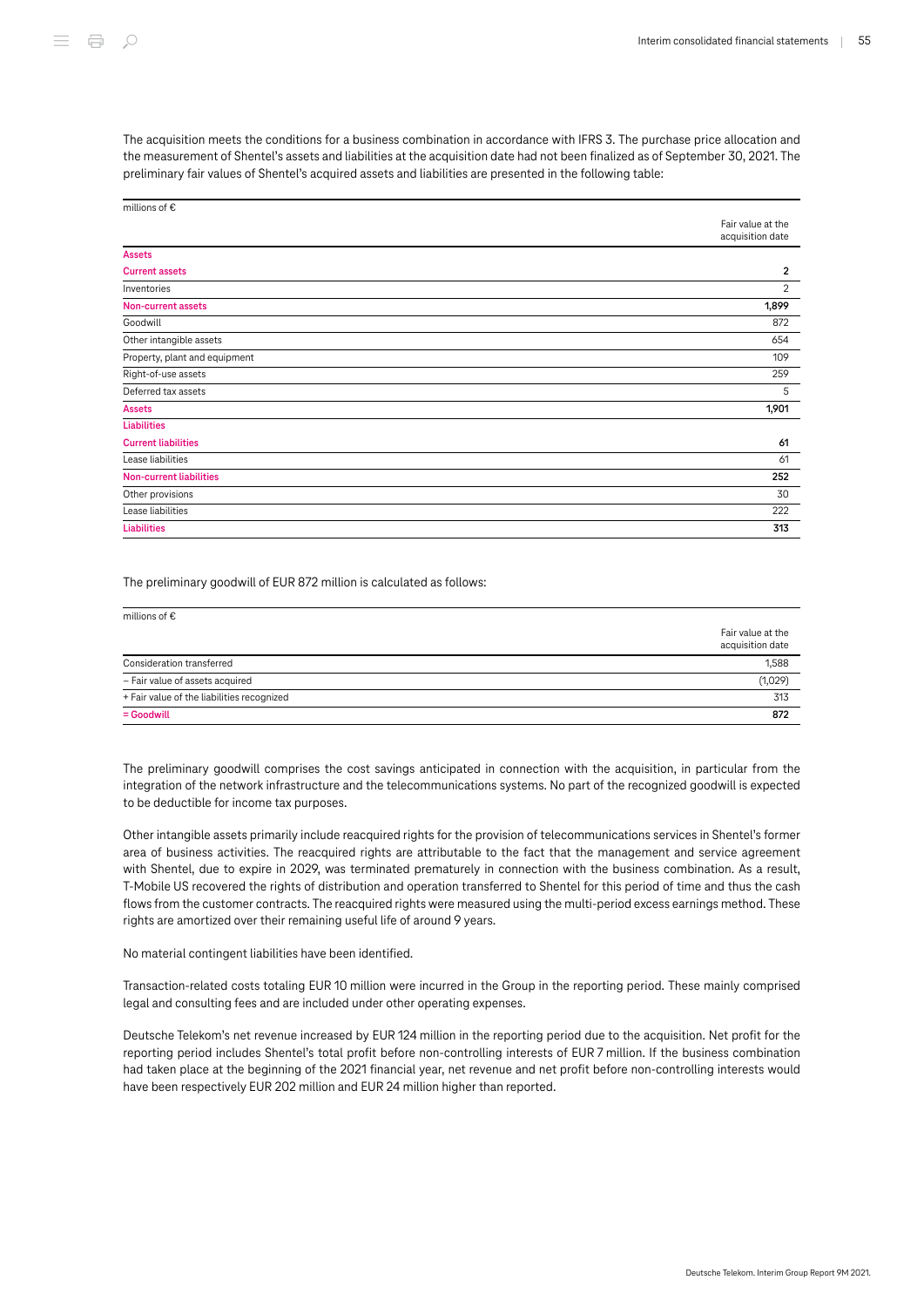The acquisition meets the conditions for a business combination in accordance with IFRS 3. The purchase price allocation and the measurement of Shentel's assets and liabilities at the acquisition date had not been finalized as of September 30, 2021. The preliminary fair values of Shentel's acquired assets and liabilities are presented in the following table:

| millions of € | Fair value at the acquisition date |
|---|---|
| **Assets** | |
| **Current assets** | **2** |
| Inventories | 2 |
| **Non-current assets** | **1,899** |
| Goodwill | 872 |
| Other intangible assets | 654 |
| Property, plant and equipment | 109 |
| Right-of-use assets | 259 |
| Deferred tax assets | 5 |
| **Assets** | **1,901** |
| **Liabilities** | |
| **Current liabilities** | **61** |
| Lease liabilities | 61 |
| **Non-current liabilities** | **252** |
| Other provisions | 30 |
| Lease liabilities | 222 |
| **Liabilities** | **313** |

The preliminary goodwill of EUR 872 million is calculated as follows:

| millions of € | Fair value at the acquisition date |
|---|---|
| Consideration transferred | 1,588 |
| – Fair value of assets acquired | (1,029) |
| + Fair value of the liabilities recognized | 313 |
| **= Goodwill** | **872** |

The preliminary goodwill comprises the cost savings anticipated in connection with the acquisition, in particular from the integration of the network infrastructure and the telecommunications systems. No part of the recognized goodwill is expected to be deductible for income tax purposes.

Other intangible assets primarily include reacquired rights for the provision of telecommunications services in Shentel's former area of business activities. The reacquired rights are attributable to the fact that the management and service agreement with Shentel, due to expire in 2029, was terminated prematurely in connection with the business combination. As a result, T-Mobile US recovered the rights of distribution and operation transferred to Shentel for this period of time and thus the cash flows from the customer contracts. The reacquired rights were measured using the multi-period excess earnings method. These rights are amortized over their remaining useful life of around 9 years.

No material contingent liabilities have been identified.

Transaction-related costs totaling EUR 10 million were incurred in the Group in the reporting period. These mainly comprised legal and consulting fees and are included under other operating expenses.

Deutsche Telekom's net revenue increased by EUR 124 million in the reporting period due to the acquisition. Net profit for the reporting period includes Shentel's total profit before non-controlling interests of EUR 7 million. If the business combination had taken place at the beginning of the 2021 financial year, net revenue and net profit before non-controlling interests would have been respectively EUR 202 million and EUR 24 million higher than reported.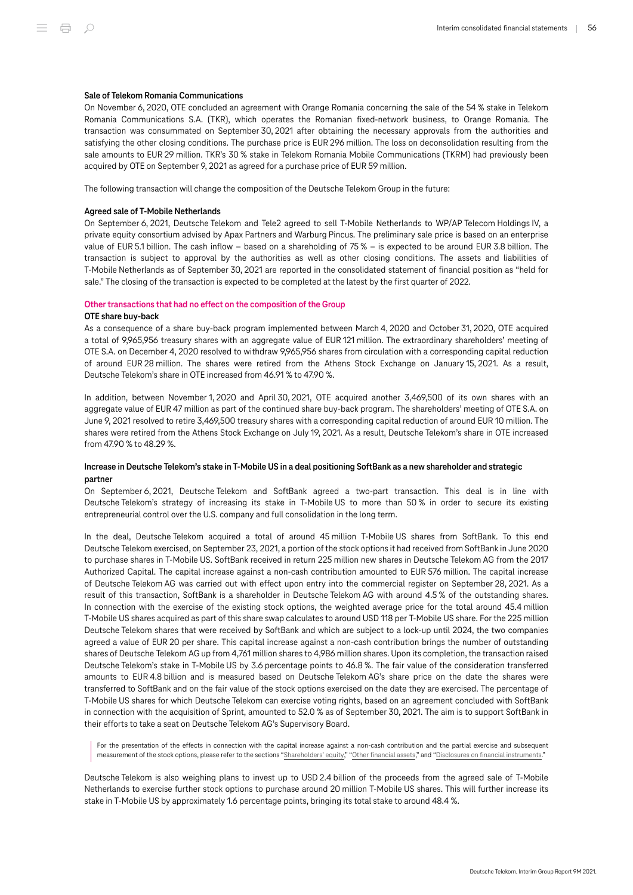#### Sale of Telekom Romania Communications

On November 6, 2020, OTE concluded an agreement with Orange Romania concerning the sale of the 54 % stake in Telekom Romania Communications S.A. (TKR), which operates the Romanian fixed-network business, to Orange Romania. The transaction was consummated on September 30, 2021 after obtaining the necessary approvals from the authorities and satisfying the other closing conditions. The purchase price is EUR 296 million. The loss on deconsolidation resulting from the sale amounts to EUR 29 million. TKR's 30 % stake in Telekom Romania Mobile Communications (TKRM) had previously been acquired by OTE on September 9, 2021 as agreed for a purchase price of EUR 59 million.

The following transaction will change the composition of the Deutsche Telekom Group in the future:

#### Agreed sale of T-Mobile Netherlands

On September 6, 2021, Deutsche Telekom and Tele2 agreed to sell T-Mobile Netherlands to WP/AP Telecom Holdings IV, a private equity consortium advised by Apax Partners and Warburg Pincus. The preliminary sale price is based on an enterprise value of EUR 5.1 billion. The cash inflow – based on a shareholding of 75 % – is expected to be around EUR 3.8 billion. The transaction is subject to approval by the authorities as well as other closing conditions. The assets and liabilities of T-Mobile Netherlands as of September 30, 2021 are reported in the consolidated statement of financial position as "held for sale." The closing of the transaction is expected to be completed at the latest by the first quarter of 2022.

### Other transactions that had no effect on the composition of the Group

#### OTE share buy-back

As a consequence of a share buy-back program implemented between March 4, 2020 and October 31, 2020, OTE acquired a total of 9,965,956 treasury shares with an aggregate value of EUR 121 million. The extraordinary shareholders' meeting of OTE S.A. on December 4, 2020 resolved to withdraw 9,965,956 shares from circulation with a corresponding capital reduction of around EUR 28 million. The shares were retired from the Athens Stock Exchange on January 15, 2021. As a result, Deutsche Telekom's share in OTE increased from 46.91 % to 47.90 %.

In addition, between November 1, 2020 and April 30, 2021, OTE acquired another 3,469,500 of its own shares with an aggregate value of EUR 47 million as part of the continued share buy-back program. The shareholders' meeting of OTE S.A. on June 9, 2021 resolved to retire 3,469,500 treasury shares with a corresponding capital reduction of around EUR 10 million. The shares were retired from the Athens Stock Exchange on July 19, 2021. As a result, Deutsche Telekom's share in OTE increased from 47.90 % to 48.29 %.

#### Increase in Deutsche Telekom's stake in T-Mobile US in a deal positioning SoftBank as a new shareholder and strategic partner

On September 6, 2021, Deutsche Telekom and SoftBank agreed a two-part transaction. This deal is in line with Deutsche Telekom's strategy of increasing its stake in T-Mobile US to more than 50 % in order to secure its existing entrepreneurial control over the U.S. company and full consolidation in the long term.

In the deal, Deutsche Telekom acquired a total of around 45 million T-Mobile US shares from SoftBank. To this end Deutsche Telekom exercised, on September 23, 2021, a portion of the stock options it had received from SoftBank in June 2020 to purchase shares in T-Mobile US. SoftBank received in return 225 million new shares in Deutsche Telekom AG from the 2017 Authorized Capital. The capital increase against a non-cash contribution amounted to EUR 576 million. The capital increase of Deutsche Telekom AG was carried out with effect upon entry into the commercial register on September 28, 2021. As a result of this transaction, SoftBank is a shareholder in Deutsche Telekom AG with around 4.5 % of the outstanding shares. In connection with the exercise of the existing stock options, the weighted average price for the total around 45.4 million T-Mobile US shares acquired as part of this share swap calculates to around USD 118 per T-Mobile US share. For the 225 million Deutsche Telekom shares that were received by SoftBank and which are subject to a lock-up until 2024, the two companies agreed a value of EUR 20 per share. This capital increase against a non-cash contribution brings the number of outstanding shares of Deutsche Telekom AG up from 4,761 million shares to 4,986 million shares. Upon its completion, the transaction raised Deutsche Telekom's stake in T-Mobile US by 3.6 percentage points to 46.8 %. The fair value of the consideration transferred amounts to EUR 4.8 billion and is measured based on Deutsche Telekom AG's share price on the date the shares were transferred to SoftBank and on the fair value of the stock options exercised on the date they are exercised. The percentage of T-Mobile US shares for which Deutsche Telekom can exercise voting rights, based on an agreement concluded with SoftBank in connection with the acquisition of Sprint, amounted to 52.0 % as of September 30, 2021. The aim is to support SoftBank in their efforts to take a seat on Deutsche Telekom AG's Supervisory Board.

> For the presentation of the effects in connection with the capital increase against a non-cash contribution and the partial exercise and subsequent measurement of the stock options, please refer to the sections "Shareholders' equity," "Other financial assets," and "Disclosures on financial instruments."

Deutsche Telekom is also weighing plans to invest up to USD 2.4 billion of the proceeds from the agreed sale of T-Mobile Netherlands to exercise further stock options to purchase around 20 million T-Mobile US shares. This will further increase its stake in T-Mobile US by approximately 1.6 percentage points, bringing its total stake to around 48.4 %.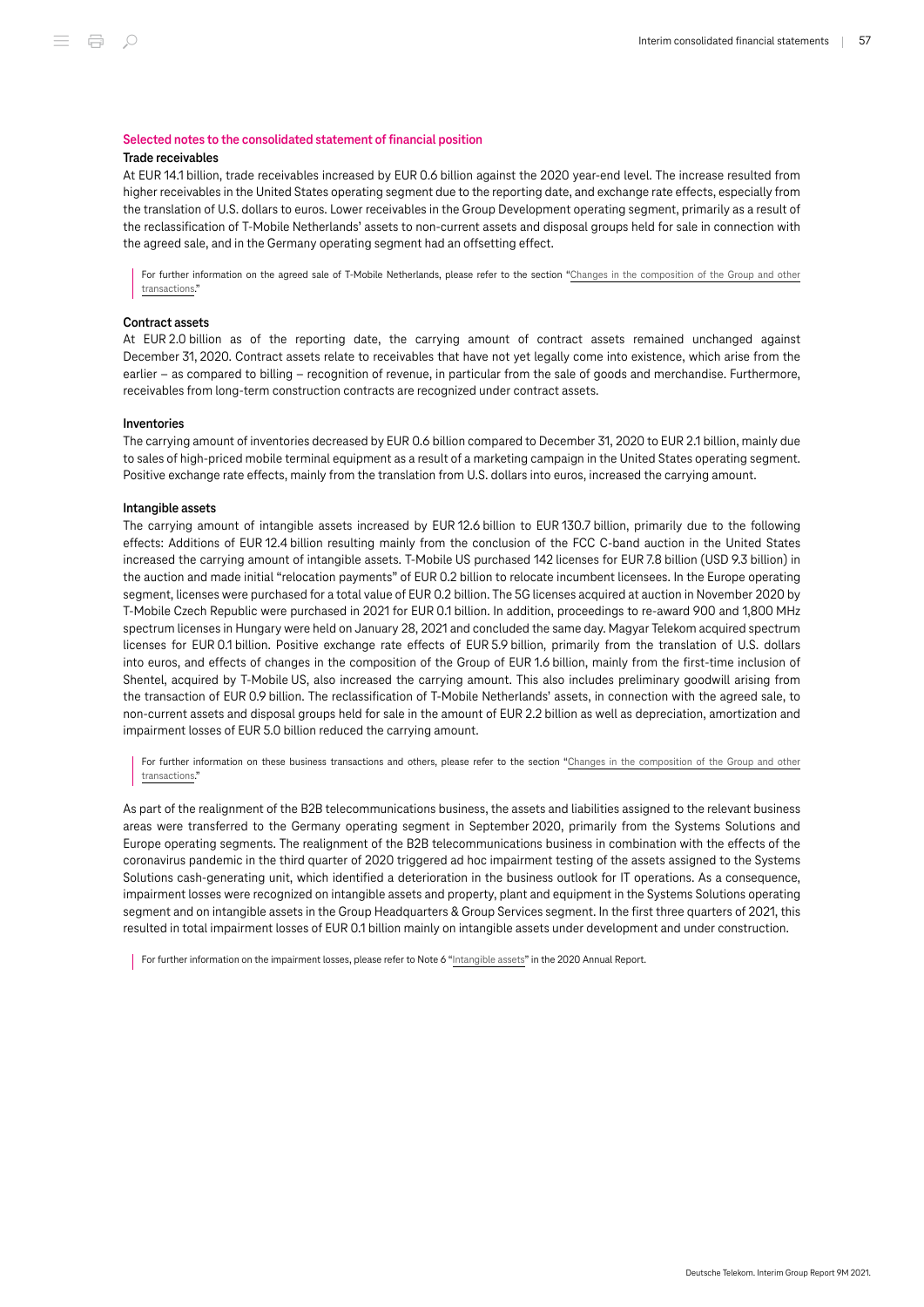## Selected notes to the consolidated statement of financial position

### Trade receivables

At EUR 14.1 billion, trade receivables increased by EUR 0.6 billion against the 2020 year-end level. The increase resulted from higher receivables in the United States operating segment due to the reporting date, and exchange rate effects, especially from the translation of U.S. dollars to euros. Lower receivables in the Group Development operating segment, primarily as a result of the reclassification of T-Mobile Netherlands' assets to non-current assets and disposal groups held for sale in connection with the agreed sale, and in the Germany operating segment had an offsetting effect.

For further information on the agreed sale of T-Mobile Netherlands, please refer to the section "Changes in the composition of the Group and other transactions."

### Contract assets

At EUR 2.0 billion as of the reporting date, the carrying amount of contract assets remained unchanged against December 31, 2020. Contract assets relate to receivables that have not yet legally come into existence, which arise from the earlier – as compared to billing – recognition of revenue, in particular from the sale of goods and merchandise. Furthermore, receivables from long-term construction contracts are recognized under contract assets.

### Inventories

The carrying amount of inventories decreased by EUR 0.6 billion compared to December 31, 2020 to EUR 2.1 billion, mainly due to sales of high-priced mobile terminal equipment as a result of a marketing campaign in the United States operating segment. Positive exchange rate effects, mainly from the translation from U.S. dollars into euros, increased the carrying amount.

### Intangible assets

The carrying amount of intangible assets increased by EUR 12.6 billion to EUR 130.7 billion, primarily due to the following effects: Additions of EUR 12.4 billion resulting mainly from the conclusion of the FCC C-band auction in the United States increased the carrying amount of intangible assets. T-Mobile US purchased 142 licenses for EUR 7.8 billion (USD 9.3 billion) in the auction and made initial "relocation payments" of EUR 0.2 billion to relocate incumbent licensees. In the Europe operating segment, licenses were purchased for a total value of EUR 0.2 billion. The 5G licenses acquired at auction in November 2020 by T-Mobile Czech Republic were purchased in 2021 for EUR 0.1 billion. In addition, proceedings to re-award 900 and 1,800 MHz spectrum licenses in Hungary were held on January 28, 2021 and concluded the same day. Magyar Telekom acquired spectrum licenses for EUR 0.1 billion. Positive exchange rate effects of EUR 5.9 billion, primarily from the translation of U.S. dollars into euros, and effects of changes in the composition of the Group of EUR 1.6 billion, mainly from the first-time inclusion of Shentel, acquired by T-Mobile US, also increased the carrying amount. This also includes preliminary goodwill arising from the transaction of EUR 0.9 billion. The reclassification of T-Mobile Netherlands' assets, in connection with the agreed sale, to non-current assets and disposal groups held for sale in the amount of EUR 2.2 billion as well as depreciation, amortization and impairment losses of EUR 5.0 billion reduced the carrying amount.

For further information on these business transactions and others, please refer to the section "Changes in the composition of the Group and other transactions."

As part of the realignment of the B2B telecommunications business, the assets and liabilities assigned to the relevant business areas were transferred to the Germany operating segment in September 2020, primarily from the Systems Solutions and Europe operating segments. The realignment of the B2B telecommunications business in combination with the effects of the coronavirus pandemic in the third quarter of 2020 triggered ad hoc impairment testing of the assets assigned to the Systems Solutions cash-generating unit, which identified a deterioration in the business outlook for IT operations. As a consequence, impairment losses were recognized on intangible assets and property, plant and equipment in the Systems Solutions operating segment and on intangible assets in the Group Headquarters & Group Services segment. In the first three quarters of 2021, this resulted in total impairment losses of EUR 0.1 billion mainly on intangible assets under development and under construction.

For further information on the impairment losses, please refer to Note 6 "Intangible assets" in the 2020 Annual Report.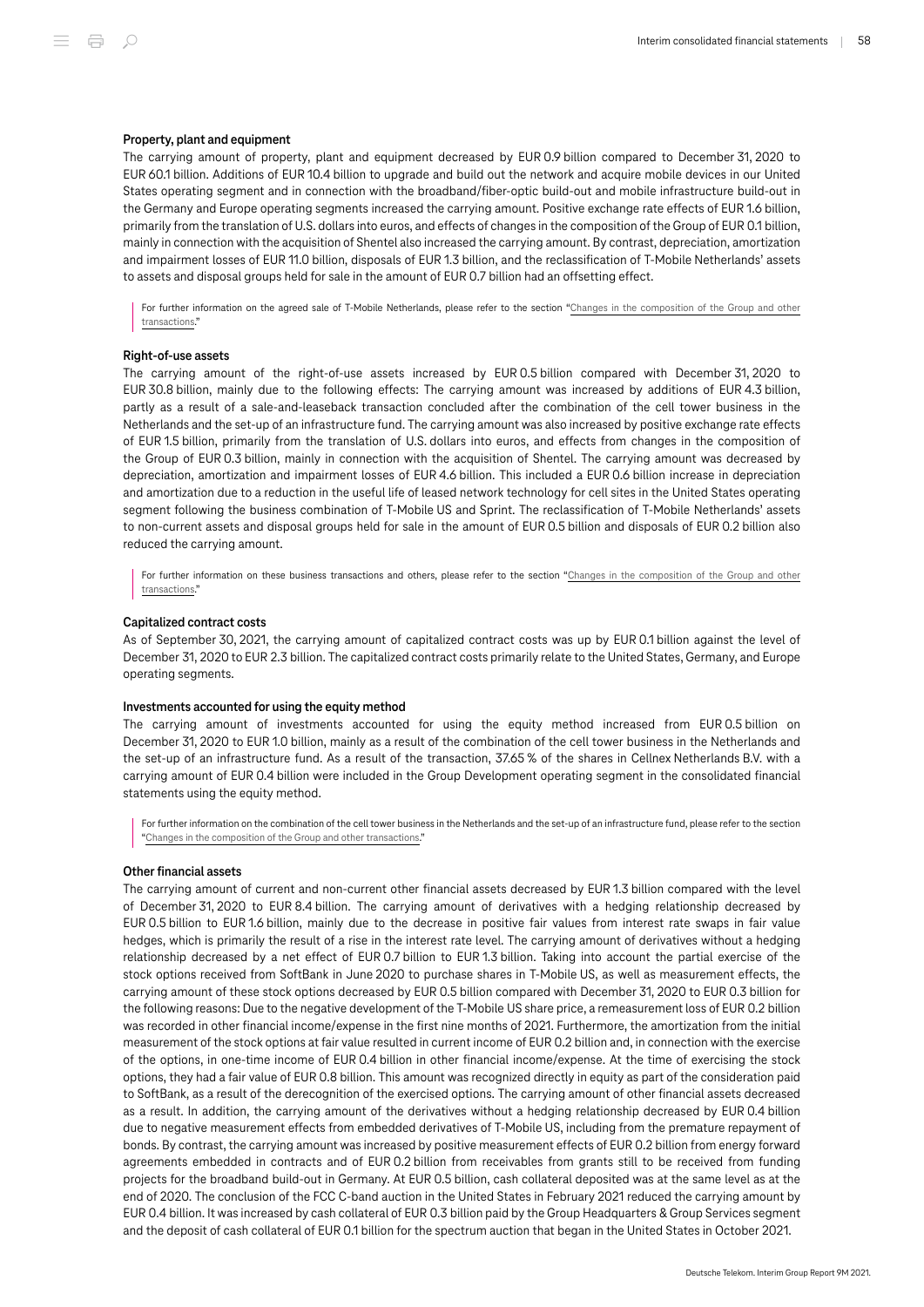### Property, plant and equipment

The carrying amount of property, plant and equipment decreased by EUR 0.9 billion compared to December 31, 2020 to EUR 60.1 billion. Additions of EUR 10.4 billion to upgrade and build out the network and acquire mobile devices in our United States operating segment and in connection with the broadband/fiber-optic build-out and mobile infrastructure build-out in the Germany and Europe operating segments increased the carrying amount. Positive exchange rate effects of EUR 1.6 billion, primarily from the translation of U.S. dollars into euros, and effects of changes in the composition of the Group of EUR 0.1 billion, mainly in connection with the acquisition of Shentel also increased the carrying amount. By contrast, depreciation, amortization and impairment losses of EUR 11.0 billion, disposals of EUR 1.3 billion, and the reclassification of T-Mobile Netherlands' assets to assets and disposal groups held for sale in the amount of EUR 0.7 billion had an offsetting effect.

> For further information on the agreed sale of T-Mobile Netherlands, please refer to the section "Changes in the composition of the Group and other transactions."

### Right-of-use assets

The carrying amount of the right-of-use assets increased by EUR 0.5 billion compared with December 31, 2020 to EUR 30.8 billion, mainly due to the following effects: The carrying amount was increased by additions of EUR 4.3 billion, partly as a result of a sale-and-leaseback transaction concluded after the combination of the cell tower business in the Netherlands and the set-up of an infrastructure fund. The carrying amount was also increased by positive exchange rate effects of EUR 1.5 billion, primarily from the translation of U.S. dollars into euros, and effects from changes in the composition of the Group of EUR 0.3 billion, mainly in connection with the acquisition of Shentel. The carrying amount was decreased by depreciation, amortization and impairment losses of EUR 4.6 billion. This included a EUR 0.6 billion increase in depreciation and amortization due to a reduction in the useful life of leased network technology for cell sites in the United States operating segment following the business combination of T-Mobile US and Sprint. The reclassification of T-Mobile Netherlands' assets to non-current assets and disposal groups held for sale in the amount of EUR 0.5 billion and disposals of EUR 0.2 billion also reduced the carrying amount.

> For further information on these business transactions and others, please refer to the section "Changes in the composition of the Group and other transactions."

### Capitalized contract costs

As of September 30, 2021, the carrying amount of capitalized contract costs was up by EUR 0.1 billion against the level of December 31, 2020 to EUR 2.3 billion. The capitalized contract costs primarily relate to the United States, Germany, and Europe operating segments.

### Investments accounted for using the equity method

The carrying amount of investments accounted for using the equity method increased from EUR 0.5 billion on December 31, 2020 to EUR 1.0 billion, mainly as a result of the combination of the cell tower business in the Netherlands and the set-up of an infrastructure fund. As a result of the transaction, 37.65 % of the shares in Cellnex Netherlands B.V. with a carrying amount of EUR 0.4 billion were included in the Group Development operating segment in the consolidated financial statements using the equity method.

> For further information on the combination of the cell tower business in the Netherlands and the set-up of an infrastructure fund, please refer to the section "Changes in the composition of the Group and other transactions."

### Other financial assets

The carrying amount of current and non-current other financial assets decreased by EUR 1.3 billion compared with the level of December 31, 2020 to EUR 8.4 billion. The carrying amount of derivatives with a hedging relationship decreased by EUR 0.5 billion to EUR 1.6 billion, mainly due to the decrease in positive fair values from interest rate swaps in fair value hedges, which is primarily the result of a rise in the interest rate level. The carrying amount of derivatives without a hedging relationship decreased by a net effect of EUR 0.7 billion to EUR 1.3 billion. Taking into account the partial exercise of the stock options received from SoftBank in June 2020 to purchase shares in T-Mobile US, as well as measurement effects, the carrying amount of these stock options decreased by EUR 0.5 billion compared with December 31, 2020 to EUR 0.3 billion for the following reasons: Due to the negative development of the T-Mobile US share price, a remeasurement loss of EUR 0.2 billion was recorded in other financial income/expense in the first nine months of 2021. Furthermore, the amortization from the initial measurement of the stock options at fair value resulted in current income of EUR 0.2 billion and, in connection with the exercise of the options, in one-time income of EUR 0.4 billion in other financial income/expense. At the time of exercising the stock options, they had a fair value of EUR 0.8 billion. This amount was recognized directly in equity as part of the consideration paid to SoftBank, as a result of the derecognition of the exercised options. The carrying amount of other financial assets decreased as a result. In addition, the carrying amount of the derivatives without a hedging relationship decreased by EUR 0.4 billion due to negative measurement effects from embedded derivatives of T-Mobile US, including from the premature repayment of bonds. By contrast, the carrying amount was increased by positive measurement effects of EUR 0.2 billion from energy forward agreements embedded in contracts and of EUR 0.2 billion from receivables from grants still to be received from funding projects for the broadband build-out in Germany. At EUR 0.5 billion, cash collateral deposited was at the same level as at the end of 2020. The conclusion of the FCC C-band auction in the United States in February 2021 reduced the carrying amount by EUR 0.4 billion. It was increased by cash collateral of EUR 0.3 billion paid by the Group Headquarters & Group Services segment and the deposit of cash collateral of EUR 0.1 billion for the spectrum auction that began in the United States in October 2021.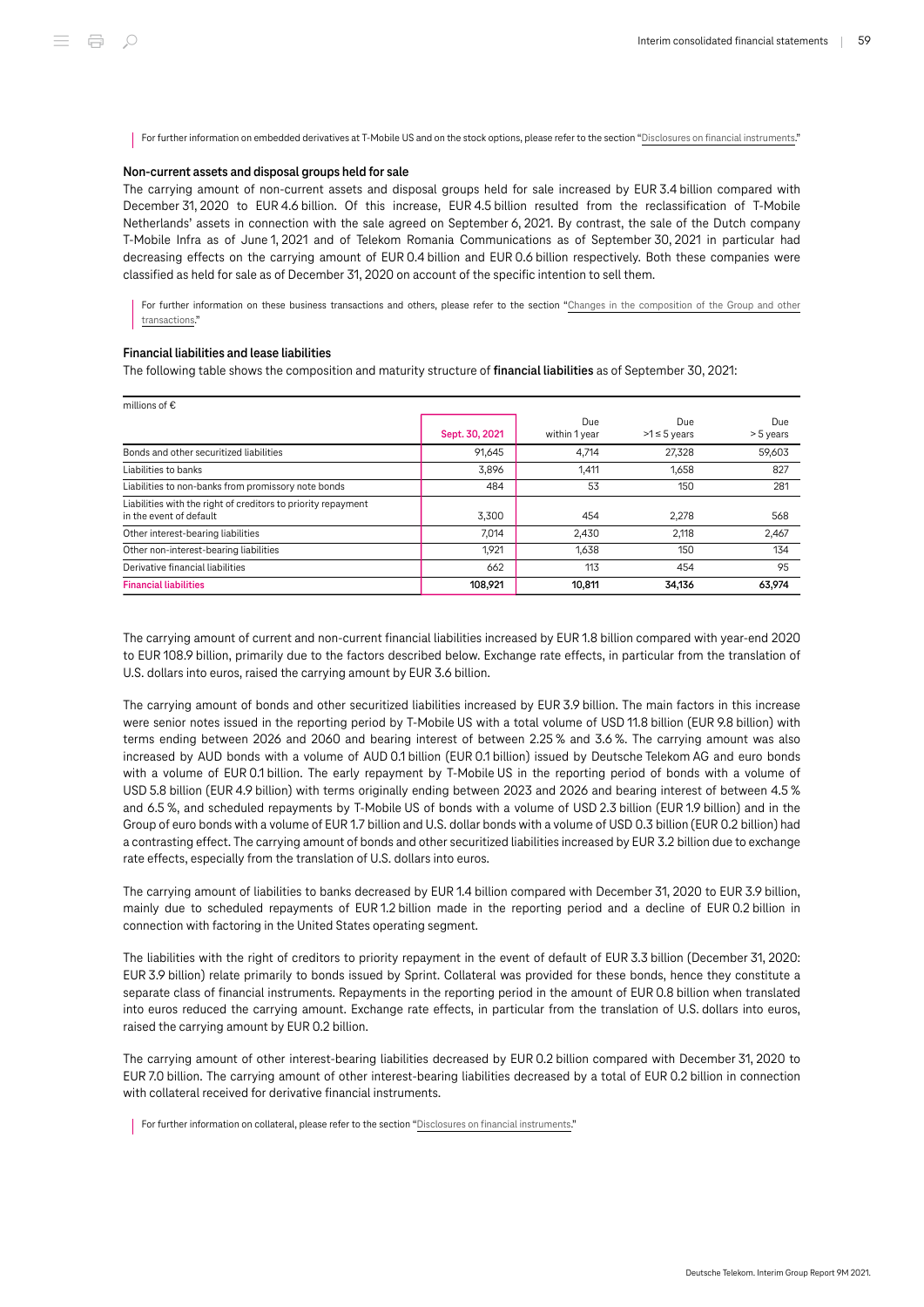For further information on embedded derivatives at T-Mobile US and on the stock options, please refer to the section "Disclosures on financial instruments."

#### Non-current assets and disposal groups held for sale

The carrying amount of non-current assets and disposal groups held for sale increased by EUR 3.4 billion compared with December 31, 2020 to EUR 4.6 billion. Of this increase, EUR 4.5 billion resulted from the reclassification of T-Mobile Netherlands' assets in connection with the sale agreed on September 6, 2021. By contrast, the sale of the Dutch company T-Mobile Infra as of June 1, 2021 and of Telekom Romania Communications as of September 30, 2021 in particular had decreasing effects on the carrying amount of EUR 0.4 billion and EUR 0.6 billion respectively. Both these companies were classified as held for sale as of December 31, 2020 on account of the specific intention to sell them.

For further information on these business transactions and others, please refer to the section "Changes in the composition of the Group and other transactions."

#### Financial liabilities and lease liabilities

The following table shows the composition and maturity structure of **financial liabilities** as of September 30, 2021:

| millions of € | Sept. 30, 2021 | Due within 1 year | Due >1 ≤ 5 years | Due > 5 years |
|---|---|---|---|---|
| Bonds and other securitized liabilities | 91,645 | 4,714 | 27,328 | 59,603 |
| Liabilities to banks | 3,896 | 1,411 | 1,658 | 827 |
| Liabilities to non-banks from promissory note bonds | 484 | 53 | 150 | 281 |
| Liabilities with the right of creditors to priority repayment in the event of default | 3,300 | 454 | 2,278 | 568 |
| Other interest-bearing liabilities | 7,014 | 2,430 | 2,118 | 2,467 |
| Other non-interest-bearing liabilities | 1,921 | 1,638 | 150 | 134 |
| Derivative financial liabilities | 662 | 113 | 454 | 95 |
| **Financial liabilities** | **108,921** | **10,811** | **34,136** | **63,974** |

The carrying amount of current and non-current financial liabilities increased by EUR 1.8 billion compared with year-end 2020 to EUR 108.9 billion, primarily due to the factors described below. Exchange rate effects, in particular from the translation of U.S. dollars into euros, raised the carrying amount by EUR 3.6 billion.

The carrying amount of bonds and other securitized liabilities increased by EUR 3.9 billion. The main factors in this increase were senior notes issued in the reporting period by T-Mobile US with a total volume of USD 11.8 billion (EUR 9.8 billion) with terms ending between 2026 and 2060 and bearing interest of between 2.25 % and 3.6 %. The carrying amount was also increased by AUD bonds with a volume of AUD 0.1 billion (EUR 0.1 billion) issued by Deutsche Telekom AG and euro bonds with a volume of EUR 0.1 billion. The early repayment by T-Mobile US in the reporting period of bonds with a volume of USD 5.8 billion (EUR 4.9 billion) with terms originally ending between 2023 and 2026 and bearing interest of between 4.5 % and 6.5 %, and scheduled repayments by T-Mobile US of bonds with a volume of USD 2.3 billion (EUR 1.9 billion) and in the Group of euro bonds with a volume of EUR 1.7 billion and U.S. dollar bonds with a volume of USD 0.3 billion (EUR 0.2 billion) had a contrasting effect. The carrying amount of bonds and other securitized liabilities increased by EUR 3.2 billion due to exchange rate effects, especially from the translation of U.S. dollars into euros.

The carrying amount of liabilities to banks decreased by EUR 1.4 billion compared with December 31, 2020 to EUR 3.9 billion, mainly due to scheduled repayments of EUR 1.2 billion made in the reporting period and a decline of EUR 0.2 billion in connection with factoring in the United States operating segment.

The liabilities with the right of creditors to priority repayment in the event of default of EUR 3.3 billion (December 31, 2020: EUR 3.9 billion) relate primarily to bonds issued by Sprint. Collateral was provided for these bonds, hence they constitute a separate class of financial instruments. Repayments in the reporting period in the amount of EUR 0.8 billion when translated into euros reduced the carrying amount. Exchange rate effects, in particular from the translation of U.S. dollars into euros, raised the carrying amount by EUR 0.2 billion.

The carrying amount of other interest-bearing liabilities decreased by EUR 0.2 billion compared with December 31, 2020 to EUR 7.0 billion. The carrying amount of other interest-bearing liabilities decreased by a total of EUR 0.2 billion in connection with collateral received for derivative financial instruments.

For further information on collateral, please refer to the section "Disclosures on financial instruments."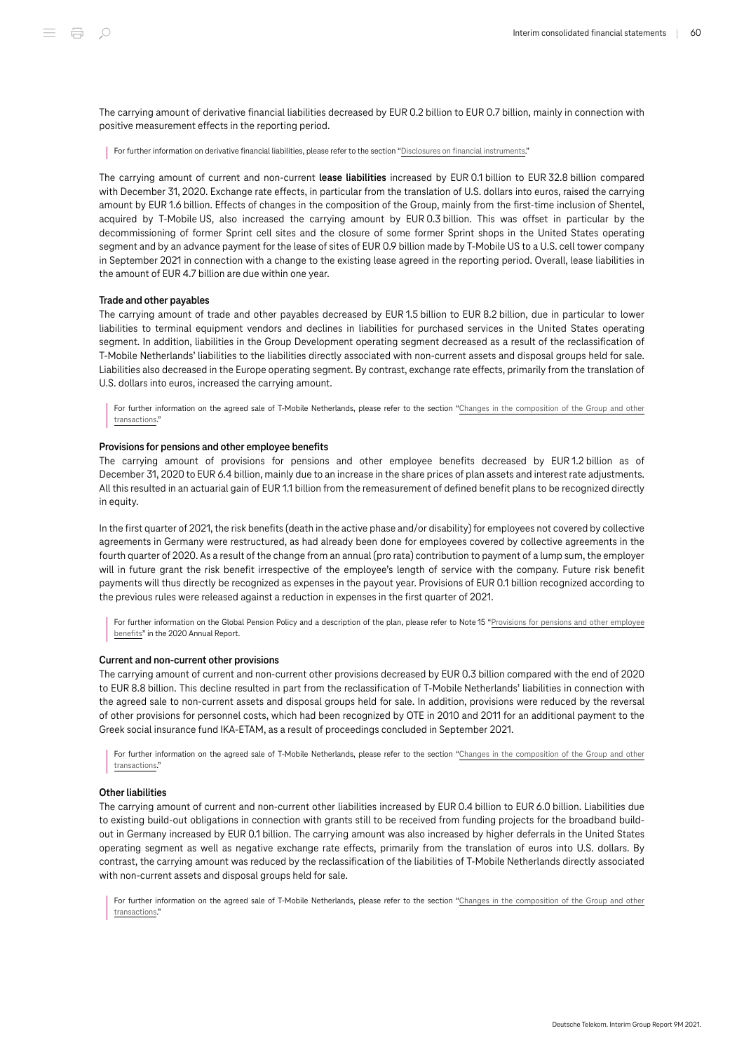The carrying amount of derivative financial liabilities decreased by EUR 0.2 billion to EUR 0.7 billion, mainly in connection with positive measurement effects in the reporting period.

For further information on derivative financial liabilities, please refer to the section "Disclosures on financial instruments."

The carrying amount of current and non-current **lease liabilities** increased by EUR 0.1 billion to EUR 32.8 billion compared with December 31, 2020. Exchange rate effects, in particular from the translation of U.S. dollars into euros, raised the carrying amount by EUR 1.6 billion. Effects of changes in the composition of the Group, mainly from the first-time inclusion of Shentel, acquired by T-Mobile US, also increased the carrying amount by EUR 0.3 billion. This was offset in particular by the decommissioning of former Sprint cell sites and the closure of some former Sprint shops in the United States operating segment and by an advance payment for the lease of sites of EUR 0.9 billion made by T-Mobile US to a U.S. cell tower company in September 2021 in connection with a change to the existing lease agreed in the reporting period. Overall, lease liabilities in the amount of EUR 4.7 billion are due within one year.

#### Trade and other payables

The carrying amount of trade and other payables decreased by EUR 1.5 billion to EUR 8.2 billion, due in particular to lower liabilities to terminal equipment vendors and declines in liabilities for purchased services in the United States operating segment. In addition, liabilities in the Group Development operating segment decreased as a result of the reclassification of T-Mobile Netherlands' liabilities to the liabilities directly associated with non-current assets and disposal groups held for sale. Liabilities also decreased in the Europe operating segment. By contrast, exchange rate effects, primarily from the translation of U.S. dollars into euros, increased the carrying amount.

For further information on the agreed sale of T-Mobile Netherlands, please refer to the section "Changes in the composition of the Group and other transactions."

#### Provisions for pensions and other employee benefits

The carrying amount of provisions for pensions and other employee benefits decreased by EUR 1.2 billion as of December 31, 2020 to EUR 6.4 billion, mainly due to an increase in the share prices of plan assets and interest rate adjustments. All this resulted in an actuarial gain of EUR 1.1 billion from the remeasurement of defined benefit plans to be recognized directly in equity.

In the first quarter of 2021, the risk benefits (death in the active phase and/or disability) for employees not covered by collective agreements in Germany were restructured, as had already been done for employees covered by collective agreements in the fourth quarter of 2020. As a result of the change from an annual (pro rata) contribution to payment of a lump sum, the employer will in future grant the risk benefit irrespective of the employee's length of service with the company. Future risk benefit payments will thus directly be recognized as expenses in the payout year. Provisions of EUR 0.1 billion recognized according to the previous rules were released against a reduction in expenses in the first quarter of 2021.

For further information on the Global Pension Policy and a description of the plan, please refer to Note 15 "Provisions for pensions and other employee benefits" in the 2020 Annual Report.

#### Current and non-current other provisions

The carrying amount of current and non-current other provisions decreased by EUR 0.3 billion compared with the end of 2020 to EUR 8.8 billion. This decline resulted in part from the reclassification of T-Mobile Netherlands' liabilities in connection with the agreed sale to non-current assets and disposal groups held for sale. In addition, provisions were reduced by the reversal of other provisions for personnel costs, which had been recognized by OTE in 2010 and 2011 for an additional payment to the Greek social insurance fund IKA-ETAM, as a result of proceedings concluded in September 2021.

For further information on the agreed sale of T-Mobile Netherlands, please refer to the section "Changes in the composition of the Group and other transactions."

#### Other liabilities

The carrying amount of current and non-current other liabilities increased by EUR 0.4 billion to EUR 6.0 billion. Liabilities due to existing build-out obligations in connection with grants still to be received from funding projects for the broadband build-out in Germany increased by EUR 0.1 billion. The carrying amount was also increased by higher deferrals in the United States operating segment as well as negative exchange rate effects, primarily from the translation of euros into U.S. dollars. By contrast, the carrying amount was reduced by the reclassification of the liabilities of T-Mobile Netherlands directly associated with non-current assets and disposal groups held for sale.

For further information on the agreed sale of T-Mobile Netherlands, please refer to the section "Changes in the composition of the Group and other transactions."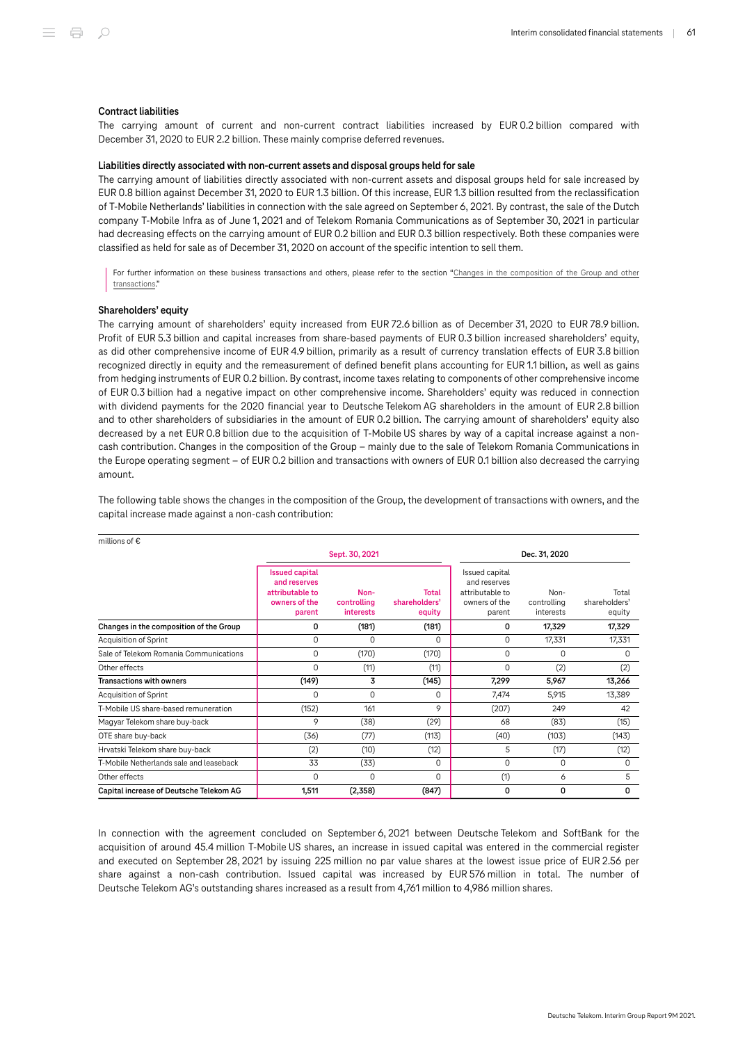#### Contract liabilities

The carrying amount of current and non-current contract liabilities increased by EUR 0.2 billion compared with December 31, 2020 to EUR 2.2 billion. These mainly comprise deferred revenues.

#### Liabilities directly associated with non-current assets and disposal groups held for sale

The carrying amount of liabilities directly associated with non-current assets and disposal groups held for sale increased by EUR 0.8 billion against December 31, 2020 to EUR 1.3 billion. Of this increase, EUR 1.3 billion resulted from the reclassification of T-Mobile Netherlands' liabilities in connection with the sale agreed on September 6, 2021. By contrast, the sale of the Dutch company T-Mobile Infra as of June 1, 2021 and of Telekom Romania Communications as of September 30, 2021 in particular had decreasing effects on the carrying amount of EUR 0.2 billion and EUR 0.3 billion respectively. Both these companies were classified as held for sale as of December 31, 2020 on account of the specific intention to sell them.

For further information on these business transactions and others, please refer to the section "Changes in the composition of the Group and other transactions."

#### Shareholders' equity

The carrying amount of shareholders' equity increased from EUR 72.6 billion as of December 31, 2020 to EUR 78.9 billion. Profit of EUR 5.3 billion and capital increases from share-based payments of EUR 0.3 billion increased shareholders' equity, as did other comprehensive income of EUR 4.9 billion, primarily as a result of currency translation effects of EUR 3.8 billion recognized directly in equity and the remeasurement of defined benefit plans accounting for EUR 1.1 billion, as well as gains from hedging instruments of EUR 0.2 billion. By contrast, income taxes relating to components of other comprehensive income of EUR 0.3 billion had a negative impact on other comprehensive income. Shareholders' equity was reduced in connection with dividend payments for the 2020 financial year to Deutsche Telekom AG shareholders in the amount of EUR 2.8 billion and to other shareholders of subsidiaries in the amount of EUR 0.2 billion. The carrying amount of shareholders' equity also decreased by a net EUR 0.8 billion due to the acquisition of T-Mobile US shares by way of a capital increase against a non-cash contribution. Changes in the composition of the Group – mainly due to the sale of Telekom Romania Communications in the Europe operating segment – of EUR 0.2 billion and transactions with owners of EUR 0.1 billion also decreased the carrying amount.

The following table shows the changes in the composition of the Group, the development of transactions with owners, and the capital increase made against a non-cash contribution:

millions of €

| | Sept. 30, 2021 | | | Dec. 31, 2020 | | |
|---|---|---|---|---|---|---|
| | Issued capital and reserves attributable to owners of the parent | Non-controlling interests | Total shareholders' equity | Issued capital and reserves attributable to owners of the parent | Non-controlling interests | Total shareholders' equity |
| **Changes in the composition of the Group** | **0** | **(181)** | **(181)** | **0** | **17,329** | **17,329** |
| Acquisition of Sprint | 0 | 0 | 0 | 0 | 17,331 | 17,331 |
| Sale of Telekom Romania Communications | 0 | (170) | (170) | 0 | 0 | 0 |
| Other effects | 0 | (11) | (11) | 0 | (2) | (2) |
| **Transactions with owners** | **(149)** | **3** | **(145)** | **7,299** | **5,967** | **13,266** |
| Acquisition of Sprint | 0 | 0 | 0 | 7,474 | 5,915 | 13,389 |
| T-Mobile US share-based remuneration | (152) | 161 | 9 | (207) | 249 | 42 |
| Magyar Telekom share buy-back | 9 | (38) | (29) | 68 | (83) | (15) |
| OTE share buy-back | (36) | (77) | (113) | (40) | (103) | (143) |
| Hrvatski Telekom share buy-back | (2) | (10) | (12) | 5 | (17) | (12) |
| T-Mobile Netherlands sale and leaseback | 33 | (33) | 0 | 0 | 0 | 0 |
| Other effects | 0 | 0 | 0 | (1) | 6 | 5 |
| **Capital increase of Deutsche Telekom AG** | **1,511** | **(2,358)** | **(847)** | **0** | **0** | **0** |

In connection with the agreement concluded on September 6, 2021 between Deutsche Telekom and SoftBank for the acquisition of around 45.4 million T-Mobile US shares, an increase in issued capital was entered in the commercial register and executed on September 28, 2021 by issuing 225 million no par value shares at the lowest issue price of EUR 2.56 per share against a non-cash contribution. Issued capital was increased by EUR 576 million in total. The number of Deutsche Telekom AG's outstanding shares increased as a result from 4,761 million to 4,986 million shares.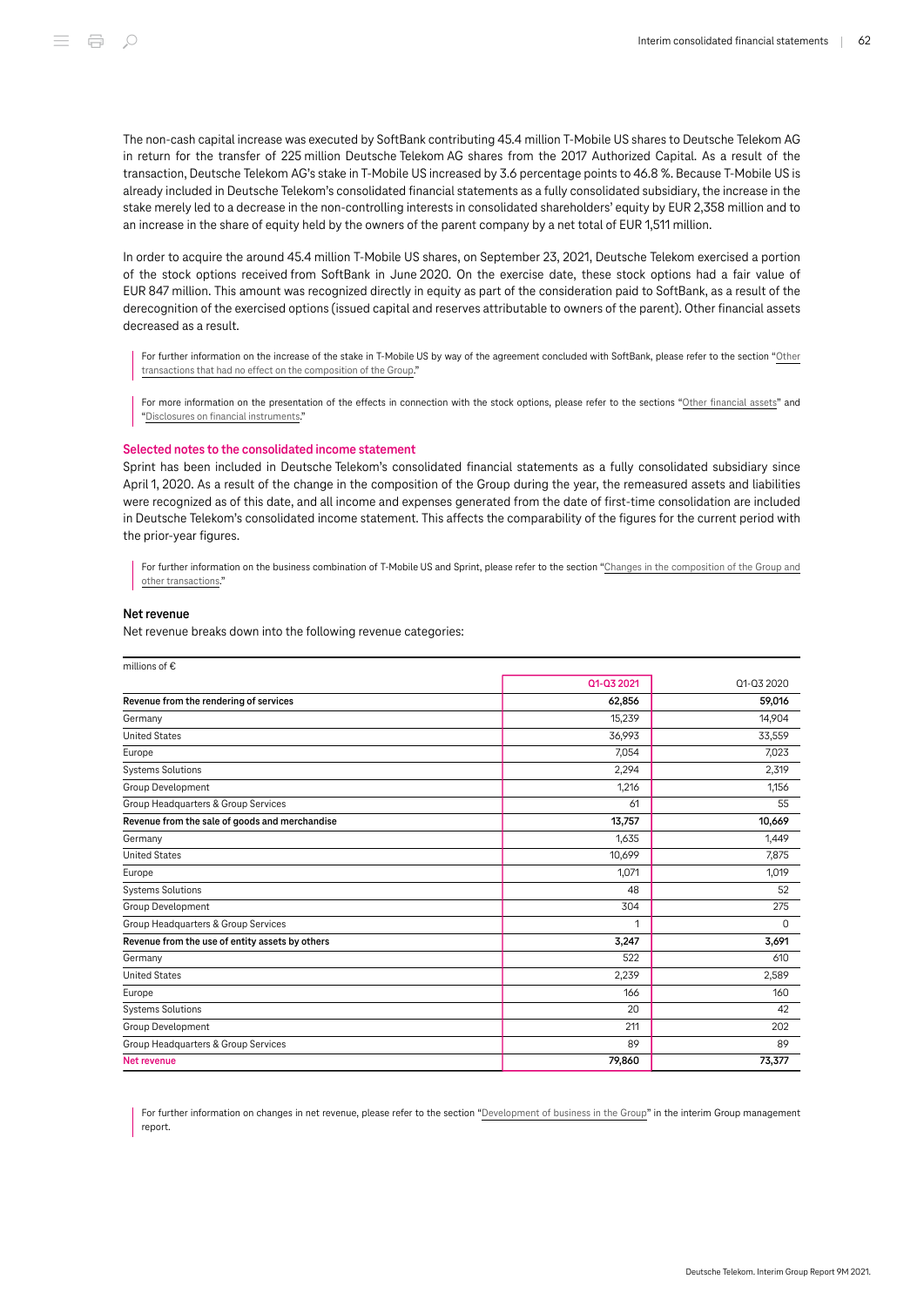The non-cash capital increase was executed by SoftBank contributing 45.4 million T-Mobile US shares to Deutsche Telekom AG in return for the transfer of 225 million Deutsche Telekom AG shares from the 2017 Authorized Capital. As a result of the transaction, Deutsche Telekom AG's stake in T-Mobile US increased by 3.6 percentage points to 46.8 %. Because T-Mobile US is already included in Deutsche Telekom's consolidated financial statements as a fully consolidated subsidiary, the increase in the stake merely led to a decrease in the non-controlling interests in consolidated shareholders' equity by EUR 2,358 million and to an increase in the share of equity held by the owners of the parent company by a net total of EUR 1,511 million.

In order to acquire the around 45.4 million T-Mobile US shares, on September 23, 2021, Deutsche Telekom exercised a portion of the stock options received from SoftBank in June 2020. On the exercise date, these stock options had a fair value of EUR 847 million. This amount was recognized directly in equity as part of the consideration paid to SoftBank, as a result of the derecognition of the exercised options (issued capital and reserves attributable to owners of the parent). Other financial assets decreased as a result.

For further information on the increase of the stake in T-Mobile US by way of the agreement concluded with SoftBank, please refer to the section "Other transactions that had no effect on the composition of the Group."

For more information on the presentation of the effects in connection with the stock options, please refer to the sections "Other financial assets" and "Disclosures on financial instruments."

## Selected notes to the consolidated income statement

Sprint has been included in Deutsche Telekom's consolidated financial statements as a fully consolidated subsidiary since April 1, 2020. As a result of the change in the composition of the Group during the year, the remeasured assets and liabilities were recognized as of this date, and all income and expenses generated from the date of first-time consolidation are included in Deutsche Telekom's consolidated income statement. This affects the comparability of the figures for the current period with the prior-year figures.

For further information on the business combination of T-Mobile US and Sprint, please refer to the section "Changes in the composition of the Group and other transactions."

### Net revenue

Net revenue breaks down into the following revenue categories:

| millions of € | Q1-Q3 2021 | Q1-Q3 2020 |
|---|---|---|
| **Revenue from the rendering of services** | **62,856** | **59,016** |
| Germany | 15,239 | 14,904 |
| United States | 36,993 | 33,559 |
| Europe | 7,054 | 7,023 |
| Systems Solutions | 2,294 | 2,319 |
| Group Development | 1,216 | 1,156 |
| Group Headquarters & Group Services | 61 | 55 |
| **Revenue from the sale of goods and merchandise** | **13,757** | **10,669** |
| Germany | 1,635 | 1,449 |
| United States | 10,699 | 7,875 |
| Europe | 1,071 | 1,019 |
| Systems Solutions | 48 | 52 |
| Group Development | 304 | 275 |
| Group Headquarters & Group Services | 1 | 0 |
| **Revenue from the use of entity assets by others** | **3,247** | **3,691** |
| Germany | 522 | 610 |
| United States | 2,239 | 2,589 |
| Europe | 166 | 160 |
| Systems Solutions | 20 | 42 |
| Group Development | 211 | 202 |
| Group Headquarters & Group Services | 89 | 89 |
| **Net revenue** | **79,860** | **73,377** |

For further information on changes in net revenue, please refer to the section "Development of business in the Group" in the interim Group management report.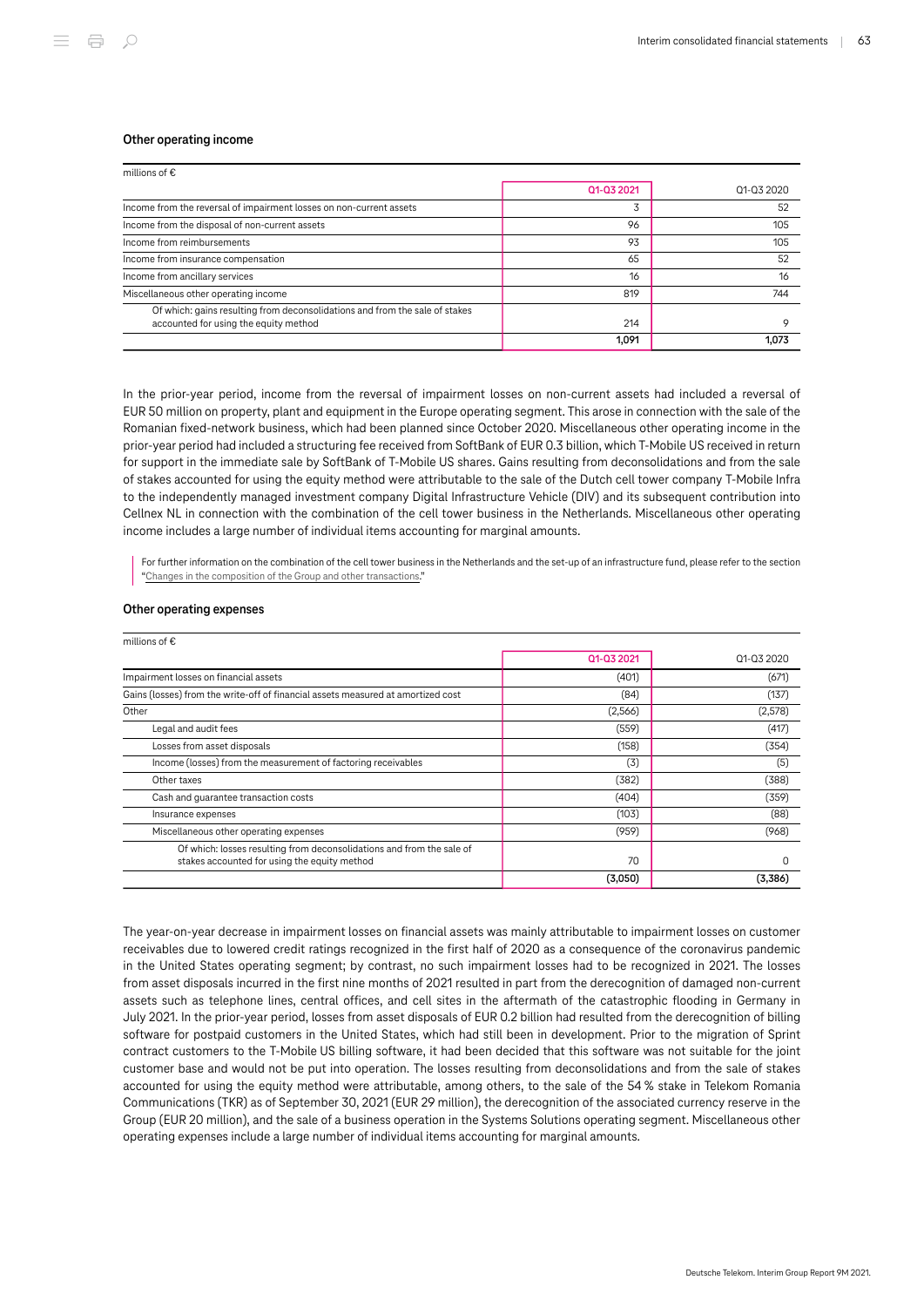## Other operating income

| millions of € | Q1-Q3 2021 | Q1-Q3 2020 |
|---|---|---|
| Income from the reversal of impairment losses on non-current assets | 3 | 52 |
| Income from the disposal of non-current assets | 96 | 105 |
| Income from reimbursements | 93 | 105 |
| Income from insurance compensation | 65 | 52 |
| Income from ancillary services | 16 | 16 |
| Miscellaneous other operating income | 819 | 744 |
| Of which: gains resulting from deconsolidations and from the sale of stakes accounted for using the equity method | 214 | 9 |
| | 1,091 | 1,073 |

In the prior-year period, income from the reversal of impairment losses on non-current assets had included a reversal of EUR 50 million on property, plant and equipment in the Europe operating segment. This arose in connection with the sale of the Romanian fixed-network business, which had been planned since October 2020. Miscellaneous other operating income in the prior-year period had included a structuring fee received from SoftBank of EUR 0.3 billion, which T-Mobile US received in return for support in the immediate sale by SoftBank of T-Mobile US shares. Gains resulting from deconsolidations and from the sale of stakes accounted for using the equity method were attributable to the sale of the Dutch cell tower company T-Mobile Infra to the independently managed investment company Digital Infrastructure Vehicle (DIV) and its subsequent contribution into Cellnex NL in connection with the combination of the cell tower business in the Netherlands. Miscellaneous other operating income includes a large number of individual items accounting for marginal amounts.

For further information on the combination of the cell tower business in the Netherlands and the set-up of an infrastructure fund, please refer to the section "Changes in the composition of the Group and other transactions."

## Other operating expenses

| millions of € | Q1-Q3 2021 | Q1-Q3 2020 |
|---|---|---|
| Impairment losses on financial assets | (401) | (671) |
| Gains (losses) from the write-off of financial assets measured at amortized cost | (84) | (137) |
| Other | (2,566) | (2,578) |
| Legal and audit fees | (559) | (417) |
| Losses from asset disposals | (158) | (354) |
| Income (losses) from the measurement of factoring receivables | (3) | (5) |
| Other taxes | (382) | (388) |
| Cash and guarantee transaction costs | (404) | (359) |
| Insurance expenses | (103) | (88) |
| Miscellaneous other operating expenses | (959) | (968) |
| Of which: losses resulting from deconsolidations and from the sale of stakes accounted for using the equity method | 70 | 0 |
| | (3,050) | (3,386) |

The year-on-year decrease in impairment losses on financial assets was mainly attributable to impairment losses on customer receivables due to lowered credit ratings recognized in the first half of 2020 as a consequence of the coronavirus pandemic in the United States operating segment; by contrast, no such impairment losses had to be recognized in 2021. The losses from asset disposals incurred in the first nine months of 2021 resulted in part from the derecognition of damaged non-current assets such as telephone lines, central offices, and cell sites in the aftermath of the catastrophic flooding in Germany in July 2021. In the prior-year period, losses from asset disposals of EUR 0.2 billion had resulted from the derecognition of billing software for postpaid customers in the United States, which had still been in development. Prior to the migration of Sprint contract customers to the T-Mobile US billing software, it had been decided that this software was not suitable for the joint customer base and would not be put into operation. The losses resulting from deconsolidations and from the sale of stakes accounted for using the equity method were attributable, among others, to the sale of the 54 % stake in Telekom Romania Communications (TKR) as of September 30, 2021 (EUR 29 million), the derecognition of the associated currency reserve in the Group (EUR 20 million), and the sale of a business operation in the Systems Solutions operating segment. Miscellaneous other operating expenses include a large number of individual items accounting for marginal amounts.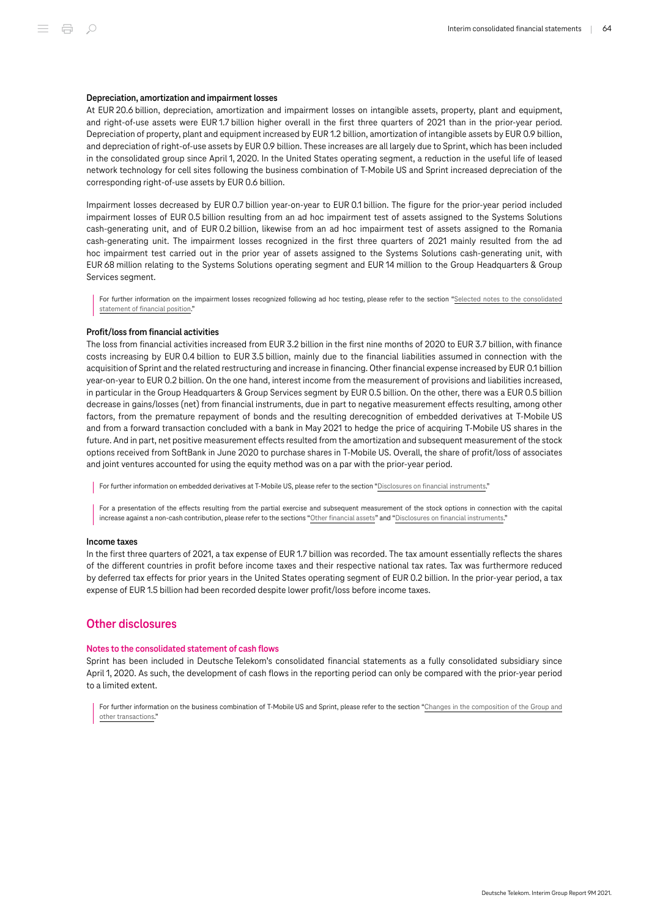#### Depreciation, amortization and impairment losses

At EUR 20.6 billion, depreciation, amortization and impairment losses on intangible assets, property, plant and equipment, and right-of-use assets were EUR 1.7 billion higher overall in the first three quarters of 2021 than in the prior-year period. Depreciation of property, plant and equipment increased by EUR 1.2 billion, amortization of intangible assets by EUR 0.9 billion, and depreciation of right-of-use assets by EUR 0.9 billion. These increases are all largely due to Sprint, which has been included in the consolidated group since April 1, 2020. In the United States operating segment, a reduction in the useful life of leased network technology for cell sites following the business combination of T-Mobile US and Sprint increased depreciation of the corresponding right-of-use assets by EUR 0.6 billion.

Impairment losses decreased by EUR 0.7 billion year-on-year to EUR 0.1 billion. The figure for the prior-year period included impairment losses of EUR 0.5 billion resulting from an ad hoc impairment test of assets assigned to the Systems Solutions cash-generating unit, and of EUR 0.2 billion, likewise from an ad hoc impairment test of assets assigned to the Romania cash-generating unit. The impairment losses recognized in the first three quarters of 2021 mainly resulted from the ad hoc impairment test carried out in the prior year of assets assigned to the Systems Solutions cash-generating unit, with EUR 68 million relating to the Systems Solutions operating segment and EUR 14 million to the Group Headquarters & Group Services segment.

For further information on the impairment losses recognized following ad hoc testing, please refer to the section "Selected notes to the consolidated statement of financial position."

#### Profit/loss from financial activities

The loss from financial activities increased from EUR 3.2 billion in the first nine months of 2020 to EUR 3.7 billion, with finance costs increasing by EUR 0.4 billion to EUR 3.5 billion, mainly due to the financial liabilities assumed in connection with the acquisition of Sprint and the related restructuring and increase in financing. Other financial expense increased by EUR 0.1 billion year-on-year to EUR 0.2 billion. On the one hand, interest income from the measurement of provisions and liabilities increased, in particular in the Group Headquarters & Group Services segment by EUR 0.5 billion. On the other, there was a EUR 0.5 billion decrease in gains/losses (net) from financial instruments, due in part to negative measurement effects resulting, among other factors, from the premature repayment of bonds and the resulting derecognition of embedded derivatives at T-Mobile US and from a forward transaction concluded with a bank in May 2021 to hedge the price of acquiring T-Mobile US shares in the future. And in part, net positive measurement effects resulted from the amortization and subsequent measurement of the stock options received from SoftBank in June 2020 to purchase shares in T-Mobile US. Overall, the share of profit/loss of associates and joint ventures accounted for using the equity method was on a par with the prior-year period.

For further information on embedded derivatives at T-Mobile US, please refer to the section "Disclosures on financial instruments."

For a presentation of the effects resulting from the partial exercise and subsequent measurement of the stock options in connection with the capital increase against a non-cash contribution, please refer to the sections "Other financial assets" and "Disclosures on financial instruments."

#### Income taxes

In the first three quarters of 2021, a tax expense of EUR 1.7 billion was recorded. The tax amount essentially reflects the shares of the different countries in profit before income taxes and their respective national tax rates. Tax was furthermore reduced by deferred tax effects for prior years in the United States operating segment of EUR 0.2 billion. In the prior-year period, a tax expense of EUR 1.5 billion had been recorded despite lower profit/loss before income taxes.

## Other disclosures

### Notes to the consolidated statement of cash flows

Sprint has been included in Deutsche Telekom's consolidated financial statements as a fully consolidated subsidiary since April 1, 2020. As such, the development of cash flows in the reporting period can only be compared with the prior-year period to a limited extent.

For further information on the business combination of T-Mobile US and Sprint, please refer to the section "Changes in the composition of the Group and other transactions."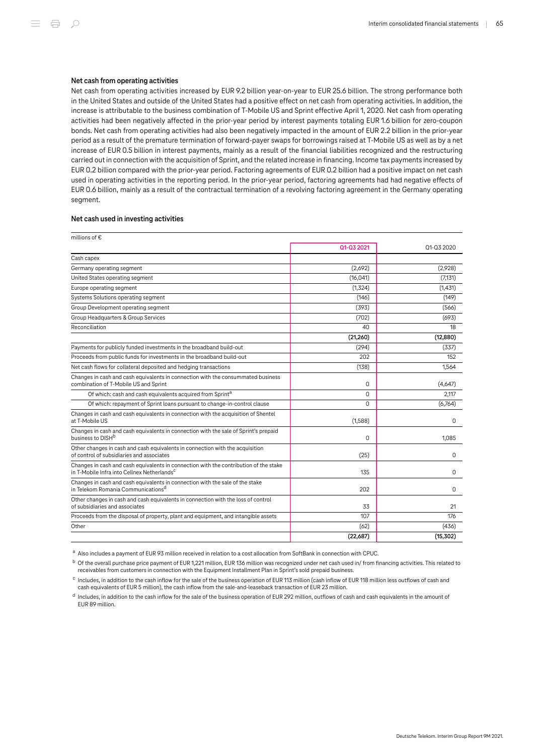### Net cash from operating activities

Net cash from operating activities increased by EUR 9.2 billion year-on-year to EUR 25.6 billion. The strong performance both in the United States and outside of the United States had a positive effect on net cash from operating activities. In addition, the increase is attributable to the business combination of T-Mobile US and Sprint effective April 1, 2020. Net cash from operating activities had been negatively affected in the prior-year period by interest payments totaling EUR 1.6 billion for zero-coupon bonds. Net cash from operating activities had also been negatively impacted in the amount of EUR 2.2 billion in the prior-year period as a result of the premature termination of forward-payer swaps for borrowings raised at T-Mobile US as well as by a net increase of EUR 0.5 billion in interest payments, mainly as a result of the financial liabilities recognized and the restructuring carried out in connection with the acquisition of Sprint, and the related increase in financing. Income tax payments increased by EUR 0.2 billion compared with the prior-year period. Factoring agreements of EUR 0.2 billion had a positive impact on net cash used in operating activities in the reporting period. In the prior-year period, factoring agreements had had negative effects of EUR 0.6 billion, mainly as a result of the contractual termination of a revolving factoring agreement in the Germany operating segment.

### Net cash used in investing activities

| millions of € | Q1-Q3 2021 | Q1-Q3 2020 |
|---|---|---|
| Cash capex | | |
| Germany operating segment | (2,692) | (2,928) |
| United States operating segment | (16,041) | (7,131) |
| Europe operating segment | (1,324) | (1,431) |
| Systems Solutions operating segment | (146) | (149) |
| Group Development operating segment | (393) | (566) |
| Group Headquarters & Group Services | (702) | (693) |
| Reconciliation | 40 | 18 |
| | **(21,260)** | **(12,880)** |
| Payments for publicly funded investments in the broadband build-out | (294) | (337) |
| Proceeds from public funds for investments in the broadband build-out | 202 | 152 |
| Net cash flows for collateral deposited and hedging transactions | (138) | 1,564 |
| Changes in cash and cash equivalents in connection with the consummated business combination of T-Mobile US and Sprint | 0 | (4,647) |
| Of which: cash and cash equivalents acquired from Sprint[a] | 0 | 2,117 |
| Of which: repayment of Sprint loans pursuant to change-in-control clause | 0 | (6,764) |
| Changes in cash and cash equivalents in connection with the acquisition of Shentel at T-Mobile US | (1,588) | 0 |
| Changes in cash and cash equivalents in connection with the sale of Sprint's prepaid business to DISH[b] | 0 | 1,085 |
| Other changes in cash and cash equivalents in connection with the acquisition of control of subsidiaries and associates | (25) | 0 |
| Changes in cash and cash equivalents in connection with the contribution of the stake in T-Mobile Infra into Cellnex Netherlands[c] | 135 | 0 |
| Changes in cash and cash equivalents in connection with the sale of the stake in Telekom Romania Communications[d] | 202 | 0 |
| Other changes in cash and cash equivalents in connection with the loss of control of subsidiaries and associates | 33 | 21 |
| Proceeds from the disposal of property, plant and equipment, and intangible assets | 107 | 176 |
| Other | (62) | (436) |
| | **(22,687)** | **(15,302)** |

[a] Also includes a payment of EUR 93 million received in relation to a cost allocation from SoftBank in connection with CPUC.

[b] Of the overall purchase price payment of EUR 1,221 million, EUR 136 million was recognized under net cash used in/ from financing activities. This related to receivables from customers in connection with the Equipment Installment Plan in Sprint's sold prepaid business.

[c] Includes, in addition to the cash inflow for the sale of the business operation of EUR 113 million (cash inflow of EUR 118 million less outflows of cash and cash equivalents of EUR 5 million), the cash inflow from the sale-and-leaseback transaction of EUR 23 million.

[d] Includes, in addition to the cash inflow for the sale of the business operation of EUR 292 million, outflows of cash and cash equivalents in the amount of EUR 89 million.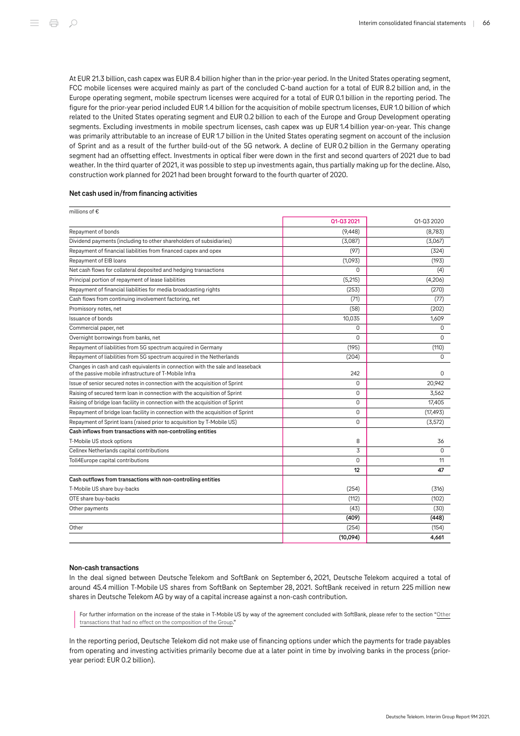At EUR 21.3 billion, cash capex was EUR 8.4 billion higher than in the prior-year period. In the United States operating segment, FCC mobile licenses were acquired mainly as part of the concluded C-band auction for a total of EUR 8.2 billion and, in the Europe operating segment, mobile spectrum licenses were acquired for a total of EUR 0.1 billion in the reporting period. The figure for the prior-year period included EUR 1.4 billion for the acquisition of mobile spectrum licenses, EUR 1.0 billion of which related to the United States operating segment and EUR 0.2 billion to each of the Europe and Group Development operating segments. Excluding investments in mobile spectrum licenses, cash capex was up EUR 1.4 billion year-on-year. This change was primarily attributable to an increase of EUR 1.7 billion in the United States operating segment on account of the inclusion of Sprint and as a result of the further build-out of the 5G network. A decline of EUR 0.2 billion in the Germany operating segment had an offsetting effect. Investments in optical fiber were down in the first and second quarters of 2021 due to bad weather. In the third quarter of 2021, it was possible to step up investments again, thus partially making up for the decline. Also, construction work planned for 2021 had been brought forward to the fourth quarter of 2020.

### Net cash used in/from financing activities

millions of €

| | Q1-Q3 2021 | Q1-Q3 2020 |
|---|---|---|
| Repayment of bonds | (9,448) | (8,783) |
| Dividend payments (including to other shareholders of subsidiaries) | (3,087) | (3,067) |
| Repayment of financial liabilities from financed capex and opex | (97) | (324) |
| Repayment of EIB loans | (1,093) | (193) |
| Net cash flows for collateral deposited and hedging transactions | 0 | (4) |
| Principal portion of repayment of lease liabilities | (5,215) | (4,206) |
| Repayment of financial liabilities for media broadcasting rights | (253) | (270) |
| Cash flows from continuing involvement factoring, net | (71) | (77) |
| Promissory notes, net | (58) | (202) |
| Issuance of bonds | 10,035 | 1,609 |
| Commercial paper, net | 0 | 0 |
| Overnight borrowings from banks, net | 0 | 0 |
| Repayment of liabilities from 5G spectrum acquired in Germany | (195) | (110) |
| Repayment of liabilities from 5G spectrum acquired in the Netherlands | (204) | 0 |
| Changes in cash and cash equivalents in connection with the sale and leaseback of the passive mobile infrastructure of T-Mobile Infra | 242 | 0 |
| Issue of senior secured notes in connection with the acquisition of Sprint | 0 | 20,942 |
| Raising of secured term loan in connection with the acquisition of Sprint | 0 | 3,562 |
| Raising of bridge loan facility in connection with the acquisition of Sprint | 0 | 17,405 |
| Repayment of bridge loan facility in connection with the acquisition of Sprint | 0 | (17,493) |
| Repayment of Sprint loans (raised prior to acquisition by T-Mobile US) | 0 | (3,572) |
| **Cash inflows from transactions with non-controlling entities** | | |
| T-Mobile US stock options | 8 | 36 |
| Cellnex Netherlands capital contributions | 3 | 0 |
| Toll4Europe capital contributions | 0 | 11 |
| | **12** | **47** |
| **Cash outflows from transactions with non-controlling entities** | | |
| T-Mobile US share buy-backs | (254) | (316) |
| OTE share buy-backs | (112) | (102) |
| Other payments | (43) | (30) |
| | **(409)** | **(448)** |
| Other | (254) | (154) |
| | **(10,094)** | **4,661** |

### Non-cash transactions

In the deal signed between Deutsche Telekom and SoftBank on September 6, 2021, Deutsche Telekom acquired a total of around 45.4 million T-Mobile US shares from SoftBank on September 28, 2021. SoftBank received in return 225 million new shares in Deutsche Telekom AG by way of a capital increase against a non-cash contribution.

> For further information on the increase of the stake in T-Mobile US by way of the agreement concluded with SoftBank, please refer to the section "Other transactions that had no effect on the composition of the Group."

In the reporting period, Deutsche Telekom did not make use of financing options under which the payments for trade payables from operating and investing activities primarily become due at a later point in time by involving banks in the process (prior-year period: EUR 0.2 billion).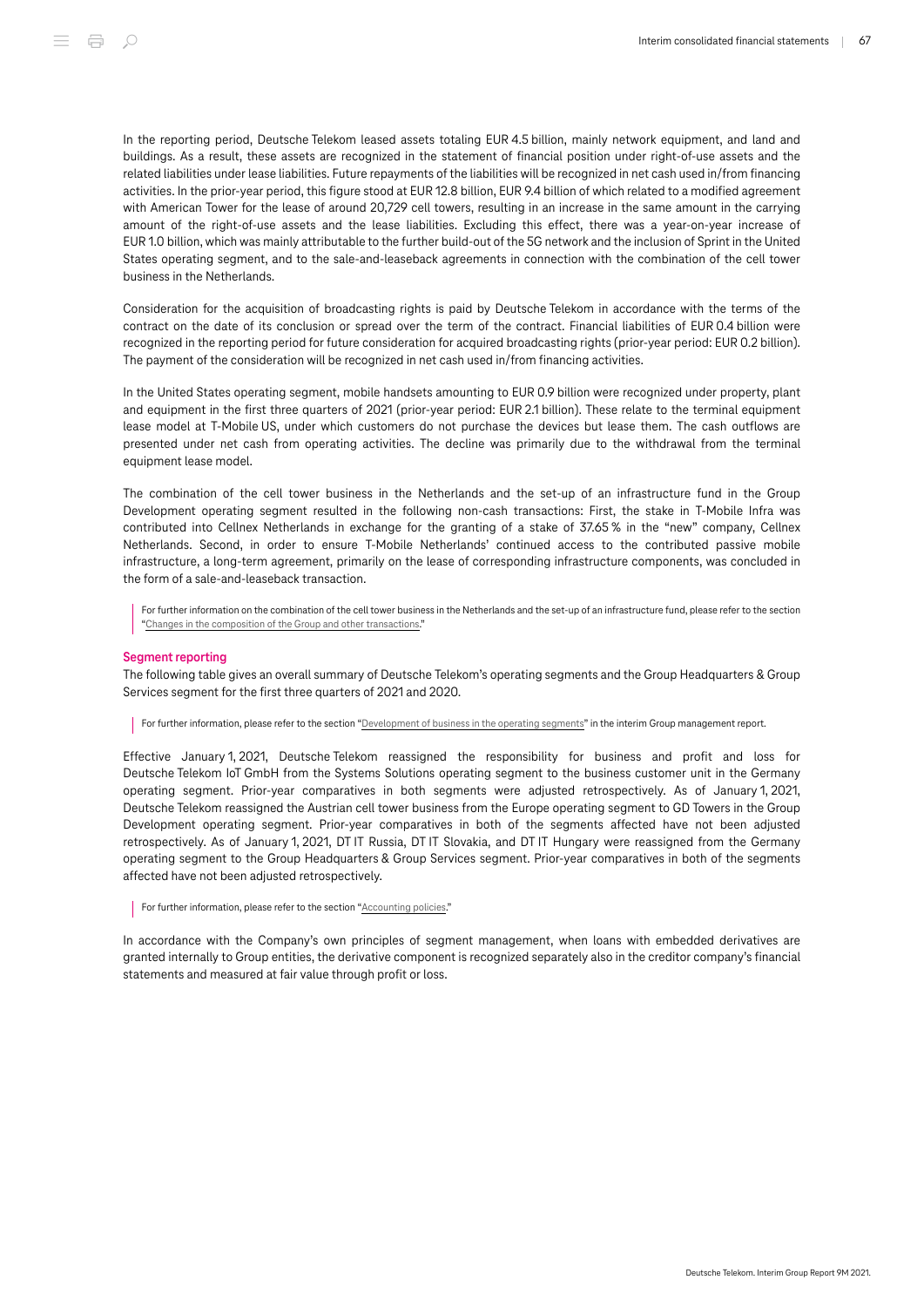In the reporting period, Deutsche Telekom leased assets totaling EUR 4.5 billion, mainly network equipment, and land and buildings. As a result, these assets are recognized in the statement of financial position under right-of-use assets and the related liabilities under lease liabilities. Future repayments of the liabilities will be recognized in net cash used in/from financing activities. In the prior-year period, this figure stood at EUR 12.8 billion, EUR 9.4 billion of which related to a modified agreement with American Tower for the lease of around 20,729 cell towers, resulting in an increase in the same amount in the carrying amount of the right-of-use assets and the lease liabilities. Excluding this effect, there was a year-on-year increase of EUR 1.0 billion, which was mainly attributable to the further build-out of the 5G network and the inclusion of Sprint in the United States operating segment, and to the sale-and-leaseback agreements in connection with the combination of the cell tower business in the Netherlands.

Consideration for the acquisition of broadcasting rights is paid by Deutsche Telekom in accordance with the terms of the contract on the date of its conclusion or spread over the term of the contract. Financial liabilities of EUR 0.4 billion were recognized in the reporting period for future consideration for acquired broadcasting rights (prior-year period: EUR 0.2 billion). The payment of the consideration will be recognized in net cash used in/from financing activities.

In the United States operating segment, mobile handsets amounting to EUR 0.9 billion were recognized under property, plant and equipment in the first three quarters of 2021 (prior-year period: EUR 2.1 billion). These relate to the terminal equipment lease model at T-Mobile US, under which customers do not purchase the devices but lease them. The cash outflows are presented under net cash from operating activities. The decline was primarily due to the withdrawal from the terminal equipment lease model.

The combination of the cell tower business in the Netherlands and the set-up of an infrastructure fund in the Group Development operating segment resulted in the following non-cash transactions: First, the stake in T-Mobile Infra was contributed into Cellnex Netherlands in exchange for the granting of a stake of 37.65 % in the "new" company, Cellnex Netherlands. Second, in order to ensure T-Mobile Netherlands' continued access to the contributed passive mobile infrastructure, a long-term agreement, primarily on the lease of corresponding infrastructure components, was concluded in the form of a sale-and-leaseback transaction.

For further information on the combination of the cell tower business in the Netherlands and the set-up of an infrastructure fund, please refer to the section "Changes in the composition of the Group and other transactions."

## Segment reporting

The following table gives an overall summary of Deutsche Telekom's operating segments and the Group Headquarters & Group Services segment for the first three quarters of 2021 and 2020.

For further information, please refer to the section "Development of business in the operating segments" in the interim Group management report.

Effective January 1, 2021, Deutsche Telekom reassigned the responsibility for business and profit and loss for Deutsche Telekom IoT GmbH from the Systems Solutions operating segment to the business customer unit in the Germany operating segment. Prior-year comparatives in both segments were adjusted retrospectively. As of January 1, 2021, Deutsche Telekom reassigned the Austrian cell tower business from the Europe operating segment to GD Towers in the Group Development operating segment. Prior-year comparatives in both of the segments affected have not been adjusted retrospectively. As of January 1, 2021, DT IT Russia, DT IT Slovakia, and DT IT Hungary were reassigned from the Germany operating segment to the Group Headquarters & Group Services segment. Prior-year comparatives in both of the segments affected have not been adjusted retrospectively.

For further information, please refer to the section "Accounting policies."

In accordance with the Company's own principles of segment management, when loans with embedded derivatives are granted internally to Group entities, the derivative component is recognized separately also in the creditor company's financial statements and measured at fair value through profit or loss.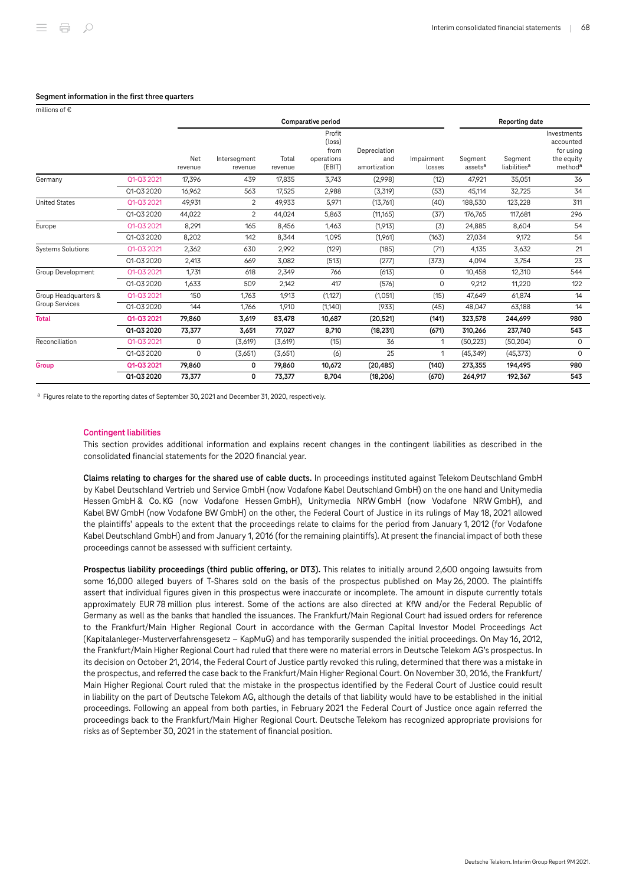**Segment information in the first three quarters**

millions of €

| | | Comparative period | | | | | | Reporting date | | |
|---|---|---|---|---|---|---|---|---|---|---|
| | | Net revenue | Intersegment revenue | Total revenue | Profit (loss) from operations (EBIT) | Depreciation and amortization | Impairment losses | Segment assets[a] | Segment liabilities[a] | Investments accounted for using the equity method[a] |
| Germany | Q1-Q3 2021 | 17,396 | 439 | 17,835 | 3,743 | (2,998) | (12) | 47,921 | 35,051 | 36 |
| | Q1-Q3 2020 | 16,962 | 563 | 17,525 | 2,988 | (3,319) | (53) | 45,114 | 32,725 | 34 |
| United States | Q1-Q3 2021 | 49,931 | 2 | 49,933 | 5,971 | (13,761) | (40) | 188,530 | 123,228 | 311 |
| | Q1-Q3 2020 | 44,022 | 2 | 44,024 | 5,863 | (11,165) | (37) | 176,765 | 117,681 | 296 |
| Europe | Q1-Q3 2021 | 8,291 | 165 | 8,456 | 1,463 | (1,913) | (3) | 24,885 | 8,604 | 54 |
| | Q1-Q3 2020 | 8,202 | 142 | 8,344 | 1,095 | (1,961) | (163) | 27,034 | 9,172 | 54 |
| Systems Solutions | Q1-Q3 2021 | 2,362 | 630 | 2,992 | (129) | (185) | (71) | 4,135 | 3,632 | 21 |
| | Q1-Q3 2020 | 2,413 | 669 | 3,082 | (513) | (277) | (373) | 4,094 | 3,754 | 23 |
| Group Development | Q1-Q3 2021 | 1,731 | 618 | 2,349 | 766 | (613) | 0 | 10,458 | 12,310 | 544 |
| | Q1-Q3 2020 | 1,633 | 509 | 2,142 | 417 | (576) | 0 | 9,212 | 11,220 | 122 |
| Group Headquarters & Group Services | Q1-Q3 2021 | 150 | 1,763 | 1,913 | (1,127) | (1,051) | (15) | 47,649 | 61,874 | 14 |
| | Q1-Q3 2020 | 144 | 1,766 | 1,910 | (1,140) | (933) | (45) | 48,047 | 63,188 | 14 |
| **Total** | **Q1-Q3 2021** | **79,860** | **3,619** | **83,478** | **10,687** | **(20,521)** | **(141)** | **323,578** | **244,699** | **980** |
| | **Q1-Q3 2020** | **73,377** | **3,651** | **77,027** | **8,710** | **(18,231)** | **(671)** | **310,266** | **237,740** | **543** |
| Reconciliation | Q1-Q3 2021 | 0 | (3,619) | (3,619) | (15) | 36 | 1 | (50,223) | (50,204) | 0 |
| | Q1-Q3 2020 | 0 | (3,651) | (3,651) | (6) | 25 | 1 | (45,349) | (45,373) | 0 |
| **Group** | **Q1-Q3 2021** | **79,860** | **0** | **79,860** | **10,672** | **(20,485)** | **(140)** | **273,355** | **194,495** | **980** |
| | **Q1-Q3 2020** | **73,377** | **0** | **73,377** | **8,704** | **(18,206)** | **(670)** | **264,917** | **192,367** | **543** |

[a] Figures relate to the reporting dates of September 30, 2021 and December 31, 2020, respectively.

## Contingent liabilities

This section provides additional information and explains recent changes in the contingent liabilities as described in the consolidated financial statements for the 2020 financial year.

**Claims relating to charges for the shared use of cable ducts.** In proceedings instituted against Telekom Deutschland GmbH by Kabel Deutschland Vertrieb und Service GmbH (now Vodafone Kabel Deutschland GmbH) on the one hand and Unitymedia Hessen GmbH & Co. KG (now Vodafone Hessen GmbH), Unitymedia NRW GmbH (now Vodafone NRW GmbH), and Kabel BW GmbH (now Vodafone BW GmbH) on the other, the Federal Court of Justice in its rulings of May 18, 2021 allowed the plaintiffs' appeals to the extent that the proceedings relate to claims for the period from January 1, 2012 (for Vodafone Kabel Deutschland GmbH) and from January 1, 2016 (for the remaining plaintiffs). At present the financial impact of both these proceedings cannot be assessed with sufficient certainty.

**Prospectus liability proceedings (third public offering, or DT3).** This relates to initially around 2,600 ongoing lawsuits from some 16,000 alleged buyers of T-Shares sold on the basis of the prospectus published on May 26, 2000. The plaintiffs assert that individual figures given in this prospectus were inaccurate or incomplete. The amount in dispute currently totals approximately EUR 78 million plus interest. Some of the actions are also directed at KfW and/or the Federal Republic of Germany as well as the banks that handled the issuances. The Frankfurt/Main Regional Court had issued orders for reference to the Frankfurt/Main Higher Regional Court in accordance with the German Capital Investor Model Proceedings Act (Kapitalanleger-Musterverfahrensgesetz – KapMuG) and has temporarily suspended the initial proceedings. On May 16, 2012, the Frankfurt/Main Higher Regional Court had ruled that there were no material errors in Deutsche Telekom AG's prospectus. In its decision on October 21, 2014, the Federal Court of Justice partly revoked this ruling, determined that there was a mistake in the prospectus, and referred the case back to the Frankfurt/Main Higher Regional Court. On November 30, 2016, the Frankfurt/Main Higher Regional Court ruled that the mistake in the prospectus identified by the Federal Court of Justice could result in liability on the part of Deutsche Telekom AG, although the details of that liability would have to be established in the initial proceedings. Following an appeal from both parties, in February 2021 the Federal Court of Justice once again referred the proceedings back to the Frankfurt/Main Higher Regional Court. Deutsche Telekom has recognized appropriate provisions for risks as of September 30, 2021 in the statement of financial position.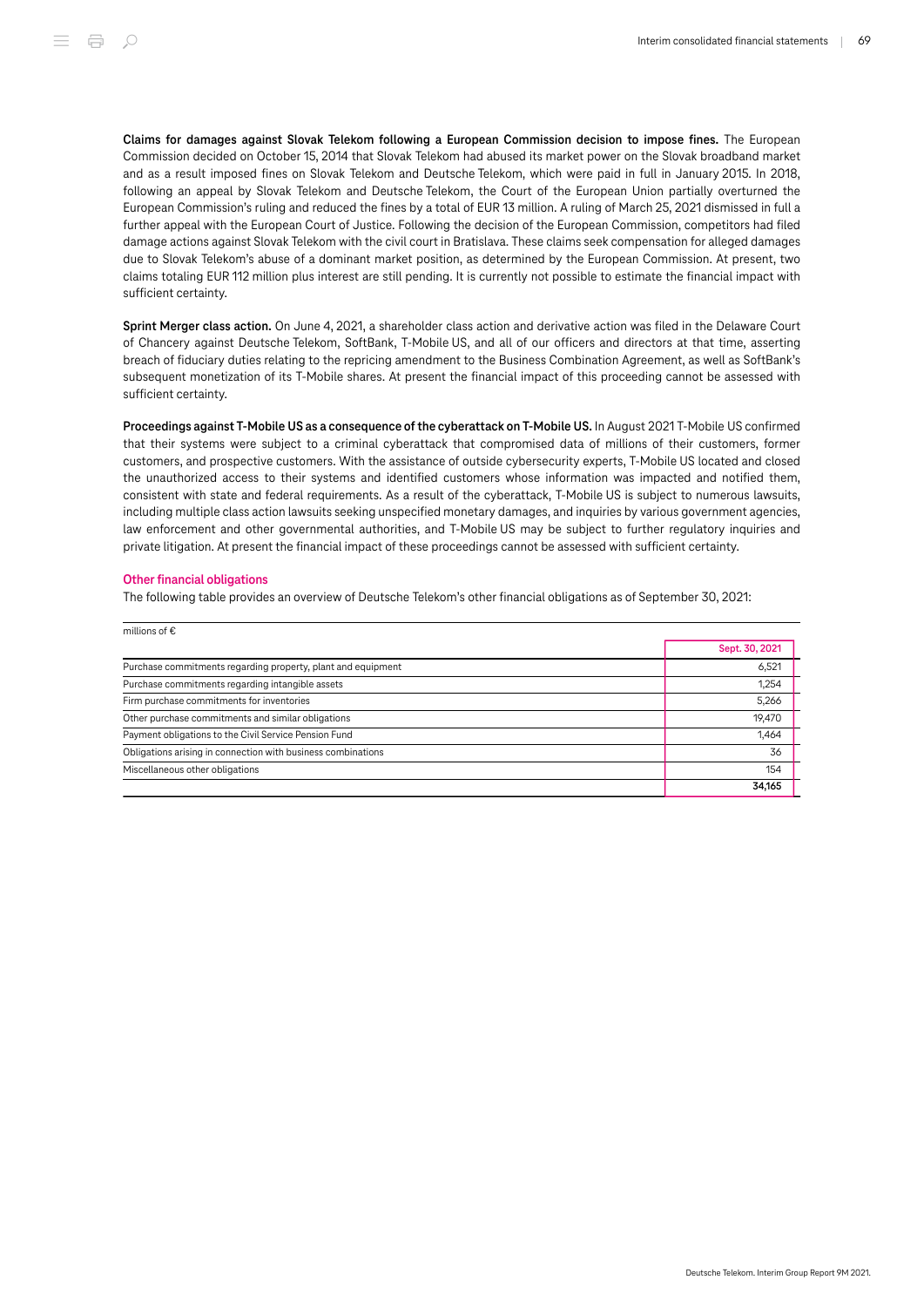**Claims for damages against Slovak Telekom following a European Commission decision to impose fines.** The European Commission decided on October 15, 2014 that Slovak Telekom had abused its market power on the Slovak broadband market and as a result imposed fines on Slovak Telekom and Deutsche Telekom, which were paid in full in January 2015. In 2018, following an appeal by Slovak Telekom and Deutsche Telekom, the Court of the European Union partially overturned the European Commission's ruling and reduced the fines by a total of EUR 13 million. A ruling of March 25, 2021 dismissed in full a further appeal with the European Court of Justice. Following the decision of the European Commission, competitors had filed damage actions against Slovak Telekom with the civil court in Bratislava. These claims seek compensation for alleged damages due to Slovak Telekom's abuse of a dominant market position, as determined by the European Commission. At present, two claims totaling EUR 112 million plus interest are still pending. It is currently not possible to estimate the financial impact with sufficient certainty.

**Sprint Merger class action.** On June 4, 2021, a shareholder class action and derivative action was filed in the Delaware Court of Chancery against Deutsche Telekom, SoftBank, T-Mobile US, and all of our officers and directors at that time, asserting breach of fiduciary duties relating to the repricing amendment to the Business Combination Agreement, as well as SoftBank's subsequent monetization of its T-Mobile shares. At present the financial impact of this proceeding cannot be assessed with sufficient certainty.

**Proceedings against T-Mobile US as a consequence of the cyberattack on T-Mobile US.** In August 2021 T-Mobile US confirmed that their systems were subject to a criminal cyberattack that compromised data of millions of their customers, former customers, and prospective customers. With the assistance of outside cybersecurity experts, T-Mobile US located and closed the unauthorized access to their systems and identified customers whose information was impacted and notified them, consistent with state and federal requirements. As a result of the cyberattack, T-Mobile US is subject to numerous lawsuits, including multiple class action lawsuits seeking unspecified monetary damages, and inquiries by various government agencies, law enforcement and other governmental authorities, and T-Mobile US may be subject to further regulatory inquiries and private litigation. At present the financial impact of these proceedings cannot be assessed with sufficient certainty.

## Other financial obligations

The following table provides an overview of Deutsche Telekom's other financial obligations as of September 30, 2021:

| millions of € | Sept. 30, 2021 |
|---|---|
| Purchase commitments regarding property, plant and equipment | 6,521 |
| Purchase commitments regarding intangible assets | 1,254 |
| Firm purchase commitments for inventories | 5,266 |
| Other purchase commitments and similar obligations | 19,470 |
| Payment obligations to the Civil Service Pension Fund | 1,464 |
| Obligations arising in connection with business combinations | 36 |
| Miscellaneous other obligations | 154 |
| | **34,165** |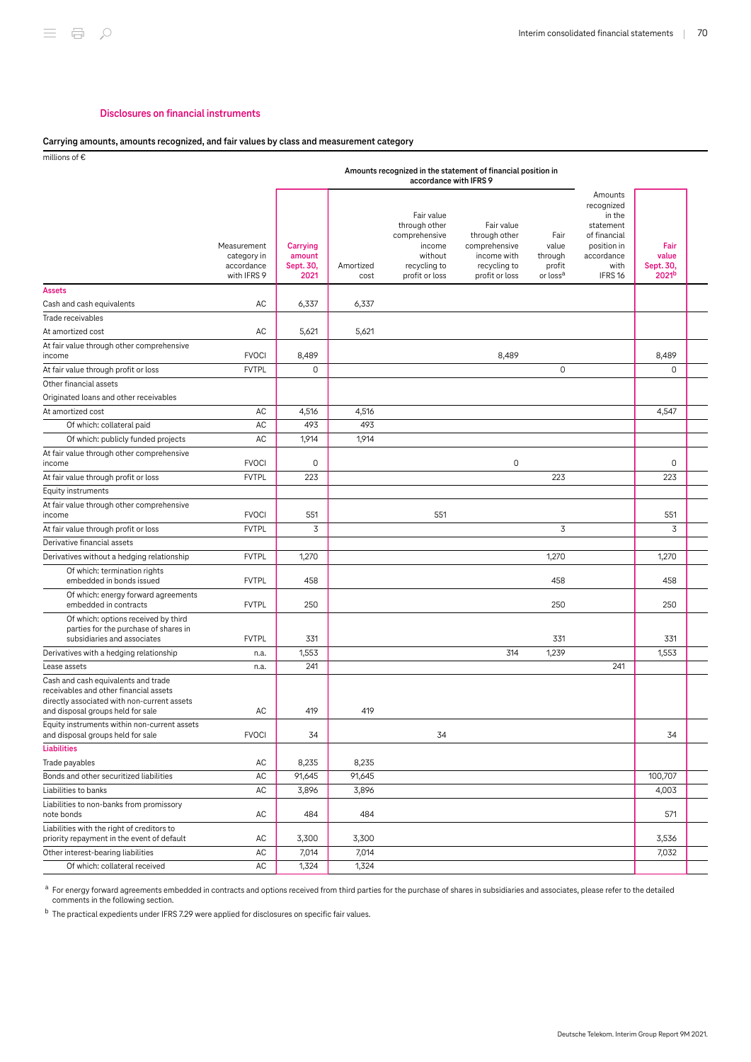## Disclosures on financial instruments

### Carrying amounts, amounts recognized, and fair values by class and measurement category

millions of €

| | Measurement category in accordance with IFRS 9 | Carrying amount Sept. 30, 2021 | Amounts recognized in the statement of financial position in accordance with IFRS 9 | | | | Amounts recognized in the statement of financial position in accordance with IFRS 16 | Fair value Sept. 30, 2021[b] |
|---|---|---|---|---|---|---|---|---|
| | | | Amortized cost | Fair value through other comprehensive income without recycling to profit or loss | Fair value through other comprehensive income with recycling to profit or loss | Fair value through profit or loss[a] | | |
| **Assets** | | | | | | | | |
| Cash and cash equivalents | AC | 6,337 | 6,337 | | | | | |
| Trade receivables | | | | | | | | |
| At amortized cost | AC | 5,621 | 5,621 | | | | | |
| At fair value through other comprehensive income | FVOCI | 8,489 | | | 8,489 | | | 8,489 |
| At fair value through profit or loss | FVTPL | 0 | | | | 0 | | 0 |
| Other financial assets | | | | | | | | |
| Originated loans and other receivables | | | | | | | | |
| At amortized cost | AC | 4,516 | 4,516 | | | | | 4,547 |
| Of which: collateral paid | AC | 493 | 493 | | | | | |
| Of which: publicly funded projects | AC | 1,914 | 1,914 | | | | | |
| At fair value through other comprehensive income | FVOCI | 0 | | | 0 | | | 0 |
| At fair value through profit or loss | FVTPL | 223 | | | | 223 | | 223 |
| Equity instruments | | | | | | | | |
| At fair value through other comprehensive income | FVOCI | 551 | | 551 | | | | 551 |
| At fair value through profit or loss | FVTPL | 3 | | | | 3 | | 3 |
| Derivative financial assets | | | | | | | | |
| Derivatives without a hedging relationship | FVTPL | 1,270 | | | | 1,270 | | 1,270 |
| Of which: termination rights embedded in bonds issued | FVTPL | 458 | | | | 458 | | 458 |
| Of which: energy forward agreements embedded in contracts | FVTPL | 250 | | | | 250 | | 250 |
| Of which: options received by third parties for the purchase of shares in subsidiaries and associates | FVTPL | 331 | | | | 331 | | 331 |
| Derivatives with a hedging relationship | n.a. | 1,553 | | | 314 | 1,239 | | 1,553 |
| Lease assets | n.a. | 241 | | | | | 241 | |
| Cash and cash equivalents and trade receivables and other financial assets directly associated with non-current assets and disposal groups held for sale | AC | 419 | 419 | | | | | |
| Equity instruments within non-current assets and disposal groups held for sale | FVOCI | 34 | | 34 | | | | 34 |
| **Liabilities** | | | | | | | | |
| Trade payables | AC | 8,235 | 8,235 | | | | | |
| Bonds and other securitized liabilities | AC | 91,645 | 91,645 | | | | | 100,707 |
| Liabilities to banks | AC | 3,896 | 3,896 | | | | | 4,003 |
| Liabilities to non-banks from promissory note bonds | AC | 484 | 484 | | | | | 571 |
| Liabilities with the right of creditors to priority repayment in the event of default | AC | 3,300 | 3,300 | | | | | 3,536 |
| Other interest-bearing liabilities | AC | 7,014 | 7,014 | | | | | 7,032 |
| Of which: collateral received | AC | 1,324 | 1,324 | | | | | |

[a] For energy forward agreements embedded in contracts and options received from third parties for the purchase of shares in subsidiaries and associates, please refer to the detailed comments in the following section.

[b] The practical expedients under IFRS 7.29 were applied for disclosures on specific fair values.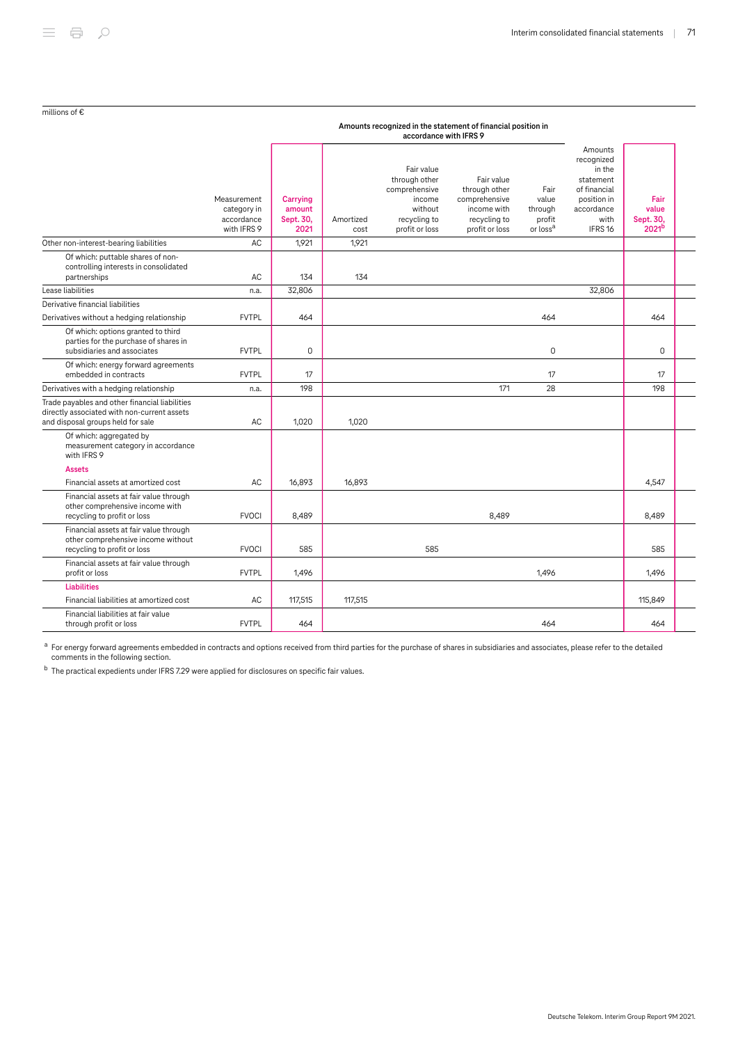millions of €

| | Measurement category in accordance with IFRS 9 | Carrying amount Sept. 30, 2021 | Amounts recognized in the statement of financial position in accordance with IFRS 9 | | | | Amounts recognized in the statement of financial position in accordance with IFRS 16 | Fair value Sept. 30, 2021[b] |
|---|---|---|---|---|---|---|---|---|
| | | | Amortized cost | Fair value through other comprehensive income without recycling to profit or loss | Fair value through other comprehensive income with recycling to profit or loss | Fair value through profit or loss[a] | | |
| Other non-interest-bearing liabilities | AC | 1,921 | 1,921 | | | | | |
| Of which: puttable shares of non-controlling interests in consolidated partnerships | AC | 134 | 134 | | | | | |
| Lease liabilities | n.a. | 32,806 | | | | | 32,806 | |
| Derivative financial liabilities | | | | | | | | |
| Derivatives without a hedging relationship | FVTPL | 464 | | | | 464 | | 464 |
| Of which: options granted to third parties for the purchase of shares in subsidiaries and associates | FVTPL | 0 | | | | 0 | | 0 |
| Of which: energy forward agreements embedded in contracts | FVTPL | 17 | | | | 17 | | 17 |
| Derivatives with a hedging relationship | n.a. | 198 | | | 171 | 28 | | 198 |
| Trade payables and other financial liabilities directly associated with non-current assets and disposal groups held for sale | AC | 1,020 | 1,020 | | | | | |
| Of which: aggregated by measurement category in accordance with IFRS 9 | | | | | | | | |
| **Assets** | | | | | | | | |
| Financial assets at amortized cost | AC | 16,893 | 16,893 | | | | | 4,547 |
| Financial assets at fair value through other comprehensive income with recycling to profit or loss | FVOCI | 8,489 | | | 8,489 | | | 8,489 |
| Financial assets at fair value through other comprehensive income without recycling to profit or loss | FVOCI | 585 | | 585 | | | | 585 |
| Financial assets at fair value through profit or loss | FVTPL | 1,496 | | | | 1,496 | | 1,496 |
| **Liabilities** | | | | | | | | |
| Financial liabilities at amortized cost | AC | 117,515 | 117,515 | | | | | 115,849 |
| Financial liabilities at fair value through profit or loss | FVTPL | 464 | | | | 464 | | 464 |

[a] For energy forward agreements embedded in contracts and options received from third parties for the purchase of shares in subsidiaries and associates, please refer to the detailed comments in the following section.

[b] The practical expedients under IFRS 7.29 were applied for disclosures on specific fair values.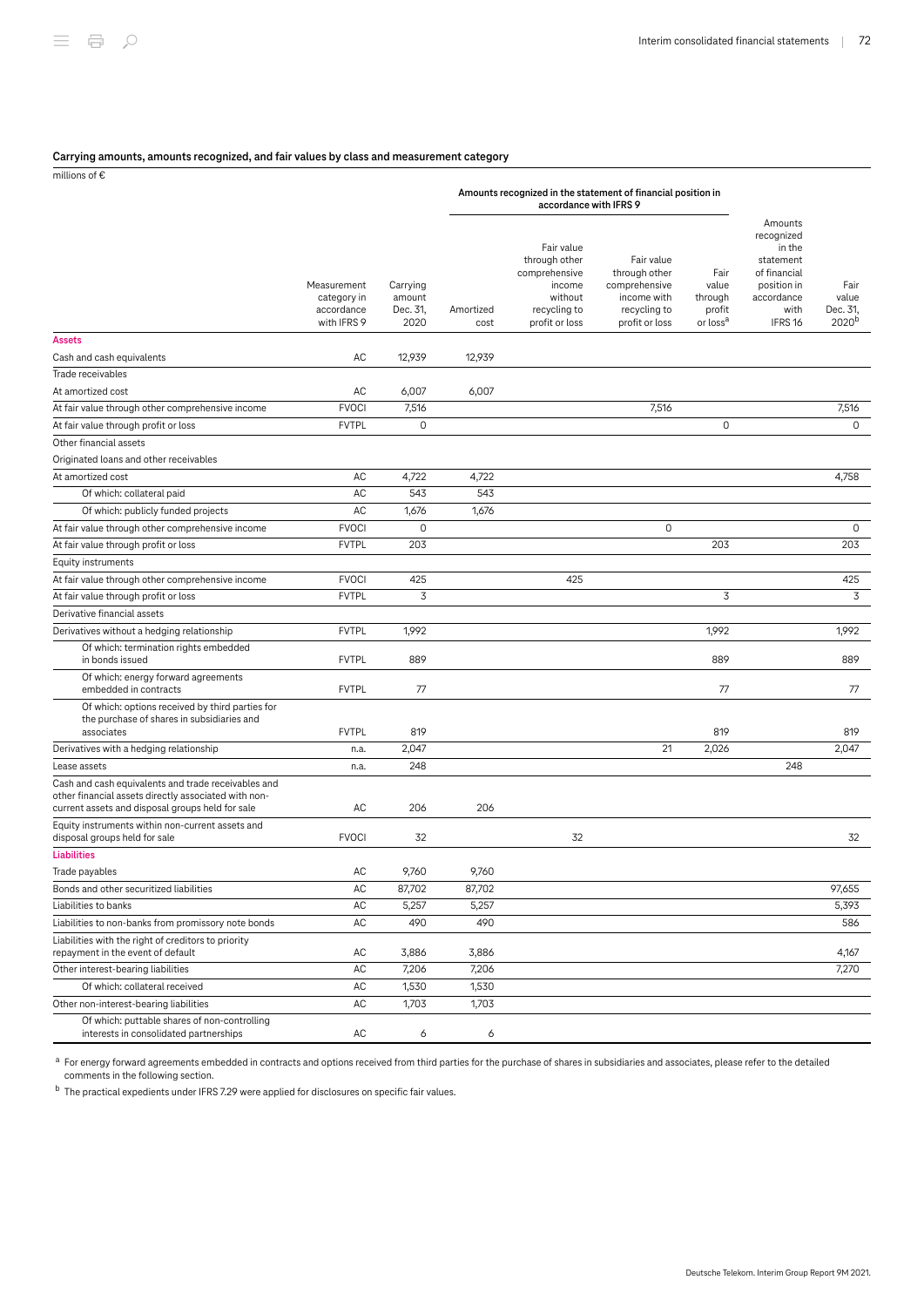### Carrying amounts, amounts recognized, and fair values by class and measurement category

millions of €

| | Measurement category in accordance with IFRS 9 | Carrying amount Dec. 31, 2020 | Amounts recognized in the statement of financial position in accordance with IFRS 9 | | | | Amounts recognized in the statement of financial position in accordance with IFRS 16 | Fair value Dec. 31, 2020[b] |
|---|---|---|---|---|---|---|---|---|
| | | | Amortized cost | Fair value through other comprehensive income without recycling to profit or loss | Fair value through other comprehensive income with recycling to profit or loss | Fair value through profit or loss[a] | | |
| **Assets** | | | | | | | | |
| Cash and cash equivalents | AC | 12,939 | 12,939 | | | | | |
| Trade receivables | | | | | | | | |
| At amortized cost | AC | 6,007 | 6,007 | | | | | |
| At fair value through other comprehensive income | FVOCI | 7,516 | | | 7,516 | | | 7,516 |
| At fair value through profit or loss | FVTPL | 0 | | | | 0 | | 0 |
| Other financial assets | | | | | | | | |
| Originated loans and other receivables | | | | | | | | |
| At amortized cost | AC | 4,722 | 4,722 | | | | | 4,758 |
| Of which: collateral paid | AC | 543 | 543 | | | | | |
| Of which: publicly funded projects | AC | 1,676 | 1,676 | | | | | |
| At fair value through other comprehensive income | FVOCI | 0 | | | 0 | | | 0 |
| At fair value through profit or loss | FVTPL | 203 | | | | 203 | | 203 |
| Equity instruments | | | | | | | | |
| At fair value through other comprehensive income | FVOCI | 425 | | 425 | | | | 425 |
| At fair value through profit or loss | FVTPL | 3 | | | | 3 | | 3 |
| Derivative financial assets | | | | | | | | |
| Derivatives without a hedging relationship | FVTPL | 1,992 | | | | 1,992 | | 1,992 |
| Of which: termination rights embedded in bonds issued | FVTPL | 889 | | | | 889 | | 889 |
| Of which: energy forward agreements embedded in contracts | FVTPL | 77 | | | | 77 | | 77 |
| Of which: options received by third parties for the purchase of shares in subsidiaries and associates | FVTPL | 819 | | | | 819 | | 819 |
| Derivatives with a hedging relationship | n.a. | 2,047 | | | 21 | 2,026 | | 2,047 |
| Lease assets | n.a. | 248 | | | | | 248 | |
| Cash and cash equivalents and trade receivables and other financial assets directly associated with non-current assets and disposal groups held for sale | AC | 206 | 206 | | | | | |
| Equity instruments within non-current assets and disposal groups held for sale | FVOCI | 32 | | 32 | | | | 32 |
| **Liabilities** | | | | | | | | |
| Trade payables | AC | 9,760 | 9,760 | | | | | |
| Bonds and other securitized liabilities | AC | 87,702 | 87,702 | | | | | 97,655 |
| Liabilities to banks | AC | 5,257 | 5,257 | | | | | 5,393 |
| Liabilities to non-banks from promissory note bonds | AC | 490 | 490 | | | | | 586 |
| Liabilities with the right of creditors to priority repayment in the event of default | AC | 3,886 | 3,886 | | | | | 4,167 |
| Other interest-bearing liabilities | AC | 7,206 | 7,206 | | | | | 7,270 |
| Of which: collateral received | AC | 1,530 | 1,530 | | | | | |
| Other non-interest-bearing liabilities | AC | 1,703 | 1,703 | | | | | |
| Of which: puttable shares of non-controlling interests in consolidated partnerships | AC | 6 | 6 | | | | | |

[a] For energy forward agreements embedded in contracts and options received from third parties for the purchase of shares in subsidiaries and associates, please refer to the detailed comments in the following section.

[b] The practical expedients under IFRS 7.29 were applied for disclosures on specific fair values.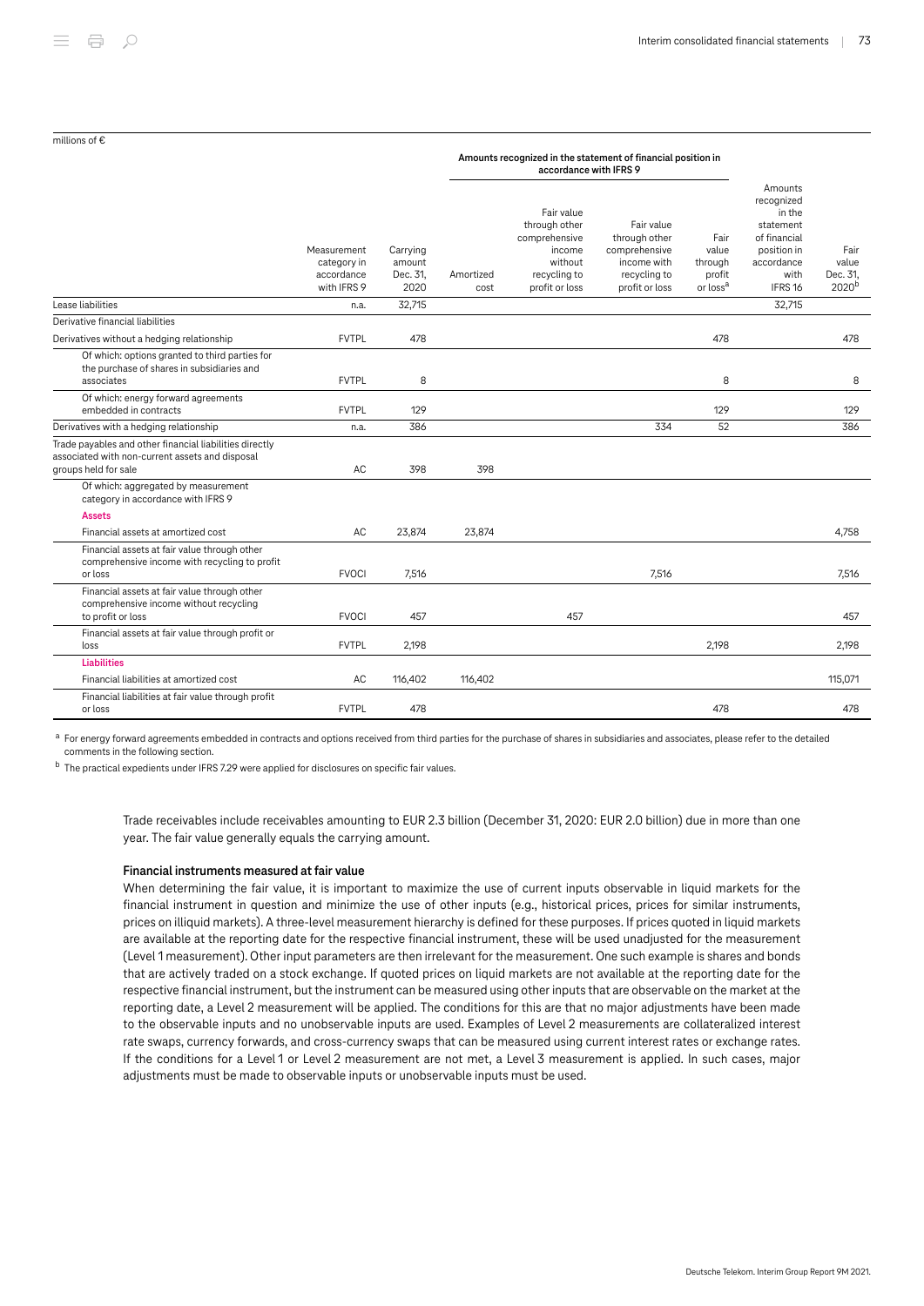millions of €

| | Measurement category in accordance with IFRS 9 | Carrying amount Dec. 31, 2020 | Amounts recognized in the statement of financial position in accordance with IFRS 9 | | | | Amounts recognized in the statement of financial position in accordance with IFRS 16 | Fair value Dec. 31, 2020[b] |
|---|---|---|---|---|---|---|---|---|
| | | | Amortized cost | Fair value through other comprehensive income without recycling to profit or loss | Fair value through other comprehensive income with recycling to profit or loss | Fair value through profit or loss[a] | | |
| Lease liabilities | n.a. | 32,715 | | | | | 32,715 | |
| Derivative financial liabilities | | | | | | | | |
| Derivatives without a hedging relationship | FVTPL | 478 | | | | 478 | | 478 |
| Of which: options granted to third parties for the purchase of shares in subsidiaries and associates | FVTPL | 8 | | | | 8 | | 8 |
| Of which: energy forward agreements embedded in contracts | FVTPL | 129 | | | | 129 | | 129 |
| Derivatives with a hedging relationship | n.a. | 386 | | | 334 | 52 | | 386 |
| Trade payables and other financial liabilities directly associated with non-current assets and disposal groups held for sale | AC | 398 | 398 | | | | | |
| Of which: aggregated by measurement category in accordance with IFRS 9 | | | | | | | | |
| **Assets** | | | | | | | | |
| Financial assets at amortized cost | AC | 23,874 | 23,874 | | | | | 4,758 |
| Financial assets at fair value through other comprehensive income with recycling to profit or loss | FVOCI | 7,516 | | | 7,516 | | | 7,516 |
| Financial assets at fair value through other comprehensive income without recycling to profit or loss | FVOCI | 457 | | 457 | | | | 457 |
| Financial assets at fair value through profit or loss | FVTPL | 2,198 | | | | 2,198 | | 2,198 |
| **Liabilities** | | | | | | | | |
| Financial liabilities at amortized cost | AC | 116,402 | 116,402 | | | | | 115,071 |
| Financial liabilities at fair value through profit or loss | FVTPL | 478 | | | | 478 | | 478 |

[a] For energy forward agreements embedded in contracts and options received from third parties for the purchase of shares in subsidiaries and associates, please refer to the detailed comments in the following section.

[b] The practical expedients under IFRS 7.29 were applied for disclosures on specific fair values.

Trade receivables include receivables amounting to EUR 2.3 billion (December 31, 2020: EUR 2.0 billion) due in more than one year. The fair value generally equals the carrying amount.

### Financial instruments measured at fair value

When determining the fair value, it is important to maximize the use of current inputs observable in liquid markets for the financial instrument in question and minimize the use of other inputs (e.g., historical prices, prices for similar instruments, prices on illiquid markets). A three-level measurement hierarchy is defined for these purposes. If prices quoted in liquid markets are available at the reporting date for the respective financial instrument, these will be used unadjusted for the measurement (Level 1 measurement). Other input parameters are then irrelevant for the measurement. One such example is shares and bonds that are actively traded on a stock exchange. If quoted prices on liquid markets are not available at the reporting date for the respective financial instrument, but the instrument can be measured using other inputs that are observable on the market at the reporting date, a Level 2 measurement will be applied. The conditions for this are that no major adjustments have been made to the observable inputs and no unobservable inputs are used. Examples of Level 2 measurements are collateralized interest rate swaps, currency forwards, and cross-currency swaps that can be measured using current interest rates or exchange rates. If the conditions for a Level 1 or Level 2 measurement are not met, a Level 3 measurement is applied. In such cases, major adjustments must be made to observable inputs or unobservable inputs must be used.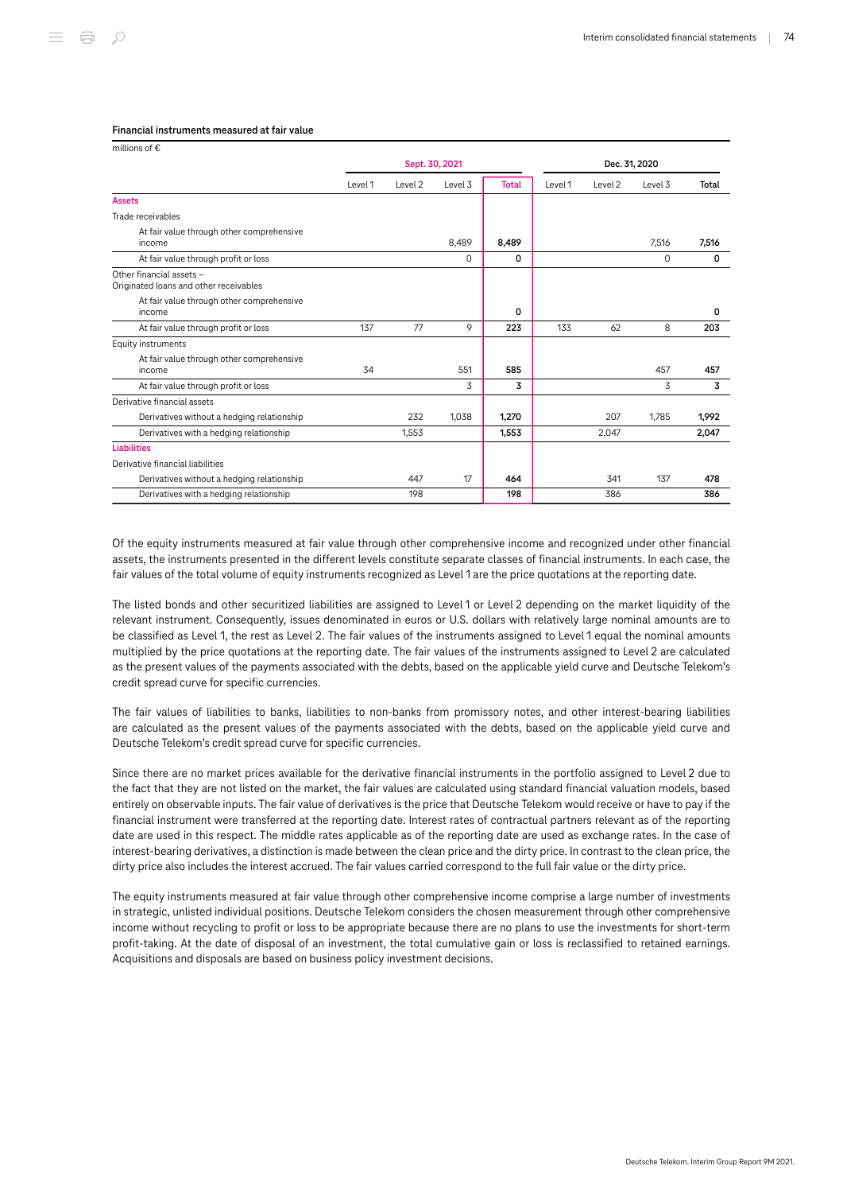### Financial instruments measured at fair value

millions of €

| | Sept. 30, 2021 | | | | Dec. 31, 2020 | | | |
|---|---|---|---|---|---|---|---|---|
| | Level 1 | Level 2 | Level 3 | Total | Level 1 | Level 2 | Level 3 | Total |
| **Assets** | | | | | | | | |
| Trade receivables | | | | | | | | |
| At fair value through other comprehensive income | | | 8,489 | **8,489** | | | 7,516 | **7,516** |
| At fair value through profit or loss | | | 0 | **0** | | | 0 | **0** |
| Other financial assets – Originated loans and other receivables | | | | | | | | |
| At fair value through other comprehensive income | | | | **0** | | | | **0** |
| At fair value through profit or loss | 137 | 77 | 9 | **223** | 133 | 62 | 8 | **203** |
| Equity instruments | | | | | | | | |
| At fair value through other comprehensive income | 34 | | 551 | **585** | | | 457 | **457** |
| At fair value through profit or loss | | | 3 | **3** | | | 3 | **3** |
| Derivative financial assets | | | | | | | | |
| Derivatives without a hedging relationship | | 232 | 1,038 | **1,270** | | 207 | 1,785 | **1,992** |
| Derivatives with a hedging relationship | | 1,553 | | **1,553** | | 2,047 | | **2,047** |
| **Liabilities** | | | | | | | | |
| Derivative financial liabilities | | | | | | | | |
| Derivatives without a hedging relationship | | 447 | 17 | **464** | | 341 | 137 | **478** |
| Derivatives with a hedging relationship | | 198 | | **198** | | 386 | | **386** |

Of the equity instruments measured at fair value through other comprehensive income and recognized under other financial assets, the instruments presented in the different levels constitute separate classes of financial instruments. In each case, the fair values of the total volume of equity instruments recognized as Level 1 are the price quotations at the reporting date.

The listed bonds and other securitized liabilities are assigned to Level 1 or Level 2 depending on the market liquidity of the relevant instrument. Consequently, issues denominated in euros or U.S. dollars with relatively large nominal amounts are to be classified as Level 1, the rest as Level 2. The fair values of the instruments assigned to Level 1 equal the nominal amounts multiplied by the price quotations at the reporting date. The fair values of the instruments assigned to Level 2 are calculated as the present values of the payments associated with the debts, based on the applicable yield curve and Deutsche Telekom's credit spread curve for specific currencies.

The fair values of liabilities to banks, liabilities to non-banks from promissory notes, and other interest-bearing liabilities are calculated as the present values of the payments associated with the debts, based on the applicable yield curve and Deutsche Telekom's credit spread curve for specific currencies.

Since there are no market prices available for the derivative financial instruments in the portfolio assigned to Level 2 due to the fact that they are not listed on the market, the fair values are calculated using standard financial valuation models, based entirely on observable inputs. The fair value of derivatives is the price that Deutsche Telekom would receive or have to pay if the financial instrument were transferred at the reporting date. Interest rates of contractual partners relevant as of the reporting date are used in this respect. The middle rates applicable as of the reporting date are used as exchange rates. In the case of interest-bearing derivatives, a distinction is made between the clean price and the dirty price. In contrast to the clean price, the dirty price also includes the interest accrued. The fair values carried correspond to the full fair value or the dirty price.

The equity instruments measured at fair value through other comprehensive income comprise a large number of investments in strategic, unlisted individual positions. Deutsche Telekom considers the chosen measurement through other comprehensive income without recycling to profit or loss to be appropriate because there are no plans to use the investments for short-term profit-taking. At the date of disposal of an investment, the total cumulative gain or loss is reclassified to retained earnings. Acquisitions and disposals are based on business policy investment decisions.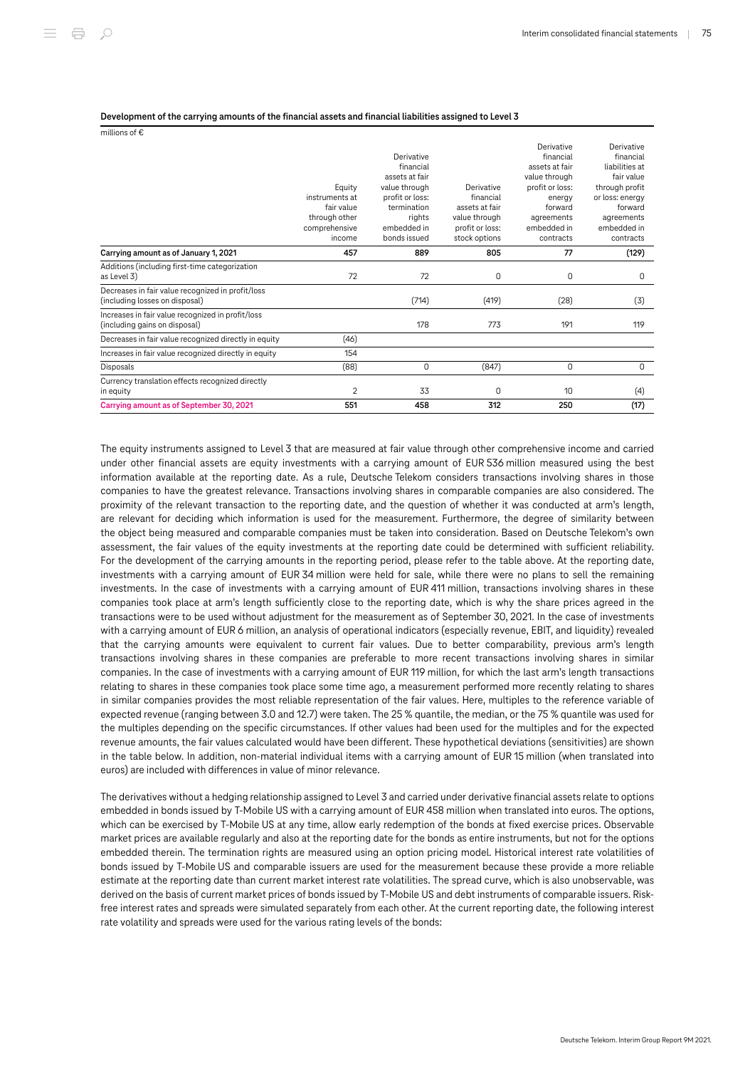**Development of the carrying amounts of the financial assets and financial liabilities assigned to Level 3**

millions of €

| | Equity instruments at fair value through other comprehensive income | Derivative financial assets at fair value through profit or loss: termination rights embedded in bonds issued | Derivative financial assets at fair value through profit or loss: stock options | Derivative financial assets at fair value through profit or loss: energy forward agreements embedded in contracts | Derivative financial liabilities at fair value through profit or loss: energy forward agreements embedded in contracts |
|---|---|---|---|---|---|
| **Carrying amount as of January 1, 2021** | **457** | **889** | **805** | **77** | **(129)** |
| Additions (including first-time categorization as Level 3) | 72 | 72 | 0 | 0 | 0 |
| Decreases in fair value recognized in profit/loss (including losses on disposal) | | (714) | (419) | (28) | (3) |
| Increases in fair value recognized in profit/loss (including gains on disposal) | | 178 | 773 | 191 | 119 |
| Decreases in fair value recognized directly in equity | (46) | | | | |
| Increases in fair value recognized directly in equity | 154 | | | | |
| Disposals | (88) | 0 | (847) | 0 | 0 |
| Currency translation effects recognized directly in equity | 2 | 33 | 0 | 10 | (4) |
| **Carrying amount as of September 30, 2021** | **551** | **458** | **312** | **250** | **(17)** |

The equity instruments assigned to Level 3 that are measured at fair value through other comprehensive income and carried under other financial assets are equity investments with a carrying amount of EUR 536 million measured using the best information available at the reporting date. As a rule, Deutsche Telekom considers transactions involving shares in those companies to have the greatest relevance. Transactions involving shares in comparable companies are also considered. The proximity of the relevant transaction to the reporting date, and the question of whether it was conducted at arm's length, are relevant for deciding which information is used for the measurement. Furthermore, the degree of similarity between the object being measured and comparable companies must be taken into consideration. Based on Deutsche Telekom's own assessment, the fair values of the equity investments at the reporting date could be determined with sufficient reliability. For the development of the carrying amounts in the reporting period, please refer to the table above. At the reporting date, investments with a carrying amount of EUR 34 million were held for sale, while there were no plans to sell the remaining investments. In the case of investments with a carrying amount of EUR 411 million, transactions involving shares in these companies took place at arm's length sufficiently close to the reporting date, which is why the share prices agreed in the transactions were to be used without adjustment for the measurement as of September 30, 2021. In the case of investments with a carrying amount of EUR 6 million, an analysis of operational indicators (especially revenue, EBIT, and liquidity) revealed that the carrying amounts were equivalent to current fair values. Due to better comparability, previous arm's length transactions involving shares in these companies are preferable to more recent transactions involving shares in similar companies. In the case of investments with a carrying amount of EUR 119 million, for which the last arm's length transactions relating to shares in these companies took place some time ago, a measurement performed more recently relating to shares in similar companies provides the most reliable representation of the fair values. Here, multiples to the reference variable of expected revenue (ranging between 3.0 and 12.7) were taken. The 25 % quantile, the median, or the 75 % quantile was used for the multiples depending on the specific circumstances. If other values had been used for the multiples and for the expected revenue amounts, the fair values calculated would have been different. These hypothetical deviations (sensitivities) are shown in the table below. In addition, non-material individual items with a carrying amount of EUR 15 million (when translated into euros) are included with differences in value of minor relevance.

The derivatives without a hedging relationship assigned to Level 3 and carried under derivative financial assets relate to options embedded in bonds issued by T-Mobile US with a carrying amount of EUR 458 million when translated into euros. The options, which can be exercised by T-Mobile US at any time, allow early redemption of the bonds at fixed exercise prices. Observable market prices are available regularly and also at the reporting date for the bonds as entire instruments, but not for the options embedded therein. The termination rights are measured using an option pricing model. Historical interest rate volatilities of bonds issued by T-Mobile US and comparable issuers are used for the measurement because these provide a more reliable estimate at the reporting date than current market interest rate volatilities. The spread curve, which is also unobservable, was derived on the basis of current market prices of bonds issued by T-Mobile US and debt instruments of comparable issuers. Risk-free interest rates and spreads were simulated separately from each other. At the current reporting date, the following interest rate volatility and spreads were used for the various rating levels of the bonds: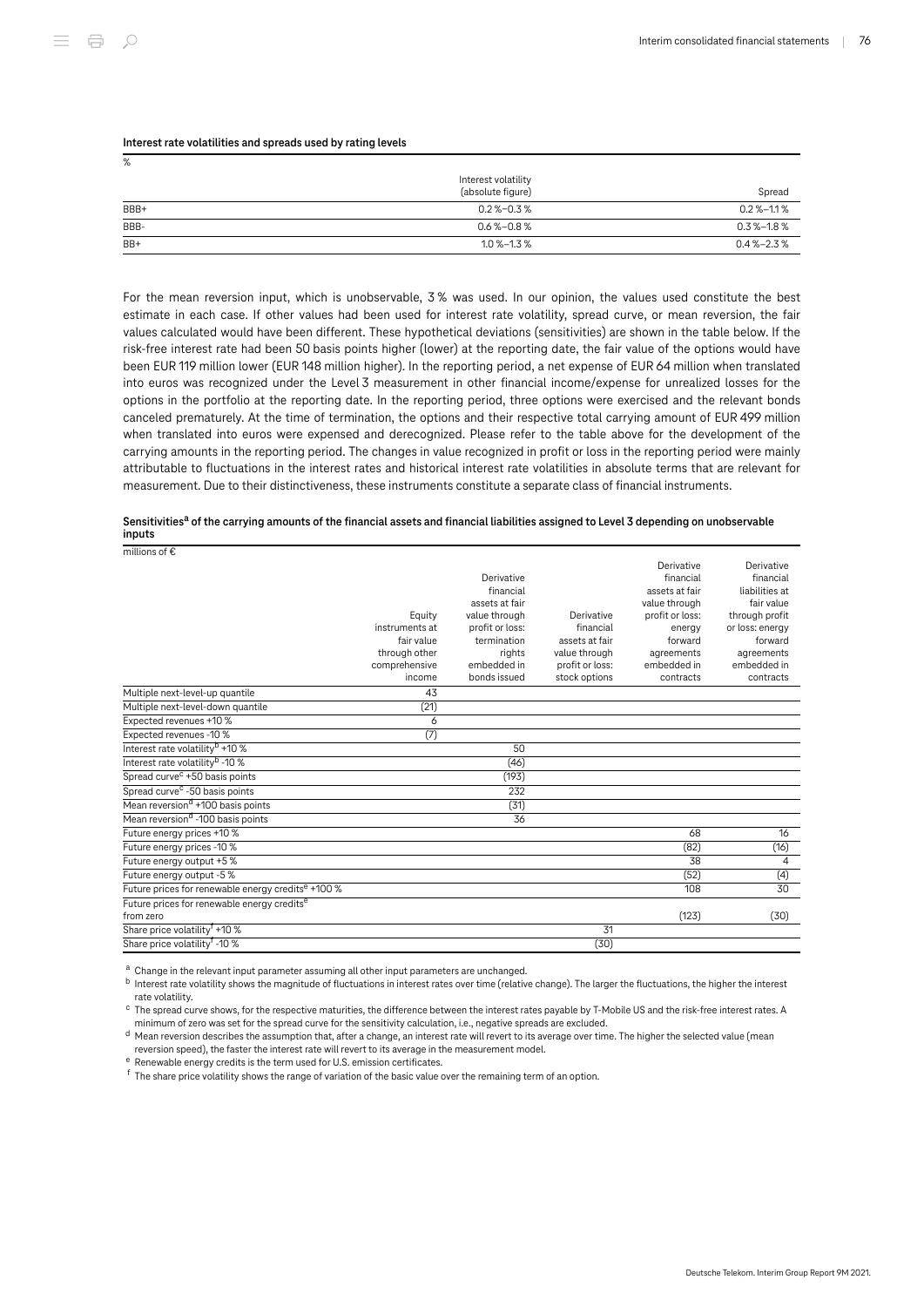**Interest rate volatilities and spreads used by rating levels**

| % | Interest volatility (absolute figure) | Spread |
|---|---|---|
| BBB+ | 0.2 %–0.3 % | 0.2 %–1.1 % |
| BBB- | 0.6 %–0.8 % | 0.3 %–1.8 % |
| BB+ | 1.0 %–1.3 % | 0.4 %–2.3 % |

For the mean reversion input, which is unobservable, 3 % was used. In our opinion, the values used constitute the best estimate in each case. If other values had been used for interest rate volatility, spread curve, or mean reversion, the fair values calculated would have been different. These hypothetical deviations (sensitivities) are shown in the table below. If the risk-free interest rate had been 50 basis points higher (lower) at the reporting date, the fair value of the options would have been EUR 119 million lower (EUR 148 million higher). In the reporting period, a net expense of EUR 64 million when translated into euros was recognized under the Level 3 measurement in other financial income/expense for unrealized losses for the options in the portfolio at the reporting date. In the reporting period, three options were exercised and the relevant bonds canceled prematurely. At the time of termination, the options and their respective total carrying amount of EUR 499 million when translated into euros were expensed and derecognized. Please refer to the table above for the development of the carrying amounts in the reporting period. The changes in value recognized in profit or loss in the reporting period were mainly attributable to fluctuations in the interest rates and historical interest rate volatilities in absolute terms that are relevant for measurement. Due to their distinctiveness, these instruments constitute a separate class of financial instruments.

**Sensitivities[a] of the carrying amounts of the financial assets and financial liabilities assigned to Level 3 depending on unobservable inputs**

| millions of € | Equity instruments at fair value through other comprehensive income | Derivative financial assets at fair value through profit or loss: termination rights embedded in bonds issued | Derivative financial assets at fair value through profit or loss: stock options | Derivative financial assets at fair value through profit or loss: energy forward agreements embedded in contracts | Derivative financial liabilities at fair value through profit or loss: energy forward agreements embedded in contracts |
|---|---|---|---|---|---|
| Multiple next-level-up quantile | 43 | | | | |
| Multiple next-level-down quantile | (21) | | | | |
| Expected revenues +10 % | 6 | | | | |
| Expected revenues -10 % | (7) | | | | |
| Interest rate volatility[b] +10 % | | 50 | | | |
| Interest rate volatility[b] -10 % | | (46) | | | |
| Spread curve[c] +50 basis points | | (193) | | | |
| Spread curve[c] -50 basis points | | 232 | | | |
| Mean reversion[d] +100 basis points | | (31) | | | |
| Mean reversion[d] -100 basis points | | 36 | | | |
| Future energy prices +10 % | | | | 68 | 16 |
| Future energy prices -10 % | | | | (82) | (16) |
| Future energy output +5 % | | | | 38 | 4 |
| Future energy output -5 % | | | | (52) | (4) |
| Future prices for renewable energy credits[e] +100 % | | | | 108 | 30 |
| Future prices for renewable energy credits[e] from zero | | | | (123) | (30) |
| Share price volatility[f] +10 % | | | 31 | | |
| Share price volatility[f] -10 % | | | (30) | | |

[a] Change in the relevant input parameter assuming all other input parameters are unchanged.

[b] Interest rate volatility shows the magnitude of fluctuations in interest rates over time (relative change). The larger the fluctuations, the higher the interest rate volatility.

[c] The spread curve shows, for the respective maturities, the difference between the interest rates payable by T-Mobile US and the risk-free interest rates. A minimum of zero was set for the spread curve for the sensitivity calculation, i.e., negative spreads are excluded.

[d] Mean reversion describes the assumption that, after a change, an interest rate will revert to its average over time. The higher the selected value (mean reversion speed), the faster the interest rate will revert to its average in the measurement model.

[e] Renewable energy credits is the term used for U.S. emission certificates.

[f] The share price volatility shows the range of variation of the basic value over the remaining term of an option.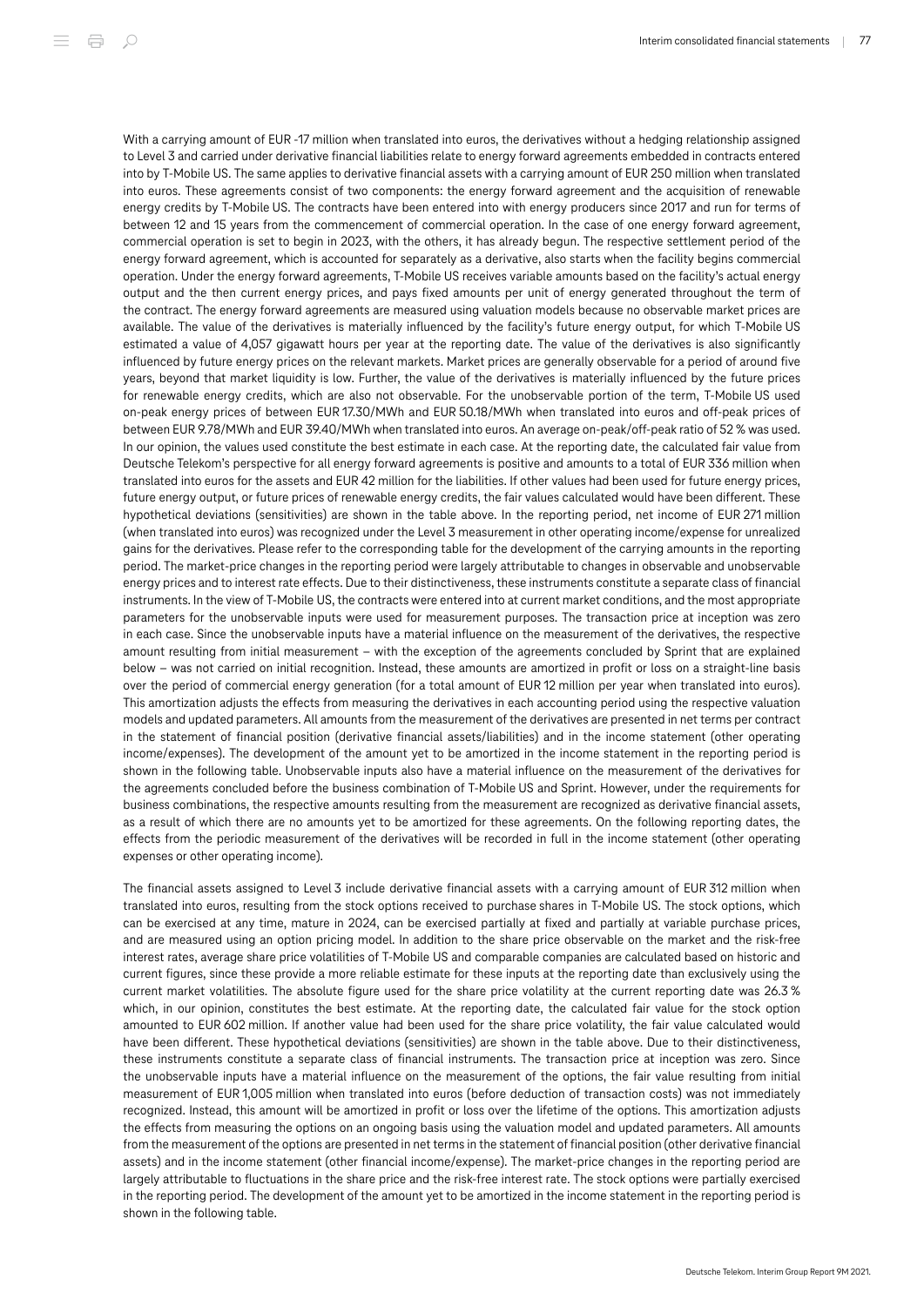With a carrying amount of EUR -17 million when translated into euros, the derivatives without a hedging relationship assigned to Level 3 and carried under derivative financial liabilities relate to energy forward agreements embedded in contracts entered into by T-Mobile US. The same applies to derivative financial assets with a carrying amount of EUR 250 million when translated into euros. These agreements consist of two components: the energy forward agreement and the acquisition of renewable energy credits by T-Mobile US. The contracts have been entered into with energy producers since 2017 and run for terms of between 12 and 15 years from the commencement of commercial operation. In the case of one energy forward agreement, commercial operation is set to begin in 2023, with the others, it has already begun. The respective settlement period of the energy forward agreement, which is accounted for separately as a derivative, also starts when the facility begins commercial operation. Under the energy forward agreements, T-Mobile US receives variable amounts based on the facility's actual energy output and the then current energy prices, and pays fixed amounts per unit of energy generated throughout the term of the contract. The energy forward agreements are measured using valuation models because no observable market prices are available. The value of the derivatives is materially influenced by the facility's future energy output, for which T-Mobile US estimated a value of 4,057 gigawatt hours per year at the reporting date. The value of the derivatives is also significantly influenced by future energy prices on the relevant markets. Market prices are generally observable for a period of around five years, beyond that market liquidity is low. Further, the value of the derivatives is materially influenced by the future prices for renewable energy credits, which are also not observable. For the unobservable portion of the term, T-Mobile US used on-peak energy prices of between EUR 17.30/MWh and EUR 50.18/MWh when translated into euros and off-peak prices of between EUR 9.78/MWh and EUR 39.40/MWh when translated into euros. An average on-peak/off-peak ratio of 52 % was used. In our opinion, the values used constitute the best estimate in each case. At the reporting date, the calculated fair value from Deutsche Telekom's perspective for all energy forward agreements is positive and amounts to a total of EUR 336 million when translated into euros for the assets and EUR 42 million for the liabilities. If other values had been used for future energy prices, future energy output, or future prices of renewable energy credits, the fair values calculated would have been different. These hypothetical deviations (sensitivities) are shown in the table above. In the reporting period, net income of EUR 271 million (when translated into euros) was recognized under the Level 3 measurement in other operating income/expense for unrealized gains for the derivatives. Please refer to the corresponding table for the development of the carrying amounts in the reporting period. The market-price changes in the reporting period were largely attributable to changes in observable and unobservable energy prices and to interest rate effects. Due to their distinctiveness, these instruments constitute a separate class of financial instruments. In the view of T-Mobile US, the contracts were entered into at current market conditions, and the most appropriate parameters for the unobservable inputs were used for measurement purposes. The transaction price at inception was zero in each case. Since the unobservable inputs have a material influence on the measurement of the derivatives, the respective amount resulting from initial measurement – with the exception of the agreements concluded by Sprint that are explained below – was not carried on initial recognition. Instead, these amounts are amortized in profit or loss on a straight-line basis over the period of commercial energy generation (for a total amount of EUR 12 million per year when translated into euros). This amortization adjusts the effects from measuring the derivatives in each accounting period using the respective valuation models and updated parameters. All amounts from the measurement of the derivatives are presented in net terms per contract in the statement of financial position (derivative financial assets/liabilities) and in the income statement (other operating income/expenses). The development of the amount yet to be amortized in the income statement in the reporting period is shown in the following table. Unobservable inputs also have a material influence on the measurement of the derivatives for the agreements concluded before the business combination of T-Mobile US and Sprint. However, under the requirements for business combinations, the respective amounts resulting from the measurement are recognized as derivative financial assets, as a result of which there are no amounts yet to be amortized for these agreements. On the following reporting dates, the effects from the periodic measurement of the derivatives will be recorded in full in the income statement (other operating expenses or other operating income).

The financial assets assigned to Level 3 include derivative financial assets with a carrying amount of EUR 312 million when translated into euros, resulting from the stock options received to purchase shares in T-Mobile US. The stock options, which can be exercised at any time, mature in 2024, can be exercised partially at fixed and partially at variable purchase prices, and are measured using an option pricing model. In addition to the share price observable on the market and the risk-free interest rates, average share price volatilities of T-Mobile US and comparable companies are calculated based on historic and current figures, since these provide a more reliable estimate for these inputs at the reporting date than exclusively using the current market volatilities. The absolute figure used for the share price volatility at the current reporting date was 26.3 % which, in our opinion, constitutes the best estimate. At the reporting date, the calculated fair value for the stock option amounted to EUR 602 million. If another value had been used for the share price volatility, the fair value calculated would have been different. These hypothetical deviations (sensitivities) are shown in the table above. Due to their distinctiveness, these instruments constitute a separate class of financial instruments. The transaction price at inception was zero. Since the unobservable inputs have a material influence on the measurement of the options, the fair value resulting from initial measurement of EUR 1,005 million when translated into euros (before deduction of transaction costs) was not immediately recognized. Instead, this amount will be amortized in profit or loss over the lifetime of the options. This amortization adjusts the effects from measuring the options on an ongoing basis using the valuation model and updated parameters. All amounts from the measurement of the options are presented in net terms in the statement of financial position (other derivative financial assets) and in the income statement (other financial income/expense). The market-price changes in the reporting period are largely attributable to fluctuations in the share price and the risk-free interest rate. The stock options were partially exercised in the reporting period. The development of the amount yet to be amortized in the income statement in the reporting period is shown in the following table.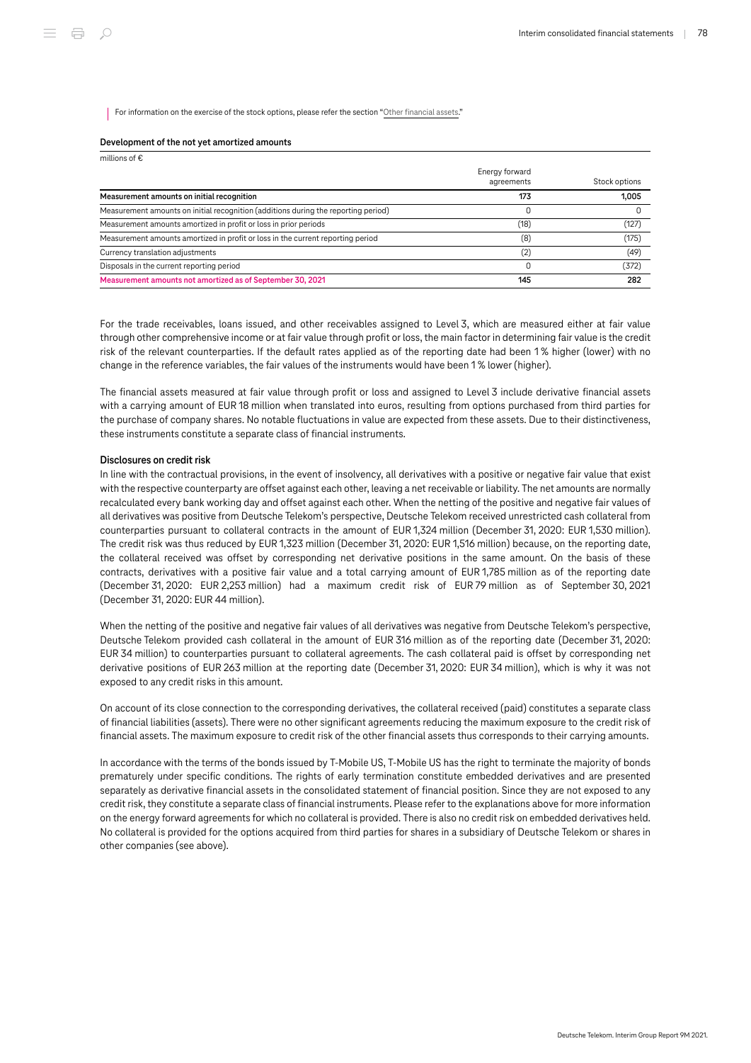For information on the exercise of the stock options, please refer the section "Other financial assets."

**Development of the not yet amortized amounts**

millions of €

| | Energy forward agreements | Stock options |
|---|---|---|
| **Measurement amounts on initial recognition** | **173** | **1,005** |
| Measurement amounts on initial recognition (additions during the reporting period) | 0 | 0 |
| Measurement amounts amortized in profit or loss in prior periods | (18) | (127) |
| Measurement amounts amortized in profit or loss in the current reporting period | (8) | (175) |
| Currency translation adjustments | (2) | (49) |
| Disposals in the current reporting period | 0 | (372) |
| **Measurement amounts not amortized as of September 30, 2021** | **145** | **282** |

For the trade receivables, loans issued, and other receivables assigned to Level 3, which are measured either at fair value through other comprehensive income or at fair value through profit or loss, the main factor in determining fair value is the credit risk of the relevant counterparties. If the default rates applied as of the reporting date had been 1 % higher (lower) with no change in the reference variables, the fair values of the instruments would have been 1 % lower (higher).

The financial assets measured at fair value through profit or loss and assigned to Level 3 include derivative financial assets with a carrying amount of EUR 18 million when translated into euros, resulting from options purchased from third parties for the purchase of company shares. No notable fluctuations in value are expected from these assets. Due to their distinctiveness, these instruments constitute a separate class of financial instruments.

### Disclosures on credit risk

In line with the contractual provisions, in the event of insolvency, all derivatives with a positive or negative fair value that exist with the respective counterparty are offset against each other, leaving a net receivable or liability. The net amounts are normally recalculated every bank working day and offset against each other. When the netting of the positive and negative fair values of all derivatives was positive from Deutsche Telekom's perspective, Deutsche Telekom received unrestricted cash collateral from counterparties pursuant to collateral contracts in the amount of EUR 1,324 million (December 31, 2020: EUR 1,530 million). The credit risk was thus reduced by EUR 1,323 million (December 31, 2020: EUR 1,516 million) because, on the reporting date, the collateral received was offset by corresponding net derivative positions in the same amount. On the basis of these contracts, derivatives with a positive fair value and a total carrying amount of EUR 1,785 million as of the reporting date (December 31, 2020: EUR 2,253 million) had a maximum credit risk of EUR 79 million as of September 30, 2021 (December 31, 2020: EUR 44 million).

When the netting of the positive and negative fair values of all derivatives was negative from Deutsche Telekom's perspective, Deutsche Telekom provided cash collateral in the amount of EUR 316 million as of the reporting date (December 31, 2020: EUR 34 million) to counterparties pursuant to collateral agreements. The cash collateral paid is offset by corresponding net derivative positions of EUR 263 million at the reporting date (December 31, 2020: EUR 34 million), which is why it was not exposed to any credit risks in this amount.

On account of its close connection to the corresponding derivatives, the collateral received (paid) constitutes a separate class of financial liabilities (assets). There were no other significant agreements reducing the maximum exposure to the credit risk of financial assets. The maximum exposure to credit risk of the other financial assets thus corresponds to their carrying amounts.

In accordance with the terms of the bonds issued by T-Mobile US, T-Mobile US has the right to terminate the majority of bonds prematurely under specific conditions. The rights of early termination constitute embedded derivatives and are presented separately as derivative financial assets in the consolidated statement of financial position. Since they are not exposed to any credit risk, they constitute a separate class of financial instruments. Please refer to the explanations above for more information on the energy forward agreements for which no collateral is provided. There is also no credit risk on embedded derivatives held. No collateral is provided for the options acquired from third parties for shares in a subsidiary of Deutsche Telekom or shares in other companies (see above).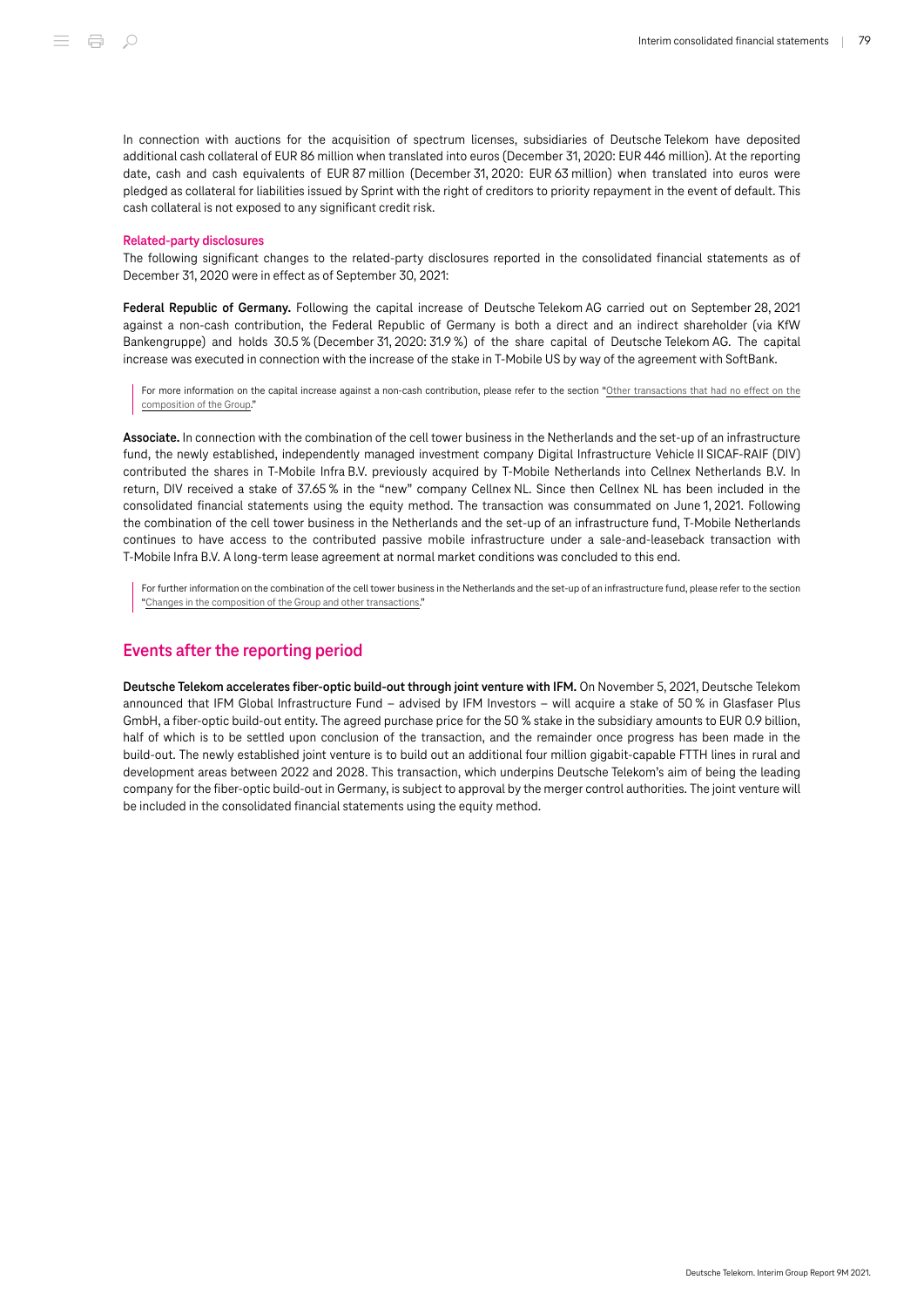In connection with auctions for the acquisition of spectrum licenses, subsidiaries of Deutsche Telekom have deposited additional cash collateral of EUR 86 million when translated into euros (December 31, 2020: EUR 446 million). At the reporting date, cash and cash equivalents of EUR 87 million (December 31, 2020: EUR 63 million) when translated into euros were pledged as collateral for liabilities issued by Sprint with the right of creditors to priority repayment in the event of default. This cash collateral is not exposed to any significant credit risk.

### Related-party disclosures

The following significant changes to the related-party disclosures reported in the consolidated financial statements as of December 31, 2020 were in effect as of September 30, 2021:

**Federal Republic of Germany.** Following the capital increase of Deutsche Telekom AG carried out on September 28, 2021 against a non-cash contribution, the Federal Republic of Germany is both a direct and an indirect shareholder (via KfW Bankengruppe) and holds 30.5 % (December 31, 2020: 31.9 %) of the share capital of Deutsche Telekom AG. The capital increase was executed in connection with the increase of the stake in T-Mobile US by way of the agreement with SoftBank.

> For more information on the capital increase against a non-cash contribution, please refer to the section "Other transactions that had no effect on the composition of the Group."

**Associate.** In connection with the combination of the cell tower business in the Netherlands and the set-up of an infrastructure fund, the newly established, independently managed investment company Digital Infrastructure Vehicle II SICAF-RAIF (DIV) contributed the shares in T-Mobile Infra B.V. previously acquired by T-Mobile Netherlands into Cellnex Netherlands B.V. In return, DIV received a stake of 37.65 % in the "new" company Cellnex NL. Since then Cellnex NL has been included in the consolidated financial statements using the equity method. The transaction was consummated on June 1, 2021. Following the combination of the cell tower business in the Netherlands and the set-up of an infrastructure fund, T-Mobile Netherlands continues to have access to the contributed passive mobile infrastructure under a sale-and-leaseback transaction with T-Mobile Infra B.V. A long-term lease agreement at normal market conditions was concluded to this end.

> For further information on the combination of the cell tower business in the Netherlands and the set-up of an infrastructure fund, please refer to the section "Changes in the composition of the Group and other transactions."

## Events after the reporting period

**Deutsche Telekom accelerates fiber-optic build-out through joint venture with IFM.** On November 5, 2021, Deutsche Telekom announced that IFM Global Infrastructure Fund – advised by IFM Investors – will acquire a stake of 50 % in Glasfaser Plus GmbH, a fiber-optic build-out entity. The agreed purchase price for the 50 % stake in the subsidiary amounts to EUR 0.9 billion, half of which is to be settled upon conclusion of the transaction, and the remainder once progress has been made in the build-out. The newly established joint venture is to build out an additional four million gigabit-capable FTTH lines in rural and development areas between 2022 and 2028. This transaction, which underpins Deutsche Telekom's aim of being the leading company for the fiber-optic build-out in Germany, is subject to approval by the merger control authorities. The joint venture will be included in the consolidated financial statements using the equity method.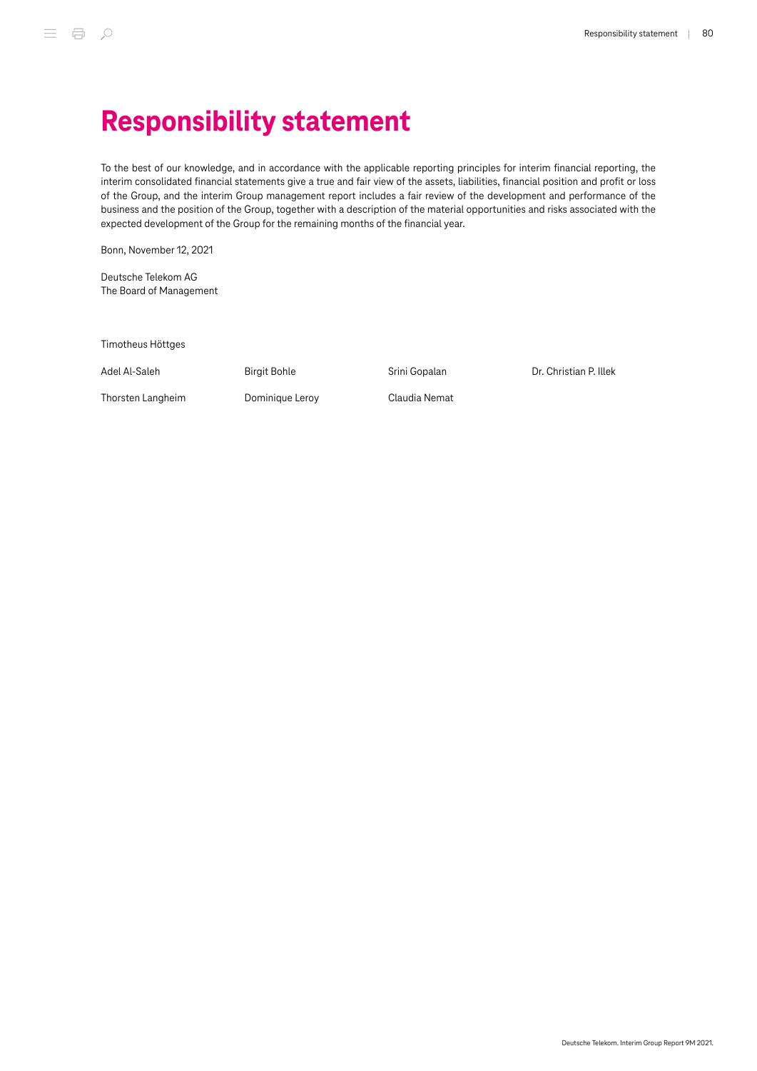# Responsibility statement

To the best of our knowledge, and in accordance with the applicable reporting principles for interim financial reporting, the interim consolidated financial statements give a true and fair view of the assets, liabilities, financial position and profit or loss of the Group, and the interim Group management report includes a fair review of the development and performance of the business and the position of the Group, together with a description of the material opportunities and risks associated with the expected development of the Group for the remaining months of the financial year.

Bonn, November 12, 2021

Deutsche Telekom AG
The Board of Management

Timotheus Höttges

Adel Al-Saleh  Birgit Bohle  Srini Gopalan  Dr. Christian P. Illek

Thorsten Langheim  Dominique Leroy  Claudia Nemat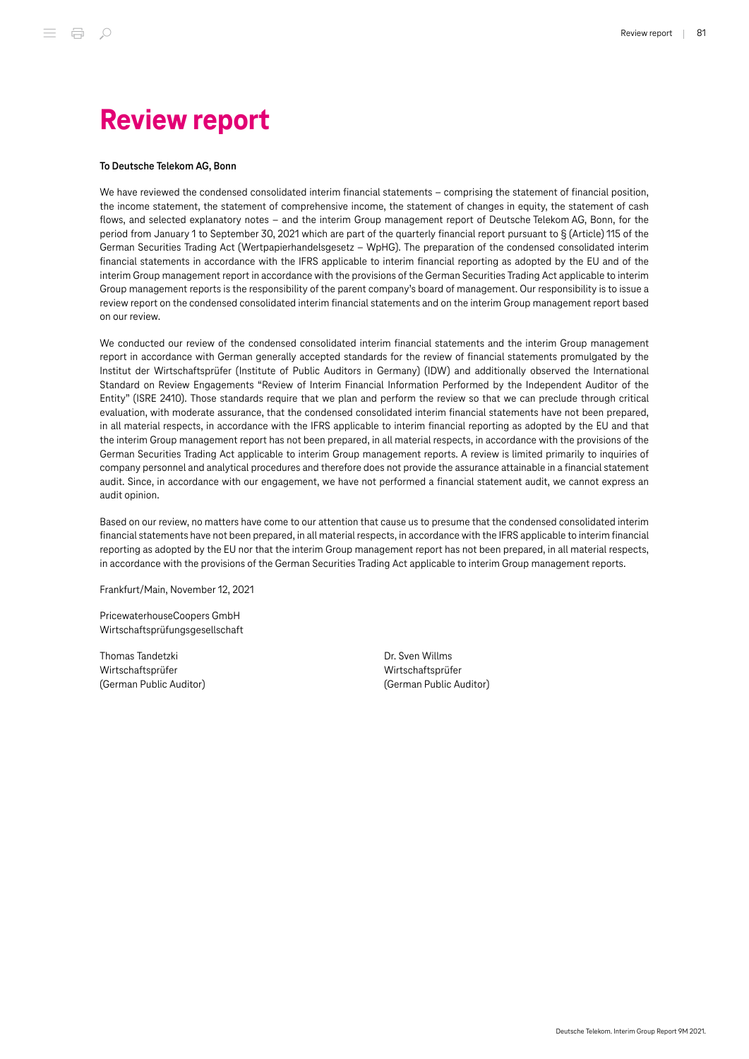# Review report

**To Deutsche Telekom AG, Bonn**

We have reviewed the condensed consolidated interim financial statements – comprising the statement of financial position, the income statement, the statement of comprehensive income, the statement of changes in equity, the statement of cash flows, and selected explanatory notes – and the interim Group management report of Deutsche Telekom AG, Bonn, for the period from January 1 to September 30, 2021 which are part of the quarterly financial report pursuant to § (Article) 115 of the German Securities Trading Act (Wertpapierhandelsgesetz – WpHG). The preparation of the condensed consolidated interim financial statements in accordance with the IFRS applicable to interim financial reporting as adopted by the EU and of the interim Group management report in accordance with the provisions of the German Securities Trading Act applicable to interim Group management reports is the responsibility of the parent company's board of management. Our responsibility is to issue a review report on the condensed consolidated interim financial statements and on the interim Group management report based on our review.

We conducted our review of the condensed consolidated interim financial statements and the interim Group management report in accordance with German generally accepted standards for the review of financial statements promulgated by the Institut der Wirtschaftsprüfer (Institute of Public Auditors in Germany) (IDW) and additionally observed the International Standard on Review Engagements "Review of Interim Financial Information Performed by the Independent Auditor of the Entity" (ISRE 2410). Those standards require that we plan and perform the review so that we can preclude through critical evaluation, with moderate assurance, that the condensed consolidated interim financial statements have not been prepared, in all material respects, in accordance with the IFRS applicable to interim financial reporting as adopted by the EU and that the interim Group management report has not been prepared, in all material respects, in accordance with the provisions of the German Securities Trading Act applicable to interim Group management reports. A review is limited primarily to inquiries of company personnel and analytical procedures and therefore does not provide the assurance attainable in a financial statement audit. Since, in accordance with our engagement, we have not performed a financial statement audit, we cannot express an audit opinion.

Based on our review, no matters have come to our attention that cause us to presume that the condensed consolidated interim financial statements have not been prepared, in all material respects, in accordance with the IFRS applicable to interim financial reporting as adopted by the EU nor that the interim Group management report has not been prepared, in all material respects, in accordance with the provisions of the German Securities Trading Act applicable to interim Group management reports.

Frankfurt/Main, November 12, 2021

PricewaterhouseCoopers GmbH
Wirtschaftsprüfungsgesellschaft

Thomas Tandetzki
Wirtschaftsprüfer
(German Public Auditor)

Dr. Sven Willms
Wirtschaftsprüfer
(German Public Auditor)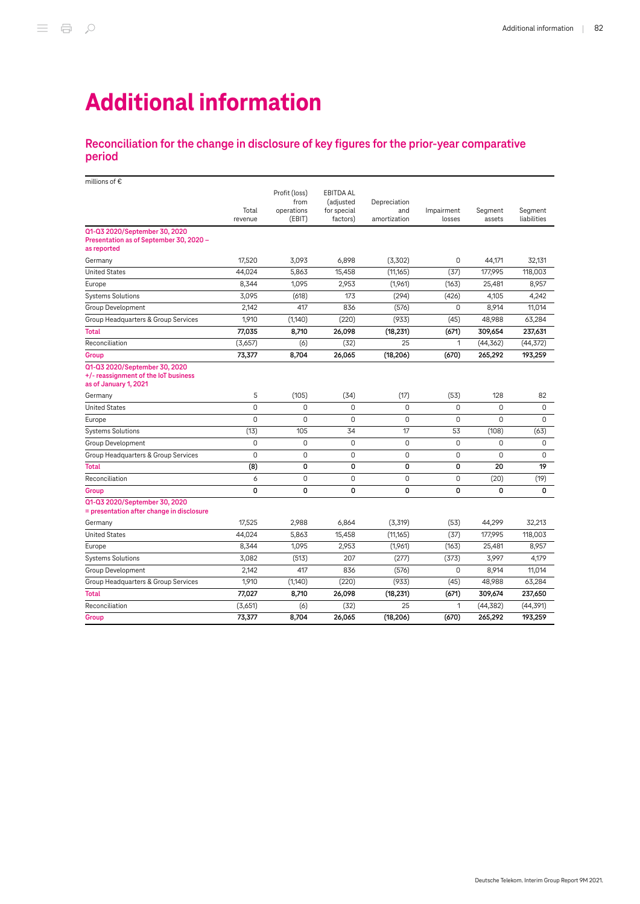# Additional information

## Reconciliation for the change in disclosure of key figures for the prior-year comparative period

| millions of € | Total revenue | Profit (loss) from operations (EBIT) | EBITDA AL (adjusted for special factors) | Depreciation and amortization | Impairment losses | Segment assets | Segment liabilities |
|---|---|---|---|---|---|---|---|
| **Q1-Q3 2020/September 30, 2020 Presentation as of September 30, 2020 – as reported** | | | | | | | |
| Germany | 17,520 | 3,093 | 6,898 | (3,302) | 0 | 44,171 | 32,131 |
| United States | 44,024 | 5,863 | 15,458 | (11,165) | (37) | 177,995 | 118,003 |
| Europe | 8,344 | 1,095 | 2,953 | (1,961) | (163) | 25,481 | 8,957 |
| Systems Solutions | 3,095 | (618) | 173 | (294) | (426) | 4,105 | 4,242 |
| Group Development | 2,142 | 417 | 836 | (576) | 0 | 8,914 | 11,014 |
| Group Headquarters & Group Services | 1,910 | (1,140) | (220) | (933) | (45) | 48,988 | 63,284 |
| **Total** | **77,035** | **8,710** | **26,098** | **(18,231)** | **(671)** | **309,654** | **237,631** |
| Reconciliation | (3,657) | (6) | (32) | 25 | 1 | (44,362) | (44,372) |
| **Group** | **73,377** | **8,704** | **26,065** | **(18,206)** | **(670)** | **265,292** | **193,259** |
| **Q1-Q3 2020/September 30, 2020 +/- reassignment of the IoT business as of January 1, 2021** | | | | | | | |
| Germany | 5 | (105) | (34) | (17) | (53) | 128 | 82 |
| United States | 0 | 0 | 0 | 0 | 0 | 0 | 0 |
| Europe | 0 | 0 | 0 | 0 | 0 | 0 | 0 |
| Systems Solutions | (13) | 105 | 34 | 17 | 53 | (108) | (63) |
| Group Development | 0 | 0 | 0 | 0 | 0 | 0 | 0 |
| Group Headquarters & Group Services | 0 | 0 | 0 | 0 | 0 | 0 | 0 |
| **Total** | **(8)** | **0** | **0** | **0** | **0** | **20** | **19** |
| Reconciliation | 6 | 0 | 0 | 0 | 0 | (20) | (19) |
| **Group** | **0** | **0** | **0** | **0** | **0** | **0** | **0** |
| **Q1-Q3 2020/September 30, 2020 = presentation after change in disclosure** | | | | | | | |
| Germany | 17,525 | 2,988 | 6,864 | (3,319) | (53) | 44,299 | 32,213 |
| United States | 44,024 | 5,863 | 15,458 | (11,165) | (37) | 177,995 | 118,003 |
| Europe | 8,344 | 1,095 | 2,953 | (1,961) | (163) | 25,481 | 8,957 |
| Systems Solutions | 3,082 | (513) | 207 | (277) | (373) | 3,997 | 4,179 |
| Group Development | 2,142 | 417 | 836 | (576) | 0 | 8,914 | 11,014 |
| Group Headquarters & Group Services | 1,910 | (1,140) | (220) | (933) | (45) | 48,988 | 63,284 |
| **Total** | **77,027** | **8,710** | **26,098** | **(18,231)** | **(671)** | **309,674** | **237,650** |
| Reconciliation | (3,651) | (6) | (32) | 25 | 1 | (44,382) | (44,391) |
| **Group** | **73,377** | **8,704** | **26,065** | **(18,206)** | **(670)** | **265,292** | **193,259** |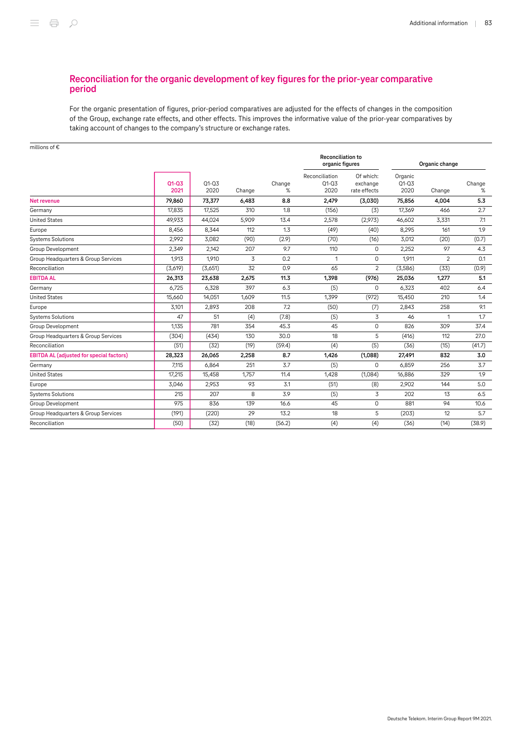## Reconciliation for the organic development of key figures for the prior-year comparative period

For the organic presentation of figures, prior-period comparatives are adjusted for the effects of changes in the composition of the Group, exchange rate effects, and other effects. This improves the informative value of the prior-year comparatives by taking account of changes to the company's structure or exchange rates.

millions of €

| | | | | | Reconciliation to organic figures | | Organic change | | |
|---|---|---|---|---|---|---|---|---|---|
| | Q1-Q3 2021 | Q1-Q3 2020 | Change | Change % | Reconciliation Q1-Q3 2020 | Of which: exchange rate effects | Organic Q1-Q3 2020 | Change | Change % |
| **Net revenue** | **79,860** | **73,377** | **6,483** | **8.8** | **2,479** | **(3,030)** | **75,856** | **4,004** | **5.3** |
| Germany | 17,835 | 17,525 | 310 | 1.8 | (156) | (3) | 17,369 | 466 | 2.7 |
| United States | 49,933 | 44,024 | 5,909 | 13.4 | 2,578 | (2,973) | 46,602 | 3,331 | 7.1 |
| Europe | 8,456 | 8,344 | 112 | 1.3 | (49) | (40) | 8,295 | 161 | 1.9 |
| Systems Solutions | 2,992 | 3,082 | (90) | (2.9) | (70) | (16) | 3,012 | (20) | (0.7) |
| Group Development | 2,349 | 2,142 | 207 | 9.7 | 110 | 0 | 2,252 | 97 | 4.3 |
| Group Headquarters & Group Services | 1,913 | 1,910 | 3 | 0.2 | 1 | 0 | 1,911 | 2 | 0.1 |
| Reconciliation | (3,619) | (3,651) | 32 | 0.9 | 65 | 2 | (3,586) | (33) | (0.9) |
| **EBITDA AL** | **26,313** | **23,638** | **2,675** | **11.3** | **1,398** | **(976)** | **25,036** | **1,277** | **5.1** |
| Germany | 6,725 | 6,328 | 397 | 6.3 | (5) | 0 | 6,323 | 402 | 6.4 |
| United States | 15,660 | 14,051 | 1,609 | 11.5 | 1,399 | (972) | 15,450 | 210 | 1.4 |
| Europe | 3,101 | 2,893 | 208 | 7.2 | (50) | (7) | 2,843 | 258 | 9.1 |
| Systems Solutions | 47 | 51 | (4) | (7.8) | (5) | 3 | 46 | 1 | 1.7 |
| Group Development | 1,135 | 781 | 354 | 45.3 | 45 | 0 | 826 | 309 | 37.4 |
| Group Headquarters & Group Services | (304) | (434) | 130 | 30.0 | 18 | 5 | (416) | 112 | 27.0 |
| Reconciliation | (51) | (32) | (19) | (59.4) | (4) | (5) | (36) | (15) | (41.7) |
| **EBITDA AL (adjusted for special factors)** | **28,323** | **26,065** | **2,258** | **8.7** | **1,426** | **(1,088)** | **27,491** | **832** | **3.0** |
| Germany | 7,115 | 6,864 | 251 | 3.7 | (5) | 0 | 6,859 | 256 | 3.7 |
| United States | 17,215 | 15,458 | 1,757 | 11.4 | 1,428 | (1,084) | 16,886 | 329 | 1.9 |
| Europe | 3,046 | 2,953 | 93 | 3.1 | (51) | (8) | 2,902 | 144 | 5.0 |
| Systems Solutions | 215 | 207 | 8 | 3.9 | (5) | 3 | 202 | 13 | 6.5 |
| Group Development | 975 | 836 | 139 | 16.6 | 45 | 0 | 881 | 94 | 10.6 |
| Group Headquarters & Group Services | (191) | (220) | 29 | 13.2 | 18 | 5 | (203) | 12 | 5.7 |
| Reconciliation | (50) | (32) | (18) | (56.2) | (4) | (4) | (36) | (14) | (38.9) |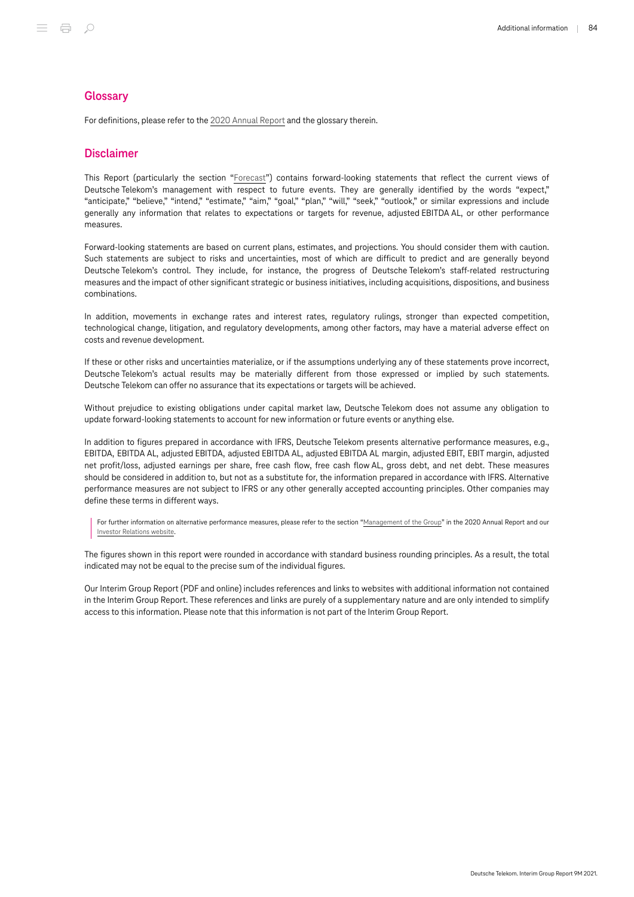## Glossary

For definitions, please refer to the 2020 Annual Report and the glossary therein.

## Disclaimer

This Report (particularly the section "Forecast") contains forward-looking statements that reflect the current views of Deutsche Telekom's management with respect to future events. They are generally identified by the words "expect," "anticipate," "believe," "intend," "estimate," "aim," "goal," "plan," "will," "seek," "outlook," or similar expressions and include generally any information that relates to expectations or targets for revenue, adjusted EBITDA AL, or other performance measures.

Forward-looking statements are based on current plans, estimates, and projections. You should consider them with caution. Such statements are subject to risks and uncertainties, most of which are difficult to predict and are generally beyond Deutsche Telekom's control. They include, for instance, the progress of Deutsche Telekom's staff-related restructuring measures and the impact of other significant strategic or business initiatives, including acquisitions, dispositions, and business combinations.

In addition, movements in exchange rates and interest rates, regulatory rulings, stronger than expected competition, technological change, litigation, and regulatory developments, among other factors, may have a material adverse effect on costs and revenue development.

If these or other risks and uncertainties materialize, or if the assumptions underlying any of these statements prove incorrect, Deutsche Telekom's actual results may be materially different from those expressed or implied by such statements. Deutsche Telekom can offer no assurance that its expectations or targets will be achieved.

Without prejudice to existing obligations under capital market law, Deutsche Telekom does not assume any obligation to update forward-looking statements to account for new information or future events or anything else.

In addition to figures prepared in accordance with IFRS, Deutsche Telekom presents alternative performance measures, e.g., EBITDA, EBITDA AL, adjusted EBITDA, adjusted EBITDA AL, adjusted EBITDA AL margin, adjusted EBIT, EBIT margin, adjusted net profit/loss, adjusted earnings per share, free cash flow, free cash flow AL, gross debt, and net debt. These measures should be considered in addition to, but not as a substitute for, the information prepared in accordance with IFRS. Alternative performance measures are not subject to IFRS or any other generally accepted accounting principles. Other companies may define these terms in different ways.

> For further information on alternative performance measures, please refer to the section "Management of the Group" in the 2020 Annual Report and our Investor Relations website.

The figures shown in this report were rounded in accordance with standard business rounding principles. As a result, the total indicated may not be equal to the precise sum of the individual figures.

Our Interim Group Report (PDF and online) includes references and links to websites with additional information not contained in the Interim Group Report. These references and links are purely of a supplementary nature and are only intended to simplify access to this information. Please note that this information is not part of the Interim Group Report.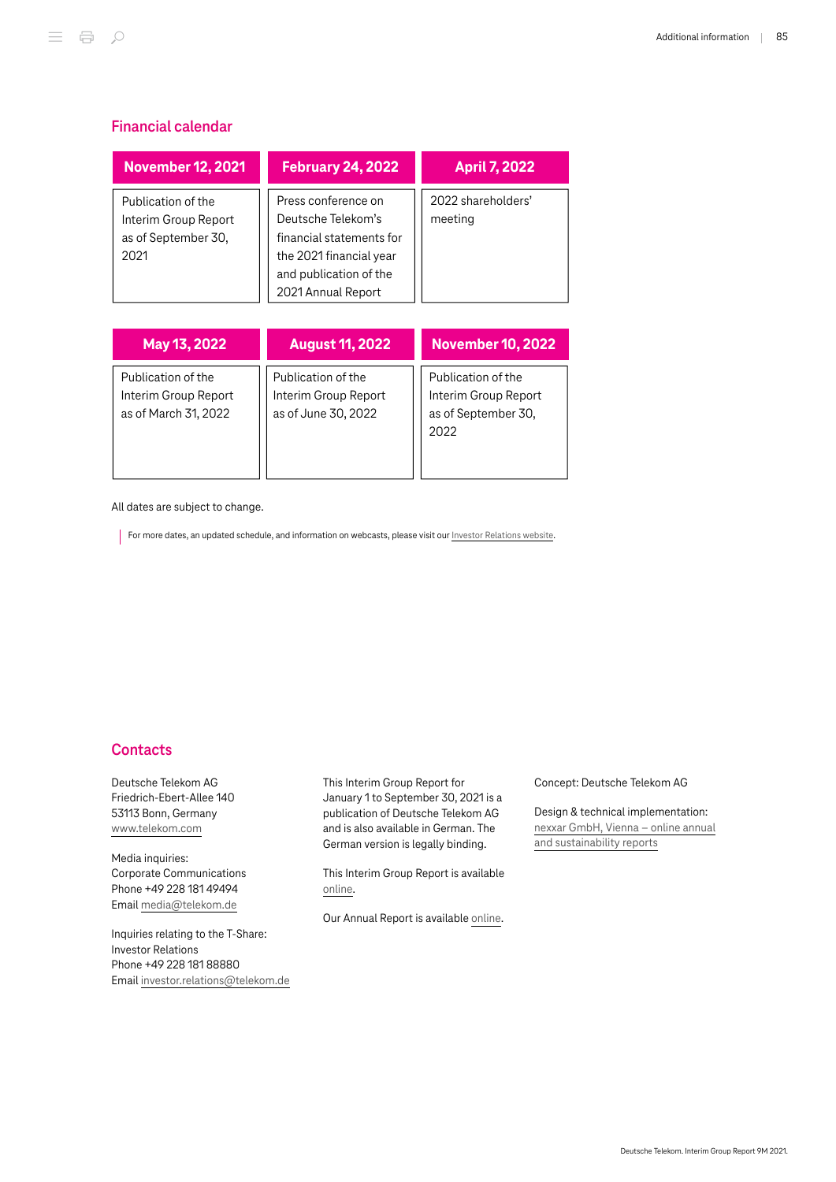## Financial calendar

| November 12, 2021 | February 24, 2022 | April 7, 2022 |
|---|---|---|
| Publication of the Interim Group Report as of September 30, 2021 | Press conference on Deutsche Telekom's financial statements for the 2021 financial year and publication of the 2021 Annual Report | 2022 shareholders' meeting |

| May 13, 2022 | August 11, 2022 | November 10, 2022 |
|---|---|---|
| Publication of the Interim Group Report as of March 31, 2022 | Publication of the Interim Group Report as of June 30, 2022 | Publication of the Interim Group Report as of September 30, 2022 |

All dates are subject to change.

For more dates, an updated schedule, and information on webcasts, please visit our Investor Relations website.

## Contacts

Deutsche Telekom AG
Friedrich-Ebert-Allee 140
53113 Bonn, Germany
www.telekom.com

Media inquiries:
Corporate Communications
Phone +49 228 181 49494
Email media@telekom.de

Inquiries relating to the T-Share:
Investor Relations
Phone +49 228 181 88880
Email investor.relations@telekom.de

This Interim Group Report for January 1 to September 30, 2021 is a publication of Deutsche Telekom AG and is also available in German. The German version is legally binding.

This Interim Group Report is available online.

Our Annual Report is available online.

Concept: Deutsche Telekom AG

Design & technical implementation:
nexxar GmbH, Vienna – online annual and sustainability reports